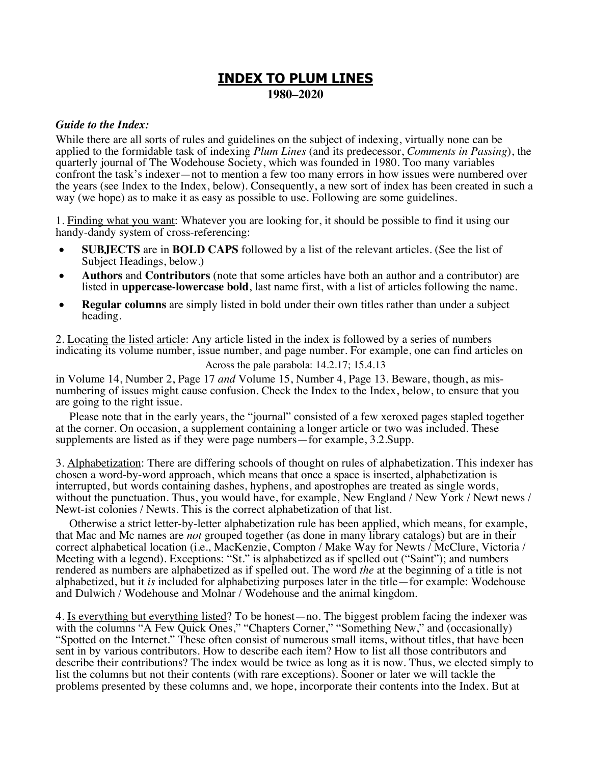# INDEX TO PLUM LINES

**1980–2020**

***Guide to the Index:***

While there are all sorts of rules and guidelines on the subject of indexing, virtually none can be applied to the formidable task of indexing *Plum Lines* (and its predecessor, *Comments in Passing*), the quarterly journal of The Wodehouse Society, which was founded in 1980. Too many variables confront the task's indexer—not to mention a few too many errors in how issues were numbered over the years (see Index to the Index, below). Consequently, a new sort of index has been created in such a way (we hope) as to make it as easy as possible to use. Following are some guidelines.

1. Finding what you want: Whatever you are looking for, it should be possible to find it using our handy-dandy system of cross-referencing:

- **SUBJECTS** are in **BOLD CAPS** followed by a list of the relevant articles. (See the list of Subject Headings, below.)
- **Authors** and **Contributors** (note that some articles have both an author and a contributor) are listed in **uppercase-lowercase bold**, last name first, with a list of articles following the name.
- **Regular columns** are simply listed in bold under their own titles rather than under a subject heading.

2. Locating the listed article: Any article listed in the index is followed by a series of numbers indicating its volume number, issue number, and page number. For example, one can find articles on

Across the pale parabola: 14.2.17; 15.4.13

in Volume 14, Number 2, Page 17 *and* Volume 15, Number 4, Page 13. Beware, though, as mis-numbering of issues might cause confusion. Check the Index to the Index, below, to ensure that you are going to the right issue.

Please note that in the early years, the "journal" consisted of a few xeroxed pages stapled together at the corner. On occasion, a supplement containing a longer article or two was included. These supplements are listed as if they were page numbers—for example, 3.2.Supp.

3. Alphabetization: There are differing schools of thought on rules of alphabetization. This indexer has chosen a word-by-word approach, which means that once a space is inserted, alphabetization is interrupted, but words containing dashes, hyphens, and apostrophes are treated as single words, without the punctuation. Thus, you would have, for example, New England / New York / Newt news / Newt-ist colonies / Newts. This is the correct alphabetization of that list.

Otherwise a strict letter-by-letter alphabetization rule has been applied, which means, for example, that Mac and Mc names are *not* grouped together (as done in many library catalogs) but are in their correct alphabetical location (i.e., MacKenzie, Compton / Make Way for Newts / McClure, Victoria / Meeting with a legend). Exceptions: "St." is alphabetized as if spelled out ("Saint"); and numbers rendered as numbers are alphabetized as if spelled out. The word *the* at the beginning of a title is not alphabetized, but it *is* included for alphabetizing purposes later in the title—for example: Wodehouse and Dulwich / Wodehouse and Molnar / Wodehouse and the animal kingdom.

4. Is everything but everything listed? To be honest—no. The biggest problem facing the indexer was with the columns "A Few Quick Ones," "Chapters Corner," "Something New," and (occasionally) "Spotted on the Internet." These often consist of numerous small items, without titles, that have been sent in by various contributors. How to describe each item? How to list all those contributors and describe their contributions? The index would be twice as long as it is now. Thus, we elected simply to list the columns but not their contents (with rare exceptions). Sooner or later we will tackle the problems presented by these columns and, we hope, incorporate their contents into the Index. But at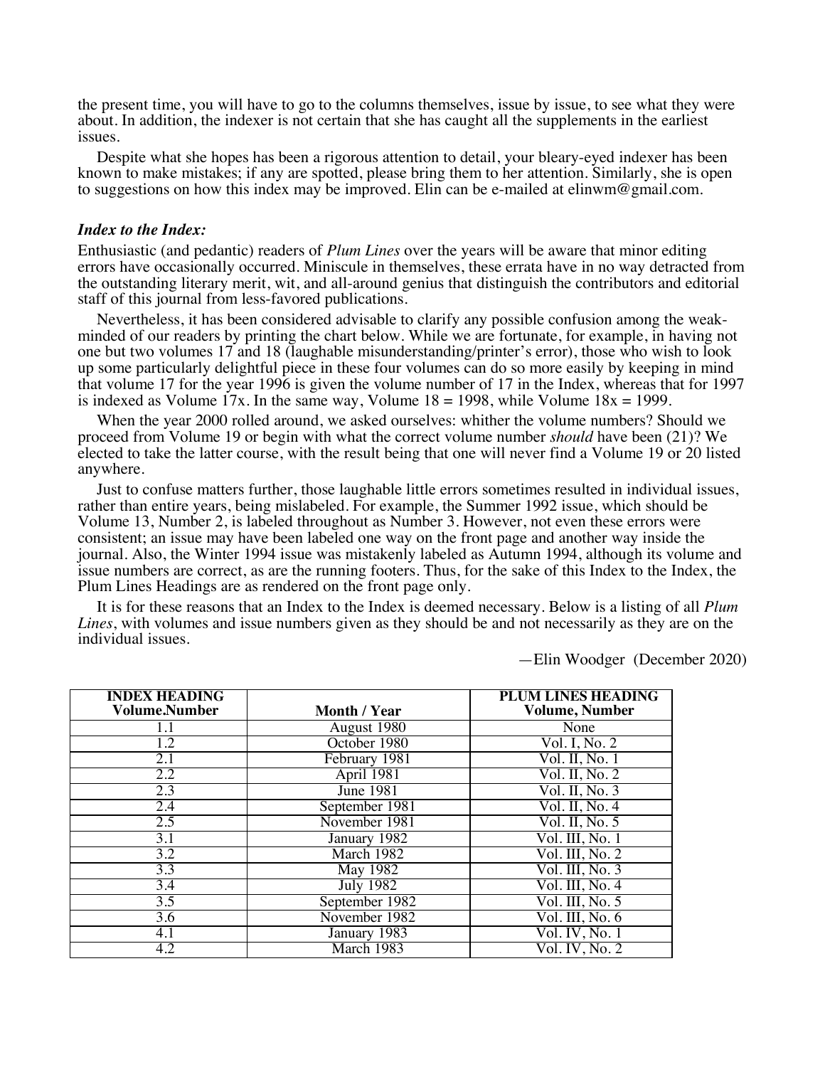the present time, you will have to go to the columns themselves, issue by issue, to see what they were about. In addition, the indexer is not certain that she has caught all the supplements in the earliest issues.

Despite what she hopes has been a rigorous attention to detail, your bleary-eyed indexer has been known to make mistakes; if any are spotted, please bring them to her attention. Similarly, she is open to suggestions on how this index may be improved. Elin can be e-mailed at elinwm@gmail.com.

### ***Index to the Index:***

Enthusiastic (and pedantic) readers of *Plum Lines* over the years will be aware that minor editing errors have occasionally occurred. Miniscule in themselves, these errata have in no way detracted from the outstanding literary merit, wit, and all-around genius that distinguish the contributors and editorial staff of this journal from less-favored publications.

Nevertheless, it has been considered advisable to clarify any possible confusion among the weak-minded of our readers by printing the chart below. While we are fortunate, for example, in having not one but two volumes 17 and 18 (laughable misunderstanding/printer's error), those who wish to look up some particularly delightful piece in these four volumes can do so more easily by keeping in mind that volume 17 for the year 1996 is given the volume number of 17 in the Index, whereas that for 1997 is indexed as Volume 17x. In the same way, Volume 18 = 1998, while Volume 18x = 1999.

When the year 2000 rolled around, we asked ourselves: whither the volume numbers? Should we proceed from Volume 19 or begin with what the correct volume number *should* have been (21)? We elected to take the latter course, with the result being that one will never find a Volume 19 or 20 listed anywhere.

Just to confuse matters further, those laughable little errors sometimes resulted in individual issues, rather than entire years, being mislabeled. For example, the Summer 1992 issue, which should be Volume 13, Number 2, is labeled throughout as Number 3. However, not even these errors were consistent; an issue may have been labeled one way on the front page and another way inside the journal. Also, the Winter 1994 issue was mistakenly labeled as Autumn 1994, although its volume and issue numbers are correct, as are the running footers. Thus, for the sake of this Index to the Index, the Plum Lines Headings are as rendered on the front page only.

It is for these reasons that an Index to the Index is deemed necessary. Below is a listing of all *Plum Lines*, with volumes and issue numbers given as they should be and not necessarily as they are on the individual issues.

—Elin Woodger (December 2020)

| **INDEX HEADING Volume.Number** | **Month / Year** | **PLUM LINES HEADING Volume, Number** |
|---|---|---|
| 1.1 | August 1980 | None |
| 1.2 | October 1980 | Vol. I, No. 2 |
| 2.1 | February 1981 | Vol. II, No. 1 |
| 2.2 | April 1981 | Vol. II, No. 2 |
| 2.3 | June 1981 | Vol. II, No. 3 |
| 2.4 | September 1981 | Vol. II, No. 4 |
| 2.5 | November 1981 | Vol. II, No. 5 |
| 3.1 | January 1982 | Vol. III, No. 1 |
| 3.2 | March 1982 | Vol. III, No. 2 |
| 3.3 | May 1982 | Vol. III, No. 3 |
| 3.4 | July 1982 | Vol. III, No. 4 |
| 3.5 | September 1982 | Vol. III, No. 5 |
| 3.6 | November 1982 | Vol. III, No. 6 |
| 4.1 | January 1983 | Vol. IV, No. 1 |
| 4.2 | March 1983 | Vol. IV, No. 2 |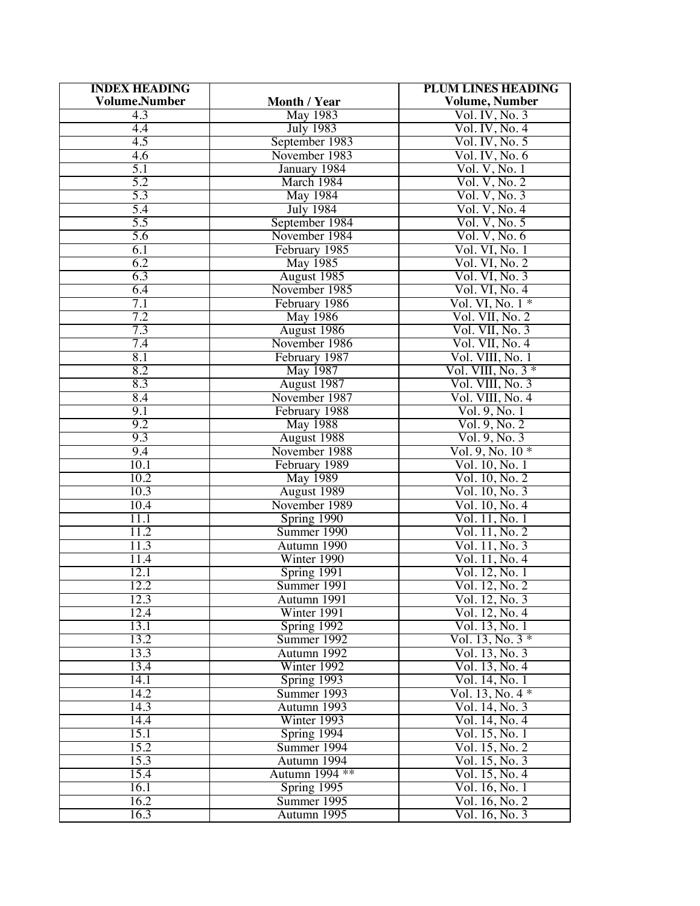| INDEX HEADING Volume.Number | Month / Year | PLUM LINES HEADING Volume, Number |
|---|---|---|
| 4.3 | May 1983 | Vol. IV, No. 3 |
| 4.4 | July 1983 | Vol. IV, No. 4 |
| 4.5 | September 1983 | Vol. IV, No. 5 |
| 4.6 | November 1983 | Vol. IV, No. 6 |
| 5.1 | January 1984 | Vol. V, No. 1 |
| 5.2 | March 1984 | Vol. V, No. 2 |
| 5.3 | May 1984 | Vol. V, No. 3 |
| 5.4 | July 1984 | Vol. V, No. 4 |
| 5.5 | September 1984 | Vol. V, No. 5 |
| 5.6 | November 1984 | Vol. V, No. 6 |
| 6.1 | February 1985 | Vol. VI, No. 1 |
| 6.2 | May 1985 | Vol. VI, No. 2 |
| 6.3 | August 1985 | Vol. VI, No. 3 |
| 6.4 | November 1985 | Vol. VI, No. 4 |
| 7.1 | February 1986 | Vol. VI, No. 1 * |
| 7.2 | May 1986 | Vol. VII, No. 2 |
| 7.3 | August 1986 | Vol. VII, No. 3 |
| 7.4 | November 1986 | Vol. VII, No. 4 |
| 8.1 | February 1987 | Vol. VIII, No. 1 |
| 8.2 | May 1987 | Vol. VIII, No. 3 * |
| 8.3 | August 1987 | Vol. VIII, No. 3 |
| 8.4 | November 1987 | Vol. VIII, No. 4 |
| 9.1 | February 1988 | Vol. 9, No. 1 |
| 9.2 | May 1988 | Vol. 9, No. 2 |
| 9.3 | August 1988 | Vol. 9, No. 3 |
| 9.4 | November 1988 | Vol. 9, No. 10 * |
| 10.1 | February 1989 | Vol. 10, No. 1 |
| 10.2 | May 1989 | Vol. 10, No. 2 |
| 10.3 | August 1989 | Vol. 10, No. 3 |
| 10.4 | November 1989 | Vol. 10, No. 4 |
| 11.1 | Spring 1990 | Vol. 11, No. 1 |
| 11.2 | Summer 1990 | Vol. 11, No. 2 |
| 11.3 | Autumn 1990 | Vol. 11, No. 3 |
| 11.4 | Winter 1990 | Vol. 11, No. 4 |
| 12.1 | Spring 1991 | Vol. 12, No. 1 |
| 12.2 | Summer 1991 | Vol. 12, No. 2 |
| 12.3 | Autumn 1991 | Vol. 12, No. 3 |
| 12.4 | Winter 1991 | Vol. 12, No. 4 |
| 13.1 | Spring 1992 | Vol. 13, No. 1 |
| 13.2 | Summer 1992 | Vol. 13, No. 3 * |
| 13.3 | Autumn 1992 | Vol. 13, No. 3 |
| 13.4 | Winter 1992 | Vol. 13, No. 4 |
| 14.1 | Spring 1993 | Vol. 14, No. 1 |
| 14.2 | Summer 1993 | Vol. 13, No. 4 * |
| 14.3 | Autumn 1993 | Vol. 14, No. 3 |
| 14.4 | Winter 1993 | Vol. 14, No. 4 |
| 15.1 | Spring 1994 | Vol. 15, No. 1 |
| 15.2 | Summer 1994 | Vol. 15, No. 2 |
| 15.3 | Autumn 1994 | Vol. 15, No. 3 |
| 15.4 | Autumn 1994 ** | Vol. 15, No. 4 |
| 16.1 | Spring 1995 | Vol. 16, No. 1 |
| 16.2 | Summer 1995 | Vol. 16, No. 2 |
| 16.3 | Autumn 1995 | Vol. 16, No. 3 |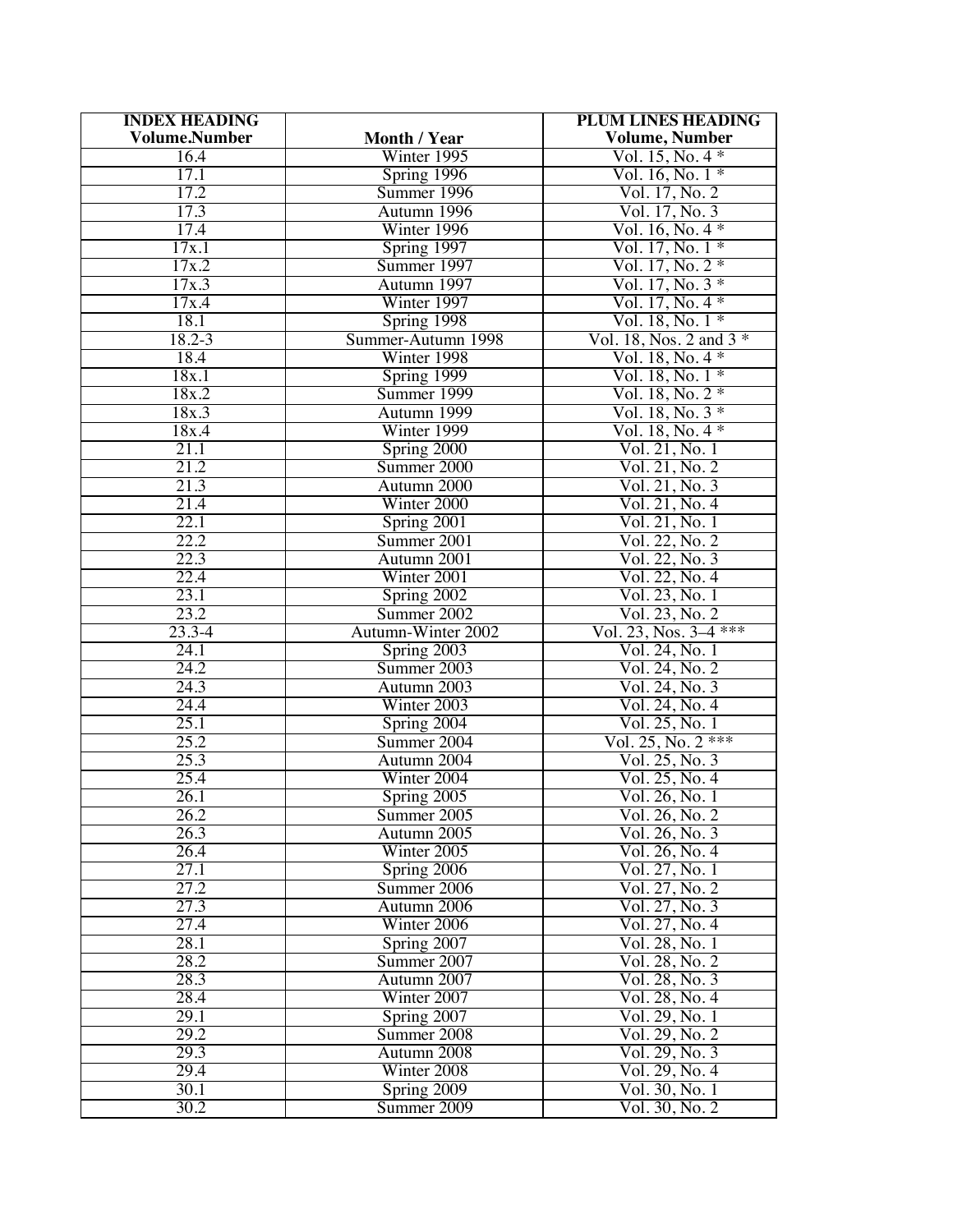| INDEX HEADING Volume.Number | Month / Year | PLUM LINES HEADING Volume, Number |
|---|---|---|
| 16.4 | Winter 1995 | Vol. 15, No. 4 * |
| 17.1 | Spring 1996 | Vol. 16, No. 1 * |
| 17.2 | Summer 1996 | Vol. 17, No. 2 |
| 17.3 | Autumn 1996 | Vol. 17, No. 3 |
| 17.4 | Winter 1996 | Vol. 16, No. 4 * |
| 17x.1 | Spring 1997 | Vol. 17, No. 1 * |
| 17x.2 | Summer 1997 | Vol. 17, No. 2 * |
| 17x.3 | Autumn 1997 | Vol. 17, No. 3 * |
| 17x.4 | Winter 1997 | Vol. 17, No. 4 * |
| 18.1 | Spring 1998 | Vol. 18, No. 1 * |
| 18.2-3 | Summer-Autumn 1998 | Vol. 18, Nos. 2 and 3 * |
| 18.4 | Winter 1998 | Vol. 18, No. 4 * |
| 18x.1 | Spring 1999 | Vol. 18, No. 1 * |
| 18x.2 | Summer 1999 | Vol. 18, No. 2 * |
| 18x.3 | Autumn 1999 | Vol. 18, No. 3 * |
| 18x.4 | Winter 1999 | Vol. 18, No. 4 * |
| 21.1 | Spring 2000 | Vol. 21, No. 1 |
| 21.2 | Summer 2000 | Vol. 21, No. 2 |
| 21.3 | Autumn 2000 | Vol. 21, No. 3 |
| 21.4 | Winter 2000 | Vol. 21, No. 4 |
| 22.1 | Spring 2001 | Vol. 21, No. 1 |
| 22.2 | Summer 2001 | Vol. 22, No. 2 |
| 22.3 | Autumn 2001 | Vol. 22, No. 3 |
| 22.4 | Winter 2001 | Vol. 22, No. 4 |
| 23.1 | Spring 2002 | Vol. 23, No. 1 |
| 23.2 | Summer 2002 | Vol. 23, No. 2 |
| 23.3-4 | Autumn-Winter 2002 | Vol. 23, Nos. 3–4 *** |
| 24.1 | Spring 2003 | Vol. 24, No. 1 |
| 24.2 | Summer 2003 | Vol. 24, No. 2 |
| 24.3 | Autumn 2003 | Vol. 24, No. 3 |
| 24.4 | Winter 2003 | Vol. 24, No. 4 |
| 25.1 | Spring 2004 | Vol. 25, No. 1 |
| 25.2 | Summer 2004 | Vol. 25, No. 2 *** |
| 25.3 | Autumn 2004 | Vol. 25, No. 3 |
| 25.4 | Winter 2004 | Vol. 25, No. 4 |
| 26.1 | Spring 2005 | Vol. 26, No. 1 |
| 26.2 | Summer 2005 | Vol. 26, No. 2 |
| 26.3 | Autumn 2005 | Vol. 26, No. 3 |
| 26.4 | Winter 2005 | Vol. 26, No. 4 |
| 27.1 | Spring 2006 | Vol. 27, No. 1 |
| 27.2 | Summer 2006 | Vol. 27, No. 2 |
| 27.3 | Autumn 2006 | Vol. 27, No. 3 |
| 27.4 | Winter 2006 | Vol. 27, No. 4 |
| 28.1 | Spring 2007 | Vol. 28, No. 1 |
| 28.2 | Summer 2007 | Vol. 28, No. 2 |
| 28.3 | Autumn 2007 | Vol. 28, No. 3 |
| 28.4 | Winter 2007 | Vol. 28, No. 4 |
| 29.1 | Spring 2007 | Vol. 29, No. 1 |
| 29.2 | Summer 2008 | Vol. 29, No. 2 |
| 29.3 | Autumn 2008 | Vol. 29, No. 3 |
| 29.4 | Winter 2008 | Vol. 29, No. 4 |
| 30.1 | Spring 2009 | Vol. 30, No. 1 |
| 30.2 | Summer 2009 | Vol. 30, No. 2 |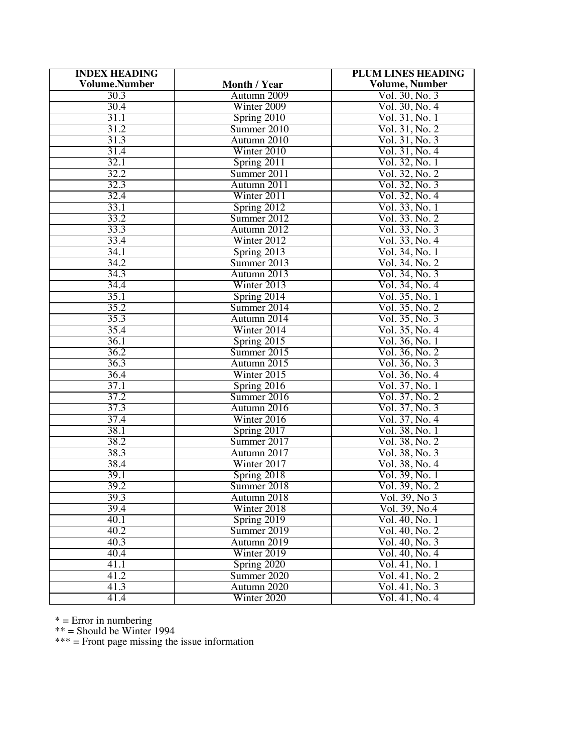| INDEX HEADING Volume.Number | Month / Year | PLUM LINES HEADING Volume, Number |
|---|---|---|
| 30.3 | Autumn 2009 | Vol. 30, No. 3 |
| 30.4 | Winter 2009 | Vol. 30, No. 4 |
| 31.1 | Spring 2010 | Vol. 31, No. 1 |
| 31.2 | Summer 2010 | Vol. 31, No. 2 |
| 31.3 | Autumn 2010 | Vol. 31, No. 3 |
| 31.4 | Winter 2010 | Vol. 31, No. 4 |
| 32.1 | Spring 2011 | Vol. 32, No. 1 |
| 32.2 | Summer 2011 | Vol. 32, No. 2 |
| 32.3 | Autumn 2011 | Vol. 32, No. 3 |
| 32.4 | Winter 2011 | Vol. 32, No. 4 |
| 33.1 | Spring 2012 | Vol. 33, No. 1 |
| 33.2 | Summer 2012 | Vol. 33. No. 2 |
| 33.3 | Autumn 2012 | Vol. 33, No. 3 |
| 33.4 | Winter 2012 | Vol. 33, No. 4 |
| 34.1 | Spring 2013 | Vol. 34, No. 1 |
| 34.2 | Summer 2013 | Vol. 34. No. 2 |
| 34.3 | Autumn 2013 | Vol. 34, No. 3 |
| 34.4 | Winter 2013 | Vol. 34, No. 4 |
| 35.1 | Spring 2014 | Vol. 35, No. 1 |
| 35.2 | Summer 2014 | Vol. 35, No. 2 |
| 35.3 | Autumn 2014 | Vol. 35, No. 3 |
| 35.4 | Winter 2014 | Vol. 35, No. 4 |
| 36.1 | Spring 2015 | Vol. 36, No. 1 |
| 36.2 | Summer 2015 | Vol. 36, No. 2 |
| 36.3 | Autumn 2015 | Vol. 36, No. 3 |
| 36.4 | Winter 2015 | Vol. 36, No. 4 |
| 37.1 | Spring 2016 | Vol. 37, No. 1 |
| 37.2 | Summer 2016 | Vol. 37, No. 2 |
| 37.3 | Autumn 2016 | Vol. 37, No. 3 |
| 37.4 | Winter 2016 | Vol. 37, No. 4 |
| 38.1 | Spring 2017 | Vol. 38, No. 1 |
| 38.2 | Summer 2017 | Vol. 38, No. 2 |
| 38.3 | Autumn 2017 | Vol. 38, No. 3 |
| 38.4 | Winter 2017 | Vol. 38, No. 4 |
| 39.1 | Spring 2018 | Vol. 39, No. 1 |
| 39.2 | Summer 2018 | Vol. 39, No. 2 |
| 39.3 | Autumn 2018 | Vol. 39, No 3 |
| 39.4 | Winter 2018 | Vol. 39, No.4 |
| 40.1 | Spring 2019 | Vol. 40, No. 1 |
| 40.2 | Summer 2019 | Vol. 40, No. 2 |
| 40.3 | Autumn 2019 | Vol. 40, No. 3 |
| 40.4 | Winter 2019 | Vol. 40, No. 4 |
| 41.1 | Spring 2020 | Vol. 41, No. 1 |
| 41.2 | Summer 2020 | Vol. 41, No. 2 |
| 41.3 | Autumn 2020 | Vol. 41, No. 3 |
| 41.4 | Winter 2020 | Vol. 41, No. 4 |

* = Error in numbering
** = Should be Winter 1994
*** = Front page missing the issue information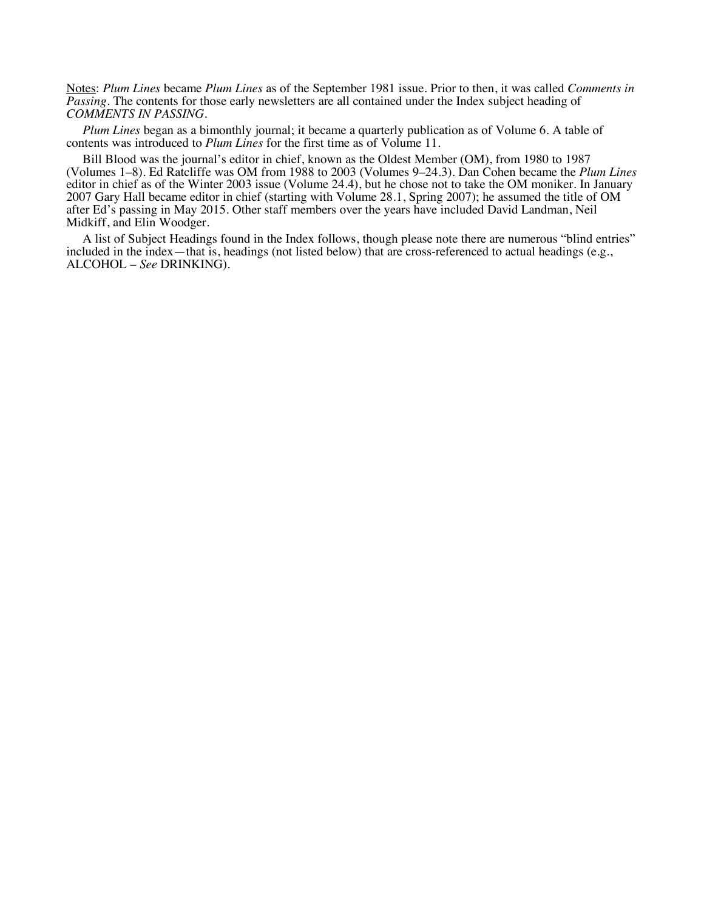<u>Notes</u>: *Plum Lines* became *Plum Lines* as of the September 1981 issue. Prior to then, it was called *Comments in Passing*. The contents for those early newsletters are all contained under the Index subject heading of *COMMENTS IN PASSING*.

*Plum Lines* began as a bimonthly journal; it became a quarterly publication as of Volume 6. A table of contents was introduced to *Plum Lines* for the first time as of Volume 11.

Bill Blood was the journal's editor in chief, known as the Oldest Member (OM), from 1980 to 1987 (Volumes 1–8). Ed Ratcliffe was OM from 1988 to 2003 (Volumes 9–24.3). Dan Cohen became the *Plum Lines* editor in chief as of the Winter 2003 issue (Volume 24.4), but he chose not to take the OM moniker. In January 2007 Gary Hall became editor in chief (starting with Volume 28.1, Spring 2007); he assumed the title of OM after Ed's passing in May 2015. Other staff members over the years have included David Landman, Neil Midkiff, and Elin Woodger.

A list of Subject Headings found in the Index follows, though please note there are numerous "blind entries" included in the index—that is, headings (not listed below) that are cross-referenced to actual headings (e.g., ALCOHOL – *See* DRINKING).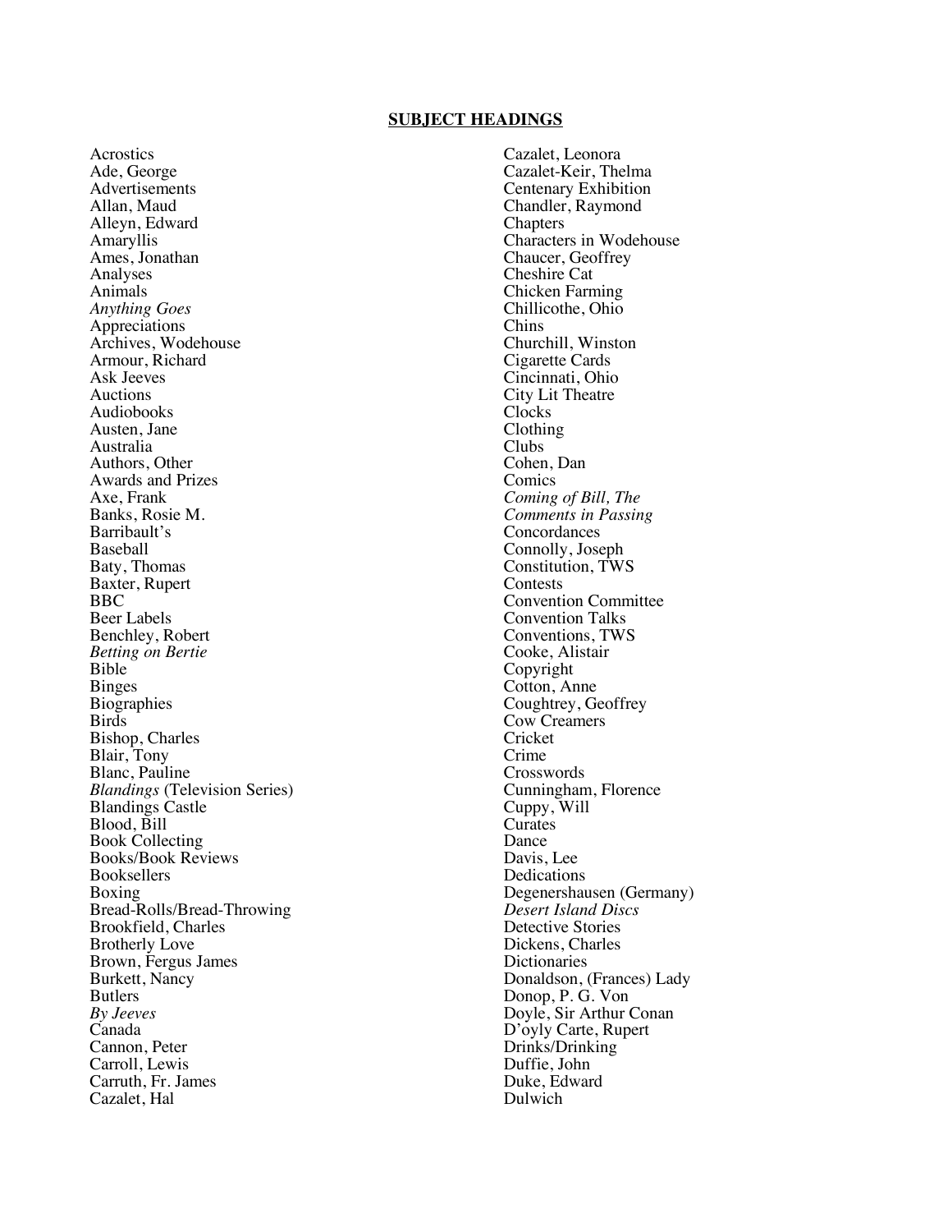**SUBJECT HEADINGS**

Acrostics
Ade, George
Advertisements
Allan, Maud
Alleyn, Edward
Amaryllis
Ames, Jonathan
Analyses
Animals
*Anything Goes*
Appreciations
Archives, Wodehouse
Armour, Richard
Ask Jeeves
Auctions
Audiobooks
Austen, Jane
Australia
Authors, Other
Awards and Prizes
Axe, Frank
Banks, Rosie M.
Barribault's
Baseball
Baty, Thomas
Baxter, Rupert
BBC
Beer Labels
Benchley, Robert
*Betting on Bertie*
Bible
Binges
Biographies
Birds
Bishop, Charles
Blair, Tony
Blanc, Pauline
*Blandings* (Television Series)
Blandings Castle
Blood, Bill
Book Collecting
Books/Book Reviews
Booksellers
Boxing
Bread-Rolls/Bread-Throwing
Brookfield, Charles
Brotherly Love
Brown, Fergus James
Burkett, Nancy
Butlers
*By Jeeves*
Canada
Cannon, Peter
Carroll, Lewis
Carruth, Fr. James
Cazalet, Hal
Cazalet, Leonora
Cazalet-Keir, Thelma
Centenary Exhibition
Chandler, Raymond
Chapters
Characters in Wodehouse
Chaucer, Geoffrey
Cheshire Cat
Chicken Farming
Chillicothe, Ohio
Chins
Churchill, Winston
Cigarette Cards
Cincinnati, Ohio
City Lit Theatre
Clocks
Clothing
Clubs
Cohen, Dan
Comics
*Coming of Bill, The*
*Comments in Passing*
Concordances
Connolly, Joseph
Constitution, TWS
Contests
Convention Committee
Convention Talks
Conventions, TWS
Cooke, Alistair
Copyright
Cotton, Anne
Coughtrey, Geoffrey
Cow Creamers
Cricket
Crime
Crosswords
Cunningham, Florence
Cuppy, Will
Curates
Dance
Davis, Lee
Dedications
Degenershausen (Germany)
*Desert Island Discs*
Detective Stories
Dickens, Charles
Dictionaries
Donaldson, (Frances) Lady
Donop, P. G. Von
Doyle, Sir Arthur Conan
D'oyly Carte, Rupert
Drinks/Drinking
Duffie, John
Duke, Edward
Dulwich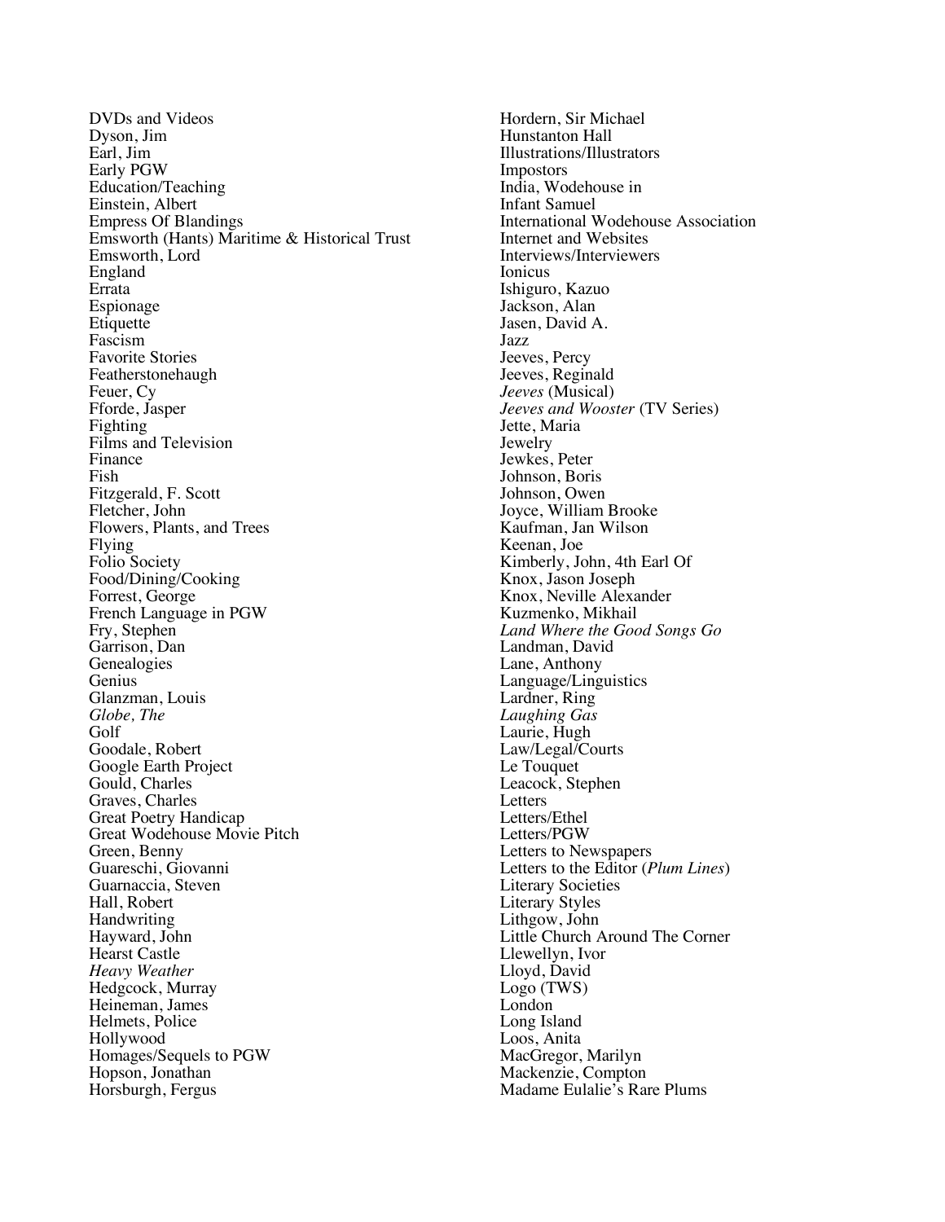DVDs and Videos
Dyson, Jim
Earl, Jim
Early PGW
Education/Teaching
Einstein, Albert
Empress Of Blandings
Emsworth (Hants) Maritime & Historical Trust
Emsworth, Lord
England
Errata
Espionage
Etiquette
Fascism
Favorite Stories
Featherstonehaugh
Feuer, Cy
Fforde, Jasper
Fighting
Films and Television
Finance
Fish
Fitzgerald, F. Scott
Fletcher, John
Flowers, Plants, and Trees
Flying
Folio Society
Food/Dining/Cooking
Forrest, George
French Language in PGW
Fry, Stephen
Garrison, Dan
Genealogies
Genius
Glanzman, Louis
*Globe, The*
Golf
Goodale, Robert
Google Earth Project
Gould, Charles
Graves, Charles
Great Poetry Handicap
Great Wodehouse Movie Pitch
Green, Benny
Guareschi, Giovanni
Guarnaccia, Steven
Hall, Robert
Handwriting
Hayward, John
Hearst Castle
*Heavy Weather*
Hedgcock, Murray
Heineman, James
Helmets, Police
Hollywood
Homages/Sequels to PGW
Hopson, Jonathan
Horsburgh, Fergus
Hordern, Sir Michael
Hunstanton Hall
Illustrations/Illustrators
Impostors
India, Wodehouse in
Infant Samuel
International Wodehouse Association
Internet and Websites
Interviews/Interviewers
Ionicus
Ishiguro, Kazuo
Jackson, Alan
Jasen, David A.
Jazz
Jeeves, Percy
Jeeves, Reginald
*Jeeves* (Musical)
*Jeeves and Wooster* (TV Series)
Jette, Maria
Jewelry
Jewkes, Peter
Johnson, Boris
Johnson, Owen
Joyce, William Brooke
Kaufman, Jan Wilson
Keenan, Joe
Kimberly, John, 4th Earl Of
Knox, Jason Joseph
Knox, Neville Alexander
Kuzmenko, Mikhail
*Land Where the Good Songs Go*
Landman, David
Lane, Anthony
Language/Linguistics
Lardner, Ring
*Laughing Gas*
Laurie, Hugh
Law/Legal/Courts
Le Touquet
Leacock, Stephen
Letters
Letters/Ethel
Letters/PGW
Letters to Newspapers
Letters to the Editor (*Plum Lines*)
Literary Societies
Literary Styles
Lithgow, John
Little Church Around The Corner
Llewellyn, Ivor
Lloyd, David
Logo (TWS)
London
Long Island
Loos, Anita
MacGregor, Marilyn
Mackenzie, Compton
Madame Eulalie's Rare Plums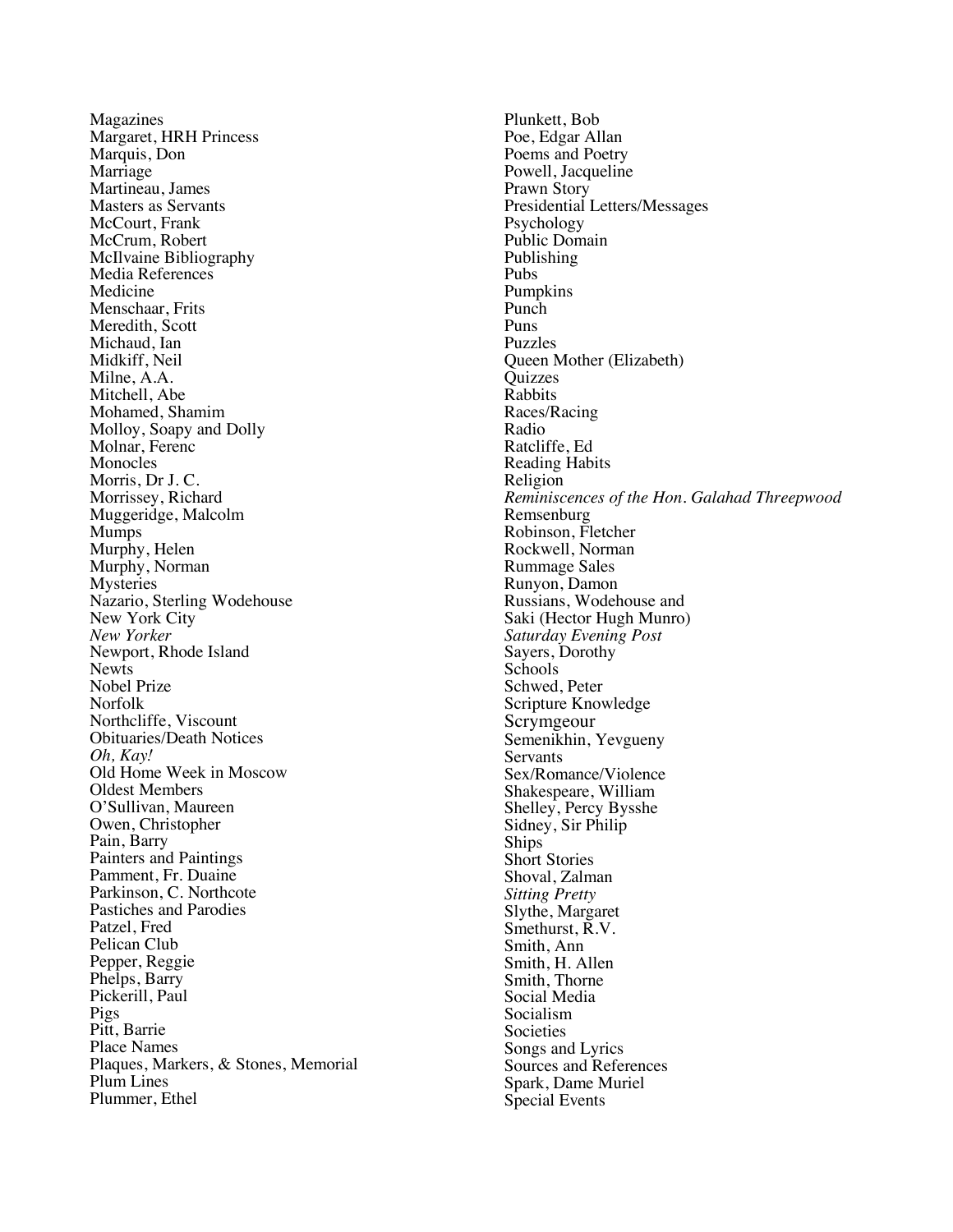Magazines
Margaret, HRH Princess
Marquis, Don
Marriage
Martineau, James
Masters as Servants
McCourt, Frank
McCrum, Robert
McIlvaine Bibliography
Media References
Medicine
Menschaar, Frits
Meredith, Scott
Michaud, Ian
Midkiff, Neil
Milne, A.A.
Mitchell, Abe
Mohamed, Shamim
Molloy, Soapy and Dolly
Molnar, Ferenc
Monocles
Morris, Dr J. C.
Morrissey, Richard
Muggeridge, Malcolm
Mumps
Murphy, Helen
Murphy, Norman
Mysteries
Nazario, Sterling Wodehouse
New York City
*New Yorker*
Newport, Rhode Island
Newts
Nobel Prize
Norfolk
Northcliffe, Viscount
Obituaries/Death Notices
*Oh, Kay!*
Old Home Week in Moscow
Oldest Members
O'Sullivan, Maureen
Owen, Christopher
Pain, Barry
Painters and Paintings
Pamment, Fr. Duaine
Parkinson, C. Northcote
Pastiches and Parodies
Patzel, Fred
Pelican Club
Pepper, Reggie
Phelps, Barry
Pickerill, Paul
Pigs
Pitt, Barrie
Place Names
Plaques, Markers, & Stones, Memorial
Plum Lines
Plummer, Ethel
Plunkett, Bob
Poe, Edgar Allan
Poems and Poetry
Powell, Jacqueline
Prawn Story
Presidential Letters/Messages
Psychology
Public Domain
Publishing
Pubs
Pumpkins
Punch
Puns
Puzzles
Queen Mother (Elizabeth)
Quizzes
Rabbits
Races/Racing
Radio
Ratcliffe, Ed
Reading Habits
Religion
*Reminiscences of the Hon. Galahad Threepwood*
Remsenburg
Robinson, Fletcher
Rockwell, Norman
Rummage Sales
Runyon, Damon
Russians, Wodehouse and
Saki (Hector Hugh Munro)
*Saturday Evening Post*
Sayers, Dorothy
Schools
Schwed, Peter
Scripture Knowledge
Scrymgeour
Semenikhin, Yevgueny
Servants
Sex/Romance/Violence
Shakespeare, William
Shelley, Percy Bysshe
Sidney, Sir Philip
Ships
Short Stories
Shoval, Zalman
*Sitting Pretty*
Slythe, Margaret
Smethurst, R.V.
Smith, Ann
Smith, H. Allen
Smith, Thorne
Social Media
Socialism
Societies
Songs and Lyrics
Sources and References
Spark, Dame Muriel
Special Events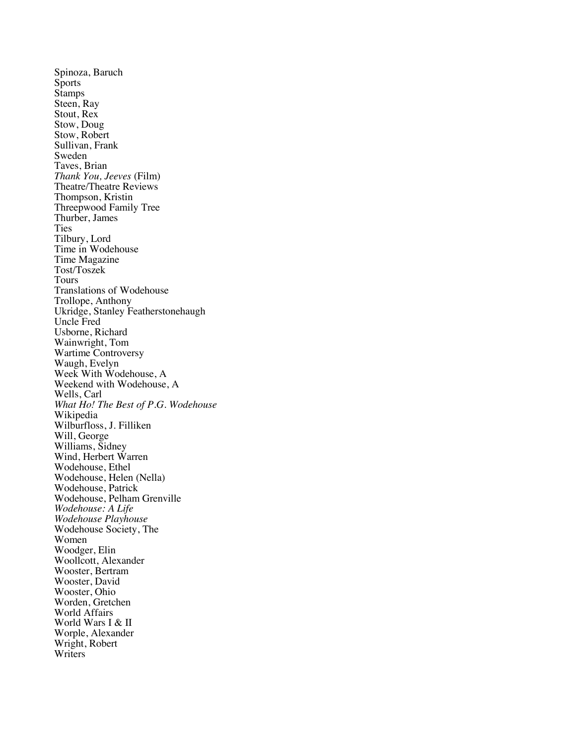Spinoza, Baruch
Sports
Stamps
Steen, Ray
Stout, Rex
Stow, Doug
Stow, Robert
Sullivan, Frank
Sweden
Taves, Brian
*Thank You, Jeeves* (Film)
Theatre/Theatre Reviews
Thompson, Kristin
Threepwood Family Tree
Thurber, James
Ties
Tilbury, Lord
Time in Wodehouse
Time Magazine
Tost/Toszek
Tours
Translations of Wodehouse
Trollope, Anthony
Ukridge, Stanley Featherstonehaugh
Uncle Fred
Usborne, Richard
Wainwright, Tom
Wartime Controversy
Waugh, Evelyn
Week With Wodehouse, A
Weekend with Wodehouse, A
Wells, Carl
*What Ho! The Best of P.G. Wodehouse*
Wikipedia
Wilburfloss, J. Filliken
Will, George
Williams, Sidney
Wind, Herbert Warren
Wodehouse, Ethel
Wodehouse, Helen (Nella)
Wodehouse, Patrick
Wodehouse, Pelham Grenville
*Wodehouse: A Life*
*Wodehouse Playhouse*
Wodehouse Society, The
Women
Woodger, Elin
Woollcott, Alexander
Wooster, Bertram
Wooster, David
Wooster, Ohio
Worden, Gretchen
World Affairs
World Wars I & II
Worple, Alexander
Wright, Robert
Writers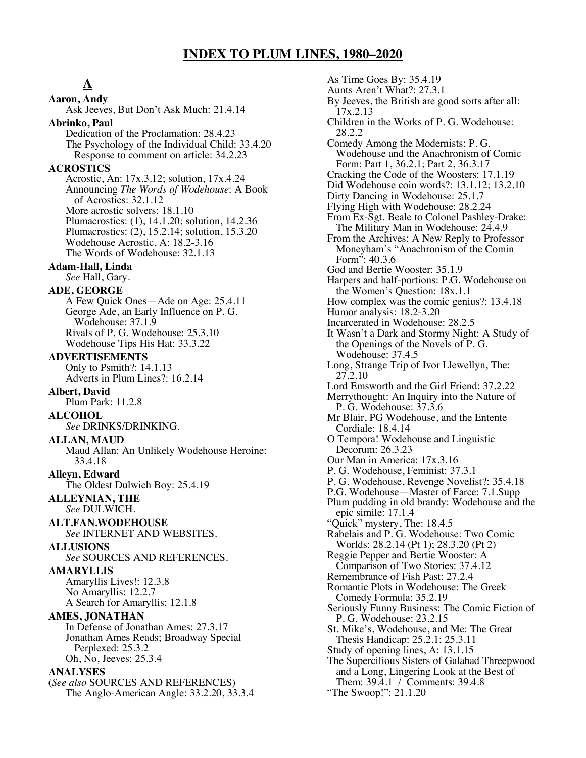# INDEX TO PLUM LINES, 1980–2020

## A

**Aaron, Andy**
Ask Jeeves, But Don't Ask Much: 21.4.14

**Abrinko, Paul**
Dedication of the Proclamation: 28.4.23
The Psychology of the Individual Child: 33.4.20
Response to comment on article: 34.2.23

**ACROSTICS**
Acrostic, An: 17x.3.12; solution, 17x.4.24
Announcing *The Words of Wodehouse*: A Book of Acrostics: 32.1.12
More acrostic solvers: 18.1.10
Plumacrostics: (1), 14.1.20; solution, 14.2.36
Plumacrostics: (2), 15.2.14; solution, 15.3.20
Wodehouse Acrostic, A: 18.2-3.16
The Words of Wodehouse: 32.1.13

**Adam-Hall, Linda**
*See* Hall, Gary.

**ADE, GEORGE**
A Few Quick Ones—Ade on Age: 25.4.11
George Ade, an Early Influence on P. G. Wodehouse: 37.1.9
Rivals of P. G. Wodehouse: 25.3.10
Wodehouse Tips His Hat: 33.3.22

**ADVERTISEMENTS**
Only to Psmith?: 14.1.13
Adverts in Plum Lines?: 16.2.14

**Albert, David**
Plum Park: 11.2.8

**ALCOHOL**
*See* DRINKS/DRINKING.

**ALLAN, MAUD**
Maud Allan: An Unlikely Wodehouse Heroine: 33.4.18

**Alleyn, Edward**
The Oldest Dulwich Boy: 25.4.19

**ALLEYNIAN, THE**
*See* DULWICH.

**ALT.FAN.WODEHOUSE**
*See* INTERNET AND WEBSITES.

**ALLUSIONS**
*See* SOURCES AND REFERENCES.

**AMARYLLIS**
Amaryllis Lives!: 12.3.8
No Amaryllis: 12.2.7
A Search for Amaryllis: 12.1.8

**AMES, JONATHAN**
In Defense of Jonathan Ames: 27.3.17
Jonathan Ames Reads; Broadway Special Perplexed: 25.3.2
Oh, No, Jeeves: 25.3.4

**ANALYSES**
(*See also* SOURCES AND REFERENCES)
The Anglo-American Angle: 33.2.20, 33.3.4
As Time Goes By: 35.4.19
Aunts Aren't What?: 27.3.1
By Jeeves, the British are good sorts after all: 17x.2.13
Children in the Works of P. G. Wodehouse: 28.2.2
Comedy Among the Modernists: P. G. Wodehouse and the Anachronism of Comic Form: Part 1, 36.2.1; Part 2, 36.3.17
Cracking the Code of the Woosters: 17.1.19
Did Wodehouse coin words?: 13.1.12; 13.2.10
Dirty Dancing in Wodehouse: 25.1.7
Flying High with Wodehouse: 28.2.24
From Ex-Sgt. Beale to Colonel Pashley-Drake: The Military Man in Wodehouse: 24.4.9
From the Archives: A New Reply to Professor Moneyham's "Anachronism of the Comin Form": 40.3.6
God and Bertie Wooster: 35.1.9
Harpers and half-portions: P.G. Wodehouse on the Women's Question: 18x.1.1
How complex was the comic genius?: 13.4.18
Humor analysis: 18.2-3.20
Incarcerated in Wodehouse: 28.2.5
It Wasn't a Dark and Stormy Night: A Study of the Openings of the Novels of P. G. Wodehouse: 37.4.5
Long, Strange Trip of Ivor Llewellyn, The: 27.2.10
Lord Emsworth and the Girl Friend: 37.2.22
Merrythought: An Inquiry into the Nature of P. G. Wodehouse: 37.3.6
Mr Blair, PG Wodehouse, and the Entente Cordiale: 18.4.14
O Tempora! Wodehouse and Linguistic Decorum: 26.3.23
Our Man in America: 17x.3.16
P. G. Wodehouse, Feminist: 37.3.1
P. G. Wodehouse, Revenge Novelist?: 35.4.18
P.G. Wodehouse—Master of Farce: 7.1.Supp
Plum pudding in old brandy: Wodehouse and the epic simile: 17.1.4
"Quick" mystery, The: 18.4.5
Rabelais and P. G. Wodehouse: Two Comic Worlds: 28.2.14 (Pt 1); 28.3.20 (Pt 2)
Reggie Pepper and Bertie Wooster: A Comparison of Two Stories: 37.4.12
Remembrance of Fish Past: 27.2.4
Romantic Plots in Wodehouse: The Greek Comedy Formula: 35.2.19
Seriously Funny Business: The Comic Fiction of P. G. Wodehouse: 23.2.15
St. Mike's, Wodehouse, and Me: The Great Thesis Handicap: 25.2.1; 25.3.11
Study of opening lines, A: 13.1.15
The Supercilious Sisters of Galahad Threepwood and a Long, Lingering Look at the Best of Them: 39.4.1 / Comments: 39.4.8
"The Swoop!": 21.1.20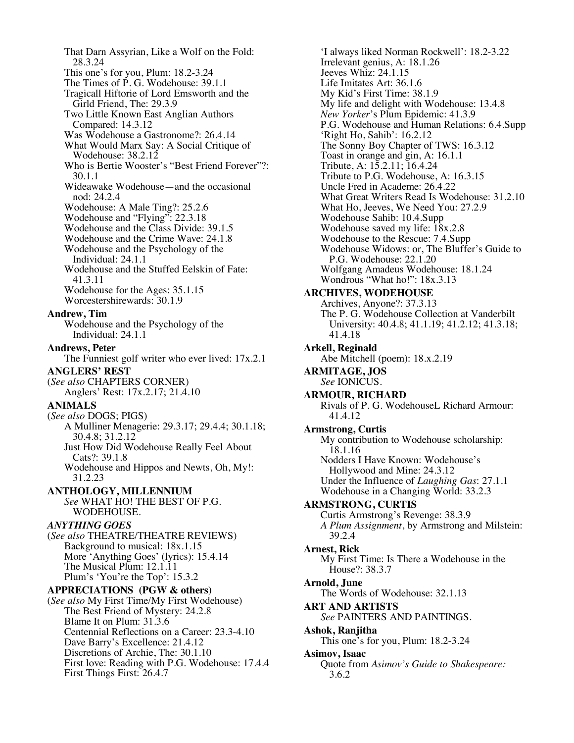That Darn Assyrian, Like a Wolf on the Fold: 28.3.24
This one's for you, Plum: 18.2-3.24
The Times of P. G. Wodehouse: 39.1.1
Tragicall Hiftorie of Lord Emsworth and the Girld Friend, The: 29.3.9
Two Little Known East Anglian Authors Compared: 14.3.12
Was Wodehouse a Gastronome?: 26.4.14
What Would Marx Say: A Social Critique of Wodehouse: 38.2.12
Who is Bertie Wooster's "Best Friend Forever"?: 30.1.1
Wideawake Wodehouse—and the occasional nod: 24.2.4
Wodehouse: A Male Ting?: 25.2.6
Wodehouse and "Flying": 22.3.18
Wodehouse and the Class Divide: 39.1.5
Wodehouse and the Crime Wave: 24.1.8
Wodehouse and the Psychology of the Individual: 24.1.1
Wodehouse and the Stuffed Eelskin of Fate: 41.3.11
Wodehouse for the Ages: 35.1.15
Worcestershirewards: 30.1.9

**Andrew, Tim**
Wodehouse and the Psychology of the Individual: 24.1.1

**Andrews, Peter**
The Funniest golf writer who ever lived: 17x.2.1

**ANGLERS' REST**
(*See also* CHAPTERS CORNER)
Anglers' Rest: 17x.2.17; 21.4.10

**ANIMALS**
(*See also* DOGS; PIGS)
A Mulliner Menagerie: 29.3.17; 29.4.4; 30.1.18; 30.4.8; 31.2.12
Just How Did Wodehouse Really Feel About Cats?: 39.1.8
Wodehouse and Hippos and Newts, Oh, My!: 31.2.23

**ANTHOLOGY, MILLENNIUM**
*See* WHAT HO! THE BEST OF P.G. WODEHOUSE.

***ANYTHING GOES***
(*See also* THEATRE/THEATRE REVIEWS)
Background to musical: 18x.1.15
More 'Anything Goes' (lyrics): 15.4.14
The Musical Plum: 12.1.11
Plum's 'You're the Top': 15.3.2

**APPRECIATIONS (PGW & others)**
(*See also* My First Time/My First Wodehouse)
The Best Friend of Mystery: 24.2.8
Blame It on Plum: 31.3.6
Centennial Reflections on a Career: 23.3-4.10
Dave Barry's Excellence: 21.4.12
Discretions of Archie, The: 30.1.10
First love: Reading with P.G. Wodehouse: 17.4.4
First Things First: 26.4.7
'I always liked Norman Rockwell': 18.2-3.22
Irrelevant genius, A: 18.1.26
Jeeves Whiz: 24.1.15
Life Imitates Art: 36.1.6
My Kid's First Time: 38.1.9
My life and delight with Wodehouse: 13.4.8
*New Yorker*'s Plum Epidemic: 41.3.9
P.G. Wodehouse and Human Relations: 6.4.Supp
'Right Ho, Sahib': 16.2.12
The Sonny Boy Chapter of TWS: 16.3.12
Toast in orange and gin, A: 16.1.1
Tribute, A: 15.2.11; 16.4.24
Tribute to P.G. Wodehouse, A: 16.3.15
Uncle Fred in Academe: 26.4.22
What Great Writers Read Is Wodehouse: 31.2.10
What Ho, Jeeves, We Need You: 27.2.9
Wodehouse Sahib: 10.4.Supp
Wodehouse saved my life: 18x.2.8
Wodehouse to the Rescue: 7.4.Supp
Wodehouse Widows: or, The Bluffer's Guide to P.G. Wodehouse: 22.1.20
Wolfgang Amadeus Wodehouse: 18.1.24
Wondrous "What ho!": 18x.3.13

**ARCHIVES, WODEHOUSE**
Archives, Anyone?: 37.3.13
The P. G. Wodehouse Collection at Vanderbilt University: 40.4.8; 41.1.19; 41.2.12; 41.3.18; 41.4.18

**Arkell, Reginald**
Abe Mitchell (poem): 18.x.2.19

**ARMITAGE, JOS**
*See* IONICUS.

**ARMOUR, RICHARD**
Rivals of P. G. WodehouseL Richard Armour: 41.4.12

**Armstrong, Curtis**
My contribution to Wodehouse scholarship: 18.1.16
Nodders I Have Known: Wodehouse's Hollywood and Mine: 24.3.12
Under the Influence of *Laughing Gas*: 27.1.1
Wodehouse in a Changing World: 33.2.3

**ARMSTRONG, CURTIS**
Curtis Armstrong's Revenge: 38.3.9
*A Plum Assignment*, by Armstrong and Milstein: 39.2.4

**Arnest, Rick**
My First Time: Is There a Wodehouse in the House?: 38.3.7

**Arnold, June**
The Words of Wodehouse: 32.1.13

**ART AND ARTISTS**
*See* PAINTERS AND PAINTINGS.

**Ashok, Ranjitha**
This one's for you, Plum: 18.2-3.24

**Asimov, Isaac**
Quote from *Asimov's Guide to Shakespeare:* 3.6.2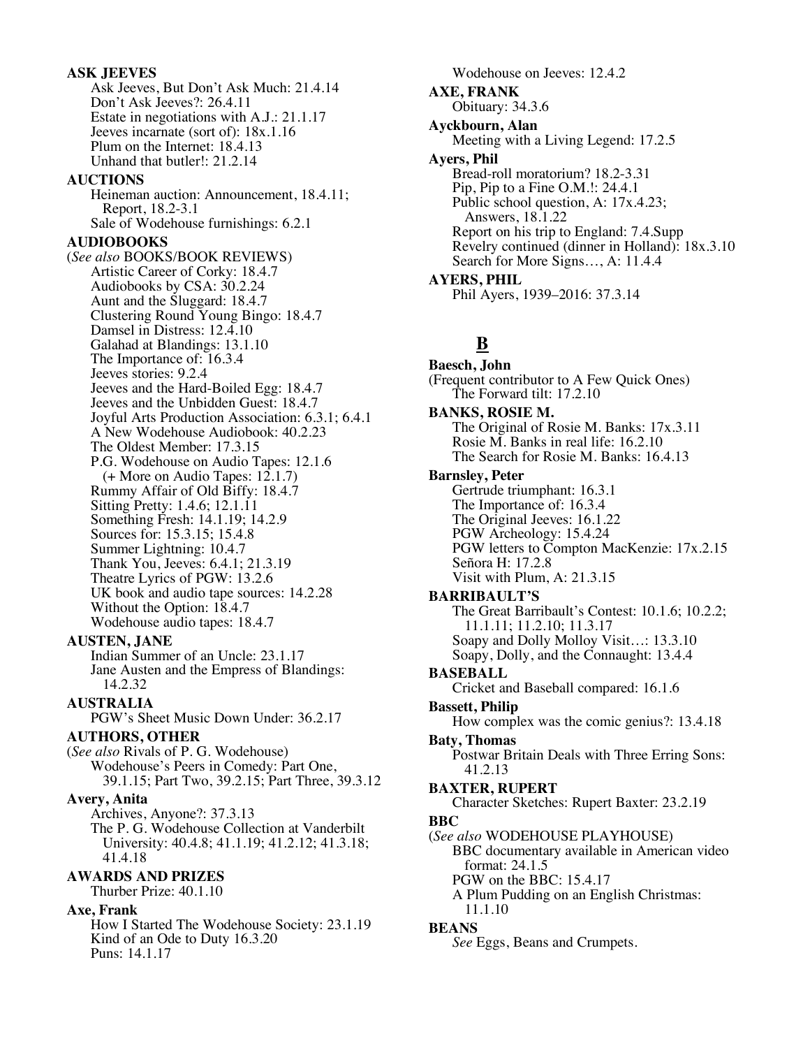**ASK JEEVES**

Ask Jeeves, But Don't Ask Much: 21.4.14
Don't Ask Jeeves?: 26.4.11
Estate in negotiations with A.J.: 21.1.17
Jeeves incarnate (sort of): 18x.1.16
Plum on the Internet: 18.4.13
Unhand that butler!: 21.2.14

**AUCTIONS**

Heineman auction: Announcement, 18.4.11; Report, 18.2-3.1
Sale of Wodehouse furnishings: 6.2.1

**AUDIOBOOKS**

(*See also* BOOKS/BOOK REVIEWS)
Artistic Career of Corky: 18.4.7
Audiobooks by CSA: 30.2.24
Aunt and the Sluggard: 18.4.7
Clustering Round Young Bingo: 18.4.7
Damsel in Distress: 12.4.10
Galahad at Blandings: 13.1.10
The Importance of: 16.3.4
Jeeves stories: 9.2.4
Jeeves and the Hard-Boiled Egg: 18.4.7
Jeeves and the Unbidden Guest: 18.4.7
Joyful Arts Production Association: 6.3.1; 6.4.1
A New Wodehouse Audiobook: 40.2.23
The Oldest Member: 17.3.15
P.G. Wodehouse on Audio Tapes: 12.1.6 (+ More on Audio Tapes: 12.1.7)
Rummy Affair of Old Biffy: 18.4.7
Sitting Pretty: 1.4.6; 12.1.11
Something Fresh: 14.1.19; 14.2.9
Sources for: 15.3.15; 15.4.8
Summer Lightning: 10.4.7
Thank You, Jeeves: 6.4.1; 21.3.19
Theatre Lyrics of PGW: 13.2.6
UK book and audio tape sources: 14.2.28
Without the Option: 18.4.7
Wodehouse audio tapes: 18.4.7

**AUSTEN, JANE**

Indian Summer of an Uncle: 23.1.17
Jane Austen and the Empress of Blandings: 14.2.32

**AUSTRALIA**

PGW's Sheet Music Down Under: 36.2.17

**AUTHORS, OTHER**

(*See also* Rivals of P. G. Wodehouse)
Wodehouse's Peers in Comedy: Part One, 39.1.15; Part Two, 39.2.15; Part Three, 39.3.12

**Avery, Anita**

Archives, Anyone?: 37.3.13
The P. G. Wodehouse Collection at Vanderbilt University: 40.4.8; 41.1.19; 41.2.12; 41.3.18; 41.4.18

**AWARDS AND PRIZES**

Thurber Prize: 40.1.10

**Axe, Frank**

How I Started The Wodehouse Society: 23.1.19
Kind of an Ode to Duty 16.3.20
Puns: 14.1.17
Wodehouse on Jeeves: 12.4.2

**AXE, FRANK**

Obituary: 34.3.6

**Ayckbourn, Alan**

Meeting with a Living Legend: 17.2.5

**Ayers, Phil**

Bread-roll moratorium? 18.2-3.31
Pip, Pip to a Fine O.M.!: 24.4.1
Public school question, A: 17x.4.23; Answers, 18.1.22
Report on his trip to England: 7.4.Supp
Revelry continued (dinner in Holland): 18x.3.10
Search for More Signs…, A: 11.4.4

**AYERS, PHIL**

Phil Ayers, 1939–2016: 37.3.14

## B

**Baesch, John**

(Frequent contributor to A Few Quick Ones)
The Forward tilt: 17.2.10

**BANKS, ROSIE M.**

The Original of Rosie M. Banks: 17x.3.11
Rosie M. Banks in real life: 16.2.10
The Search for Rosie M. Banks: 16.4.13

**Barnsley, Peter**

Gertrude triumphant: 16.3.1
The Importance of: 16.3.4
The Original Jeeves: 16.1.22
PGW Archeology: 15.4.24
PGW letters to Compton MacKenzie: 17x.2.15
Señora H: 17.2.8
Visit with Plum, A: 21.3.15

**BARRIBAULT'S**

The Great Barribault's Contest: 10.1.6; 10.2.2; 11.1.11; 11.2.10; 11.3.17
Soapy and Dolly Molloy Visit…: 13.3.10
Soapy, Dolly, and the Connaught: 13.4.4

**BASEBALL**

Cricket and Baseball compared: 16.1.6

**Bassett, Philip**

How complex was the comic genius?: 13.4.18

**Baty, Thomas**

Postwar Britain Deals with Three Erring Sons: 41.2.13

**BAXTER, RUPERT**

Character Sketches: Rupert Baxter: 23.2.19

**BBC**

(*See also* WODEHOUSE PLAYHOUSE)
BBC documentary available in American video format: 24.1.5
PGW on the BBC: 15.4.17
A Plum Pudding on an English Christmas: 11.1.10

**BEANS**

*See* Eggs, Beans and Crumpets.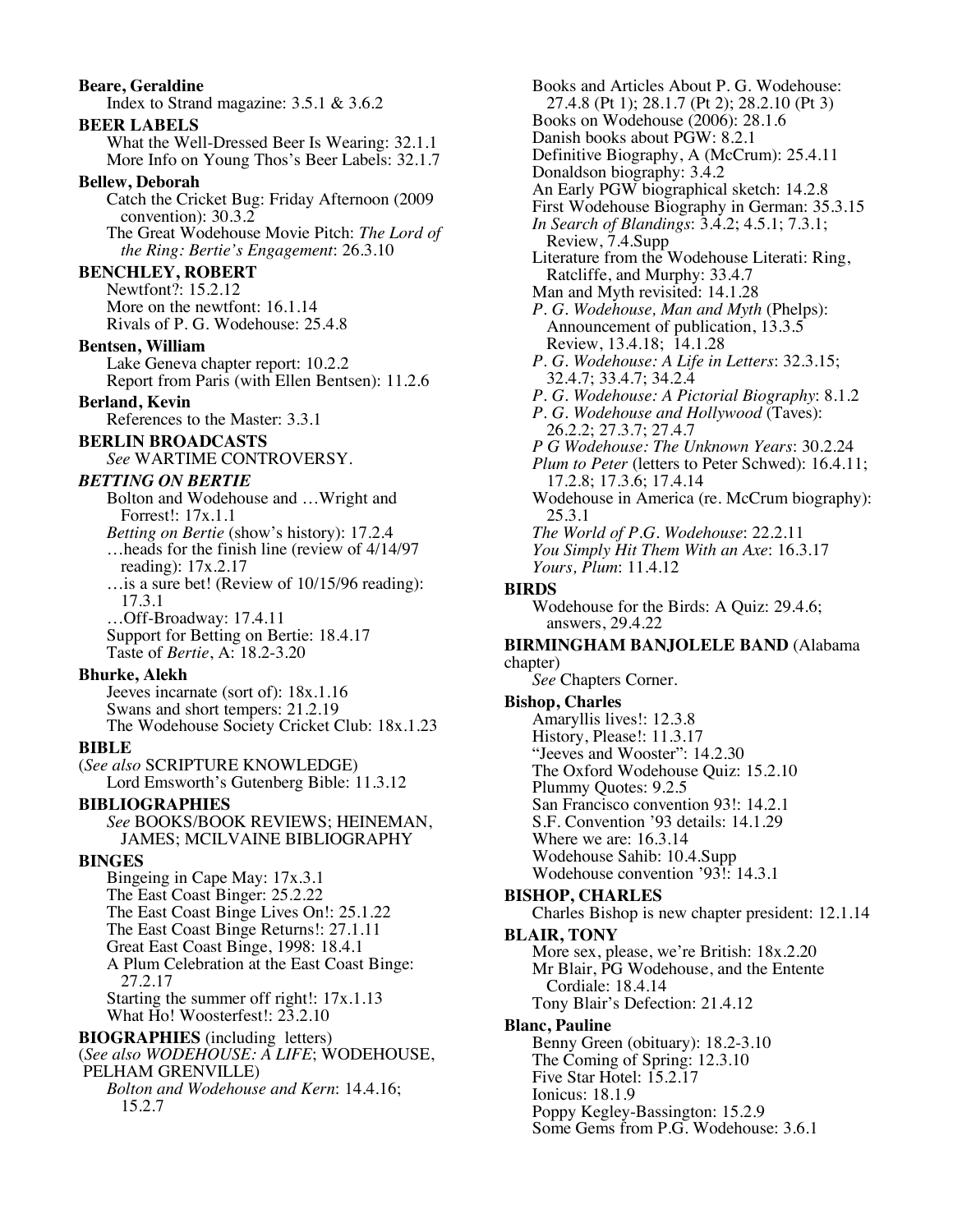**Beare, Geraldine**
Index to Strand magazine: 3.5.1 & 3.6.2

**BEER LABELS**
What the Well-Dressed Beer Is Wearing: 32.1.1
More Info on Young Thos's Beer Labels: 32.1.7

**Bellew, Deborah**
Catch the Cricket Bug: Friday Afternoon (2009 convention): 30.3.2
The Great Wodehouse Movie Pitch: *The Lord of the Ring: Bertie's Engagement*: 26.3.10

**BENCHLEY, ROBERT**
Newtfont?: 15.2.12
More on the newtfont: 16.1.14
Rivals of P. G. Wodehouse: 25.4.8

**Bentsen, William**
Lake Geneva chapter report: 10.2.2
Report from Paris (with Ellen Bentsen): 11.2.6

**Berland, Kevin**
References to the Master: 3.3.1

**BERLIN BROADCASTS**
*See* WARTIME CONTROVERSY.

***BETTING ON BERTIE***
Bolton and Wodehouse and …Wright and Forrest!: 17x.1.1
*Betting on Bertie* (show's history): 17.2.4
…heads for the finish line (review of 4/14/97 reading): 17x.2.17
…is a sure bet! (Review of 10/15/96 reading): 17.3.1
…Off-Broadway: 17.4.11
Support for Betting on Bertie: 18.4.17
Taste of *Bertie*, A: 18.2-3.20

**Bhurke, Alekh**
Jeeves incarnate (sort of): 18x.1.16
Swans and short tempers: 21.2.19
The Wodehouse Society Cricket Club: 18x.1.23

**BIBLE**
(*See also* SCRIPTURE KNOWLEDGE)
Lord Emsworth's Gutenberg Bible: 11.3.12

**BIBLIOGRAPHIES**
*See* BOOKS/BOOK REVIEWS; HEINEMAN, JAMES; MCILVAINE BIBLIOGRAPHY

**BINGES**
Bingeing in Cape May: 17x.3.1
The East Coast Binger: 25.2.22
The East Coast Binge Lives On!: 25.1.22
The East Coast Binge Returns!: 27.1.11
Great East Coast Binge, 1998: 18.4.1
A Plum Celebration at the East Coast Binge: 27.2.17
Starting the summer off right!: 17x.1.13
What Ho! Woosterfest!: 23.2.10

**BIOGRAPHIES** (including letters)
(*See also WODEHOUSE: A LIFE*; WODEHOUSE, PELHAM GRENVILLE)
*Bolton and Wodehouse and Kern*: 14.4.16; 15.2.7
Books and Articles About P. G. Wodehouse: 27.4.8 (Pt 1); 28.1.7 (Pt 2); 28.2.10 (Pt 3)
Books on Wodehouse (2006): 28.1.6
Danish books about PGW: 8.2.1
Definitive Biography, A (McCrum): 25.4.11
Donaldson biography: 3.4.2
An Early PGW biographical sketch: 14.2.8
First Wodehouse Biography in German: 35.3.15
*In Search of Blandings*: 3.4.2; 4.5.1; 7.3.1; Review, 7.4.Supp
Literature from the Wodehouse Literati: Ring, Ratcliffe, and Murphy: 33.4.7
Man and Myth revisited: 14.1.28
*P. G. Wodehouse, Man and Myth* (Phelps): Announcement of publication, 13.3.5 Review, 13.4.18; 14.1.28
*P. G. Wodehouse: A Life in Letters*: 32.3.15; 32.4.7; 33.4.7; 34.2.4
*P. G. Wodehouse: A Pictorial Biography*: 8.1.2
*P. G. Wodehouse and Hollywood* (Taves): 26.2.2; 27.3.7; 27.4.7
*P G Wodehouse: The Unknown Years*: 30.2.24
*Plum to Peter* (letters to Peter Schwed): 16.4.11; 17.2.8; 17.3.6; 17.4.14
Wodehouse in America (re. McCrum biography): 25.3.1
*The World of P.G. Wodehouse*: 22.2.11
*You Simply Hit Them With an Axe*: 16.3.17
*Yours, Plum*: 11.4.12

**BIRDS**
Wodehouse for the Birds: A Quiz: 29.4.6; answers, 29.4.22

**BIRMINGHAM BANJOLELE BAND** (Alabama chapter)
*See* Chapters Corner.

**Bishop, Charles**
Amaryllis lives!: 12.3.8
History, Please!: 11.3.17
"Jeeves and Wooster": 14.2.30
The Oxford Wodehouse Quiz: 15.2.10
Plummy Quotes: 9.2.5
San Francisco convention 93!: 14.2.1
S.F. Convention '93 details: 14.1.29
Where we are: 16.3.14
Wodehouse Sahib: 10.4.Supp
Wodehouse convention '93!: 14.3.1

**BISHOP, CHARLES**
Charles Bishop is new chapter president: 12.1.14

**BLAIR, TONY**
More sex, please, we're British: 18x.2.20
Mr Blair, PG Wodehouse, and the Entente Cordiale: 18.4.14
Tony Blair's Defection: 21.4.12

**Blanc, Pauline**
Benny Green (obituary): 18.2-3.10
The Coming of Spring: 12.3.10
Five Star Hotel: 15.2.17
Ionicus: 18.1.9
Poppy Kegley-Bassington: 15.2.9
Some Gems from P.G. Wodehouse: 3.6.1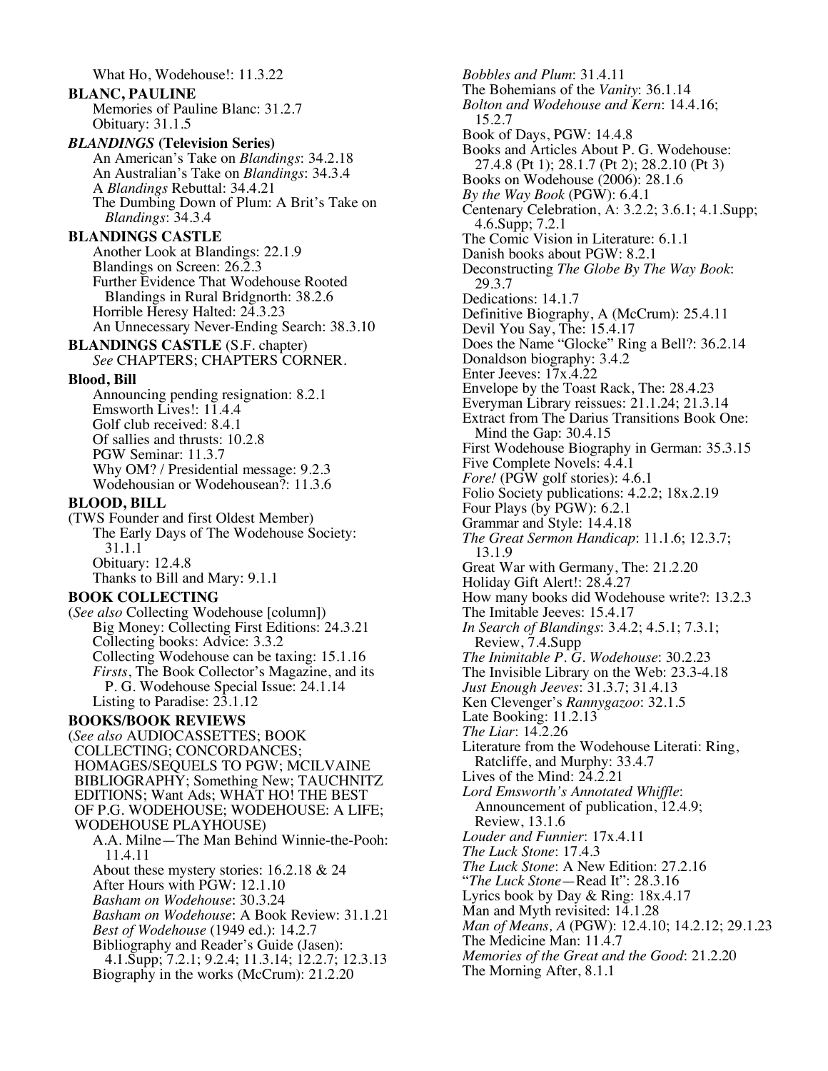What Ho, Wodehouse!: 11.3.22

**BLANC, PAULINE**

Memories of Pauline Blanc: 31.2.7
Obituary: 31.1.5

***BLANDINGS* (Television Series)**

An American's Take on *Blandings*: 34.2.18
An Australian's Take on *Blandings*: 34.3.4
A *Blandings* Rebuttal: 34.4.21
The Dumbing Down of Plum: A Brit's Take on *Blandings*: 34.3.4

**BLANDINGS CASTLE**

Another Look at Blandings: 22.1.9
Blandings on Screen: 26.2.3
Further Evidence That Wodehouse Rooted Blandings in Rural Bridgnorth: 38.2.6
Horrible Heresy Halted: 24.3.23
An Unnecessary Never-Ending Search: 38.3.10

**BLANDINGS CASTLE** (S.F. chapter)
*See* CHAPTERS; CHAPTERS CORNER.

**Blood, Bill**

Announcing pending resignation: 8.2.1
Emsworth Lives!: 11.4.4
Golf club received: 8.4.1
Of sallies and thrusts: 10.2.8
PGW Seminar: 11.3.7
Why OM? / Presidential message: 9.2.3
Wodehousian or Wodehousean?: 11.3.6

**BLOOD, BILL**

(TWS Founder and first Oldest Member)
The Early Days of The Wodehouse Society: 31.1.1
Obituary: 12.4.8
Thanks to Bill and Mary: 9.1.1

**BOOK COLLECTING**

(*See also* Collecting Wodehouse [column])
Big Money: Collecting First Editions: 24.3.21
Collecting books: Advice: 3.3.2
Collecting Wodehouse can be taxing: 15.1.16
*Firsts*, The Book Collector's Magazine, and its P. G. Wodehouse Special Issue: 24.1.14
Listing to Paradise: 23.1.12

**BOOKS/BOOK REVIEWS**

(*See also* AUDIOCASSETTES; BOOK COLLECTING; CONCORDANCES; HOMAGES/SEQUELS TO PGW; MCILVAINE BIBLIOGRAPHY; Something New; TAUCHNITZ EDITIONS; Want Ads; WHAT HO! THE BEST OF P.G. WODEHOUSE; WODEHOUSE: A LIFE; WODEHOUSE PLAYHOUSE)
A.A. Milne—The Man Behind Winnie-the-Pooh: 11.4.11
About these mystery stories: 16.2.18 & 24
After Hours with PGW: 12.1.10
*Basham on Wodehouse*: 30.3.24
*Basham on Wodehouse*: A Book Review: 31.1.21
*Best of Wodehouse* (1949 ed.): 14.2.7
Bibliography and Reader's Guide (Jasen): 4.1.Supp; 7.2.1; 9.2.4; 11.3.14; 12.2.7; 12.3.13
Biography in the works (McCrum): 21.2.20
*Bobbles and Plum*: 31.4.11
The Bohemians of the *Vanity*: 36.1.14
*Bolton and Wodehouse and Kern*: 14.4.16; 15.2.7
Book of Days, PGW: 14.4.8
Books and Articles About P. G. Wodehouse: 27.4.8 (Pt 1); 28.1.7 (Pt 2); 28.2.10 (Pt 3)
Books on Wodehouse (2006): 28.1.6
*By the Way Book* (PGW): 6.4.1
Centenary Celebration, A: 3.2.2; 3.6.1; 4.1.Supp; 4.6.Supp; 7.2.1
The Comic Vision in Literature: 6.1.1
Danish books about PGW: 8.2.1
Deconstructing *The Globe By The Way Book*: 29.3.7
Dedications: 14.1.7
Definitive Biography, A (McCrum): 25.4.11
Devil You Say, The: 15.4.17
Does the Name "Glocke" Ring a Bell?: 36.2.14
Donaldson biography: 3.4.2
Enter Jeeves: 17x.4.22
Envelope by the Toast Rack, The: 28.4.23
Everyman Library reissues: 21.1.24; 21.3.14
Extract from The Darius Transitions Book One: Mind the Gap: 30.4.15
First Wodehouse Biography in German: 35.3.15
Five Complete Novels: 4.4.1
*Fore!* (PGW golf stories): 4.6.1
Folio Society publications: 4.2.2; 18x.2.19
Four Plays (by PGW): 6.2.1
Grammar and Style: 14.4.18
*The Great Sermon Handicap*: 11.1.6; 12.3.7; 13.1.9
Great War with Germany, The: 21.2.20
Holiday Gift Alert!: 28.4.27
How many books did Wodehouse write?: 13.2.3
The Imitable Jeeves: 15.4.17
*In Search of Blandings*: 3.4.2; 4.5.1; 7.3.1; Review, 7.4.Supp
*The Inimitable P. G. Wodehouse*: 30.2.23
The Invisible Library on the Web: 23.3-4.18
*Just Enough Jeeves*: 31.3.7; 31.4.13
Ken Clevenger's *Rannygazoo*: 32.1.5
Late Booking: 11.2.13
*The Liar*: 14.2.26
Literature from the Wodehouse Literati: Ring, Ratcliffe, and Murphy: 33.4.7
Lives of the Mind: 24.2.21
*Lord Emsworth's Annotated Whiffle*: Announcement of publication, 12.4.9; Review, 13.1.6
*Louder and Funnier*: 17x.4.11
*The Luck Stone*: 17.4.3
*The Luck Stone*: A New Edition: 27.2.16
"*The Luck Stone*—Read It": 28.3.16
Lyrics book by Day & Ring: 18x.4.17
Man and Myth revisited: 14.1.28
*Man of Means, A* (PGW): 12.4.10; 14.2.12; 29.1.23
The Medicine Man: 11.4.7
*Memories of the Great and the Good*: 21.2.20
The Morning After, 8.1.1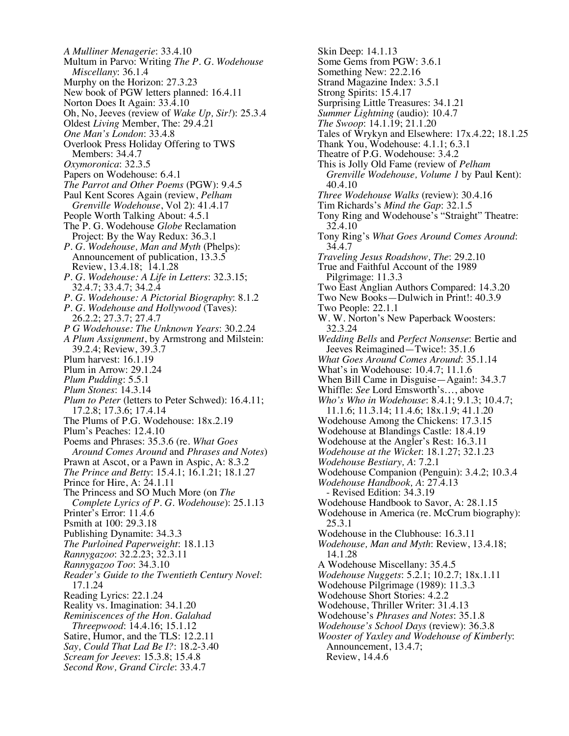*A Mulliner Menagerie*: 33.4.10
Multum in Parvo: Writing *The P. G. Wodehouse Miscellany*: 36.1.4
Murphy on the Horizon: 27.3.23
New book of PGW letters planned: 16.4.11
Norton Does It Again: 33.4.10
Oh, No, Jeeves (review of *Wake Up, Sir!*): 25.3.4
Oldest *Living* Member, The: 29.4.21
*One Man's London*: 33.4.8
Overlook Press Holiday Offering to TWS Members: 34.4.7
*Oxymoronica*: 32.3.5
Papers on Wodehouse: 6.4.1
*The Parrot and Other Poems* (PGW): 9.4.5
Paul Kent Scores Again (review, *Pelham Grenville Wodehouse*, Vol 2): 41.4.17
People Worth Talking About: 4.5.1
The P. G. Wodehouse *Globe* Reclamation Project: By the Way Redux: 36.3.1
*P. G. Wodehouse, Man and Myth* (Phelps): Announcement of publication, 13.3.5 Review, 13.4.18; 14.1.28
*P. G. Wodehouse: A Life in Letters*: 32.3.15; 32.4.7; 33.4.7; 34.2.4
*P. G. Wodehouse: A Pictorial Biography*: 8.1.2
*P. G. Wodehouse and Hollywood* (Taves): 26.2.2; 27.3.7; 27.4.7
*P G Wodehouse: The Unknown Years*: 30.2.24
*A Plum Assignment*, by Armstrong and Milstein: 39.2.4; Review, 39.3.7
Plum harvest: 16.1.19
Plum in Arrow: 29.1.24
*Plum Pudding*: 5.5.1
*Plum Stones*: 14.3.14
*Plum to Peter* (letters to Peter Schwed): 16.4.11; 17.2.8; 17.3.6; 17.4.14
The Plums of P.G. Wodehouse: 18x.2.19
Plum's Peaches: 12.4.10
Poems and Phrases: 35.3.6 (re. *What Goes Around Comes Around* and *Phrases and Notes*)
Prawn at Ascot, or a Pawn in Aspic, A: 8.3.2
*The Prince and Betty*: 15.4.1; 16.1.21; 18.1.27
Prince for Hire, A: 24.1.11
The Princess and SO Much More (on *The Complete Lyrics of P. G. Wodehouse*): 25.1.13
Printer's Error: 11.4.6
Psmith at 100: 29.3.18
Publishing Dynamite: 34.3.3
*The Purloined Paperweight*: 18.1.13
*Rannygazoo*: 32.2.23; 32.3.11
*Rannygazoo Too*: 34.3.10
*Reader's Guide to the Twentieth Century Novel*: 17.1.24
Reading Lyrics: 22.1.24
Reality vs. Imagination: 34.1.20
*Reminiscences of the Hon. Galahad Threepwood*: 14.4.16; 15.1.12
Satire, Humor, and the TLS: 12.2.11
*Say, Could That Lad Be I?*: 18.2-3.40
*Scream for Jeeves*: 15.3.8; 15.4.8
*Second Row, Grand Circle*: 33.4.7
Skin Deep: 14.1.13
Some Gems from PGW: 3.6.1
Something New: 22.2.16
Strand Magazine Index: 3.5.1
Strong Spirits: 15.4.17
Surprising Little Treasures: 34.1.21
*Summer Lightning* (audio): 10.4.7
*The Swoop*: 14.1.19; 21.1.20
Tales of Wrykyn and Elsewhere: 17x.4.22; 18.1.25
Thank You, Wodehouse: 4.1.1; 6.3.1
Theatre of P.G. Wodehouse: 3.4.2
This is Jolly Old Fame (review of *Pelham Grenville Wodehouse, Volume 1* by Paul Kent): 40.4.10
*Three Wodehouse Walks* (review): 30.4.16
Tim Richards's *Mind the Gap*: 32.1.5
Tony Ring and Wodehouse's "Straight" Theatre: 32.4.10
Tony Ring's *What Goes Around Comes Around*: 34.4.7
*Traveling Jesus Roadshow, The*: 29.2.10
True and Faithful Account of the 1989 Pilgrimage: 11.3.3
Two East Anglian Authors Compared: 14.3.20
Two New Books—Dulwich in Print!: 40.3.9
Two People: 22.1.1
W. W. Norton's New Paperback Woosters: 32.3.24
*Wedding Bells* and *Perfect Nonsense*: Bertie and Jeeves Reimagined—Twice!: 35.1.6
*What Goes Around Comes Around*: 35.1.14
What's in Wodehouse: 10.4.7; 11.1.6
When Bill Came in Disguise—Again!: 34.3.7
Whiffle: *See* Lord Emsworth's…, above
*Who's Who in Wodehouse*: 8.4.1; 9.1.3; 10.4.7; 11.1.6; 11.3.14; 11.4.6; 18x.1.9; 41.1.20
Wodehouse Among the Chickens: 17.3.15
Wodehouse at Blandings Castle: 18.4.19
Wodehouse at the Angler's Rest: 16.3.11
*Wodehouse at the Wicket*: 18.1.27; 32.1.23
*Wodehouse Bestiary, A*: 7.2.1
Wodehouse Companion (Penguin): 3.4.2; 10.3.4
*Wodehouse Handbook, A*: 27.4.13
 - Revised Edition: 34.3.19
Wodehouse Handbook to Savor, A: 28.1.15
Wodehouse in America (re. McCrum biography): 25.3.1
Wodehouse in the Clubhouse: 16.3.11
*Wodehouse, Man and Myth*: Review, 13.4.18; 14.1.28
A Wodehouse Miscellany: 35.4.5
*Wodehouse Nuggets*: 5.2.1; 10.2.7; 18x.1.11
Wodehouse Pilgrimage (1989): 11.3.3
Wodehouse Short Stories: 4.2.2
Wodehouse, Thriller Writer: 31.4.13
Wodehouse's *Phrases and Notes*: 35.1.8
*Wodehouse's School Days* (review): 36.3.8
*Wooster of Yaxley and Wodehouse of Kimberly*: Announcement, 13.4.7; Review, 14.4.6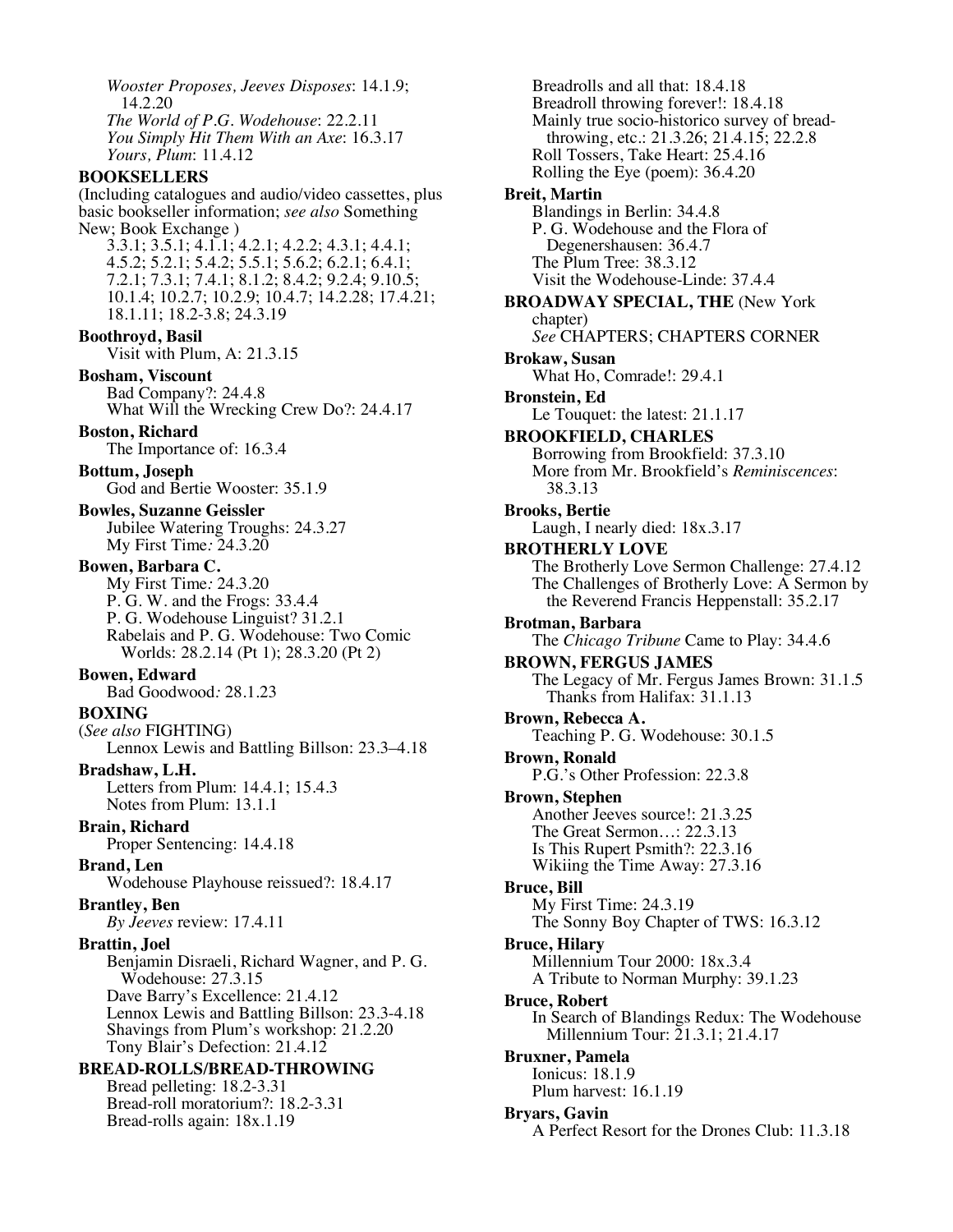*Wooster Proposes, Jeeves Disposes*: 14.1.9; 14.2.20
*The World of P.G. Wodehouse*: 22.2.11
*You Simply Hit Them With an Axe*: 16.3.17
*Yours, Plum*: 11.4.12

**BOOKSELLERS**
(Including catalogues and audio/video cassettes, plus basic bookseller information; *see also* Something New; Book Exchange )
3.3.1; 3.5.1; 4.1.1; 4.2.1; 4.2.2; 4.3.1; 4.4.1; 4.5.2; 5.2.1; 5.4.2; 5.5.1; 5.6.2; 6.2.1; 6.4.1; 7.2.1; 7.3.1; 7.4.1; 8.1.2; 8.4.2; 9.2.4; 9.10.5; 10.1.4; 10.2.7; 10.2.9; 10.4.7; 14.2.28; 17.4.21; 18.1.11; 18.2-3.8; 24.3.19

**Boothroyd, Basil**
Visit with Plum, A: 21.3.15

**Bosham, Viscount**
Bad Company?: 24.4.8
What Will the Wrecking Crew Do?: 24.4.17

**Boston, Richard**
The Importance of: 16.3.4

**Bottum, Joseph**
God and Bertie Wooster: 35.1.9

**Bowles, Suzanne Geissler**
Jubilee Watering Troughs: 24.3.27
My First Time*:* 24.3.20

**Bowen, Barbara C.**
My First Time*:* 24.3.20
P. G. W. and the Frogs: 33.4.4
P. G. Wodehouse Linguist? 31.2.1
Rabelais and P. G. Wodehouse: Two Comic Worlds: 28.2.14 (Pt 1); 28.3.20 (Pt 2)

**Bowen, Edward**
Bad Goodwood*:* 28.1.23

**BOXING**
(*See also* FIGHTING)
Lennox Lewis and Battling Billson: 23.3–4.18

**Bradshaw, L.H.**
Letters from Plum: 14.4.1; 15.4.3
Notes from Plum: 13.1.1

**Brain, Richard**
Proper Sentencing: 14.4.18

**Brand, Len**
Wodehouse Playhouse reissued?: 18.4.17

**Brantley, Ben**
*By Jeeves* review: 17.4.11

**Brattin, Joel**
Benjamin Disraeli, Richard Wagner, and P. G. Wodehouse: 27.3.15
Dave Barry's Excellence: 21.4.12
Lennox Lewis and Battling Billson: 23.3-4.18
Shavings from Plum's workshop: 21.2.20
Tony Blair's Defection: 21.4.12

**BREAD-ROLLS/BREAD-THROWING**
Bread pelleting: 18.2-3.31
Bread-roll moratorium?: 18.2-3.31
Bread-rolls again: 18x.1.19
Breadrolls and all that: 18.4.18
Breadroll throwing forever!: 18.4.18
Mainly true socio-historico survey of bread-throwing, etc.: 21.3.26; 21.4.15; 22.2.8
Roll Tossers, Take Heart: 25.4.16
Rolling the Eye (poem): 36.4.20

**Breit, Martin**
Blandings in Berlin: 34.4.8
P. G. Wodehouse and the Flora of Degenershausen: 36.4.7
The Plum Tree: 38.3.12
Visit the Wodehouse-Linde: 37.4.4

**BROADWAY SPECIAL, THE** (New York chapter)
*See* CHAPTERS; CHAPTERS CORNER

**Brokaw, Susan**
What Ho, Comrade!: 29.4.1

**Bronstein, Ed**
Le Touquet: the latest: 21.1.17

**BROOKFIELD, CHARLES**
Borrowing from Brookfield: 37.3.10
More from Mr. Brookfield's *Reminiscences*: 38.3.13

**Brooks, Bertie**
Laugh, I nearly died: 18x.3.17

**BROTHERLY LOVE**
The Brotherly Love Sermon Challenge: 27.4.12
The Challenges of Brotherly Love: A Sermon by the Reverend Francis Heppenstall: 35.2.17

**Brotman, Barbara**
The *Chicago Tribune* Came to Play: 34.4.6

**BROWN, FERGUS JAMES**
The Legacy of Mr. Fergus James Brown: 31.1.5
Thanks from Halifax: 31.1.13

**Brown, Rebecca A.**
Teaching P. G. Wodehouse: 30.1.5

**Brown, Ronald**
P.G.'s Other Profession: 22.3.8

**Brown, Stephen**
Another Jeeves source!: 21.3.25
The Great Sermon…: 22.3.13
Is This Rupert Psmith?: 22.3.16
Wikiing the Time Away: 27.3.16

**Bruce, Bill**
My First Time: 24.3.19
The Sonny Boy Chapter of TWS: 16.3.12

**Bruce, Hilary**
Millennium Tour 2000: 18x.3.4
A Tribute to Norman Murphy: 39.1.23

**Bruce, Robert**
In Search of Blandings Redux: The Wodehouse Millennium Tour: 21.3.1; 21.4.17

**Bruxner, Pamela**
Ionicus: 18.1.9
Plum harvest: 16.1.19

**Bryars, Gavin**
A Perfect Resort for the Drones Club: 11.3.18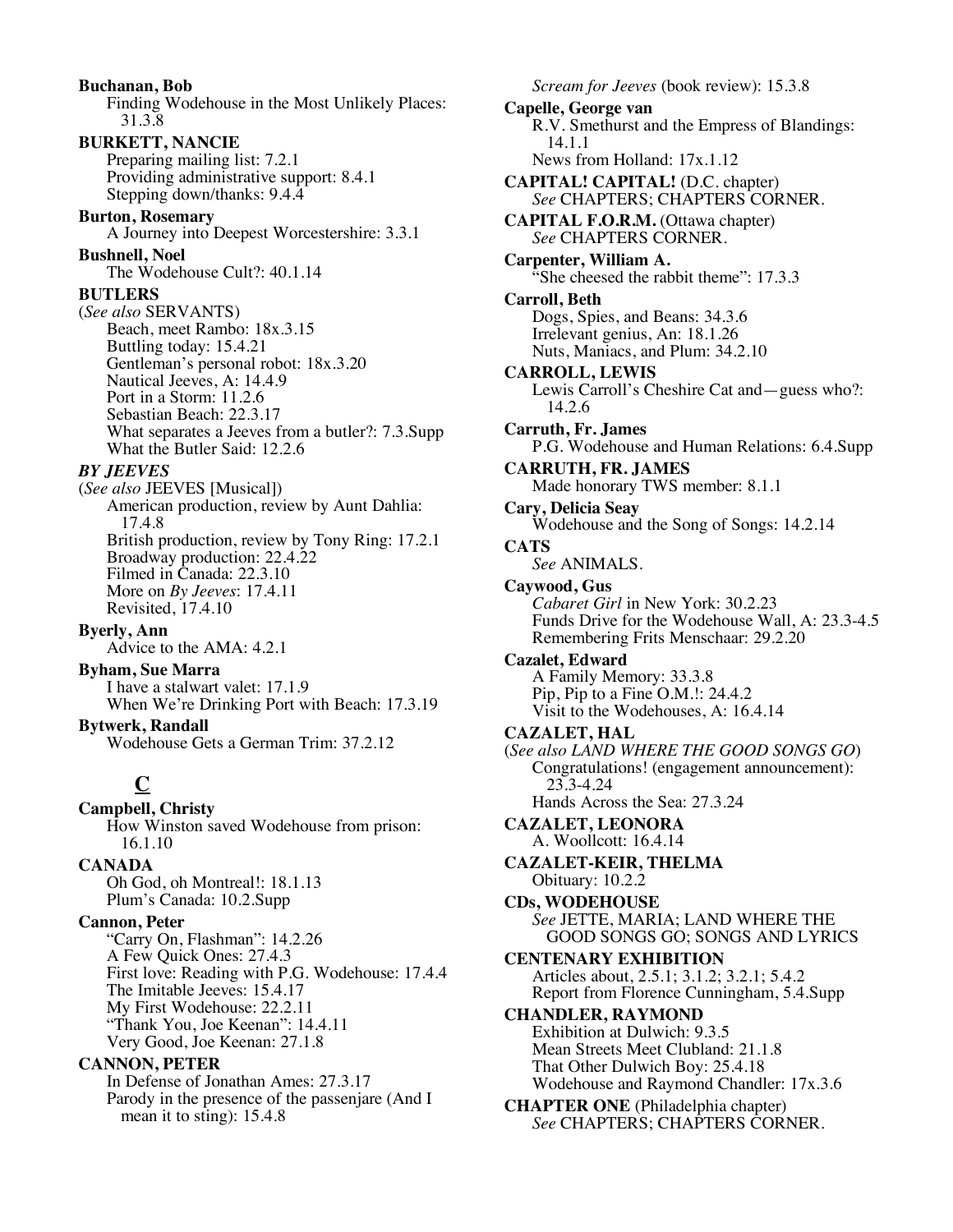**Buchanan, Bob**
Finding Wodehouse in the Most Unlikely Places: 31.3.8

**BURKETT, NANCIE**
Preparing mailing list: 7.2.1
Providing administrative support: 8.4.1
Stepping down/thanks: 9.4.4

**Burton, Rosemary**
A Journey into Deepest Worcestershire: 3.3.1

**Bushnell, Noel**
The Wodehouse Cult?: 40.1.14

**BUTLERS**
(*See also* SERVANTS)
Beach, meet Rambo: 18x.3.15
Buttling today: 15.4.21
Gentleman's personal robot: 18x.3.20
Nautical Jeeves, A: 14.4.9
Port in a Storm: 11.2.6
Sebastian Beach: 22.3.17
What separates a Jeeves from a butler?: 7.3.Supp
What the Butler Said: 12.2.6

***BY JEEVES***
(*See also* JEEVES [Musical])
American production, review by Aunt Dahlia: 17.4.8
British production, review by Tony Ring: 17.2.1
Broadway production: 22.4.22
Filmed in Canada: 22.3.10
More on *By Jeeves*: 17.4.11
Revisited, 17.4.10

**Byerly, Ann**
Advice to the AMA: 4.2.1

**Byham, Sue Marra**
I have a stalwart valet: 17.1.9
When We're Drinking Port with Beach: 17.3.19

**Bytwerk, Randall**
Wodehouse Gets a German Trim: 37.2.12

## C

**Campbell, Christy**
How Winston saved Wodehouse from prison: 16.1.10

**CANADA**
Oh God, oh Montreal!: 18.1.13
Plum's Canada: 10.2.Supp

**Cannon, Peter**
"Carry On, Flashman": 14.2.26
A Few Quick Ones: 27.4.3
First love: Reading with P.G. Wodehouse: 17.4.4
The Imitable Jeeves: 15.4.17
My First Wodehouse: 22.2.11
"Thank You, Joe Keenan": 14.4.11
Very Good, Joe Keenan: 27.1.8

**CANNON, PETER**
In Defense of Jonathan Ames: 27.3.17
Parody in the presence of the passenjare (And I mean it to sting): 15.4.8
*Scream for Jeeves* (book review): 15.3.8

**Capelle, George van**
R.V. Smethurst and the Empress of Blandings: 14.1.1
News from Holland: 17x.1.12

**CAPITAL! CAPITAL!** (D.C. chapter)
*See* CHAPTERS; CHAPTERS CORNER.

**CAPITAL F.O.R.M.** (Ottawa chapter)
*See* CHAPTERS CORNER.

**Carpenter, William A.**
"She cheesed the rabbit theme": 17.3.3

**Carroll, Beth**
Dogs, Spies, and Beans: 34.3.6
Irrelevant genius, An: 18.1.26
Nuts, Maniacs, and Plum: 34.2.10

**CARROLL, LEWIS**
Lewis Carroll's Cheshire Cat and—guess who?: 14.2.6

**Carruth, Fr. James**
P.G. Wodehouse and Human Relations: 6.4.Supp

**CARRUTH, FR. JAMES**
Made honorary TWS member: 8.1.1

**Cary, Delicia Seay**
Wodehouse and the Song of Songs: 14.2.14

**CATS**
*See* ANIMALS.

**Caywood, Gus**
*Cabaret Girl* in New York: 30.2.23
Funds Drive for the Wodehouse Wall, A: 23.3-4.5
Remembering Frits Menschaar: 29.2.20

**Cazalet, Edward**
A Family Memory: 33.3.8
Pip, Pip to a Fine O.M.!: 24.4.2
Visit to the Wodehouses, A: 16.4.14

**CAZALET, HAL**
(*See also LAND WHERE THE GOOD SONGS GO*)
Congratulations! (engagement announcement): 23.3-4.24
Hands Across the Sea: 27.3.24

**CAZALET, LEONORA**
A. Woollcott: 16.4.14

**CAZALET-KEIR, THELMA**
Obituary: 10.2.2

**CDs, WODEHOUSE**
*See* JETTE, MARIA; LAND WHERE THE GOOD SONGS GO; SONGS AND LYRICS

**CENTENARY EXHIBITION**
Articles about, 2.5.1; 3.1.2; 3.2.1; 5.4.2
Report from Florence Cunningham, 5.4.Supp

**CHANDLER, RAYMOND**
Exhibition at Dulwich: 9.3.5
Mean Streets Meet Clubland: 21.1.8
That Other Dulwich Boy: 25.4.18
Wodehouse and Raymond Chandler: 17x.3.6

**CHAPTER ONE** (Philadelphia chapter)
*See* CHAPTERS; CHAPTERS CORNER.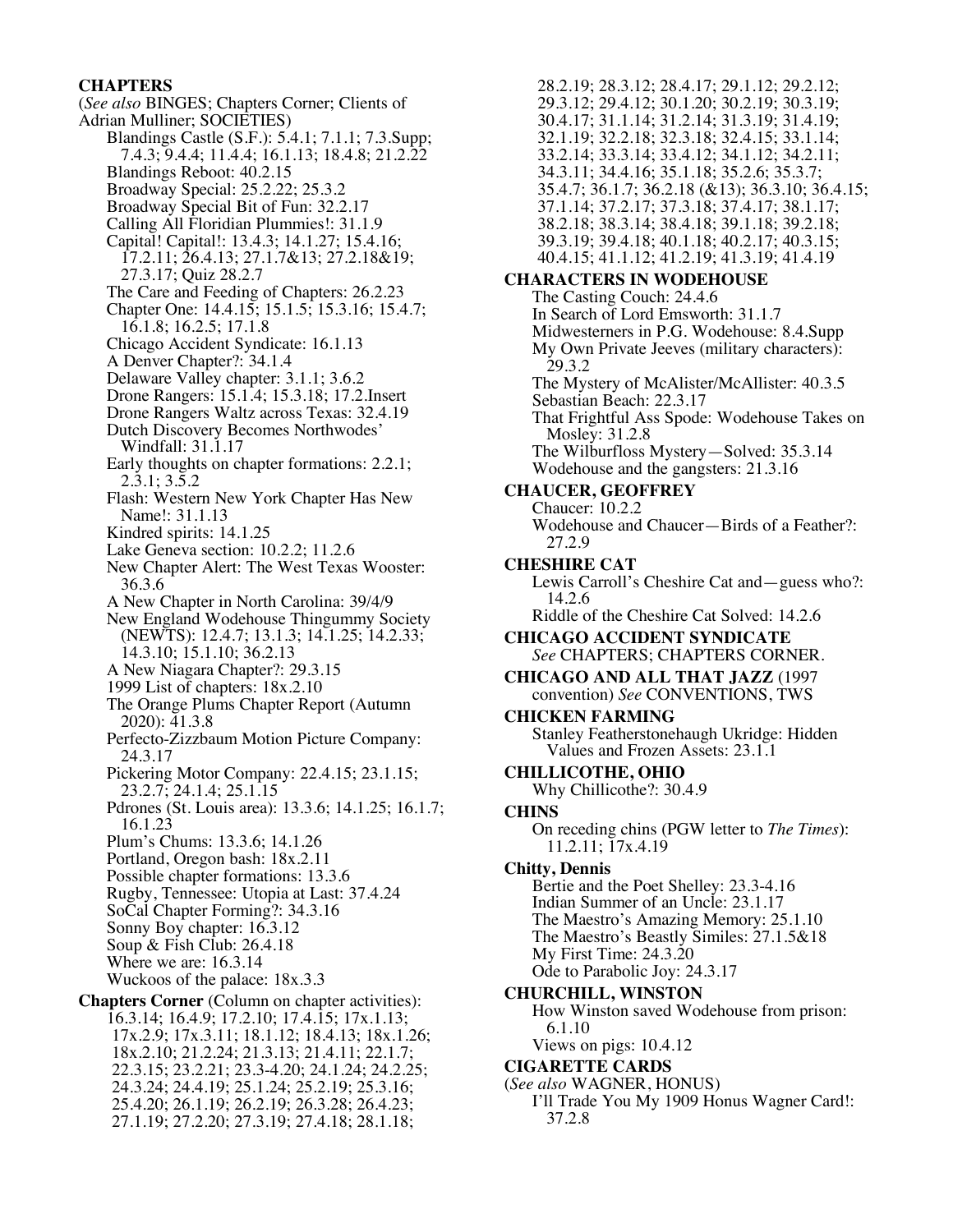**CHAPTERS**

(*See also* BINGES; Chapters Corner; Clients of Adrian Mulliner; SOCIETIES)

- Blandings Castle (S.F.): 5.4.1; 7.1.1; 7.3.Supp; 7.4.3; 9.4.4; 11.4.4; 16.1.13; 18.4.8; 21.2.22
- Blandings Reboot: 40.2.15
- Broadway Special: 25.2.22; 25.3.2
- Broadway Special Bit of Fun: 32.2.17
- Calling All Floridian Plummies!: 31.1.9
- Capital! Capital!: 13.4.3; 14.1.27; 15.4.16; 17.2.11; 26.4.13; 27.1.7&13; 27.2.18&19; 27.3.17; Quiz 28.2.7
- The Care and Feeding of Chapters: 26.2.23
- Chapter One: 14.4.15; 15.1.5; 15.3.16; 15.4.7; 16.1.8; 16.2.5; 17.1.8
- Chicago Accident Syndicate: 16.1.13
- A Denver Chapter?: 34.1.4
- Delaware Valley chapter: 3.1.1; 3.6.2
- Drone Rangers: 15.1.4; 15.3.18; 17.2.Insert
- Drone Rangers Waltz across Texas: 32.4.19
- Dutch Discovery Becomes Northwodes' Windfall: 31.1.17
- Early thoughts on chapter formations: 2.2.1; 2.3.1; 3.5.2
- Flash: Western New York Chapter Has New Name!: 31.1.13
- Kindred spirits: 14.1.25
- Lake Geneva section: 10.2.2; 11.2.6
- New Chapter Alert: The West Texas Wooster: 36.3.6
- A New Chapter in North Carolina: 39/4/9
- New England Wodehouse Thingummy Society (NEWTS): 12.4.7; 13.1.3; 14.1.25; 14.2.33; 14.3.10; 15.1.10; 36.2.13
- A New Niagara Chapter?: 29.3.15
- 1999 List of chapters: 18x.2.10
- The Orange Plums Chapter Report (Autumn 2020): 41.3.8
- Perfecto-Zizzbaum Motion Picture Company: 24.3.17
- Pickering Motor Company: 22.4.15; 23.1.15; 23.2.7; 24.1.4; 25.1.15
- Pdrones (St. Louis area): 13.3.6; 14.1.25; 16.1.7; 16.1.23
- Plum's Chums: 13.3.6; 14.1.26
- Portland, Oregon bash: 18x.2.11
- Possible chapter formations: 13.3.6
- Rugby, Tennessee: Utopia at Last: 37.4.24
- SoCal Chapter Forming?: 34.3.16
- Sonny Boy chapter: 16.3.12
- Soup & Fish Club: 26.4.18
- Where we are: 16.3.14
- Wuckoos of the palace: 18x.3.3

**Chapters Corner** (Column on chapter activities): 16.3.14; 16.4.9; 17.2.10; 17.4.15; 17x.1.13; 17x.2.9; 17x.3.11; 18.1.12; 18.4.13; 18x.1.26; 18x.2.10; 21.2.24; 21.3.13; 21.4.11; 22.1.7; 22.3.15; 23.2.21; 23.3-4.20; 24.1.24; 24.2.25; 24.3.24; 24.4.19; 25.1.24; 25.2.19; 25.3.16; 25.4.20; 26.1.19; 26.2.19; 26.3.28; 26.4.23; 27.1.19; 27.2.20; 27.3.19; 27.4.18; 28.1.18; 28.2.19; 28.3.12; 28.4.17; 29.1.12; 29.2.12; 29.3.12; 29.4.12; 30.1.20; 30.2.19; 30.3.19; 30.4.17; 31.1.14; 31.2.14; 31.3.19; 31.4.19; 32.1.19; 32.2.18; 32.3.18; 32.4.15; 33.1.14; 33.2.14; 33.3.14; 33.4.12; 34.1.12; 34.2.11; 34.3.11; 34.4.16; 35.1.18; 35.2.6; 35.3.7; 35.4.7; 36.1.7; 36.2.18 (&13); 36.3.10; 36.4.15; 37.1.14; 37.2.17; 37.3.18; 37.4.17; 38.1.17; 38.2.18; 38.3.14; 38.4.18; 39.1.18; 39.2.18; 39.3.19; 39.4.18; 40.1.18; 40.2.17; 40.3.15; 40.4.15; 41.1.12; 41.2.19; 41.3.19; 41.4.19

**CHARACTERS IN WODEHOUSE**

- The Casting Couch: 24.4.6
- In Search of Lord Emsworth: 31.1.7
- Midwesterners in P.G. Wodehouse: 8.4.Supp
- My Own Private Jeeves (military characters): 29.3.2
- The Mystery of McAlister/McAllister: 40.3.5
- Sebastian Beach: 22.3.17
- That Frightful Ass Spode: Wodehouse Takes on Mosley: 31.2.8
- The Wilburfloss Mystery—Solved: 35.3.14
- Wodehouse and the gangsters: 21.3.16

**CHAUCER, GEOFFREY**

- Chaucer: 10.2.2
- Wodehouse and Chaucer—Birds of a Feather?: 27.2.9

**CHESHIRE CAT**

- Lewis Carroll's Cheshire Cat and—guess who?: 14.2.6
- Riddle of the Cheshire Cat Solved: 14.2.6

**CHICAGO ACCIDENT SYNDICATE**

*See* CHAPTERS; CHAPTERS CORNER.

**CHICAGO AND ALL THAT JAZZ** (1997 convention) *See* CONVENTIONS, TWS

**CHICKEN FARMING**

- Stanley Featherstonehaugh Ukridge: Hidden Values and Frozen Assets: 23.1.1

**CHILLICOTHE, OHIO**

- Why Chillicothe?: 30.4.9

**CHINS**

- On receding chins (PGW letter to *The Times*): 11.2.11; 17x.4.19

**Chitty, Dennis**

- Bertie and the Poet Shelley: 23.3-4.16
- Indian Summer of an Uncle: 23.1.17
- The Maestro's Amazing Memory: 25.1.10
- The Maestro's Beastly Similes: 27.1.5&18
- My First Time: 24.3.20
- Ode to Parabolic Joy: 24.3.17

**CHURCHILL, WINSTON**

- How Winston saved Wodehouse from prison: 6.1.10
- Views on pigs: 10.4.12

**CIGARETTE CARDS**

(*See also* WAGNER, HONUS)

- I'll Trade You My 1909 Honus Wagner Card!: 37.2.8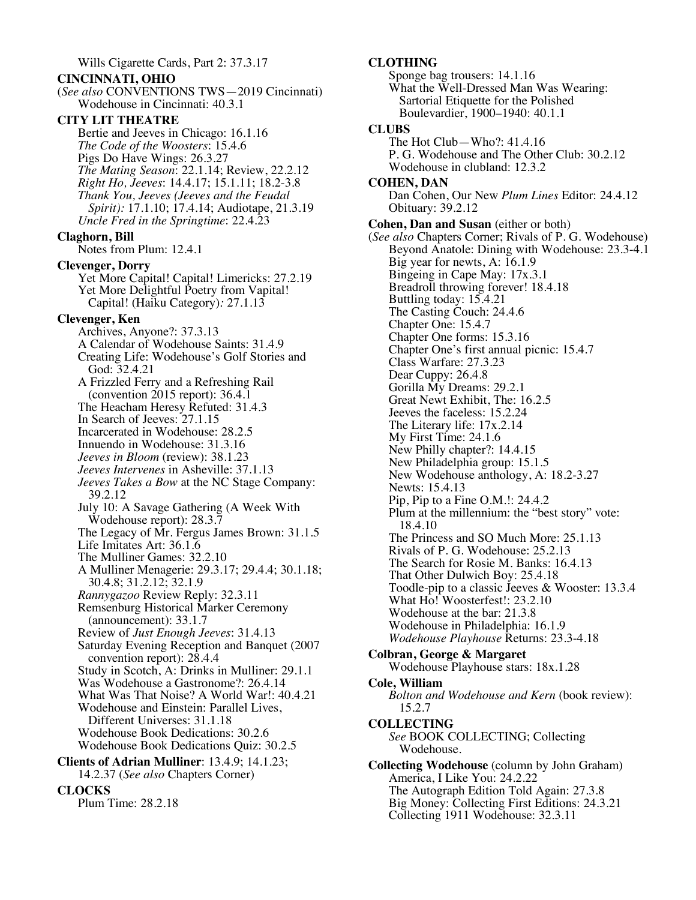Wills Cigarette Cards, Part 2: 37.3.17

**CINCINNATI, OHIO**

(*See also* CONVENTIONS TWS—2019 Cincinnati)
Wodehouse in Cincinnati: 40.3.1

**CITY LIT THEATRE**

Bertie and Jeeves in Chicago: 16.1.16
*The Code of the Woosters*: 15.4.6
Pigs Do Have Wings: 26.3.27
*The Mating Season*: 22.1.14; Review, 22.2.12
*Right Ho, Jeeves*: 14.4.17; 15.1.11; 18.2-3.8
*Thank You, Jeeves (Jeeves and the Feudal Spirit):* 17.1.10; 17.4.14; Audiotape, 21.3.19
*Uncle Fred in the Springtime*: 22.4.23

**Claghorn, Bill**

Notes from Plum: 12.4.1

**Clevenger, Dorry**

Yet More Capital! Capital! Limericks: 27.2.19
Yet More Delightful Poetry from Vapital! Capital! (Haiku Category)*:* 27.1.13

**Clevenger, Ken**

Archives, Anyone?: 37.3.13
A Calendar of Wodehouse Saints: 31.4.9
Creating Life: Wodehouse's Golf Stories and God: 32.4.21
A Frizzled Ferry and a Refreshing Rail (convention 2015 report): 36.4.1
The Heacham Heresy Refuted: 31.4.3
In Search of Jeeves: 27.1.15
Incarcerated in Wodehouse: 28.2.5
Innuendo in Wodehouse: 31.3.16
*Jeeves in Bloom* (review): 38.1.23
*Jeeves Intervenes* in Asheville: 37.1.13
*Jeeves Takes a Bow* at the NC Stage Company: 39.2.12
July 10: A Savage Gathering (A Week With Wodehouse report): 28.3.7
The Legacy of Mr. Fergus James Brown: 31.1.5
Life Imitates Art: 36.1.6
The Mulliner Games: 32.2.10
A Mulliner Menagerie: 29.3.17; 29.4.4; 30.1.18; 30.4.8; 31.2.12; 32.1.9
*Rannygazoo* Review Reply: 32.3.11
Remsenburg Historical Marker Ceremony (announcement): 33.1.7
Review of *Just Enough Jeeves*: 31.4.13
Saturday Evening Reception and Banquet (2007 convention report): 28.4.4
Study in Scotch, A: Drinks in Mulliner: 29.1.1
Was Wodehouse a Gastronome?: 26.4.14
What Was That Noise? A World War!: 40.4.21
Wodehouse and Einstein: Parallel Lives, Different Universes: 31.1.18
Wodehouse Book Dedications: 30.2.6
Wodehouse Book Dedications Quiz: 30.2.5

**Clients of Adrian Mulliner**: 13.4.9; 14.1.23; 14.2.37 (*See also* Chapters Corner)

**CLOCKS**

Plum Time: 28.2.18

**CLOTHING**

Sponge bag trousers: 14.1.16
What the Well-Dressed Man Was Wearing: Sartorial Etiquette for the Polished Boulevardier, 1900–1940: 40.1.1

**CLUBS**

The Hot Club—Who?: 41.4.16
P. G. Wodehouse and The Other Club: 30.2.12
Wodehouse in clubland: 12.3.2

**COHEN, DAN**

Dan Cohen, Our New *Plum Lines* Editor: 24.4.12
Obituary: 39.2.12

**Cohen, Dan and Susan** (either or both)

(*See also* Chapters Corner; Rivals of P. G. Wodehouse)
Beyond Anatole: Dining with Wodehouse: 23.3-4.1
Big year for newts, A: 16.1.9
Bingeing in Cape May: 17x.3.1
Breadroll throwing forever! 18.4.18
Buttling today: 15.4.21
The Casting Couch: 24.4.6
Chapter One: 15.4.7
Chapter One forms: 15.3.16
Chapter One's first annual picnic: 15.4.7
Class Warfare: 27.3.23
Dear Cuppy: 26.4.8
Gorilla My Dreams: 29.2.1
Great Newt Exhibit, The: 16.2.5
Jeeves the faceless: 15.2.24
The Literary life: 17x.2.14
My First Time: 24.1.6
New Philly chapter?: 14.4.15
New Philadelphia group: 15.1.5
New Wodehouse anthology, A: 18.2-3.27
Newts: 15.4.13
Pip, Pip to a Fine O.M.!: 24.4.2
Plum at the millennium: the "best story" vote: 18.4.10
The Princess and SO Much More: 25.1.13
Rivals of P. G. Wodehouse: 25.2.13
The Search for Rosie M. Banks: 16.4.13
That Other Dulwich Boy: 25.4.18
Toodle-pip to a classic Jeeves & Wooster: 13.3.4
What Ho! Woosterfest!: 23.2.10
Wodehouse at the bar: 21.3.8
Wodehouse in Philadelphia: 16.1.9
*Wodehouse Playhouse* Returns: 23.3-4.18

**Colbran, George & Margaret**

Wodehouse Playhouse stars: 18x.1.28

**Cole, William**

*Bolton and Wodehouse and Kern* (book review): 15.2.7

**COLLECTING**

*See* BOOK COLLECTING; Collecting Wodehouse.

**Collecting Wodehouse** (column by John Graham)

America, I Like You: 24.2.22
The Autograph Edition Told Again: 27.3.8
Big Money: Collecting First Editions: 24.3.21
Collecting 1911 Wodehouse: 32.3.11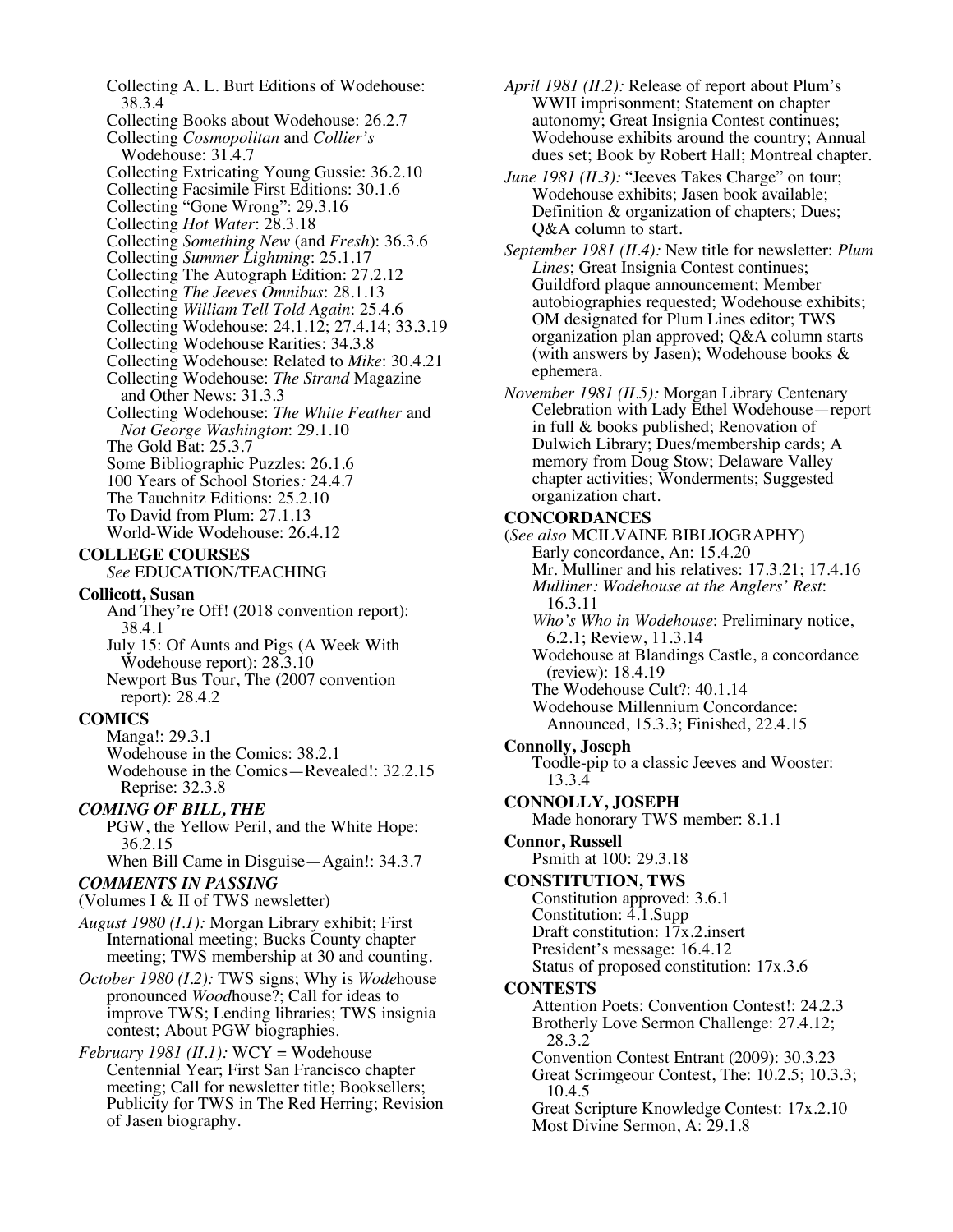Collecting A. L. Burt Editions of Wodehouse: 38.3.4
Collecting Books about Wodehouse: 26.2.7
Collecting *Cosmopolitan* and *Collier's* Wodehouse: 31.4.7
Collecting Extricating Young Gussie: 36.2.10
Collecting Facsimile First Editions: 30.1.6
Collecting "Gone Wrong": 29.3.16
Collecting *Hot Water*: 28.3.18
Collecting *Something New* (and *Fresh*): 36.3.6
Collecting *Summer Lightning*: 25.1.17
Collecting The Autograph Edition: 27.2.12
Collecting *The Jeeves Omnibus*: 28.1.13
Collecting *William Tell Told Again*: 25.4.6
Collecting Wodehouse: 24.1.12; 27.4.14; 33.3.19
Collecting Wodehouse Rarities: 34.3.8
Collecting Wodehouse: Related to *Mike*: 30.4.21
Collecting Wodehouse: *The Strand* Magazine and Other News: 31.3.3
Collecting Wodehouse: *The White Feather* and *Not George Washington*: 29.1.10
The Gold Bat: 25.3.7
Some Bibliographic Puzzles: 26.1.6
100 Years of School Stories: 24.4.7
The Tauchnitz Editions: 25.2.10
To David from Plum: 27.1.13
World-Wide Wodehouse: 26.4.12

**COLLEGE COURSES**
*See* EDUCATION/TEACHING

**Collicott, Susan**
And They're Off! (2018 convention report): 38.4.1
July 15: Of Aunts and Pigs (A Week With Wodehouse report): 28.3.10
Newport Bus Tour, The (2007 convention report): 28.4.2

**COMICS**
Manga!: 29.3.1
Wodehouse in the Comics: 38.2.1
Wodehouse in the Comics—Revealed!: 32.2.15
Reprise: 32.3.8

***COMING OF BILL, THE***
PGW, the Yellow Peril, and the White Hope: 36.2.15
When Bill Came in Disguise—Again!: 34.3.7

***COMMENTS IN PASSING***
(Volumes I & II of TWS newsletter)

*August 1980 (I.1):* Morgan Library exhibit; First International meeting; Bucks County chapter meeting; TWS membership at 30 and counting.

*October 1980 (I.2):* TWS signs; Why is *Wode*house pronounced *Wood*house?; Call for ideas to improve TWS; Lending libraries; TWS insignia contest; About PGW biographies.

*February 1981 (II.1):* WCY = Wodehouse Centennial Year; First San Francisco chapter meeting; Call for newsletter title; Booksellers; Publicity for TWS in The Red Herring; Revision of Jasen biography.

*April 1981 (II.2):* Release of report about Plum's WWII imprisonment; Statement on chapter autonomy; Great Insignia Contest continues; Wodehouse exhibits around the country; Annual dues set; Book by Robert Hall; Montreal chapter.

*June 1981 (II.3):* "Jeeves Takes Charge" on tour; Wodehouse exhibits; Jasen book available; Definition & organization of chapters; Dues; Q&A column to start.

*September 1981 (II.4):* New title for newsletter: *Plum Lines*; Great Insignia Contest continues; Guildford plaque announcement; Member autobiographies requested; Wodehouse exhibits; OM designated for Plum Lines editor; TWS organization plan approved; Q&A column starts (with answers by Jasen); Wodehouse books & ephemera.

*November 1981 (II.5):* Morgan Library Centenary Celebration with Lady Ethel Wodehouse—report in full & books published; Renovation of Dulwich Library; Dues/membership cards; A memory from Doug Stow; Delaware Valley chapter activities; Wonderments; Suggested organization chart.

**CONCORDANCES**
(*See also* MCILVAINE BIBLIOGRAPHY)
Early concordance, An: 15.4.20
Mr. Mulliner and his relatives: 17.3.21; 17.4.16
*Mulliner: Wodehouse at the Anglers' Rest*: 16.3.11
*Who's Who in Wodehouse*: Preliminary notice, 6.2.1; Review, 11.3.14
Wodehouse at Blandings Castle, a concordance (review): 18.4.19
The Wodehouse Cult?: 40.1.14
Wodehouse Millennium Concordance: Announced, 15.3.3; Finished, 22.4.15

**Connolly, Joseph**
Toodle-pip to a classic Jeeves and Wooster: 13.3.4

**CONNOLLY, JOSEPH**
Made honorary TWS member: 8.1.1

**Connor, Russell**
Psmith at 100: 29.3.18

**CONSTITUTION, TWS**
Constitution approved: 3.6.1
Constitution: 4.1.Supp
Draft constitution: 17x.2.insert
President's message: 16.4.12
Status of proposed constitution: 17x.3.6

**CONTESTS**
Attention Poets: Convention Contest!: 24.2.3
Brotherly Love Sermon Challenge: 27.4.12; 28.3.2
Convention Contest Entrant (2009): 30.3.23
Great Scrimgeour Contest, The: 10.2.5; 10.3.3; 10.4.5
Great Scripture Knowledge Contest: 17x.2.10
Most Divine Sermon, A: 29.1.8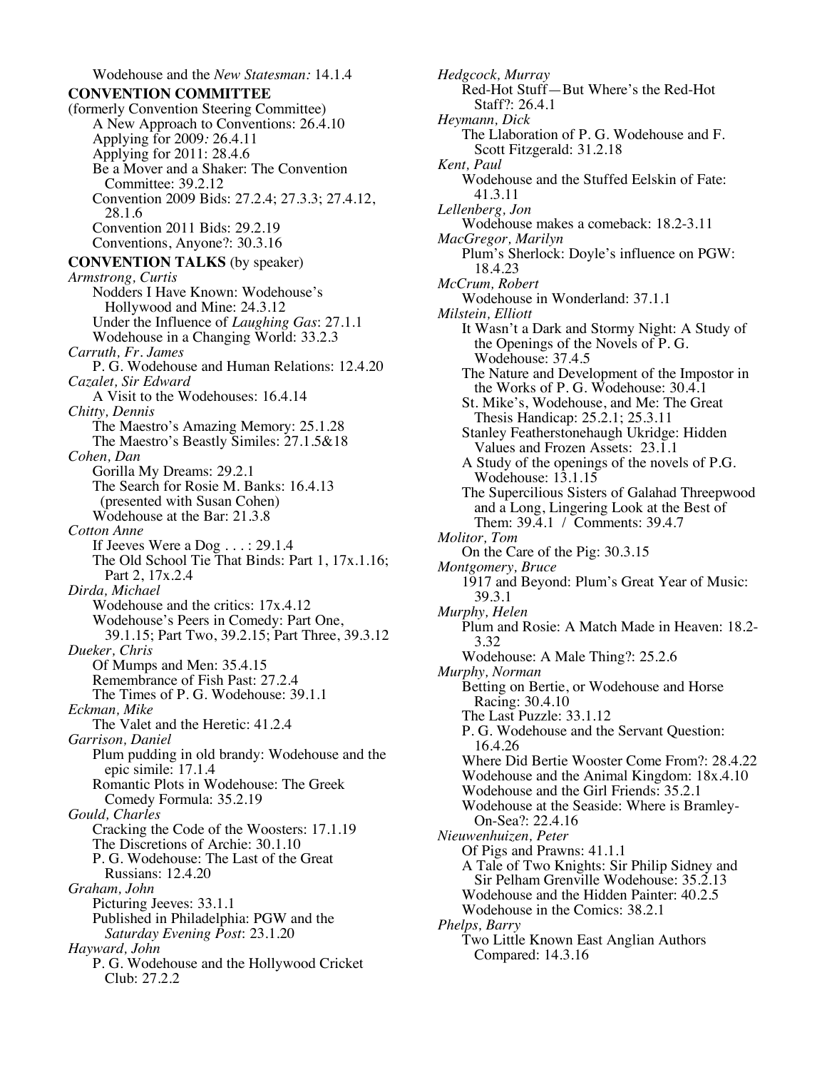Wodehouse and the *New Statesman:* 14.1.4

**CONVENTION COMMITTEE**

(formerly Convention Steering Committee)

- A New Approach to Conventions: 26.4.10
- Applying for 2009*:* 26.4.11
- Applying for 2011: 28.4.6
- Be a Mover and a Shaker: The Convention Committee: 39.2.12
- Convention 2009 Bids: 27.2.4; 27.3.3; 27.4.12, 28.1.6
- Convention 2011 Bids: 29.2.19
- Conventions, Anyone?: 30.3.16

**CONVENTION TALKS** (by speaker)

*Armstrong, Curtis*

- Nodders I Have Known: Wodehouse's Hollywood and Mine: 24.3.12
- Under the Influence of *Laughing Gas*: 27.1.1
- Wodehouse in a Changing World: 33.2.3

*Carruth, Fr. James*

- P. G. Wodehouse and Human Relations: 12.4.20

*Cazalet, Sir Edward*

- A Visit to the Wodehouses: 16.4.14

*Chitty, Dennis*

- The Maestro's Amazing Memory: 25.1.28
- The Maestro's Beastly Similes: 27.1.5&18

*Cohen, Dan*

- Gorilla My Dreams: 29.2.1
- The Search for Rosie M. Banks: 16.4.13 (presented with Susan Cohen)
- Wodehouse at the Bar: 21.3.8

*Cotton Anne*

- If Jeeves Were a Dog . . . : 29.1.4
- The Old School Tie That Binds: Part 1, 17x.1.16; Part 2, 17x.2.4

*Dirda, Michael*

- Wodehouse and the critics: 17x.4.12
- Wodehouse's Peers in Comedy: Part One, 39.1.15; Part Two, 39.2.15; Part Three, 39.3.12

*Dueker, Chris*

- Of Mumps and Men: 35.4.15
- Remembrance of Fish Past: 27.2.4
- The Times of P. G. Wodehouse: 39.1.1

*Eckman, Mike*

- The Valet and the Heretic: 41.2.4

*Garrison, Daniel*

- Plum pudding in old brandy: Wodehouse and the epic simile: 17.1.4
- Romantic Plots in Wodehouse: The Greek Comedy Formula: 35.2.19

*Gould, Charles*

- Cracking the Code of the Woosters: 17.1.19
- The Discretions of Archie: 30.1.10
- P. G. Wodehouse: The Last of the Great Russians: 12.4.20

*Graham, John*

- Picturing Jeeves: 33.1.1
- Published in Philadelphia: PGW and the *Saturday Evening Post*: 23.1.20

*Hayward, John*

- P. G. Wodehouse and the Hollywood Cricket Club: 27.2.2

*Hedgcock, Murray*

- Red-Hot Stuff—But Where's the Red-Hot Staff?: 26.4.1

*Heymann, Dick*

- The Llaboration of P. G. Wodehouse and F. Scott Fitzgerald: 31.2.18

*Kent, Paul*

- Wodehouse and the Stuffed Eelskin of Fate: 41.3.11

*Lellenberg, Jon*

- Wodehouse makes a comeback: 18.2-3.11

*MacGregor, Marilyn*

- Plum's Sherlock: Doyle's influence on PGW: 18.4.23

*McCrum, Robert*

- Wodehouse in Wonderland: 37.1.1

*Milstein, Elliott*

- It Wasn't a Dark and Stormy Night: A Study of the Openings of the Novels of P. G. Wodehouse: 37.4.5
- The Nature and Development of the Impostor in the Works of P. G. Wodehouse: 30.4.1
- St. Mike's, Wodehouse, and Me: The Great Thesis Handicap: 25.2.1; 25.3.11
- Stanley Featherstonehaugh Ukridge: Hidden Values and Frozen Assets: 23.1.1
- A Study of the openings of the novels of P.G. Wodehouse: 13.1.15
- The Supercilious Sisters of Galahad Threepwood and a Long, Lingering Look at the Best of Them: 39.4.1 / Comments: 39.4.7

*Molitor, Tom*

- On the Care of the Pig: 30.3.15

*Montgomery, Bruce*

- 1917 and Beyond: Plum's Great Year of Music: 39.3.1

*Murphy, Helen*

- Plum and Rosie: A Match Made in Heaven: 18.2-3.32
- Wodehouse: A Male Thing?: 25.2.6

*Murphy, Norman*

- Betting on Bertie, or Wodehouse and Horse Racing: 30.4.10
- The Last Puzzle: 33.1.12
- P. G. Wodehouse and the Servant Question: 16.4.26
- Where Did Bertie Wooster Come From?: 28.4.22
- Wodehouse and the Animal Kingdom: 18x.4.10
- Wodehouse and the Girl Friends: 35.2.1
- Wodehouse at the Seaside: Where is Bramley-On-Sea?: 22.4.16

*Nieuwenhuizen, Peter*

- Of Pigs and Prawns: 41.1.1
- A Tale of Two Knights: Sir Philip Sidney and Sir Pelham Grenville Wodehouse: 35.2.13
- Wodehouse and the Hidden Painter: 40.2.5
- Wodehouse in the Comics: 38.2.1

*Phelps, Barry*

- Two Little Known East Anglian Authors Compared: 14.3.16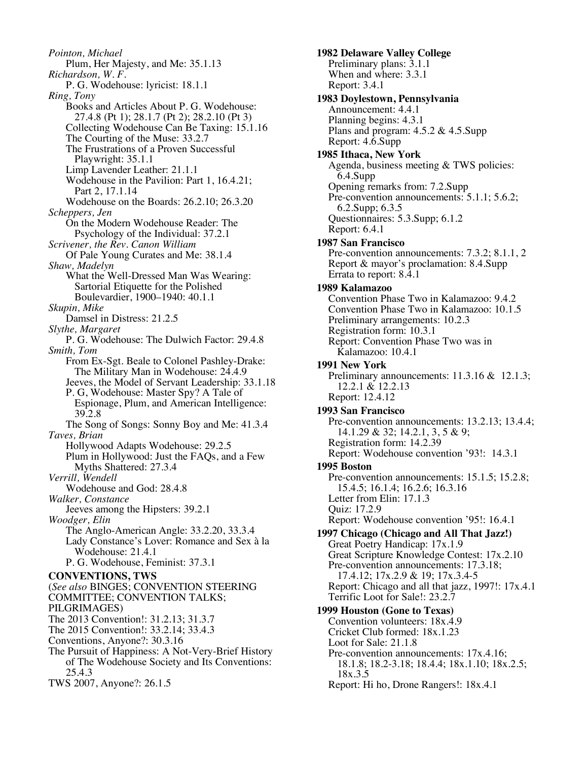*Pointon, Michael*
Plum, Her Majesty, and Me: 35.1.13

*Richardson, W. F.*
P. G. Wodehouse: lyricist: 18.1.1

*Ring, Tony*
Books and Articles About P. G. Wodehouse: 27.4.8 (Pt 1); 28.1.7 (Pt 2); 28.2.10 (Pt 3)
Collecting Wodehouse Can Be Taxing: 15.1.16
The Courting of the Muse: 33.2.7
The Frustrations of a Proven Successful Playwright: 35.1.1
Limp Lavender Leather: 21.1.1
Wodehouse in the Pavilion: Part 1, 16.4.21; Part 2, 17.1.14
Wodehouse on the Boards: 26.2.10; 26.3.20

*Scheppers, Jen*
On the Modern Wodehouse Reader: The Psychology of the Individual: 37.2.1

*Scrivener, the Rev. Canon William*
Of Pale Young Curates and Me: 38.1.4

*Shaw, Madelyn*
What the Well-Dressed Man Was Wearing: Sartorial Etiquette for the Polished Boulevardier, 1900–1940: 40.1.1

*Skupin, Mike*
Damsel in Distress: 21.2.5

*Slythe, Margaret*
P. G. Wodehouse: The Dulwich Factor: 29.4.8

*Smith, Tom*
From Ex-Sgt. Beale to Colonel Pashley-Drake: The Military Man in Wodehouse: 24.4.9
Jeeves, the Model of Servant Leadership: 33.1.18
P. G, Wodehouse: Master Spy? A Tale of Espionage, Plum, and American Intelligence: 39.2.8
The Song of Songs: Sonny Boy and Me: 41.3.4

*Taves, Brian*
Hollywood Adapts Wodehouse: 29.2.5
Plum in Hollywood: Just the FAQs, and a Few Myths Shattered: 27.3.4

*Verrill, Wendell*
Wodehouse and God: 28.4.8

*Walker, Constance*
Jeeves among the Hipsters: 39.2.1

*Woodger, Elin*
The Anglo-American Angle: 33.2.20, 33.3.4
Lady Constance's Lover: Romance and Sex à la Wodehouse: 21.4.1
P. G. Wodehouse, Feminist: 37.3.1

**CONVENTIONS, TWS**
(*See also* BINGES; CONVENTION STEERING COMMITTEE; CONVENTION TALKS; PILGRIMAGES)
The 2013 Convention!: 31.2.13; 31.3.7
The 2015 Convention!: 33.2.14; 33.4.3
Conventions, Anyone?: 30.3.16
The Pursuit of Happiness: A Not-Very-Brief History of The Wodehouse Society and Its Conventions: 25.4.3
TWS 2007, Anyone?: 26.1.5

**1982 Delaware Valley College**
Preliminary plans: 3.1.1
When and where: 3.3.1
Report: 3.4.1

**1983 Doylestown, Pennsylvania**
Announcement: 4.4.1
Planning begins: 4.3.1
Plans and program: 4.5.2 & 4.5.Supp
Report: 4.6.Supp

**1985 Ithaca, New York**
Agenda, business meeting & TWS policies: 6.4.Supp
Opening remarks from: 7.2.Supp
Pre-convention announcements: 5.1.1; 5.6.2; 6.2.Supp; 6.3.5
Questionnaires: 5.3.Supp; 6.1.2
Report: 6.4.1

**1987 San Francisco**
Pre-convention announcements: 7.3.2; 8.1.1, 2
Report & mayor's proclamation: 8.4.Supp
Errata to report: 8.4.1

**1989 Kalamazoo**
Convention Phase Two in Kalamazoo: 9.4.2
Convention Phase Two in Kalamazoo: 10.1.5
Preliminary arrangements: 10.2.3
Registration form: 10.3.1
Report: Convention Phase Two was in Kalamazoo: 10.4.1

**1991 New York**
Preliminary announcements: 11.3.16 & 12.1.3; 12.2.1 & 12.2.13
Report: 12.4.12

**1993 San Francisco**
Pre-convention announcements: 13.2.13; 13.4.4; 14.1.29 & 32; 14.2.1, 3, 5 & 9;
Registration form: 14.2.39
Report: Wodehouse convention '93!: 14.3.1

**1995 Boston**
Pre-convention announcements: 15.1.5; 15.2.8; 15.4.5; 16.1.4; 16.2.6; 16.3.16
Letter from Elin: 17.1.3
Quiz: 17.2.9
Report: Wodehouse convention '95!: 16.4.1

**1997 Chicago (Chicago and All That Jazz!)**
Great Poetry Handicap: 17x.1.9
Great Scripture Knowledge Contest: 17x.2.10
Pre-convention announcements: 17.3.18; 17.4.12; 17x.2.9 & 19; 17x.3.4-5
Report: Chicago and all that jazz, 1997!: 17x.4.1
Terrific Loot for Sale!: 23.2.7

**1999 Houston (Gone to Texas)**
Convention volunteers: 18x.4.9
Cricket Club formed: 18x.1.23
Loot for Sale: 21.1.8
Pre-convention announcements: 17x.4.16; 18.1.8; 18.2-3.18; 18.4.4; 18x.1.10; 18x.2.5; 18x.3.5
Report: Hi ho, Drone Rangers!: 18x.4.1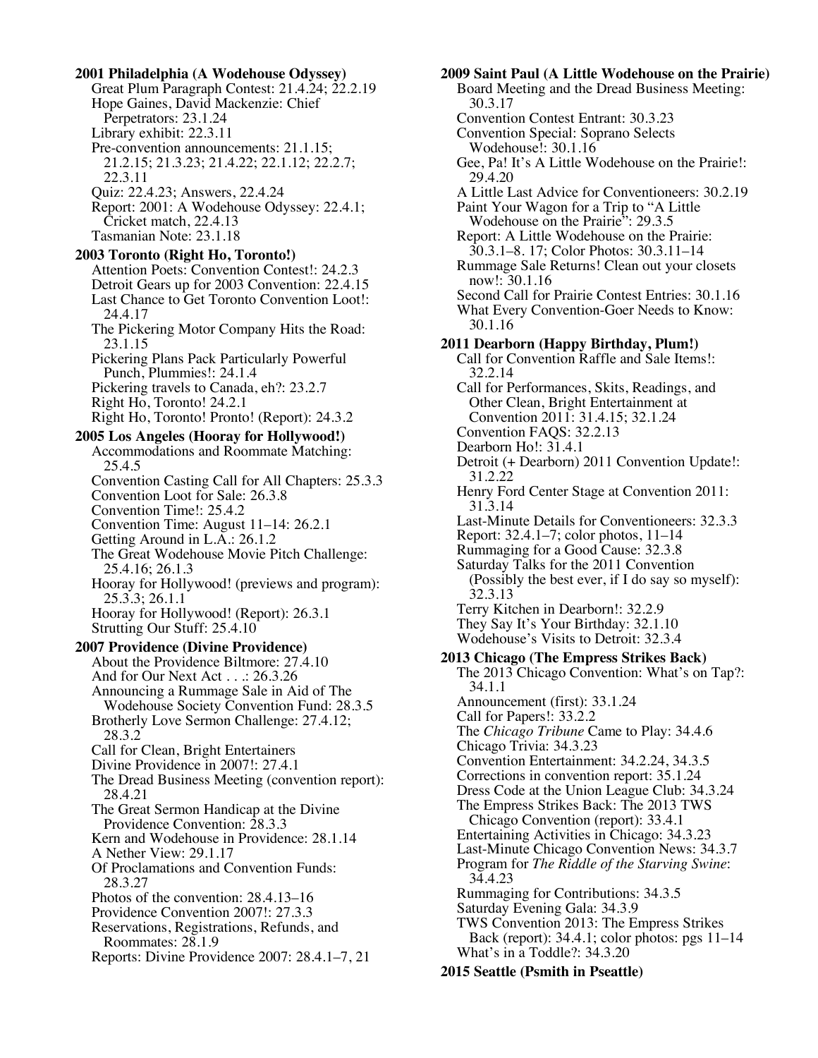**2001 Philadelphia (A Wodehouse Odyssey)**

Great Plum Paragraph Contest: 21.4.24; 22.2.19
Hope Gaines, David Mackenzie: Chief Perpetrators: 23.1.24
Library exhibit: 22.3.11
Pre-convention announcements: 21.1.15; 21.2.15; 21.3.23; 21.4.22; 22.1.12; 22.2.7; 22.3.11
Quiz: 22.4.23; Answers, 22.4.24
Report: 2001: A Wodehouse Odyssey: 22.4.1; Cricket match, 22.4.13
Tasmanian Note: 23.1.18

**2003 Toronto (Right Ho, Toronto!)**

Attention Poets: Convention Contest!: 24.2.3
Detroit Gears up for 2003 Convention: 22.4.15
Last Chance to Get Toronto Convention Loot!: 24.4.17
The Pickering Motor Company Hits the Road: 23.1.15
Pickering Plans Pack Particularly Powerful Punch, Plummies!: 24.1.4
Pickering travels to Canada, eh?: 23.2.7
Right Ho, Toronto! 24.2.1
Right Ho, Toronto! Pronto! (Report): 24.3.2

**2005 Los Angeles (Hooray for Hollywood!)**

Accommodations and Roommate Matching: 25.4.5
Convention Casting Call for All Chapters: 25.3.3
Convention Loot for Sale: 26.3.8
Convention Time!: 25.4.2
Convention Time: August 11–14: 26.2.1
Getting Around in L.A.: 26.1.2
The Great Wodehouse Movie Pitch Challenge: 25.4.16; 26.1.3
Hooray for Hollywood! (previews and program): 25.3.3; 26.1.1
Hooray for Hollywood! (Report): 26.3.1
Strutting Our Stuff: 25.4.10

**2007 Providence (Divine Providence)**

About the Providence Biltmore: 27.4.10
And for Our Next Act . . .: 26.3.26
Announcing a Rummage Sale in Aid of The Wodehouse Society Convention Fund: 28.3.5
Brotherly Love Sermon Challenge: 27.4.12; 28.3.2
Call for Clean, Bright Entertainers
Divine Providence in 2007!: 27.4.1
The Dread Business Meeting (convention report): 28.4.21
The Great Sermon Handicap at the Divine Providence Convention: 28.3.3
Kern and Wodehouse in Providence: 28.1.14
A Nether View: 29.1.17
Of Proclamations and Convention Funds: 28.3.27
Photos of the convention: 28.4.13–16
Providence Convention 2007!: 27.3.3
Reservations, Registrations, Refunds, and Roommates: 28.1.9
Reports: Divine Providence 2007: 28.4.1–7, 21

**2009 Saint Paul (A Little Wodehouse on the Prairie)**

Board Meeting and the Dread Business Meeting: 30.3.17
Convention Contest Entrant: 30.3.23
Convention Special: Soprano Selects Wodehouse!: 30.1.16
Gee, Pa! It's A Little Wodehouse on the Prairie!: 29.4.20
A Little Last Advice for Conventioneers: 30.2.19
Paint Your Wagon for a Trip to "A Little Wodehouse on the Prairie": 29.3.5
Report: A Little Wodehouse on the Prairie: 30.3.1–8. 17; Color Photos: 30.3.11–14
Rummage Sale Returns! Clean out your closets now!: 30.1.16
Second Call for Prairie Contest Entries: 30.1.16
What Every Convention-Goer Needs to Know: 30.1.16

**2011 Dearborn (Happy Birthday, Plum!)**

Call for Convention Raffle and Sale Items!: 32.2.14
Call for Performances, Skits, Readings, and Other Clean, Bright Entertainment at Convention 2011: 31.4.15; 32.1.24
Convention FAQS: 32.2.13
Dearborn Ho!: 31.4.1
Detroit (+ Dearborn) 2011 Convention Update!: 31.2.22
Henry Ford Center Stage at Convention 2011: 31.3.14
Last-Minute Details for Conventioneers: 32.3.3
Report: 32.4.1–7; color photos, 11–14
Rummaging for a Good Cause: 32.3.8
Saturday Talks for the 2011 Convention (Possibly the best ever, if I do say so myself): 32.3.13
Terry Kitchen in Dearborn!: 32.2.9
They Say It's Your Birthday: 32.1.10
Wodehouse's Visits to Detroit: 32.3.4

**2013 Chicago (The Empress Strikes Back)**

The 2013 Chicago Convention: What's on Tap?: 34.1.1
Announcement (first): 33.1.24
Call for Papers!: 33.2.2
The *Chicago Tribune* Came to Play: 34.4.6
Chicago Trivia: 34.3.23
Convention Entertainment: 34.2.24, 34.3.5
Corrections in convention report: 35.1.24
Dress Code at the Union League Club: 34.3.24
The Empress Strikes Back: The 2013 TWS Chicago Convention (report): 33.4.1
Entertaining Activities in Chicago: 34.3.23
Last-Minute Chicago Convention News: 34.3.7
Program for *The Riddle of the Starving Swine*: 34.4.23
Rummaging for Contributions: 34.3.5
Saturday Evening Gala: 34.3.9
TWS Convention 2013: The Empress Strikes Back (report): 34.4.1; color photos: pgs 11–14
What's in a Toddle?: 34.3.20

**2015 Seattle (Psmith in Pseattle)**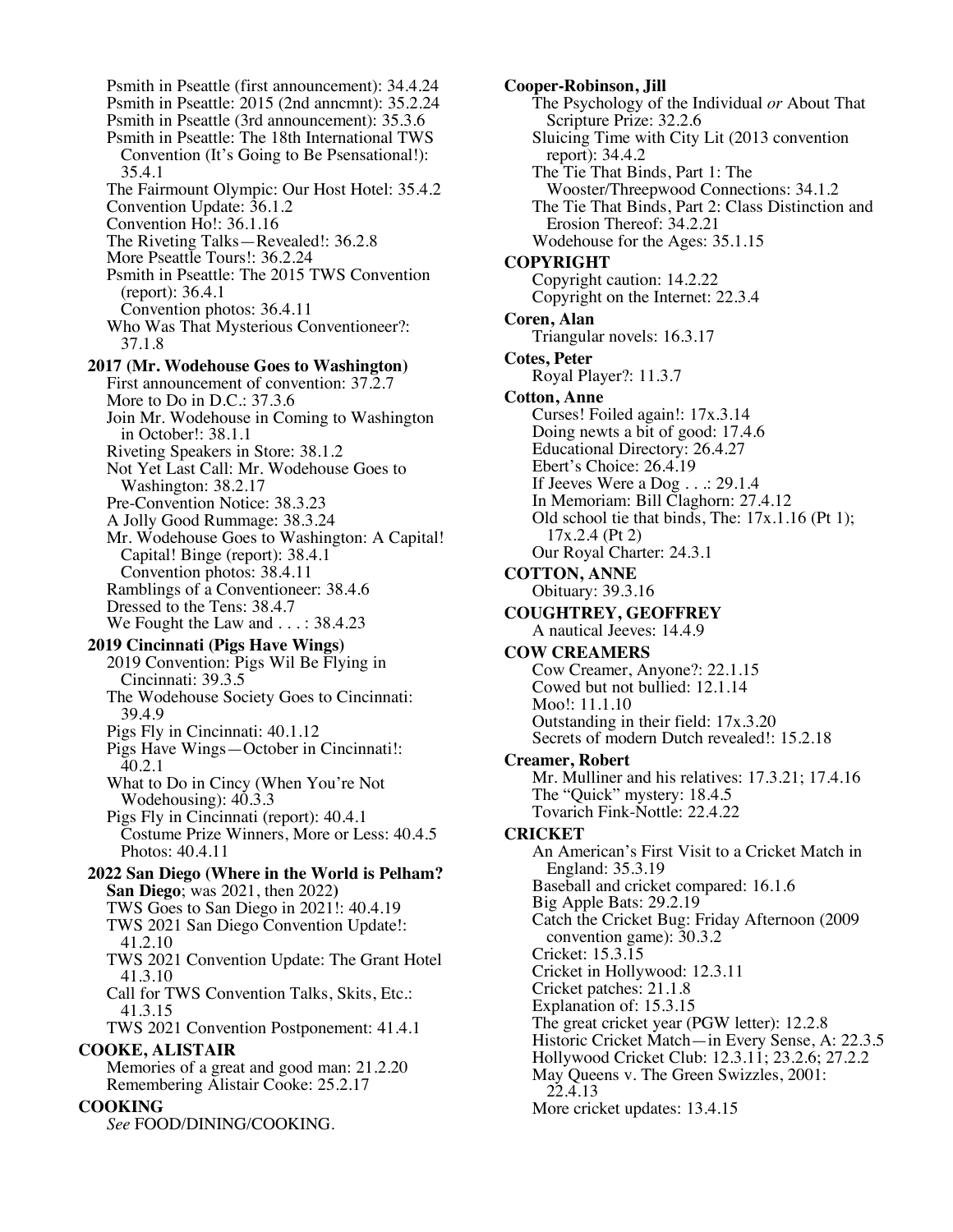Psmith in Pseattle (first announcement): 34.4.24
Psmith in Pseattle: 2015 (2nd anncmnt): 35.2.24
Psmith in Pseattle (3rd announcement): 35.3.6
Psmith in Pseattle: The 18th International TWS Convention (It's Going to Be Psensational!): 35.4.1
The Fairmount Olympic: Our Host Hotel: 35.4.2
Convention Update: 36.1.2
Convention Ho!: 36.1.16
The Riveting Talks—Revealed!: 36.2.8
More Pseattle Tours!: 36.2.24
Psmith in Pseattle: The 2015 TWS Convention (report): 36.4.1
Convention photos: 36.4.11
Who Was That Mysterious Conventioneer?: 37.1.8

**2017 (Mr. Wodehouse Goes to Washington)**
First announcement of convention: 37.2.7
More to Do in D.C.: 37.3.6
Join Mr. Wodehouse in Coming to Washington in October!: 38.1.1
Riveting Speakers in Store: 38.1.2
Not Yet Last Call: Mr. Wodehouse Goes to Washington: 38.2.17
Pre-Convention Notice: 38.3.23
A Jolly Good Rummage: 38.3.24
Mr. Wodehouse Goes to Washington: A Capital! Capital! Binge (report): 38.4.1
Convention photos: 38.4.11
Ramblings of a Conventioneer: 38.4.6
Dressed to the Tens: 38.4.7
We Fought the Law and . . . : 38.4.23

**2019 Cincinnati (Pigs Have Wings)**
2019 Convention: Pigs Wil Be Flying in Cincinnati: 39.3.5
The Wodehouse Society Goes to Cincinnati: 39.4.9
Pigs Fly in Cincinnati: 40.1.12
Pigs Have Wings—October in Cincinnati!: 40.2.1
What to Do in Cincy (When You're Not Wodehousing): 40.3.3
Pigs Fly in Cincinnati (report): 40.4.1
Costume Prize Winners, More or Less: 40.4.5
Photos: 40.4.11

**2022 San Diego (Where in the World is Pelham? San Diego; was 2021, then 2022)**
TWS Goes to San Diego in 2021!: 40.4.19
TWS 2021 San Diego Convention Update!: 41.2.10
TWS 2021 Convention Update: The Grant Hotel 41.3.10
Call for TWS Convention Talks, Skits, Etc.: 41.3.15
TWS 2021 Convention Postponement: 41.4.1

**COOKE, ALISTAIR**
Memories of a great and good man: 21.2.20
Remembering Alistair Cooke: 25.2.17

**COOKING**
*See* FOOD/DINING/COOKING.

**Cooper-Robinson, Jill**
The Psychology of the Individual *or* About That Scripture Prize: 32.2.6
Sluicing Time with City Lit (2013 convention report): 34.4.2
The Tie That Binds, Part 1: The Wooster/Threepwood Connections: 34.1.2
The Tie That Binds, Part 2: Class Distinction and Erosion Thereof: 34.2.21
Wodehouse for the Ages: 35.1.15

**COPYRIGHT**
Copyright caution: 14.2.22
Copyright on the Internet: 22.3.4

**Coren, Alan**
Triangular novels: 16.3.17

**Cotes, Peter**
Royal Player?: 11.3.7

**Cotton, Anne**
Curses! Foiled again!: 17x.3.14
Doing newts a bit of good: 17.4.6
Educational Directory: 26.4.27
Ebert's Choice: 26.4.19
If Jeeves Were a Dog . . .: 29.1.4
In Memoriam: Bill Claghorn: 27.4.12
Old school tie that binds, The: 17x.1.16 (Pt 1); 17x.2.4 (Pt 2)
Our Royal Charter: 24.3.1

**COTTON, ANNE**
Obituary: 39.3.16

**COUGHTREY, GEOFFREY**
A nautical Jeeves: 14.4.9

**COW CREAMERS**
Cow Creamer, Anyone?: 22.1.15
Cowed but not bullied: 12.1.14
Moo!: 11.1.10
Outstanding in their field: 17x.3.20
Secrets of modern Dutch revealed!: 15.2.18

**Creamer, Robert**
Mr. Mulliner and his relatives: 17.3.21; 17.4.16
The "Quick" mystery: 18.4.5
Tovarich Fink-Nottle: 22.4.22

**CRICKET**
An American's First Visit to a Cricket Match in England: 35.3.19
Baseball and cricket compared: 16.1.6
Big Apple Bats: 29.2.19
Catch the Cricket Bug: Friday Afternoon (2009 convention game): 30.3.2
Cricket: 15.3.15
Cricket in Hollywood: 12.3.11
Cricket patches: 21.1.8
Explanation of: 15.3.15
The great cricket year (PGW letter): 12.2.8
Historic Cricket Match—in Every Sense, A: 22.3.5
Hollywood Cricket Club: 12.3.11; 23.2.6; 27.2.2
May Queens v. The Green Swizzles, 2001: 22.4.13
More cricket updates: 13.4.15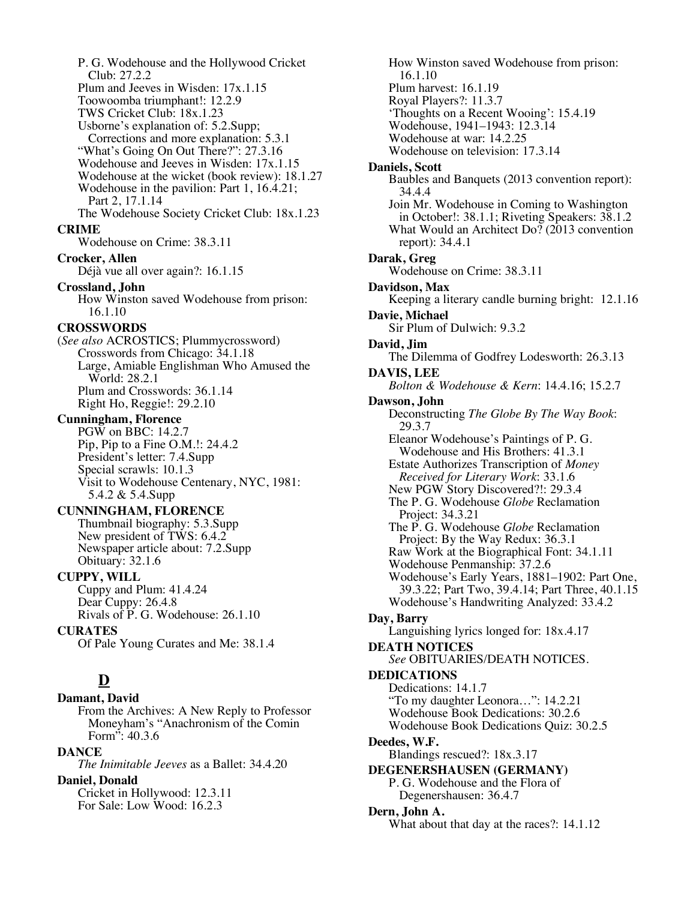P. G. Wodehouse and the Hollywood Cricket Club: 27.2.2
Plum and Jeeves in Wisden: 17x.1.15
Toowoomba triumphant!: 12.2.9
TWS Cricket Club: 18x.1.23
Usborne's explanation of: 5.2.Supp; Corrections and more explanation: 5.3.1
"What's Going On Out There?": 27.3.16
Wodehouse and Jeeves in Wisden: 17x.1.15
Wodehouse at the wicket (book review): 18.1.27
Wodehouse in the pavilion: Part 1, 16.4.21; Part 2, 17.1.14
The Wodehouse Society Cricket Club: 18x.1.23

**CRIME**
Wodehouse on Crime: 38.3.11

**Crocker, Allen**
Déjà vue all over again?: 16.1.15

**Crossland, John**
How Winston saved Wodehouse from prison: 16.1.10

**CROSSWORDS**
(*See also* ACROSTICS; Plummycrossword)
Crosswords from Chicago: 34.1.18
Large, Amiable Englishman Who Amused the World: 28.2.1
Plum and Crosswords: 36.1.14
Right Ho, Reggie!: 29.2.10

**Cunningham, Florence**
PGW on BBC: 14.2.7
Pip, Pip to a Fine O.M.!: 24.4.2
President's letter: 7.4.Supp
Special scrawls: 10.1.3
Visit to Wodehouse Centenary, NYC, 1981: 5.4.2 & 5.4.Supp

**CUNNINGHAM, FLORENCE**
Thumbnail biography: 5.3.Supp
New president of TWS: 6.4.2
Newspaper article about: 7.2.Supp
Obituary: 32.1.6

**CUPPY, WILL**
Cuppy and Plum: 41.4.24
Dear Cuppy: 26.4.8
Rivals of P. G. Wodehouse: 26.1.10

**CURATES**
Of Pale Young Curates and Me: 38.1.4

## D

**Damant, David**
From the Archives: A New Reply to Professor Moneyham's "Anachronism of the Comin Form": 40.3.6

**DANCE**
*The Inimitable Jeeves* as a Ballet: 34.4.20

**Daniel, Donald**
Cricket in Hollywood: 12.3.11
For Sale: Low Wood: 16.2.3
How Winston saved Wodehouse from prison: 16.1.10
Plum harvest: 16.1.19
Royal Players?: 11.3.7
'Thoughts on a Recent Wooing': 15.4.19
Wodehouse, 1941–1943: 12.3.14
Wodehouse at war: 14.2.25
Wodehouse on television: 17.3.14

**Daniels, Scott**
Baubles and Banquets (2013 convention report): 34.4.4
Join Mr. Wodehouse in Coming to Washington in October!: 38.1.1; Riveting Speakers: 38.1.2
What Would an Architect Do? (2013 convention report): 34.4.1

**Darak, Greg**
Wodehouse on Crime: 38.3.11

**Davidson, Max**
Keeping a literary candle burning bright: 12.1.16

**Davie, Michael**
Sir Plum of Dulwich: 9.3.2

**David, Jim**
The Dilemma of Godfrey Lodesworth: 26.3.13

**DAVIS, LEE**
*Bolton & Wodehouse & Kern*: 14.4.16; 15.2.7

**Dawson, John**
Deconstructing *The Globe By The Way Book*: 29.3.7
Eleanor Wodehouse's Paintings of P. G. Wodehouse and His Brothers: 41.3.1
Estate Authorizes Transcription of *Money Received for Literary Work*: 33.1.6
New PGW Story Discovered?!: 29.3.4
The P. G. Wodehouse *Globe* Reclamation Project: 34.3.21
The P. G. Wodehouse *Globe* Reclamation Project: By the Way Redux: 36.3.1
Raw Work at the Biographical Font: 34.1.11
Wodehouse Penmanship: 37.2.6
Wodehouse's Early Years, 1881–1902: Part One, 39.3.22; Part Two, 39.4.14; Part Three, 40.1.15
Wodehouse's Handwriting Analyzed: 33.4.2

**Day, Barry**
Languishing lyrics longed for: 18x.4.17

**DEATH NOTICES**
*See* OBITUARIES/DEATH NOTICES.

**DEDICATIONS**
Dedications: 14.1.7
"To my daughter Leonora…": 14.2.21
Wodehouse Book Dedications: 30.2.6
Wodehouse Book Dedications Quiz: 30.2.5

**Deedes, W.F.**
Blandings rescued?: 18x.3.17

**DEGENERSHAUSEN (GERMANY)**
P. G. Wodehouse and the Flora of Degenershausen: 36.4.7

**Dern, John A.**
What about that day at the races?: 14.1.12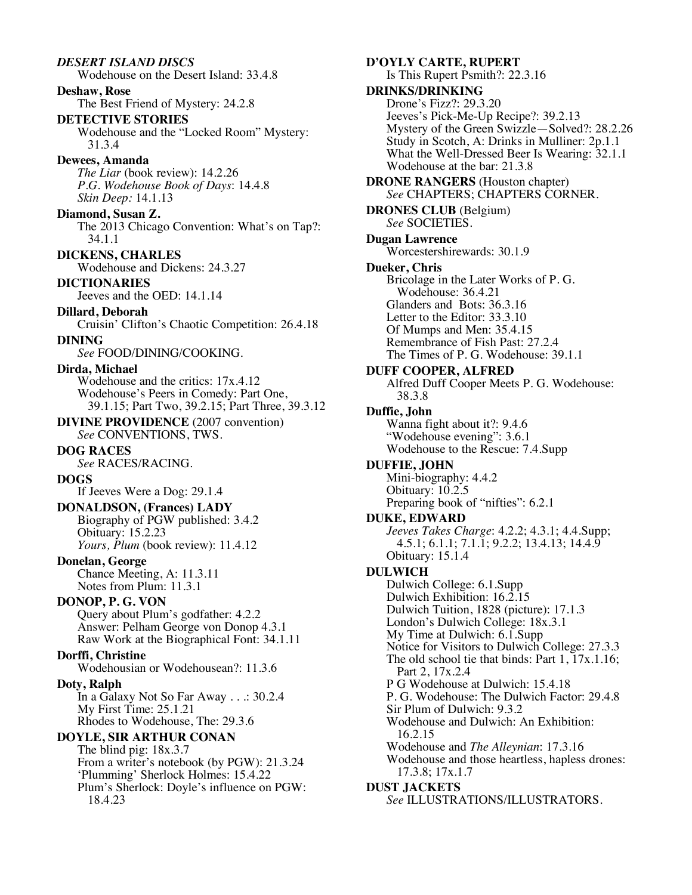***DESERT ISLAND DISCS***
Wodehouse on the Desert Island: 33.4.8

**Deshaw, Rose**
The Best Friend of Mystery: 24.2.8

**DETECTIVE STORIES**
Wodehouse and the "Locked Room" Mystery: 31.3.4

**Dewees, Amanda**
*The Liar* (book review): 14.2.26
*P.G. Wodehouse Book of Days*: 14.4.8
*Skin Deep:* 14.1.13

**Diamond, Susan Z.**
The 2013 Chicago Convention: What's on Tap?: 34.1.1

**DICKENS, CHARLES**
Wodehouse and Dickens: 24.3.27

**DICTIONARIES**
Jeeves and the OED: 14.1.14

**Dillard, Deborah**
Cruisin' Clifton's Chaotic Competition: 26.4.18

**DINING**
*See* FOOD/DINING/COOKING.

**Dirda, Michael**
Wodehouse and the critics: 17x.4.12
Wodehouse's Peers in Comedy: Part One, 39.1.15; Part Two, 39.2.15; Part Three, 39.3.12

**DIVINE PROVIDENCE** (2007 convention)
*See* CONVENTIONS, TWS.

**DOG RACES**
*See* RACES/RACING.

**DOGS**
If Jeeves Were a Dog: 29.1.4

**DONALDSON, (Frances) LADY**
Biography of PGW published: 3.4.2
Obituary: 15.2.23
*Yours, Plum* (book review): 11.4.12

**Donelan, George**
Chance Meeting, A: 11.3.11
Notes from Plum: 11.3.1

**DONOP, P. G. VON**
Query about Plum's godfather: 4.2.2
Answer: Pelham George von Donop 4.3.1
Raw Work at the Biographical Font: 34.1.11

**Dorffi, Christine**
Wodehousian or Wodehousean?: 11.3.6

**Doty, Ralph**
In a Galaxy Not So Far Away . . .: 30.2.4
My First Time: 25.1.21
Rhodes to Wodehouse, The: 29.3.6

**DOYLE, SIR ARTHUR CONAN**
The blind pig: 18x.3.7
From a writer's notebook (by PGW): 21.3.24
'Plumming' Sherlock Holmes: 15.4.22
Plum's Sherlock: Doyle's influence on PGW: 18.4.23

**D'OYLY CARTE, RUPERT**
Is This Rupert Psmith?: 22.3.16

**DRINKS/DRINKING**
Drone's Fizz?: 29.3.20
Jeeves's Pick-Me-Up Recipe?: 39.2.13
Mystery of the Green Swizzle—Solved?: 28.2.26
Study in Scotch, A: Drinks in Mulliner: 2p.1.1
What the Well-Dressed Beer Is Wearing: 32.1.1
Wodehouse at the bar: 21.3.8

**DRONE RANGERS** (Houston chapter)
*See* CHAPTERS; CHAPTERS CORNER.

**DRONES CLUB** (Belgium)
*See* SOCIETIES.

**Dugan Lawrence**
Worcestershirewards: 30.1.9

**Dueker, Chris**
Bricolage in the Later Works of P. G. Wodehouse: 36.4.21
Glanders and Bots: 36.3.16
Letter to the Editor: 33.3.10
Of Mumps and Men: 35.4.15
Remembrance of Fish Past: 27.2.4
The Times of P. G. Wodehouse: 39.1.1

**DUFF COOPER, ALFRED**
Alfred Duff Cooper Meets P. G. Wodehouse: 38.3.8

**Duffie, John**
Wanna fight about it?: 9.4.6
"Wodehouse evening": 3.6.1
Wodehouse to the Rescue: 7.4.Supp

**DUFFIE, JOHN**
Mini-biography: 4.4.2
Obituary: 10.2.5
Preparing book of "nifties": 6.2.1

**DUKE, EDWARD**
*Jeeves Takes Charge*: 4.2.2; 4.3.1; 4.4.Supp; 4.5.1; 6.1.1; 7.1.1; 9.2.2; 13.4.13; 14.4.9
Obituary: 15.1.4

**DULWICH**
Dulwich College: 6.1.Supp
Dulwich Exhibition: 16.2.15
Dulwich Tuition, 1828 (picture): 17.1.3
London's Dulwich College: 18x.3.1
My Time at Dulwich: 6.1.Supp
Notice for Visitors to Dulwich College: 27.3.3
The old school tie that binds: Part 1, 17x.1.16; Part 2, 17x.2.4
P G Wodehouse at Dulwich: 15.4.18
P. G. Wodehouse: The Dulwich Factor: 29.4.8
Sir Plum of Dulwich: 9.3.2
Wodehouse and Dulwich: An Exhibition: 16.2.15
Wodehouse and *The Alleynian*: 17.3.16
Wodehouse and those heartless, hapless drones: 17.3.8; 17x.1.7

**DUST JACKETS**
*See* ILLUSTRATIONS/ILLUSTRATORS.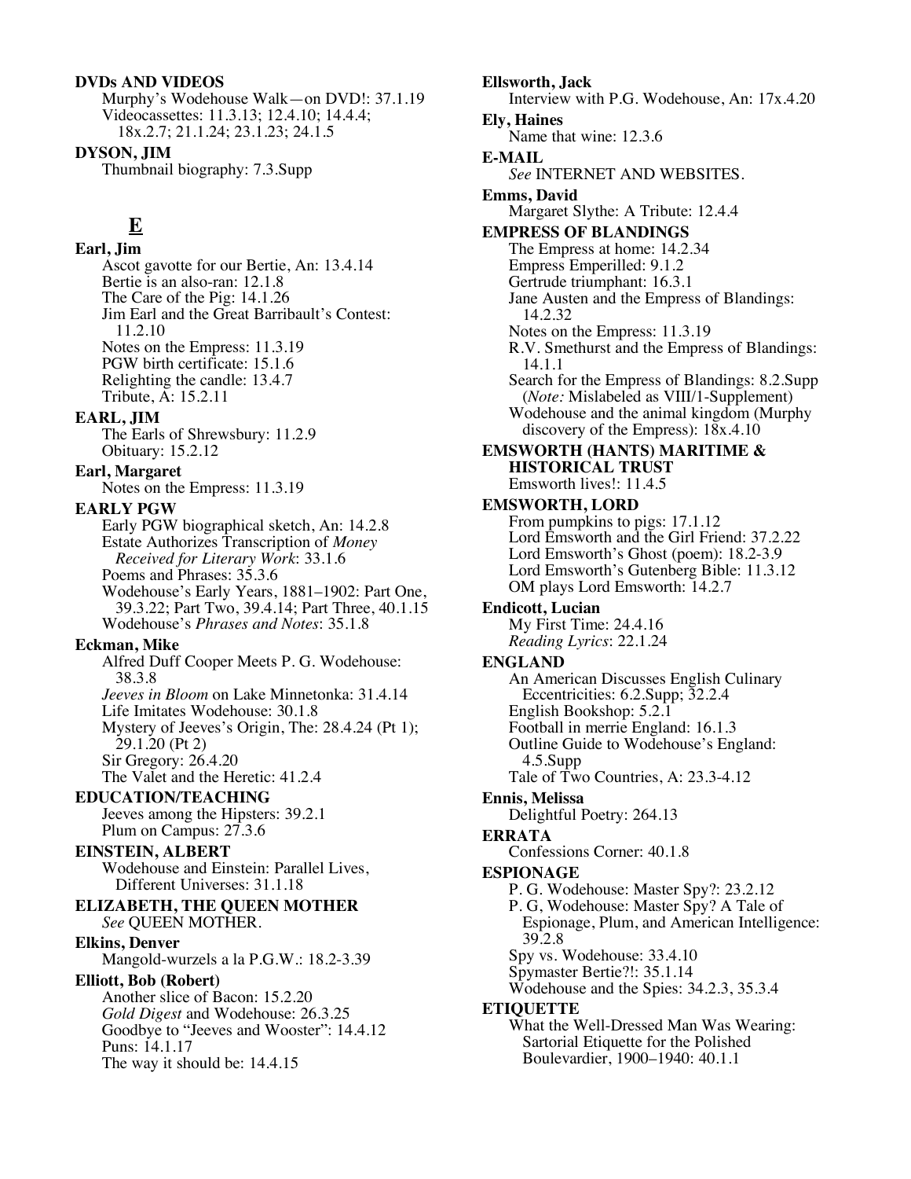**DVDs AND VIDEOS**
Murphy's Wodehouse Walk—on DVD!: 37.1.19
Videocassettes: 11.3.13; 12.4.10; 14.4.4; 18x.2.7; 21.1.24; 23.1.23; 24.1.5

**DYSON, JIM**
Thumbnail biography: 7.3.Supp

## E

**Earl, Jim**
Ascot gavotte for our Bertie, An: 13.4.14
Bertie is an also-ran: 12.1.8
The Care of the Pig: 14.1.26
Jim Earl and the Great Barribault's Contest: 11.2.10
Notes on the Empress: 11.3.19
PGW birth certificate: 15.1.6
Relighting the candle: 13.4.7
Tribute, A: 15.2.11

**EARL, JIM**
The Earls of Shrewsbury: 11.2.9
Obituary: 15.2.12

**Earl, Margaret**
Notes on the Empress: 11.3.19

**EARLY PGW**
Early PGW biographical sketch, An: 14.2.8
Estate Authorizes Transcription of *Money Received for Literary Work*: 33.1.6
Poems and Phrases: 35.3.6
Wodehouse's Early Years, 1881–1902: Part One, 39.3.22; Part Two, 39.4.14; Part Three, 40.1.15
Wodehouse's *Phrases and Notes*: 35.1.8

**Eckman, Mike**
Alfred Duff Cooper Meets P. G. Wodehouse: 38.3.8
*Jeeves in Bloom* on Lake Minnetonka: 31.4.14
Life Imitates Wodehouse: 30.1.8
Mystery of Jeeves's Origin, The: 28.4.24 (Pt 1); 29.1.20 (Pt 2)
Sir Gregory: 26.4.20
The Valet and the Heretic: 41.2.4

**EDUCATION/TEACHING**
Jeeves among the Hipsters: 39.2.1
Plum on Campus: 27.3.6

**EINSTEIN, ALBERT**
Wodehouse and Einstein: Parallel Lives, Different Universes: 31.1.18

**ELIZABETH, THE QUEEN MOTHER**
*See* QUEEN MOTHER.

**Elkins, Denver**
Mangold-wurzels a la P.G.W.: 18.2-3.39

**Elliott, Bob (Robert)**
Another slice of Bacon: 15.2.20
*Gold Digest* and Wodehouse: 26.3.25
Goodbye to "Jeeves and Wooster": 14.4.12
Puns: 14.1.17
The way it should be: 14.4.15

**Ellsworth, Jack**
Interview with P.G. Wodehouse, An: 17x.4.20

**Ely, Haines**
Name that wine: 12.3.6

**E-MAIL**
*See* INTERNET AND WEBSITES.

**Emms, David**
Margaret Slythe: A Tribute: 12.4.4

**EMPRESS OF BLANDINGS**
The Empress at home: 14.2.34
Empress Emperilled: 9.1.2
Gertrude triumphant: 16.3.1
Jane Austen and the Empress of Blandings: 14.2.32
Notes on the Empress: 11.3.19
R.V. Smethurst and the Empress of Blandings: 14.1.1
Search for the Empress of Blandings: 8.2.Supp (*Note:* Mislabeled as VIII/1-Supplement)
Wodehouse and the animal kingdom (Murphy discovery of the Empress): 18x.4.10

**EMSWORTH (HANTS) MARITIME & HISTORICAL TRUST**
Emsworth lives!: 11.4.5

**EMSWORTH, LORD**
From pumpkins to pigs: 17.1.12
Lord Emsworth and the Girl Friend: 37.2.22
Lord Emsworth's Ghost (poem): 18.2-3.9
Lord Emsworth's Gutenberg Bible: 11.3.12
OM plays Lord Emsworth: 14.2.7

**Endicott, Lucian**
My First Time: 24.4.16
*Reading Lyrics*: 22.1.24

**ENGLAND**
An American Discusses English Culinary Eccentricities: 6.2.Supp; 32.2.4
English Bookshop: 5.2.1
Football in merrie England: 16.1.3
Outline Guide to Wodehouse's England: 4.5.Supp
Tale of Two Countries, A: 23.3-4.12

**Ennis, Melissa**
Delightful Poetry: 264.13

**ERRATA**
Confessions Corner: 40.1.8

**ESPIONAGE**
P. G. Wodehouse: Master Spy?: 23.2.12
P. G, Wodehouse: Master Spy? A Tale of Espionage, Plum, and American Intelligence: 39.2.8
Spy vs. Wodehouse: 33.4.10
Spymaster Bertie?!: 35.1.14
Wodehouse and the Spies: 34.2.3, 35.3.4

**ETIQUETTE**
What the Well-Dressed Man Was Wearing: Sartorial Etiquette for the Polished Boulevardier, 1900–1940: 40.1.1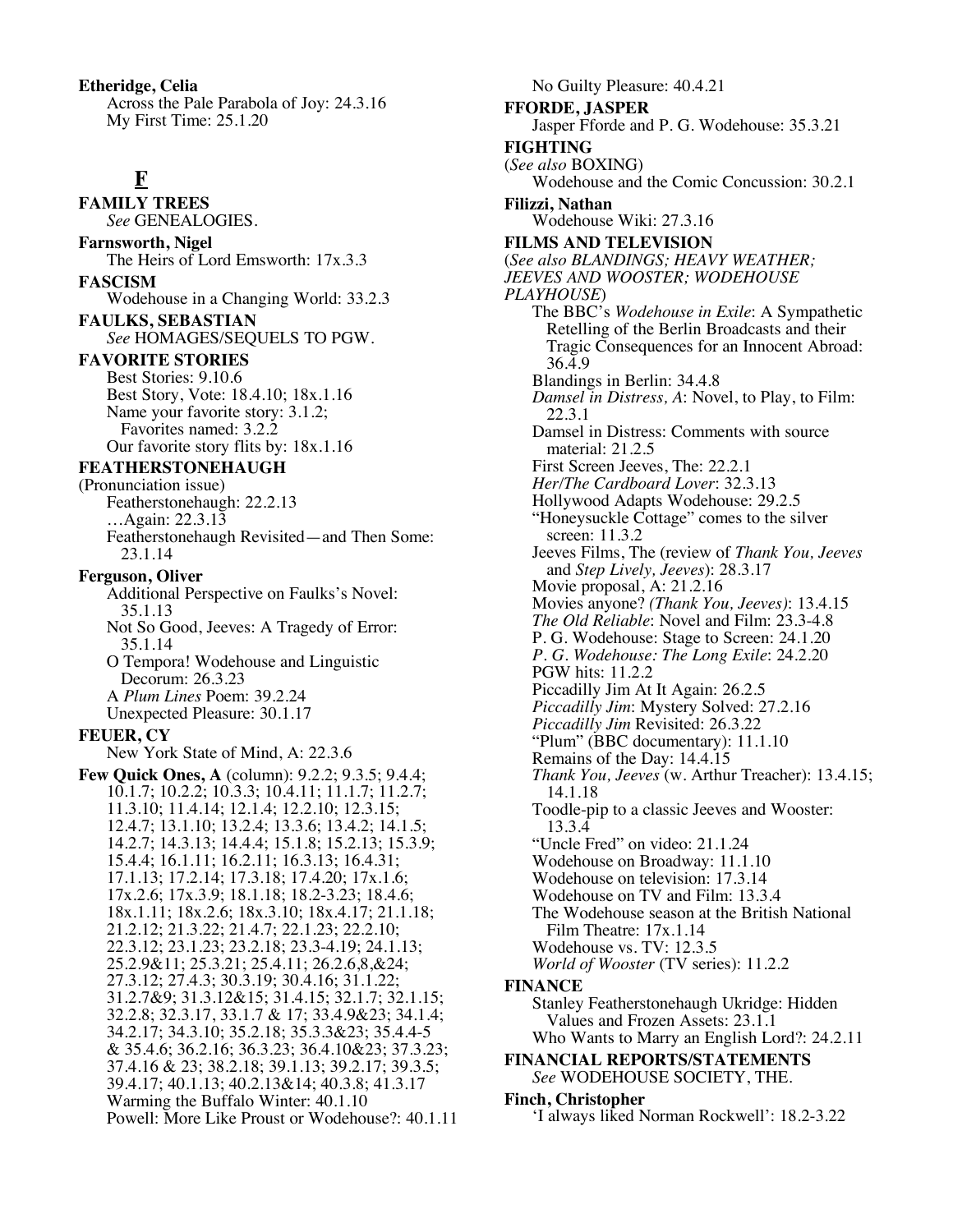**Etheridge, Celia**
Across the Pale Parabola of Joy: 24.3.16
My First Time: 25.1.20

## F

**FAMILY TREES**
*See* GENEALOGIES.

**Farnsworth, Nigel**
The Heirs of Lord Emsworth: 17x.3.3

**FASCISM**
Wodehouse in a Changing World: 33.2.3

**FAULKS, SEBASTIAN**
*See* HOMAGES/SEQUELS TO PGW.

**FAVORITE STORIES**
Best Stories: 9.10.6
Best Story, Vote: 18.4.10; 18x.1.16
Name your favorite story: 3.1.2; Favorites named: 3.2.2
Our favorite story flits by: 18x.1.16

**FEATHERSTONEHAUGH**
(Pronunciation issue)
Featherstonehaugh: 22.2.13
…Again: 22.3.13
Featherstonehaugh Revisited—and Then Some: 23.1.14

**Ferguson, Oliver**
Additional Perspective on Faulks's Novel: 35.1.13
Not So Good, Jeeves: A Tragedy of Error: 35.1.14
O Tempora! Wodehouse and Linguistic Decorum: 26.3.23
A *Plum Lines* Poem: 39.2.24
Unexpected Pleasure: 30.1.17

**FEUER, CY**
New York State of Mind, A: 22.3.6

**Few Quick Ones, A** (column): 9.2.2; 9.3.5; 9.4.4; 10.1.7; 10.2.2; 10.3.3; 10.4.11; 11.1.7; 11.2.7; 11.3.10; 11.4.14; 12.1.4; 12.2.10; 12.3.15; 12.4.7; 13.1.10; 13.2.4; 13.3.6; 13.4.2; 14.1.5; 14.2.7; 14.3.13; 14.4.4; 15.1.8; 15.2.13; 15.3.9; 15.4.4; 16.1.11; 16.2.11; 16.3.13; 16.4.31; 17.1.13; 17.2.14; 17.3.18; 17.4.20; 17x.1.6; 17x.2.6; 17x.3.9; 18.1.18; 18.2-3.23; 18.4.6; 18x.1.11; 18x.2.6; 18x.3.10; 18x.4.17; 21.1.18; 21.2.12; 21.3.22; 21.4.7; 22.1.23; 22.2.10; 22.3.12; 23.1.23; 23.2.18; 23.3-4.19; 24.1.13; 25.2.9&11; 25.3.21; 25.4.11; 26.2.6,8,&24; 27.3.12; 27.4.3; 30.3.19; 30.4.16; 31.1.22; 31.2.7&9; 31.3.12&15; 31.4.15; 32.1.7; 32.1.15; 32.2.8; 32.3.17, 33.1.7 & 17; 33.4.9&23; 34.1.4; 34.2.17; 34.3.10; 35.2.18; 35.3.3&23; 35.4.4-5 & 35.4.6; 36.2.16; 36.3.23; 36.4.10&23; 37.3.23; 37.4.16 & 23; 38.2.18; 39.1.13; 39.2.17; 39.3.5; 39.4.17; 40.1.13; 40.2.13&14; 40.3.8; 41.3.17
Warming the Buffalo Winter: 40.1.10
Powell: More Like Proust or Wodehouse?: 40.1.11
No Guilty Pleasure: 40.4.21

**FFORDE, JASPER**
Jasper Fforde and P. G. Wodehouse: 35.3.21

**FIGHTING**
(*See also* BOXING)
Wodehouse and the Comic Concussion: 30.2.1

**Filizzi, Nathan**
Wodehouse Wiki: 27.3.16

**FILMS AND TELEVISION**
(*See also BLANDINGS; HEAVY WEATHER; JEEVES AND WOOSTER; WODEHOUSE PLAYHOUSE*)
The BBC's *Wodehouse in Exile*: A Sympathetic Retelling of the Berlin Broadcasts and their Tragic Consequences for an Innocent Abroad: 36.4.9
Blandings in Berlin: 34.4.8
*Damsel in Distress, A*: Novel, to Play, to Film: 22.3.1
Damsel in Distress: Comments with source material: 21.2.5
First Screen Jeeves, The: 22.2.1
*Her/The Cardboard Lover*: 32.3.13
Hollywood Adapts Wodehouse: 29.2.5
"Honeysuckle Cottage" comes to the silver screen: 11.3.2
Jeeves Films, The (review of *Thank You, Jeeves* and *Step Lively, Jeeves*): 28.3.17
Movie proposal, A: 21.2.16
Movies anyone? *(Thank You, Jeeves)*: 13.4.15
*The Old Reliable*: Novel and Film: 23.3-4.8
P. G. Wodehouse: Stage to Screen: 24.1.20
*P. G. Wodehouse: The Long Exile*: 24.2.20
PGW hits: 11.2.2
Piccadilly Jim At It Again: 26.2.5
*Piccadilly Jim*: Mystery Solved: 27.2.16
*Piccadilly Jim* Revisited: 26.3.22
"Plum" (BBC documentary): 11.1.10
Remains of the Day: 14.4.15
*Thank You, Jeeves* (w. Arthur Treacher): 13.4.15; 14.1.18
Toodle-pip to a classic Jeeves and Wooster: 13.3.4
"Uncle Fred" on video: 21.1.24
Wodehouse on Broadway: 11.1.10
Wodehouse on television: 17.3.14
Wodehouse on TV and Film: 13.3.4
The Wodehouse season at the British National Film Theatre: 17x.1.14
Wodehouse vs. TV: 12.3.5
*World of Wooster* (TV series): 11.2.2

**FINANCE**
Stanley Featherstonehaugh Ukridge: Hidden Values and Frozen Assets: 23.1.1
Who Wants to Marry an English Lord?: 24.2.11

**FINANCIAL REPORTS/STATEMENTS**
*See* WODEHOUSE SOCIETY, THE.

**Finch, Christopher**
'I always liked Norman Rockwell': 18.2-3.22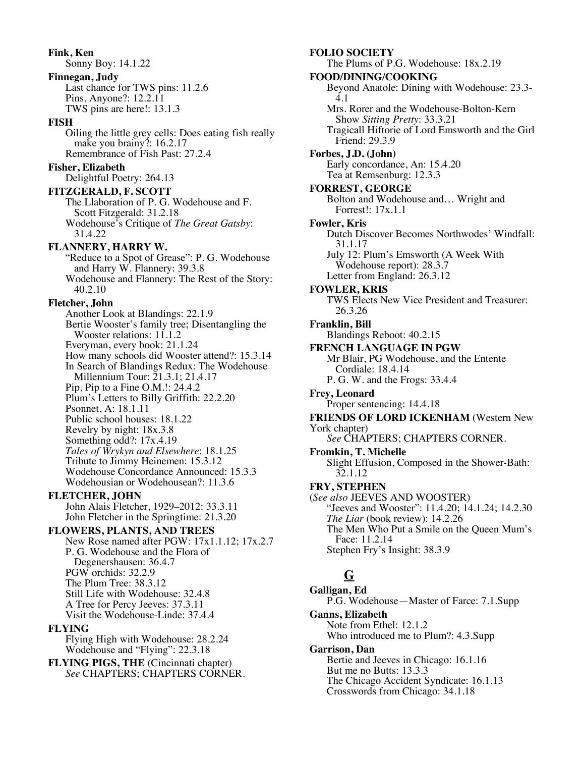**Fink, Ken**
Sonny Boy: 14.1.22

**Finnegan, Judy**
Last chance for TWS pins: 11.2.6
Pins, Anyone?: 12.2.11
TWS pins are here!: 13.1.3

**FISH**
Oiling the little grey cells: Does eating fish really make you brainy?: 16.2.17
Remembrance of Fish Past: 27.2.4

**Fisher, Elizabeth**
Delightful Poetry: 264.13

**FITZGERALD, F. SCOTT**
The Llaboration of P. G. Wodehouse and F. Scott Fitzgerald: 31.2.18
Wodehouse's Critique of *The Great Gatsby*: 31.4.22

**FLANNERY, HARRY W.**
"Reduce to a Spot of Grease": P. G. Wodehouse and Harry W. Flannery: 39.3.8
Wodehouse and Flannery: The Rest of the Story: 40.2.10

**Fletcher, John**
Another Look at Blandings: 22.1.9
Bertie Wooster's family tree; Disentangling the Wooster relations: 11.1.2
Everyman, every book: 21.1.24
How many schools did Wooster attend?: 15.3.14
In Search of Blandings Redux: The Wodehouse Millennium Tour: 21.3.1; 21.4.17
Pip, Pip to a Fine O.M.!: 24.4.2
Plum's Letters to Billy Griffith: 22.2.20
Psonnet, A: 18.1.11
Public school houses: 18.1.22
Revelry by night: 18x.3.8
Something odd?: 17x.4.19
*Tales of Wrykyn and Elsewhere*: 18.1.25
Tribute to Jimmy Heinemen: 15.3.12
Wodehouse Concordance Announced: 15.3.3
Wodehousian or Wodehousean?: 11.3.6

**FLETCHER, JOHN**
John Alais Fletcher, 1929–2012: 33.3.11
John Fletcher in the Springtime: 21.3.20

**FLOWERS, PLANTS, AND TREES**
New Rose named after PGW: 17x1.1.12; 17x.2.7
P. G. Wodehouse and the Flora of Degenershausen: 36.4.7
PGW orchids: 32.2.9
The Plum Tree: 38.3.12
Still Life with Wodehouse: 32.4.8
A Tree for Percy Jeeves: 37.3.11
Visit the Wodehouse-Linde: 37.4.4

**FLYING**
Flying High with Wodehouse: 28.2.24
Wodehouse and "Flying": 22.3.18

**FLYING PIGS, THE** (Cincinnati chapter)
*See* CHAPTERS; CHAPTERS CORNER.

**FOLIO SOCIETY**
The Plums of P.G. Wodehouse: 18x.2.19

**FOOD/DINING/COOKING**
Beyond Anatole: Dining with Wodehouse: 23.3-4.1
Mrs. Rorer and the Wodehouse-Bolton-Kern Show *Sitting Pretty*: 33.3.21
Tragicall Hiftorie of Lord Emsworth and the Girl Friend: 29.3.9

**Forbes, J.D. (John)**
Early concordance, An: 15.4.20
Tea at Remsenburg: 12.3.3

**FORREST, GEORGE**
Bolton and Wodehouse and… Wright and Forrest!: 17x.1.1

**Fowler, Kris**
Dutch Discover Becomes Northwodes' Windfall: 31.1.17
July 12: Plum's Emsworth (A Week With Wodehouse report): 28.3.7
Letter from England: 26.3.12

**FOWLER, KRIS**
TWS Elects New Vice President and Treasurer: 26.3.26

**Franklin, Bill**
Blandings Reboot: 40.2.15

**FRENCH LANGUAGE IN PGW**
Mr Blair, PG Wodehouse, and the Entente Cordiale: 18.4.14
P. G. W. and the Frogs: 33.4.4

**Frey, Leonard**
Proper sentencing: 14.4.18

**FRIENDS OF LORD ICKENHAM** (Western New York chapter)
*See* CHAPTERS; CHAPTERS CORNER.

**Fromkin, T. Michelle**
Slight Effusion, Composed in the Shower-Bath: 32.1.12

**FRY, STEPHEN**
(*See also* JEEVES AND WOOSTER)
"Jeeves and Wooster": 11.4.20; 14.1.24; 14.2.30
*The Liar* (book review): 14.2.26
The Men Who Put a Smile on the Queen Mum's Face: 11.2.14
Stephen Fry's Insight: 38.3.9

## G

**Galligan, Ed**
P.G. Wodehouse—Master of Farce: 7.1.Supp

**Ganns, Elizabeth**
Note from Ethel: 12.1.2
Who introduced me to Plum?: 4.3.Supp

**Garrison, Dan**
Bertie and Jeeves in Chicago: 16.1.16
But me no Butts: 13.3.3
The Chicago Accident Syndicate: 16.1.13
Crosswords from Chicago: 34.1.18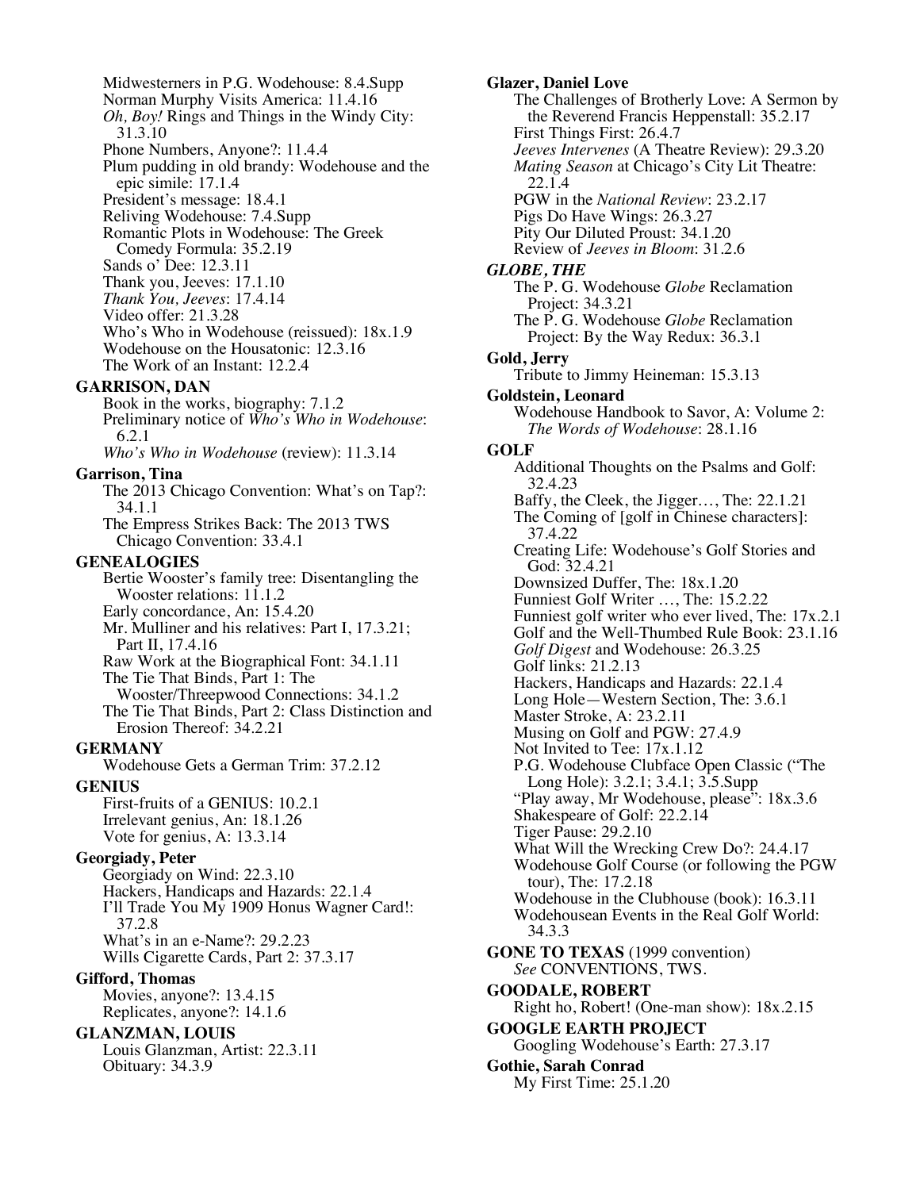Midwesterners in P.G. Wodehouse: 8.4.Supp
Norman Murphy Visits America: 11.4.16
*Oh, Boy!* Rings and Things in the Windy City: 31.3.10
Phone Numbers, Anyone?: 11.4.4
Plum pudding in old brandy: Wodehouse and the epic simile: 17.1.4
President's message: 18.4.1
Reliving Wodehouse: 7.4.Supp
Romantic Plots in Wodehouse: The Greek Comedy Formula: 35.2.19
Sands o' Dee: 12.3.11
Thank you, Jeeves: 17.1.10
*Thank You, Jeeves*: 17.4.14
Video offer: 21.3.28
Who's Who in Wodehouse (reissued): 18x.1.9
Wodehouse on the Housatonic: 12.3.16
The Work of an Instant: 12.2.4

**GARRISON, DAN**
Book in the works, biography: 7.1.2
Preliminary notice of *Who's Who in Wodehouse*: 6.2.1
*Who's Who in Wodehouse* (review): 11.3.14

**Garrison, Tina**
The 2013 Chicago Convention: What's on Tap?: 34.1.1
The Empress Strikes Back: The 2013 TWS Chicago Convention: 33.4.1

**GENEALOGIES**
Bertie Wooster's family tree: Disentangling the Wooster relations: 11.1.2
Early concordance, An: 15.4.20
Mr. Mulliner and his relatives: Part I, 17.3.21; Part II, 17.4.16
Raw Work at the Biographical Font: 34.1.11
The Tie That Binds, Part 1: The Wooster/Threepwood Connections: 34.1.2
The Tie That Binds, Part 2: Class Distinction and Erosion Thereof: 34.2.21

**GERMANY**
Wodehouse Gets a German Trim: 37.2.12

**GENIUS**
First-fruits of a GENIUS: 10.2.1
Irrelevant genius, An: 18.1.26
Vote for genius, A: 13.3.14

**Georgiady, Peter**
Georgiady on Wind: 22.3.10
Hackers, Handicaps and Hazards: 22.1.4
I'll Trade You My 1909 Honus Wagner Card!: 37.2.8
What's in an e-Name?: 29.2.23
Wills Cigarette Cards, Part 2: 37.3.17

**Gifford, Thomas**
Movies, anyone?: 13.4.15
Replicates, anyone?: 14.1.6

**GLANZMAN, LOUIS**
Louis Glanzman, Artist: 22.3.11
Obituary: 34.3.9

**Glazer, Daniel Love**
The Challenges of Brotherly Love: A Sermon by the Reverend Francis Heppenstall: 35.2.17
First Things First: 26.4.7
*Jeeves Intervenes* (A Theatre Review): 29.3.20
*Mating Season* at Chicago's City Lit Theatre: 22.1.4
PGW in the *National Review*: 23.2.17
Pigs Do Have Wings: 26.3.27
Pity Our Diluted Proust: 34.1.20
Review of *Jeeves in Bloom*: 31.2.6

***GLOBE, THE***
The P. G. Wodehouse *Globe* Reclamation Project: 34.3.21
The P. G. Wodehouse *Globe* Reclamation Project: By the Way Redux: 36.3.1

**Gold, Jerry**
Tribute to Jimmy Heineman: 15.3.13

**Goldstein, Leonard**
Wodehouse Handbook to Savor, A: Volume 2: *The Words of Wodehouse*: 28.1.16

**GOLF**
Additional Thoughts on the Psalms and Golf: 32.4.23
Baffy, the Cleek, the Jigger…, The: 22.1.21
The Coming of [golf in Chinese characters]: 37.4.22
Creating Life: Wodehouse's Golf Stories and God: 32.4.21
Downsized Duffer, The: 18x.1.20
Funniest Golf Writer …, The: 15.2.22
Funniest golf writer who ever lived, The: 17x.2.1
Golf and the Well-Thumbed Rule Book: 23.1.16
*Golf Digest* and Wodehouse: 26.3.25
Golf links: 21.2.13
Hackers, Handicaps and Hazards: 22.1.4
Long Hole—Western Section, The: 3.6.1
Master Stroke, A: 23.2.11
Musing on Golf and PGW: 27.4.9
Not Invited to Tee: 17x.1.12
P.G. Wodehouse Clubface Open Classic ("The Long Hole): 3.2.1; 3.4.1; 3.5.Supp
"Play away, Mr Wodehouse, please": 18x.3.6
Shakespeare of Golf: 22.2.14
Tiger Pause: 29.2.10
What Will the Wrecking Crew Do?: 24.4.17
Wodehouse Golf Course (or following the PGW tour), The: 17.2.18
Wodehouse in the Clubhouse (book): 16.3.11
Wodehousean Events in the Real Golf World: 34.3.3

**GONE TO TEXAS** (1999 convention)
*See* CONVENTIONS, TWS.

**GOODALE, ROBERT**
Right ho, Robert! (One-man show): 18x.2.15

**GOOGLE EARTH PROJECT**
Googling Wodehouse's Earth: 27.3.17

**Gothie, Sarah Conrad**
My First Time: 25.1.20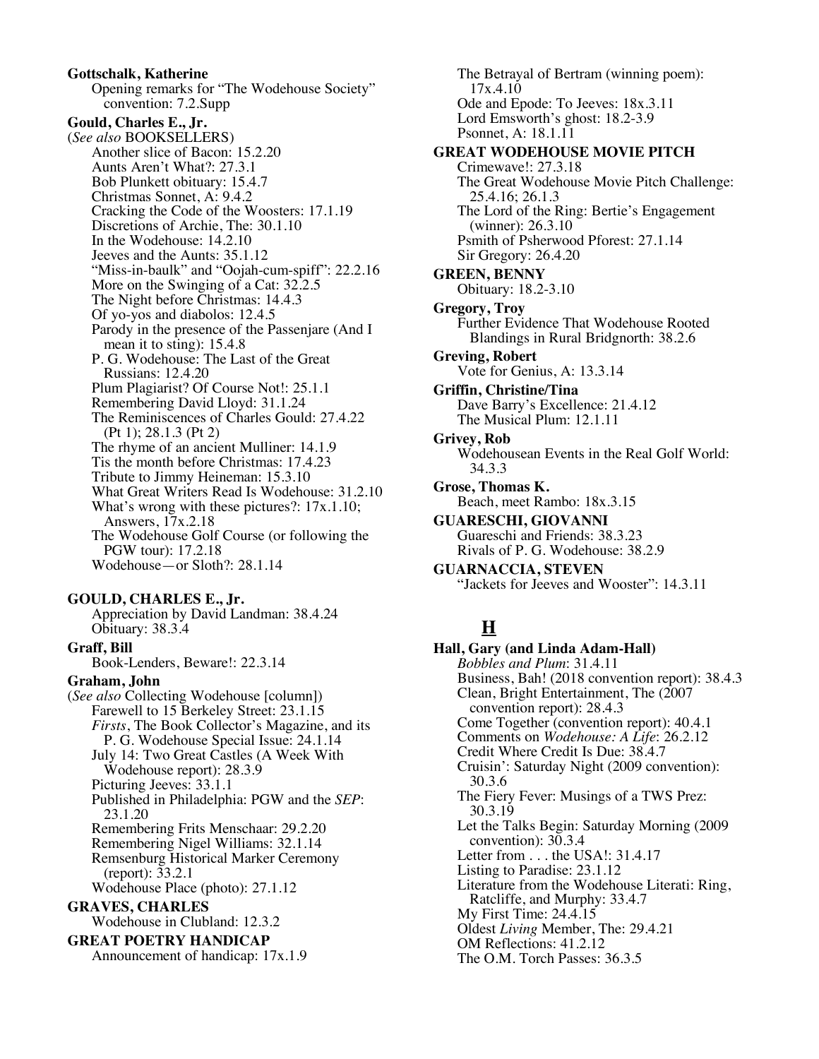**Gottschalk, Katherine**

Opening remarks for "The Wodehouse Society" convention: 7.2.Supp

**Gould, Charles E., Jr.**

(*See also* BOOKSELLERS)

Another slice of Bacon: 15.2.20
Aunts Aren't What?: 27.3.1
Bob Plunkett obituary: 15.4.7
Christmas Sonnet, A: 9.4.2
Cracking the Code of the Woosters: 17.1.19
Discretions of Archie, The: 30.1.10
In the Wodehouse: 14.2.10
Jeeves and the Aunts: 35.1.12
"Miss-in-baulk" and "Oojah-cum-spiff": 22.2.16
More on the Swinging of a Cat: 32.2.5
The Night before Christmas: 14.4.3
Of yo-yos and diabolos: 12.4.5
Parody in the presence of the Passenjare (And I mean it to sting): 15.4.8
P. G. Wodehouse: The Last of the Great Russians: 12.4.20
Plum Plagiarist? Of Course Not!: 25.1.1
Remembering David Lloyd: 31.1.24
The Reminiscences of Charles Gould: 27.4.22 (Pt 1); 28.1.3 (Pt 2)
The rhyme of an ancient Mulliner: 14.1.9
Tis the month before Christmas: 17.4.23
Tribute to Jimmy Heineman: 15.3.10
What Great Writers Read Is Wodehouse: 31.2.10
What's wrong with these pictures?: 17x.1.10; Answers, 17x.2.18
The Wodehouse Golf Course (or following the PGW tour): 17.2.18
Wodehouse—or Sloth?: 28.1.14

**GOULD, CHARLES E., Jr.**

Appreciation by David Landman: 38.4.24
Obituary: 38.3.4

**Graff, Bill**

Book-Lenders, Beware!: 22.3.14

**Graham, John**

(*See also* Collecting Wodehouse [column])

Farewell to 15 Berkeley Street: 23.1.15
*Firsts*, The Book Collector's Magazine, and its P. G. Wodehouse Special Issue: 24.1.14
July 14: Two Great Castles (A Week With Wodehouse report): 28.3.9
Picturing Jeeves: 33.1.1
Published in Philadelphia: PGW and the *SEP*: 23.1.20
Remembering Frits Menschaar: 29.2.20
Remembering Nigel Williams: 32.1.14
Remsenburg Historical Marker Ceremony (report): 33.2.1
Wodehouse Place (photo): 27.1.12

**GRAVES, CHARLES**

Wodehouse in Clubland: 12.3.2

**GREAT POETRY HANDICAP**

Announcement of handicap: 17x.1.9
The Betrayal of Bertram (winning poem): 17x.4.10
Ode and Epode: To Jeeves: 18x.3.11
Lord Emsworth's ghost: 18.2-3.9
Psonnet, A: 18.1.11

**GREAT WODEHOUSE MOVIE PITCH**

Crimewave!: 27.3.18
The Great Wodehouse Movie Pitch Challenge: 25.4.16; 26.1.3
The Lord of the Ring: Bertie's Engagement (winner): 26.3.10
Psmith of Psherwood Pforest: 27.1.14
Sir Gregory: 26.4.20

**GREEN, BENNY**

Obituary: 18.2-3.10

**Gregory, Troy**

Further Evidence That Wodehouse Rooted Blandings in Rural Bridgnorth: 38.2.6

**Greving, Robert**

Vote for Genius, A: 13.3.14

**Griffin, Christine/Tina**

Dave Barry's Excellence: 21.4.12
The Musical Plum: 12.1.11

**Grivey, Rob**

Wodehousean Events in the Real Golf World: 34.3.3

**Grose, Thomas K.**

Beach, meet Rambo: 18x.3.15

**GUARESCHI, GIOVANNI**

Guareschi and Friends: 38.3.23
Rivals of P. G. Wodehouse: 38.2.9

**GUARNACCIA, STEVEN**

"Jackets for Jeeves and Wooster": 14.3.11

## H

**Hall, Gary (and Linda Adam-Hall)**

*Bobbles and Plum*: 31.4.11
Business, Bah! (2018 convention report): 38.4.3
Clean, Bright Entertainment, The (2007 convention report): 28.4.3
Come Together (convention report): 40.4.1
Comments on *Wodehouse: A Life*: 26.2.12
Credit Where Credit Is Due: 38.4.7
Cruisin': Saturday Night (2009 convention): 30.3.6
The Fiery Fever: Musings of a TWS Prez: 30.3.19
Let the Talks Begin: Saturday Morning (2009 convention): 30.3.4
Letter from . . . the USA!: 31.4.17
Listing to Paradise: 23.1.12
Literature from the Wodehouse Literati: Ring, Ratcliffe, and Murphy: 33.4.7
My First Time: 24.4.15
Oldest *Living* Member, The: 29.4.21
OM Reflections: 41.2.12
The O.M. Torch Passes: 36.3.5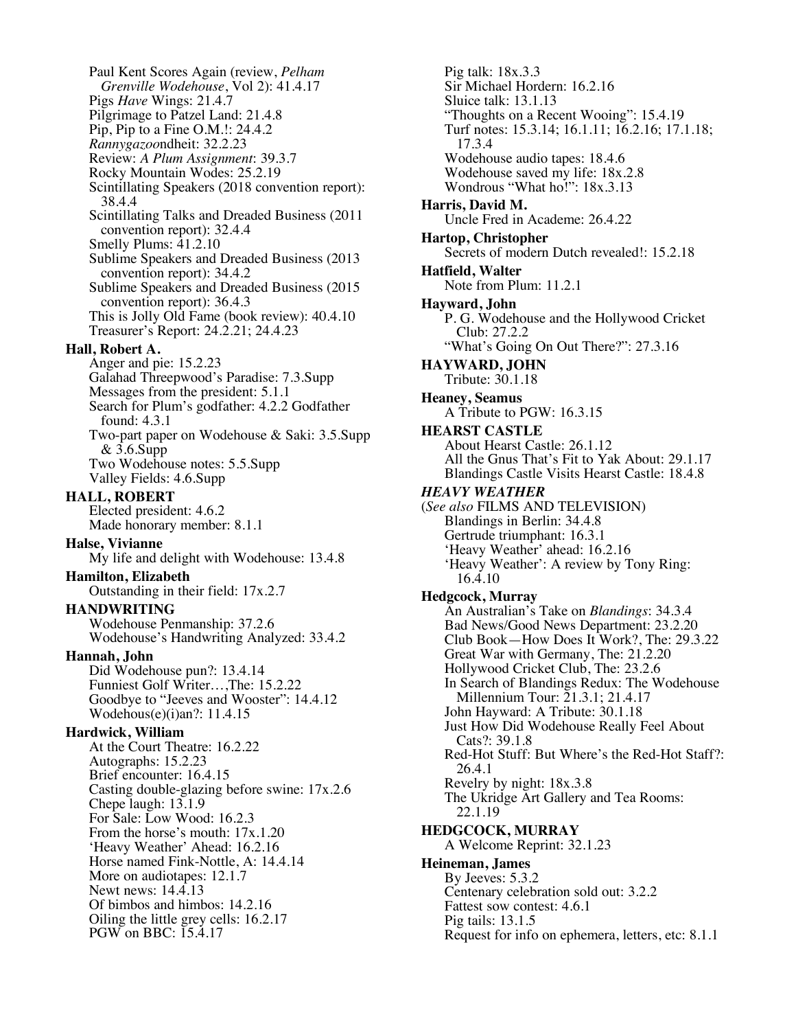Paul Kent Scores Again (review, *Pelham Grenville Wodehouse*, Vol 2): 41.4.17
Pigs *Have* Wings: 21.4.7
Pilgrimage to Patzel Land: 21.4.8
Pip, Pip to a Fine O.M.!: 24.4.2
*Rannygazoo*ndheit: 32.2.23
Review: *A Plum Assignment*: 39.3.7
Rocky Mountain Wodes: 25.2.19
Scintillating Speakers (2018 convention report): 38.4.4
Scintillating Talks and Dreaded Business (2011 convention report): 32.4.4
Smelly Plums: 41.2.10
Sublime Speakers and Dreaded Business (2013 convention report): 34.4.2
Sublime Speakers and Dreaded Business (2015 convention report): 36.4.3
This is Jolly Old Fame (book review): 40.4.10
Treasurer's Report: 24.2.21; 24.4.23

**Hall, Robert A.**
Anger and pie: 15.2.23
Galahad Threepwood's Paradise: 7.3.Supp
Messages from the president: 5.1.1
Search for Plum's godfather: 4.2.2 Godfather found: 4.3.1
Two-part paper on Wodehouse & Saki: 3.5.Supp & 3.6.Supp
Two Wodehouse notes: 5.5.Supp
Valley Fields: 4.6.Supp

**HALL, ROBERT**
Elected president: 4.6.2
Made honorary member: 8.1.1

**Halse, Vivianne**
My life and delight with Wodehouse: 13.4.8

**Hamilton, Elizabeth**
Outstanding in their field: 17x.2.7

**HANDWRITING**
Wodehouse Penmanship: 37.2.6
Wodehouse's Handwriting Analyzed: 33.4.2

**Hannah, John**
Did Wodehouse pun?: 13.4.14
Funniest Golf Writer…,The: 15.2.22
Goodbye to "Jeeves and Wooster": 14.4.12
Wodehous(e)(i)an?: 11.4.15

**Hardwick, William**
At the Court Theatre: 16.2.22
Autographs: 15.2.23
Brief encounter: 16.4.15
Casting double-glazing before swine: 17x.2.6
Chepe laugh: 13.1.9
For Sale: Low Wood: 16.2.3
From the horse's mouth: 17x.1.20
'Heavy Weather' Ahead: 16.2.16
Horse named Fink-Nottle, A: 14.4.14
More on audiotapes: 12.1.7
Newt news: 14.4.13
Of bimbos and himbos: 14.2.16
Oiling the little grey cells: 16.2.17
PGW on BBC: 15.4.17
Pig talk: 18x.3.3
Sir Michael Hordern: 16.2.16
Sluice talk: 13.1.13
"Thoughts on a Recent Wooing": 15.4.19
Turf notes: 15.3.14; 16.1.11; 16.2.16; 17.1.18; 17.3.4
Wodehouse audio tapes: 18.4.6
Wodehouse saved my life: 18x.2.8
Wondrous "What ho!": 18x.3.13

**Harris, David M.**
Uncle Fred in Academe: 26.4.22

**Hartop, Christopher**
Secrets of modern Dutch revealed!: 15.2.18

**Hatfield, Walter**
Note from Plum: 11.2.1

**Hayward, John**
P. G. Wodehouse and the Hollywood Cricket Club: 27.2.2
"What's Going On Out There?": 27.3.16

**HAYWARD, JOHN**
Tribute: 30.1.18

**Heaney, Seamus**
A Tribute to PGW: 16.3.15

**HEARST CASTLE**
About Hearst Castle: 26.1.12
All the Gnus That's Fit to Yak About: 29.1.17
Blandings Castle Visits Hearst Castle: 18.4.8

***HEAVY WEATHER***
(*See also* FILMS AND TELEVISION)
Blandings in Berlin: 34.4.8
Gertrude triumphant: 16.3.1
'Heavy Weather' ahead: 16.2.16
'Heavy Weather': A review by Tony Ring: 16.4.10

**Hedgcock, Murray**
An Australian's Take on *Blandings*: 34.3.4
Bad News/Good News Department: 23.2.20
Club Book—How Does It Work?, The: 29.3.22
Great War with Germany, The: 21.2.20
Hollywood Cricket Club, The: 23.2.6
In Search of Blandings Redux: The Wodehouse Millennium Tour: 21.3.1; 21.4.17
John Hayward: A Tribute: 30.1.18
Just How Did Wodehouse Really Feel About Cats?: 39.1.8
Red-Hot Stuff: But Where's the Red-Hot Staff?: 26.4.1
Revelry by night: 18x.3.8
The Ukridge Art Gallery and Tea Rooms: 22.1.19

**HEDGCOCK, MURRAY**
A Welcome Reprint: 32.1.23

**Heineman, James**
By Jeeves: 5.3.2
Centenary celebration sold out: 3.2.2
Fattest sow contest: 4.6.1
Pig tails: 13.1.5
Request for info on ephemera, letters, etc: 8.1.1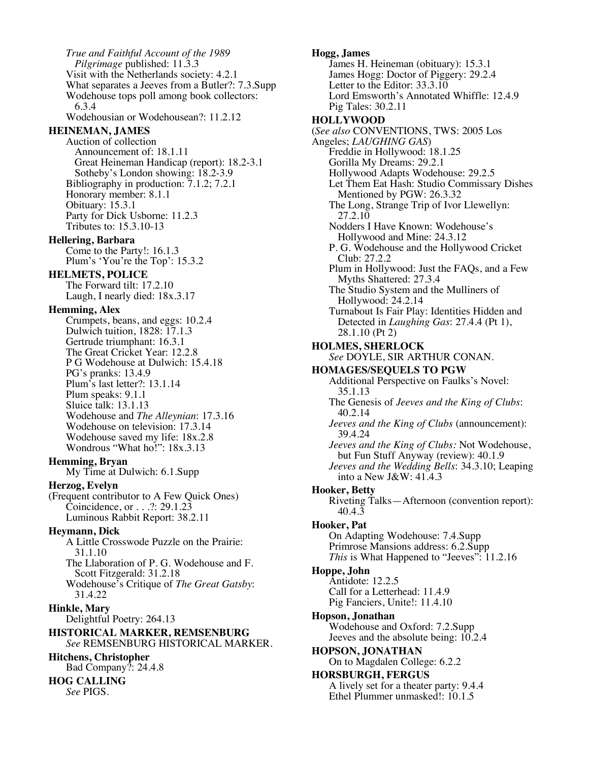*True and Faithful Account of the 1989 Pilgrimage* published: 11.3.3
Visit with the Netherlands society: 4.2.1
What separates a Jeeves from a Butler?: 7.3.Supp
Wodehouse tops poll among book collectors: 6.3.4
Wodehousian or Wodehousean?: 11.2.12

**HEINEMAN, JAMES**
Auction of collection
  Announcement of: 18.1.11
  Great Heineman Handicap (report): 18.2-3.1
  Sotheby's London showing: 18.2-3.9
Bibliography in production: 7.1.2; 7.2.1
Honorary member: 8.1.1
Obituary: 15.3.1
Party for Dick Usborne: 11.2.3
Tributes to: 15.3.10-13

**Hellering, Barbara**
Come to the Party!: 16.1.3
Plum's 'You're the Top': 15.3.2

**HELMETS, POLICE**
The Forward tilt: 17.2.10
Laugh, I nearly died: 18x.3.17

**Hemming, Alex**
Crumpets, beans, and eggs: 10.2.4
Dulwich tuition, 1828: 17.1.3
Gertrude triumphant: 16.3.1
The Great Cricket Year: 12.2.8
P G Wodehouse at Dulwich: 15.4.18
PG's pranks: 13.4.9
Plum's last letter?: 13.1.14
Plum speaks: 9.1.1
Sluice talk: 13.1.13
Wodehouse and *The Alleynian*: 17.3.16
Wodehouse on television: 17.3.14
Wodehouse saved my life: 18x.2.8
Wondrous "What ho!": 18x.3.13

**Hemming, Bryan**
My Time at Dulwich: 6.1.Supp

**Herzog, Evelyn**
(Frequent contributor to A Few Quick Ones)
Coincidence, or . . .?: 29.1.23
Luminous Rabbit Report: 38.2.11

**Heymann, Dick**
A Little Crosswode Puzzle on the Prairie: 31.1.10
The Llaboration of P. G. Wodehouse and F. Scott Fitzgerald: 31.2.18
Wodehouse's Critique of *The Great Gatsby*: 31.4.22

**Hinkle, Mary**
Delightful Poetry: 264.13

**HISTORICAL MARKER, REMSENBURG**
*See* REMSENBURG HISTORICAL MARKER.

**Hitchens, Christopher**
Bad Company?: 24.4.8

**HOG CALLING**
*See* PIGS.

**Hogg, James**
James H. Heineman (obituary): 15.3.1
James Hogg: Doctor of Piggery: 29.2.4
Letter to the Editor: 33.3.10
Lord Emsworth's Annotated Whiffle: 12.4.9
Pig Tales: 30.2.11

**HOLLYWOOD**
(*See also* CONVENTIONS, TWS: 2005 Los Angeles; *LAUGHING GAS*)
Freddie in Hollywood: 18.1.25
Gorilla My Dreams: 29.2.1
Hollywood Adapts Wodehouse: 29.2.5
Let Them Eat Hash: Studio Commissary Dishes Mentioned by PGW: 26.3.32
The Long, Strange Trip of Ivor Llewellyn: 27.2.10
Nodders I Have Known: Wodehouse's Hollywood and Mine: 24.3.12
P. G. Wodehouse and the Hollywood Cricket Club: 27.2.2
Plum in Hollywood: Just the FAQs, and a Few Myths Shattered: 27.3.4
The Studio System and the Mulliners of Hollywood: 24.2.14
Turnabout Is Fair Play: Identities Hidden and Detected in *Laughing Gas*: 27.4.4 (Pt 1), 28.1.10 (Pt 2)

**HOLMES, SHERLOCK**
*See* DOYLE, SIR ARTHUR CONAN.

**HOMAGES/SEQUELS TO PGW**
Additional Perspective on Faulks's Novel: 35.1.13
The Genesis of *Jeeves and the King of Clubs*: 40.2.14
*Jeeves and the King of Clubs* (announcement): 39.4.24
*Jeeves and the King of Clubs:* Not Wodehouse, but Fun Stuff Anyway (review): 40.1.9
*Jeeves and the Wedding Bells*: 34.3.10; Leaping into a New J&W: 41.4.3

**Hooker, Betty**
Riveting Talks—Afternoon (convention report): 40.4.3

**Hooker, Pat**
On Adapting Wodehouse: 7.4.Supp
Primrose Mansions address: 6.2.Supp
*This* is What Happened to "Jeeves": 11.2.16

**Hoppe, John**
Antidote: 12.2.5
Call for a Letterhead: 11.4.9
Pig Fanciers, Unite!: 11.4.10

**Hopson, Jonathan**
Wodehouse and Oxford: 7.2.Supp
Jeeves and the absolute being: 10.2.4

**HOPSON, JONATHAN**
On to Magdalen College: 6.2.2

**HORSBURGH, FERGUS**
A lively set for a theater party: 9.4.4
Ethel Plummer unmasked!: 10.1.5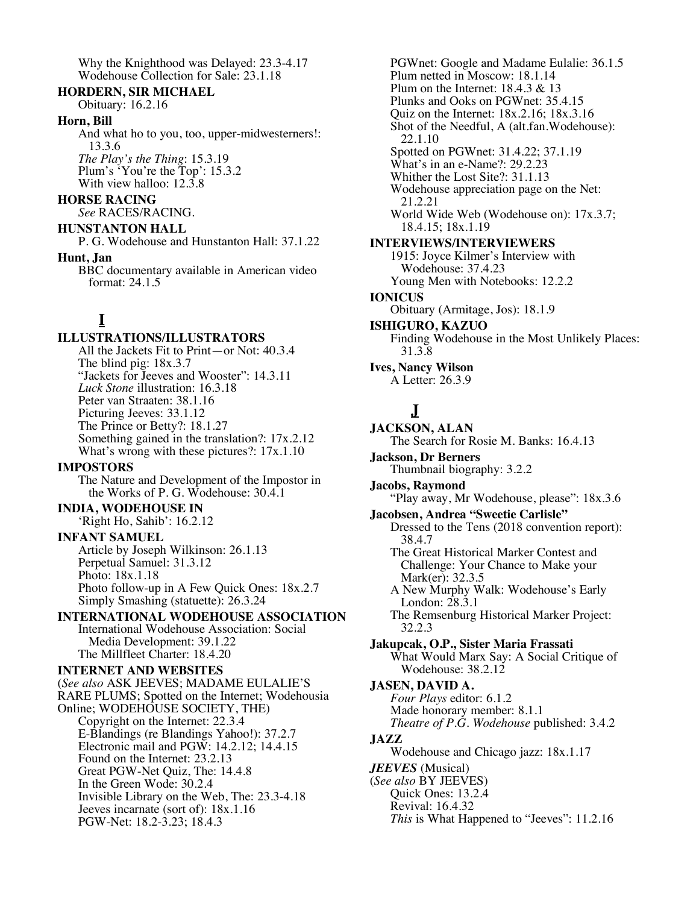Why the Knighthood was Delayed: 23.3-4.17
Wodehouse Collection for Sale: 23.1.18

**HORDERN, SIR MICHAEL**
Obituary: 16.2.16

**Horn, Bill**
And what ho to you, too, upper-midwesterners!: 13.3.6
*The Play's the Thing*: 15.3.19
Plum's 'You're the Top': 15.3.2
With view halloo: 12.3.8

**HORSE RACING**
*See* RACES/RACING.

**HUNSTANTON HALL**
P. G. Wodehouse and Hunstanton Hall: 37.1.22

**Hunt, Jan**
BBC documentary available in American video format: 24.1.5

## I

**ILLUSTRATIONS/ILLUSTRATORS**
All the Jackets Fit to Print—or Not: 40.3.4
The blind pig: 18x.3.7
"Jackets for Jeeves and Wooster": 14.3.11
*Luck Stone* illustration: 16.3.18
Peter van Straaten: 38.1.16
Picturing Jeeves: 33.1.12
The Prince or Betty?: 18.1.27
Something gained in the translation?: 17x.2.12
What's wrong with these pictures?: 17x.1.10

**IMPOSTORS**
The Nature and Development of the Impostor in the Works of P. G. Wodehouse: 30.4.1

**INDIA, WODEHOUSE IN**
'Right Ho, Sahib': 16.2.12

**INFANT SAMUEL**
Article by Joseph Wilkinson: 26.1.13
Perpetual Samuel: 31.3.12
Photo: 18x.1.18
Photo follow-up in A Few Quick Ones: 18x.2.7
Simply Smashing (statuette): 26.3.24

**INTERNATIONAL WODEHOUSE ASSOCIATION**
International Wodehouse Association: Social Media Development: 39.1.22
The Millfleet Charter: 18.4.20

**INTERNET AND WEBSITES**
(*See also* ASK JEEVES; MADAME EULALIE'S RARE PLUMS; Spotted on the Internet; Wodehousia Online; WODEHOUSE SOCIETY, THE)
Copyright on the Internet: 22.3.4
E-Blandings (re Blandings Yahoo!): 37.2.7
Electronic mail and PGW: 14.2.12; 14.4.15
Found on the Internet: 23.2.13
Great PGW-Net Quiz, The: 14.4.8
In the Green Wode: 30.2.4
Invisible Library on the Web, The: 23.3-4.18
Jeeves incarnate (sort of): 18x.1.16
PGW-Net: 18.2-3.23; 18.4.3
PGWnet: Google and Madame Eulalie: 36.1.5
Plum netted in Moscow: 18.1.14
Plum on the Internet: 18.4.3 & 13
Plunks and Ooks on PGWnet: 35.4.15
Quiz on the Internet: 18x.2.16; 18x.3.16
Shot of the Needful, A (alt.fan.Wodehouse): 22.1.10
Spotted on PGWnet: 31.4.22; 37.1.19
What's in an e-Name?: 29.2.23
Whither the Lost Site?: 31.1.13
Wodehouse appreciation page on the Net: 21.2.21
World Wide Web (Wodehouse on): 17x.3.7; 18.4.15; 18x.1.19

**INTERVIEWS/INTERVIEWERS**
1915: Joyce Kilmer's Interview with Wodehouse: 37.4.23
Young Men with Notebooks: 12.2.2

**IONICUS**
Obituary (Armitage, Jos): 18.1.9

**ISHIGURO, KAZUO**
Finding Wodehouse in the Most Unlikely Places: 31.3.8

**Ives, Nancy Wilson**
A Letter: 26.3.9

## J

**JACKSON, ALAN**
The Search for Rosie M. Banks: 16.4.13

**Jackson, Dr Berners**
Thumbnail biography: 3.2.2

**Jacobs, Raymond**
"Play away, Mr Wodehouse, please": 18x.3.6

**Jacobsen, Andrea "Sweetie Carlisle"**
Dressed to the Tens (2018 convention report): 38.4.7
The Great Historical Marker Contest and Challenge: Your Chance to Make your Mark(er): 32.3.5
A New Murphy Walk: Wodehouse's Early London: 28.3.1
The Remsenburg Historical Marker Project: 32.2.3

**Jakupcak, O.P., Sister Maria Frassati**
What Would Marx Say: A Social Critique of Wodehouse: 38.2.12

**JASEN, DAVID A.**
*Four Plays* editor: 6.1.2
Made honorary member: 8.1.1
*Theatre of P.G. Wodehouse* published: 3.4.2

**JAZZ**
Wodehouse and Chicago jazz: 18x.1.17

***JEEVES* (Musical)**
(*See also* BY JEEVES)
Quick Ones: 13.2.4
Revival: 16.4.32
*This* is What Happened to "Jeeves": 11.2.16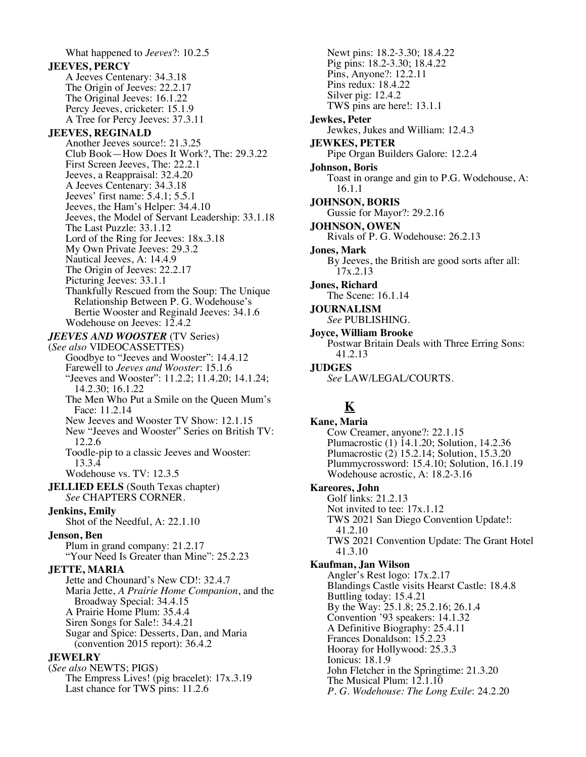What happened to *Jeeves*?: 10.2.5

**JEEVES, PERCY**

A Jeeves Centenary: 34.3.18
The Origin of Jeeves: 22.2.17
The Original Jeeves: 16.1.22
Percy Jeeves, cricketer: 15.1.9
A Tree for Percy Jeeves: 37.3.11

**JEEVES, REGINALD**

Another Jeeves source!: 21.3.25
Club Book—How Does It Work?, The: 29.3.22
First Screen Jeeves, The: 22.2.1
Jeeves, a Reappraisal: 32.4.20
A Jeeves Centenary: 34.3.18
Jeeves' first name: 5.4.1; 5.5.1
Jeeves, the Ham's Helper: 34.4.10
Jeeves, the Model of Servant Leadership: 33.1.18
The Last Puzzle: 33.1.12
Lord of the Ring for Jeeves: 18x.3.18
My Own Private Jeeves: 29.3.2
Nautical Jeeves, A: 14.4.9
The Origin of Jeeves: 22.2.17
Picturing Jeeves: 33.1.1
Thankfully Rescued from the Soup: The Unique Relationship Between P. G. Wodehouse's Bertie Wooster and Reginald Jeeves: 34.1.6
Wodehouse on Jeeves: 12.4.2

***JEEVES AND WOOSTER*** **(TV Series)**
(*See also* VIDEOCASSETTES)

Goodbye to "Jeeves and Wooster": 14.4.12
Farewell to *Jeeves and Wooster*: 15.1.6
"Jeeves and Wooster": 11.2.2; 11.4.20; 14.1.24; 14.2.30; 16.1.22
The Men Who Put a Smile on the Queen Mum's Face: 11.2.14
New Jeeves and Wooster TV Show: 12.1.15
New "Jeeves and Wooster" Series on British TV: 12.2.6
Toodle-pip to a classic Jeeves and Wooster: 13.3.4
Wodehouse vs. TV: 12.3.5

**JELLIED EELS** (South Texas chapter)
*See* CHAPTERS CORNER.

**Jenkins, Emily**

Shot of the Needful, A: 22.1.10

**Jenson, Ben**

Plum in grand company: 21.2.17
"Your Need Is Greater than Mine": 25.2.23

**JETTE, MARIA**

Jette and Chounard's New CD!: 32.4.7
Maria Jette, *A Prairie Home Companion*, and the Broadway Special: 34.4.15
A Prairie Home Plum: 35.4.4
Siren Songs for Sale!: 34.4.21
Sugar and Spice: Desserts, Dan, and Maria (convention 2015 report): 36.4.2

**JEWELRY**
(*See also* NEWTS; PIGS)

The Empress Lives! (pig bracelet): 17x.3.19
Last chance for TWS pins: 11.2.6
Newt pins: 18.2-3.30; 18.4.22
Pig pins: 18.2-3.30; 18.4.22
Pins, Anyone?: 12.2.11
Pins redux: 18.4.22
Silver pig: 12.4.2
TWS pins are here!: 13.1.1

**Jewkes, Peter**

Jewkes, Jukes and William: 12.4.3

**JEWKES, PETER**

Pipe Organ Builders Galore: 12.2.4

**Johnson, Boris**

Toast in orange and gin to P.G. Wodehouse, A: 16.1.1

**JOHNSON, BORIS**

Gussie for Mayor?: 29.2.16

**JOHNSON, OWEN**

Rivals of P. G. Wodehouse: 26.2.13

**Jones, Mark**

By Jeeves, the British are good sorts after all: 17x.2.13

**Jones, Richard**

The Scene: 16.1.14

**JOURNALISM**
*See* PUBLISHING.

**Joyce, William Brooke**

Postwar Britain Deals with Three Erring Sons: 41.2.13

**JUDGES**
*See* LAW/LEGAL/COURTS.

## K

**Kane, Maria**

Cow Creamer, anyone?: 22.1.15
Plumacrostic (1) 14.1.20; Solution, 14.2.36
Plumacrostic (2) 15.2.14; Solution, 15.3.20
Plummycrossword: 15.4.10; Solution, 16.1.19
Wodehouse acrostic, A: 18.2-3.16

**Kareores, John**

Golf links: 21.2.13
Not invited to tee: 17x.1.12
TWS 2021 San Diego Convention Update!: 41.2.10
TWS 2021 Convention Update: The Grant Hotel 41.3.10

**Kaufman, Jan Wilson**

Angler's Rest logo: 17x.2.17
Blandings Castle visits Hearst Castle: 18.4.8
Buttling today: 15.4.21
By the Way: 25.1.8; 25.2.16; 26.1.4
Convention '93 speakers: 14.1.32
A Definitive Biography: 25.4.11
Frances Donaldson: 15.2.23
Hooray for Hollywood: 25.3.3
Ionicus: 18.1.9
John Fletcher in the Springtime: 21.3.20
The Musical Plum: 12.1.10
*P. G. Wodehouse: The Long Exile*: 24.2.20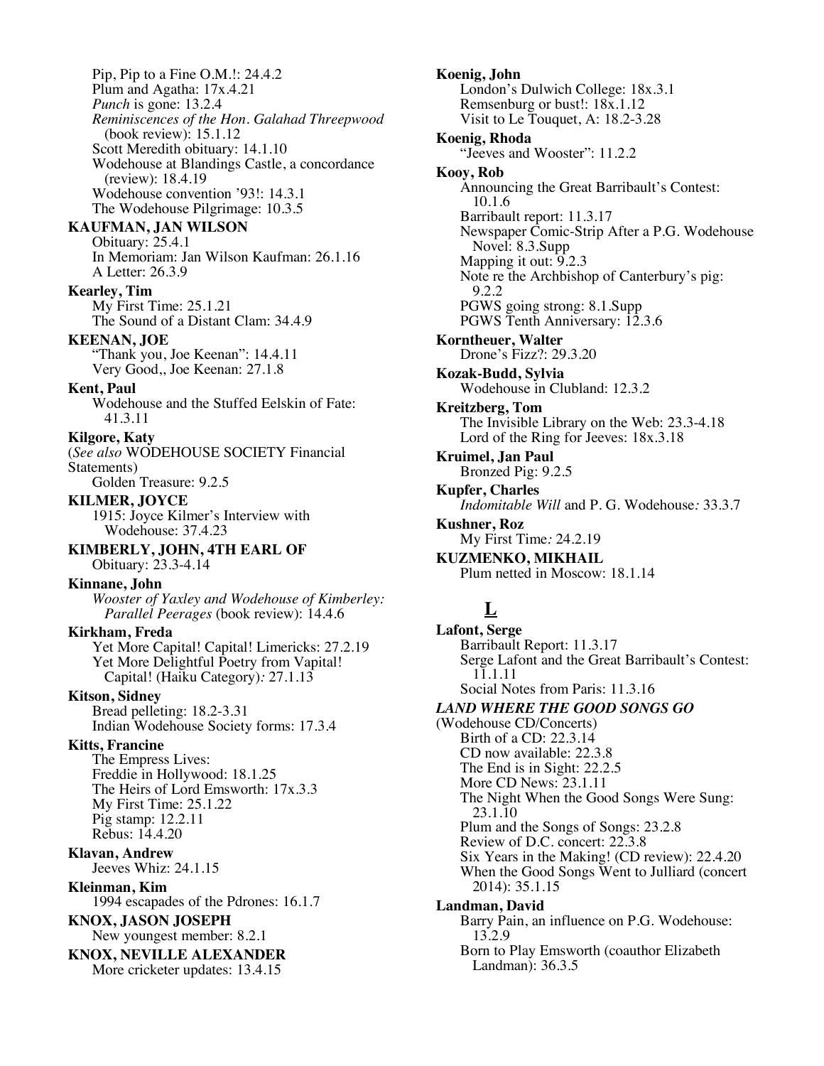Pip, Pip to a Fine O.M.!: 24.4.2
Plum and Agatha: 17x.4.21
*Punch* is gone: 13.2.4
*Reminiscences of the Hon. Galahad Threepwood* (book review): 15.1.12
Scott Meredith obituary: 14.1.10
Wodehouse at Blandings Castle, a concordance (review): 18.4.19
Wodehouse convention '93!: 14.3.1
The Wodehouse Pilgrimage: 10.3.5

**KAUFMAN, JAN WILSON**
Obituary: 25.4.1
In Memoriam: Jan Wilson Kaufman: 26.1.16
A Letter: 26.3.9

**Kearley, Tim**
My First Time: 25.1.21
The Sound of a Distant Clam: 34.4.9

**KEENAN, JOE**
"Thank you, Joe Keenan": 14.4.11
Very Good,, Joe Keenan: 27.1.8

**Kent, Paul**
Wodehouse and the Stuffed Eelskin of Fate: 41.3.11

**Kilgore, Katy**
(*See also* WODEHOUSE SOCIETY Financial Statements)
Golden Treasure: 9.2.5

**KILMER, JOYCE**
1915: Joyce Kilmer's Interview with Wodehouse: 37.4.23

**KIMBERLY, JOHN, 4TH EARL OF**
Obituary: 23.3-4.14

**Kinnane, John**
*Wooster of Yaxley and Wodehouse of Kimberley: Parallel Peerages* (book review): 14.4.6

**Kirkham, Freda**
Yet More Capital! Capital! Limericks: 27.2.19
Yet More Delightful Poetry from Vapital! Capital! (Haiku Category)*:* 27.1.13

**Kitson, Sidney**
Bread pelleting: 18.2-3.31
Indian Wodehouse Society forms: 17.3.4

**Kitts, Francine**
The Empress Lives:
Freddie in Hollywood: 18.1.25
The Heirs of Lord Emsworth: 17x.3.3
My First Time: 25.1.22
Pig stamp: 12.2.11
Rebus: 14.4.20

**Klavan, Andrew**
Jeeves Whiz: 24.1.15

**Kleinman, Kim**
1994 escapades of the Pdrones: 16.1.7

**KNOX, JASON JOSEPH**
New youngest member: 8.2.1

**KNOX, NEVILLE ALEXANDER**
More cricketer updates: 13.4.15

**Koenig, John**
London's Dulwich College: 18x.3.1
Remsenburg or bust!: 18x.1.12
Visit to Le Touquet, A: 18.2-3.28

**Koenig, Rhoda**
"Jeeves and Wooster": 11.2.2

**Kooy, Rob**
Announcing the Great Barribault's Contest: 10.1.6
Barribault report: 11.3.17
Newspaper Comic-Strip After a P.G. Wodehouse Novel: 8.3.Supp
Mapping it out: 9.2.3
Note re the Archbishop of Canterbury's pig: 9.2.2
PGWS going strong: 8.1.Supp
PGWS Tenth Anniversary: 12.3.6

**Korntheuer, Walter**
Drone's Fizz?: 29.3.20

**Kozak-Budd, Sylvia**
Wodehouse in Clubland: 12.3.2

**Kreitzberg, Tom**
The Invisible Library on the Web: 23.3-4.18
Lord of the Ring for Jeeves: 18x.3.18

**Kruimel, Jan Paul**
Bronzed Pig: 9.2.5

**Kupfer, Charles**
*Indomitable Will* and P. G. Wodehouse*:* 33.3.7

**Kushner, Roz**
My First Time*:* 24.2.19

**KUZMENKO, MIKHAIL**
Plum netted in Moscow: 18.1.14

## L

**Lafont, Serge**
Barribault Report: 11.3.17
Serge Lafont and the Great Barribault's Contest: 11.1.11
Social Notes from Paris: 11.3.16

***LAND WHERE THE GOOD SONGS GO***
(Wodehouse CD/Concerts)
Birth of a CD: 22.3.14
CD now available: 22.3.8
The End is in Sight: 22.2.5
More CD News: 23.1.11
The Night When the Good Songs Were Sung: 23.1.10
Plum and the Songs of Songs: 23.2.8
Review of D.C. concert: 22.3.8
Six Years in the Making! (CD review): 22.4.20
When the Good Songs Went to Julliard (concert 2014): 35.1.15

**Landman, David**
Barry Pain, an influence on P.G. Wodehouse: 13.2.9
Born to Play Emsworth (coauthor Elizabeth Landman): 36.3.5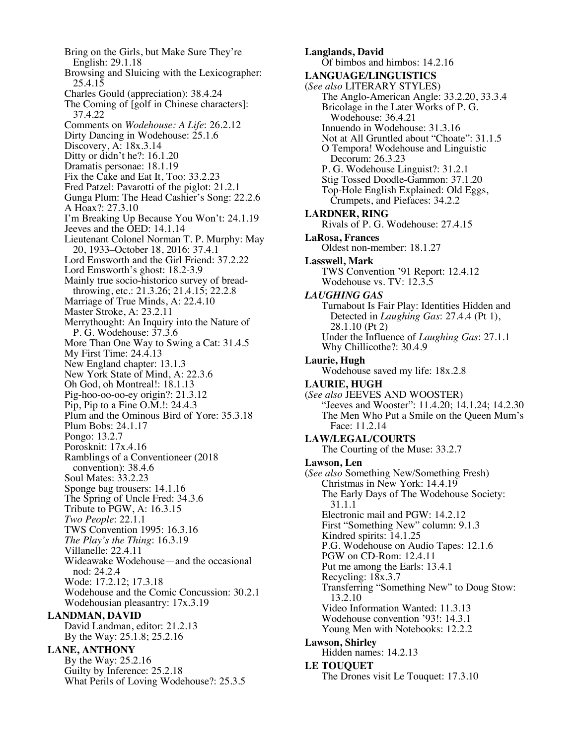Bring on the Girls, but Make Sure They're English: 29.1.18
Browsing and Sluicing with the Lexicographer: 25.4.15
Charles Gould (appreciation): 38.4.24
The Coming of [golf in Chinese characters]: 37.4.22
Comments on *Wodehouse: A Life*: 26.2.12
Dirty Dancing in Wodehouse: 25.1.6
Discovery, A: 18x.3.14
Ditty or didn't he?: 16.1.20
Dramatis personae: 18.1.19
Fix the Cake and Eat It, Too: 33.2.23
Fred Patzel: Pavarotti of the piglot: 21.2.1
Gunga Plum: The Head Cashier's Song: 22.2.6
A Hoax?: 27.3.10
I'm Breaking Up Because You Won't: 24.1.19
Jeeves and the OED: 14.1.14
Lieutenant Colonel Norman T. P. Murphy: May 20, 1933–October 18, 2016: 37.4.1
Lord Emsworth and the Girl Friend: 37.2.22
Lord Emsworth's ghost: 18.2-3.9
Mainly true socio-historico survey of bread-throwing, etc.: 21.3.26; 21.4.15; 22.2.8
Marriage of True Minds, A: 22.4.10
Master Stroke, A: 23.2.11
Merrythought: An Inquiry into the Nature of P. G. Wodehouse: 37.3.6
More Than One Way to Swing a Cat: 31.4.5
My First Time: 24.4.13
New England chapter: 13.1.3
New York State of Mind, A: 22.3.6
Oh God, oh Montreal!: 18.1.13
Pig-hoo-oo-oo-ey origin?: 21.3.12
Pip, Pip to a Fine O.M.!: 24.4.3
Plum and the Ominous Bird of Yore: 35.3.18
Plum Bobs: 24.1.17
Pongo: 13.2.7
Porosknit: 17x.4.16
Ramblings of a Conventioneer (2018 convention): 38.4.6
Soul Mates: 33.2.23
Sponge bag trousers: 14.1.16
The Spring of Uncle Fred: 34.3.6
Tribute to PGW, A: 16.3.15
*Two People*: 22.1.1
TWS Convention 1995: 16.3.16
*The Play's the Thing*: 16.3.19
Villanelle: 22.4.11
Wideawake Wodehouse—and the occasional nod: 24.2.4
Wode: 17.2.12; 17.3.18
Wodehouse and the Comic Concussion: 30.2.1
Wodehousian pleasantry: 17x.3.19

**LANDMAN, DAVID**
David Landman, editor: 21.2.13
By the Way: 25.1.8; 25.2.16

**LANE, ANTHONY**
By the Way: 25.2.16
Guilty by Inference: 25.2.18
What Perils of Loving Wodehouse?: 25.3.5

**Langlands, David**
Of bimbos and himbos: 14.2.16

**LANGUAGE/LINGUISTICS**
(*See also* LITERARY STYLES)
The Anglo-American Angle: 33.2.20, 33.3.4
Bricolage in the Later Works of P. G. Wodehouse: 36.4.21
Innuendo in Wodehouse: 31.3.16
Not at All Gruntled about "Choate": 31.1.5
O Tempora! Wodehouse and Linguistic Decorum: 26.3.23
P. G. Wodehouse Linguist?: 31.2.1
Stig Tossed Doodle-Gammon: 37.1.20
Top-Hole English Explained: Old Eggs, Crumpets, and Piefaces: 34.2.2

**LARDNER, RING**
Rivals of P. G. Wodehouse: 27.4.15

**LaRosa, Frances**
Oldest non-member: 18.1.27

**Lasswell, Mark**
TWS Convention '91 Report: 12.4.12
Wodehouse vs. TV: 12.3.5

***LAUGHING GAS***
Turnabout Is Fair Play: Identities Hidden and Detected in *Laughing Gas*: 27.4.4 (Pt 1), 28.1.10 (Pt 2)
Under the Influence of *Laughing Gas*: 27.1.1
Why Chillicothe?: 30.4.9

**Laurie, Hugh**
Wodehouse saved my life: 18x.2.8

**LAURIE, HUGH**
(*See also* JEEVES AND WOOSTER)
"Jeeves and Wooster": 11.4.20; 14.1.24; 14.2.30
The Men Who Put a Smile on the Queen Mum's Face: 11.2.14

**LAW/LEGAL/COURTS**
The Courting of the Muse: 33.2.7

**Lawson, Len**
(*See also* Something New/Something Fresh)
Christmas in New York: 14.4.19
The Early Days of The Wodehouse Society: 31.1.1
Electronic mail and PGW: 14.2.12
First "Something New" column: 9.1.3
Kindred spirits: 14.1.25
P.G. Wodehouse on Audio Tapes: 12.1.6
PGW on CD-Rom: 12.4.11
Put me among the Earls: 13.4.1
Recycling: 18x.3.7
Transferring "Something New" to Doug Stow: 13.2.10
Video Information Wanted: 11.3.13
Wodehouse convention '93!: 14.3.1
Young Men with Notebooks: 12.2.2

**Lawson, Shirley**
Hidden names: 14.2.13

**LE TOUQUET**
The Drones visit Le Touquet: 17.3.10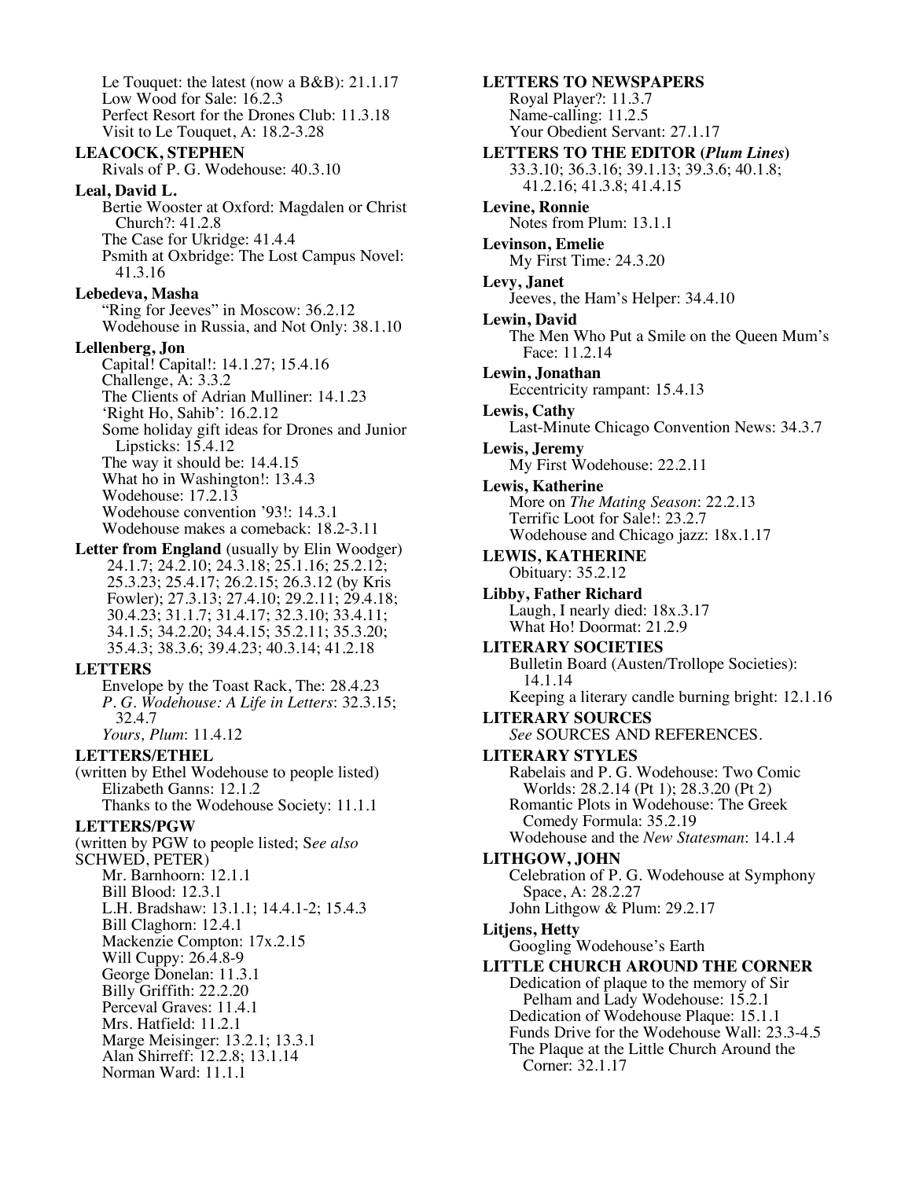Le Touquet: the latest (now a B&B): 21.1.17
Low Wood for Sale: 16.2.3
Perfect Resort for the Drones Club: 11.3.18
Visit to Le Touquet, A: 18.2-3.28

**LEACOCK, STEPHEN**
Rivals of P. G. Wodehouse: 40.3.10

**Leal, David L.**
Bertie Wooster at Oxford: Magdalen or Christ Church?: 41.2.8
The Case for Ukridge: 41.4.4
Psmith at Oxbridge: The Lost Campus Novel: 41.3.16

**Lebedeva, Masha**
"Ring for Jeeves" in Moscow: 36.2.12
Wodehouse in Russia, and Not Only: 38.1.10

**Lellenberg, Jon**
Capital! Capital!: 14.1.27; 15.4.16
Challenge, A: 3.3.2
The Clients of Adrian Mulliner: 14.1.23
'Right Ho, Sahib': 16.2.12
Some holiday gift ideas for Drones and Junior Lipsticks: 15.4.12
The way it should be: 14.4.15
What ho in Washington!: 13.4.3
Wodehouse: 17.2.13
Wodehouse convention '93!: 14.3.1
Wodehouse makes a comeback: 18.2-3.11

**Letter from England** (usually by Elin Woodger)
24.1.7; 24.2.10; 24.3.18; 25.1.16; 25.2.12; 25.3.23; 25.4.17; 26.2.15; 26.3.12 (by Kris Fowler); 27.3.13; 27.4.10; 29.2.11; 29.4.18; 30.4.23; 31.1.7; 31.4.17; 32.3.10; 33.4.11; 34.1.5; 34.2.20; 34.4.15; 35.2.11; 35.3.20; 35.4.3; 38.3.6; 39.4.23; 40.3.14; 41.2.18

**LETTERS**
Envelope by the Toast Rack, The: 28.4.23
*P. G. Wodehouse: A Life in Letters*: 32.3.15; 32.4.7
*Yours, Plum*: 11.4.12

**LETTERS/ETHEL**
(written by Ethel Wodehouse to people listed)
Elizabeth Ganns: 12.1.2
Thanks to the Wodehouse Society: 11.1.1

**LETTERS/PGW**
(written by PGW to people listed; S*ee also* SCHWED, PETER)
Mr. Barnhoorn: 12.1.1
Bill Blood: 12.3.1
L.H. Bradshaw: 13.1.1; 14.4.1-2; 15.4.3
Bill Claghorn: 12.4.1
Mackenzie Compton: 17x.2.15
Will Cuppy: 26.4.8-9
George Donelan: 11.3.1
Billy Griffith: 22.2.20
Perceval Graves: 11.4.1
Mrs. Hatfield: 11.2.1
Marge Meisinger: 13.2.1; 13.3.1
Alan Shirreff: 12.2.8; 13.1.14
Norman Ward: 11.1.1

**LETTERS TO NEWSPAPERS**
Royal Player?: 11.3.7
Name-calling: 11.2.5
Your Obedient Servant: 27.1.17

**LETTERS TO THE EDITOR (*Plum Lines*)**
33.3.10; 36.3.16; 39.1.13; 39.3.6; 40.1.8; 41.2.16; 41.3.8; 41.4.15

**Levine, Ronnie**
Notes from Plum: 13.1.1

**Levinson, Emelie**
My First Time*:* 24.3.20

**Levy, Janet**
Jeeves, the Ham's Helper: 34.4.10

**Lewin, David**
The Men Who Put a Smile on the Queen Mum's Face: 11.2.14

**Lewin, Jonathan**
Eccentricity rampant: 15.4.13

**Lewis, Cathy**
Last-Minute Chicago Convention News: 34.3.7

**Lewis, Jeremy**
My First Wodehouse: 22.2.11

**Lewis, Katherine**
More on *The Mating Season*: 22.2.13
Terrific Loot for Sale!: 23.2.7
Wodehouse and Chicago jazz: 18x.1.17

**LEWIS, KATHERINE**
Obituary: 35.2.12

**Libby, Father Richard**
Laugh, I nearly died: 18x.3.17
What Ho! Doormat: 21.2.9

**LITERARY SOCIETIES**
Bulletin Board (Austen/Trollope Societies): 14.1.14
Keeping a literary candle burning bright: 12.1.16

**LITERARY SOURCES**
*See* SOURCES AND REFERENCES.

**LITERARY STYLES**
Rabelais and P. G. Wodehouse: Two Comic Worlds: 28.2.14 (Pt 1); 28.3.20 (Pt 2)
Romantic Plots in Wodehouse: The Greek Comedy Formula: 35.2.19
Wodehouse and the *New Statesman*: 14.1.4

**LITHGOW, JOHN**
Celebration of P. G. Wodehouse at Symphony Space, A: 28.2.27
John Lithgow & Plum: 29.2.17

**Litjens, Hetty**
Googling Wodehouse's Earth

**LITTLE CHURCH AROUND THE CORNER**
Dedication of plaque to the memory of Sir Pelham and Lady Wodehouse: 15.2.1
Dedication of Wodehouse Plaque: 15.1.1
Funds Drive for the Wodehouse Wall: 23.3-4.5
The Plaque at the Little Church Around the Corner: 32.1.17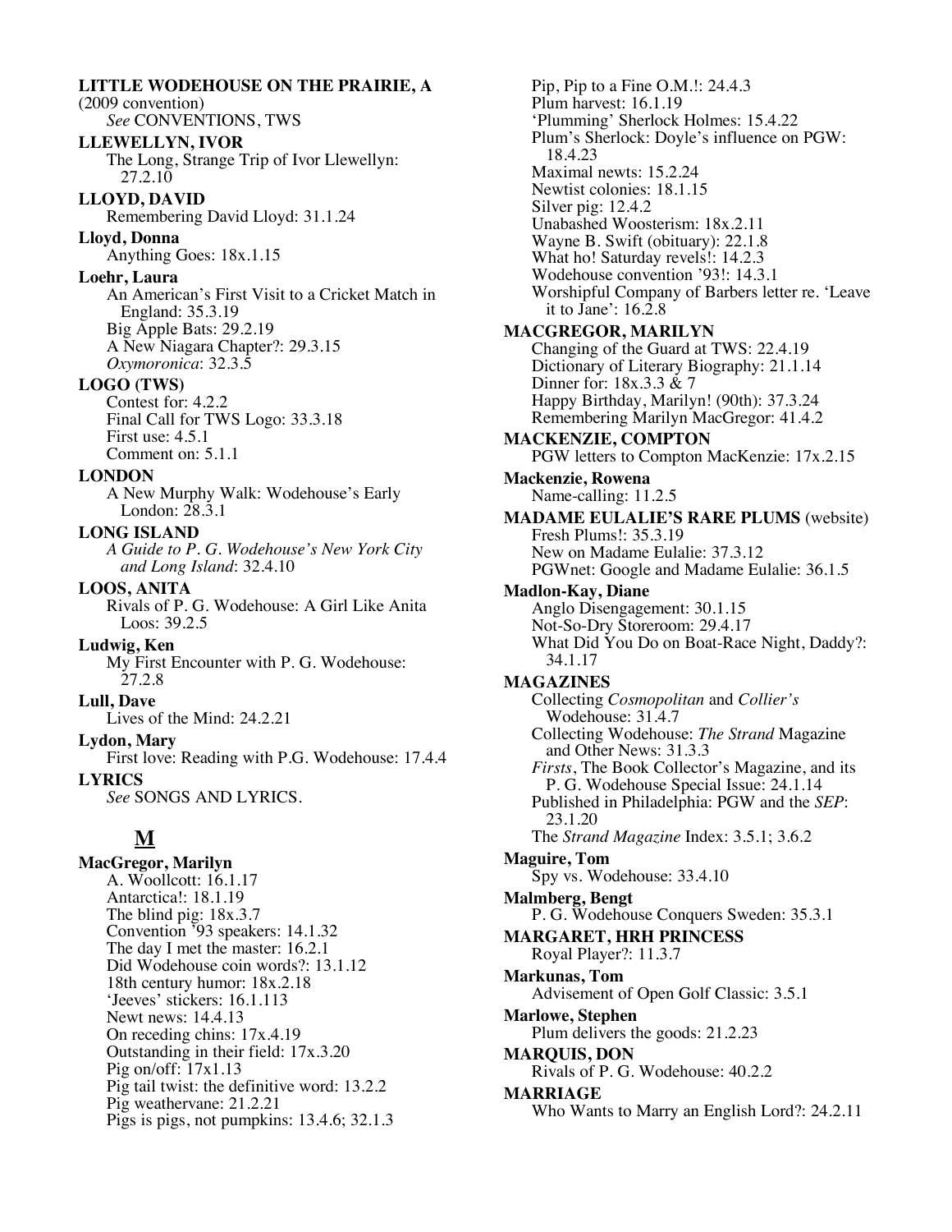**LITTLE WODEHOUSE ON THE PRAIRIE, A** (2009 convention)
*See* CONVENTIONS, TWS

**LLEWELLYN, IVOR**
The Long, Strange Trip of Ivor Llewellyn: 27.2.10

**LLOYD, DAVID**
Remembering David Lloyd: 31.1.24

**Lloyd, Donna**
Anything Goes: 18x.1.15

**Loehr, Laura**
An American's First Visit to a Cricket Match in England: 35.3.19
Big Apple Bats: 29.2.19
A New Niagara Chapter?: 29.3.15
*Oxymoronica*: 32.3.5

**LOGO (TWS)**
Contest for: 4.2.2
Final Call for TWS Logo: 33.3.18
First use: 4.5.1
Comment on: 5.1.1

**LONDON**
A New Murphy Walk: Wodehouse's Early London: 28.3.1

**LONG ISLAND**
*A Guide to P. G. Wodehouse's New York City and Long Island*: 32.4.10

**LOOS, ANITA**
Rivals of P. G. Wodehouse: A Girl Like Anita Loos: 39.2.5

**Ludwig, Ken**
My First Encounter with P. G. Wodehouse: 27.2.8

**Lull, Dave**
Lives of the Mind: 24.2.21

**Lydon, Mary**
First love: Reading with P.G. Wodehouse: 17.4.4

**LYRICS**
*See* SONGS AND LYRICS.

## M

**MacGregor, Marilyn**
A. Woollcott: 16.1.17
Antarctica!: 18.1.19
The blind pig: 18x.3.7
Convention '93 speakers: 14.1.32
The day I met the master: 16.2.1
Did Wodehouse coin words?: 13.1.12
18th century humor: 18x.2.18
'Jeeves' stickers: 16.1.113
Newt news: 14.4.13
On receding chins: 17x.4.19
Outstanding in their field: 17x.3.20
Pig on/off: 17x1.13
Pig tail twist: the definitive word: 13.2.2
Pig weathervane: 21.2.21
Pigs is pigs, not pumpkins: 13.4.6; 32.1.3
Pip, Pip to a Fine O.M.!: 24.4.3
Plum harvest: 16.1.19
'Plumming' Sherlock Holmes: 15.4.22
Plum's Sherlock: Doyle's influence on PGW: 18.4.23
Maximal newts: 15.2.24
Newtist colonies: 18.1.15
Silver pig: 12.4.2
Unabashed Woosterism: 18x.2.11
Wayne B. Swift (obituary): 22.1.8
What ho! Saturday revels!: 14.2.3
Wodehouse convention '93!: 14.3.1
Worshipful Company of Barbers letter re. 'Leave it to Jane': 16.2.8

**MACGREGOR, MARILYN**
Changing of the Guard at TWS: 22.4.19
Dictionary of Literary Biography: 21.1.14
Dinner for: 18x.3.3 & 7
Happy Birthday, Marilyn! (90th): 37.3.24
Remembering Marilyn MacGregor: 41.4.2

**MACKENZIE, COMPTON**
PGW letters to Compton MacKenzie: 17x.2.15

**Mackenzie, Rowena**
Name-calling: 11.2.5

**MADAME EULALIE'S RARE PLUMS** (website)
Fresh Plums!: 35.3.19
New on Madame Eulalie: 37.3.12
PGWnet: Google and Madame Eulalie: 36.1.5

**Madlon-Kay, Diane**
Anglo Disengagement: 30.1.15
Not-So-Dry Storeroom: 29.4.17
What Did You Do on Boat-Race Night, Daddy?: 34.1.17

**MAGAZINES**
Collecting *Cosmopolitan* and *Collier's* Wodehouse: 31.4.7
Collecting Wodehouse: *The Strand* Magazine and Other News: 31.3.3
*Firsts*, The Book Collector's Magazine, and its P. G. Wodehouse Special Issue: 24.1.14
Published in Philadelphia: PGW and the *SEP*: 23.1.20
The *Strand Magazine* Index: 3.5.1; 3.6.2

**Maguire, Tom**
Spy vs. Wodehouse: 33.4.10

**Malmberg, Bengt**
P. G. Wodehouse Conquers Sweden: 35.3.1

**MARGARET, HRH PRINCESS**
Royal Player?: 11.3.7

**Markunas, Tom**
Advisement of Open Golf Classic: 3.5.1

**Marlowe, Stephen**
Plum delivers the goods: 21.2.23

**MARQUIS, DON**
Rivals of P. G. Wodehouse: 40.2.2

**MARRIAGE**
Who Wants to Marry an English Lord?: 24.2.11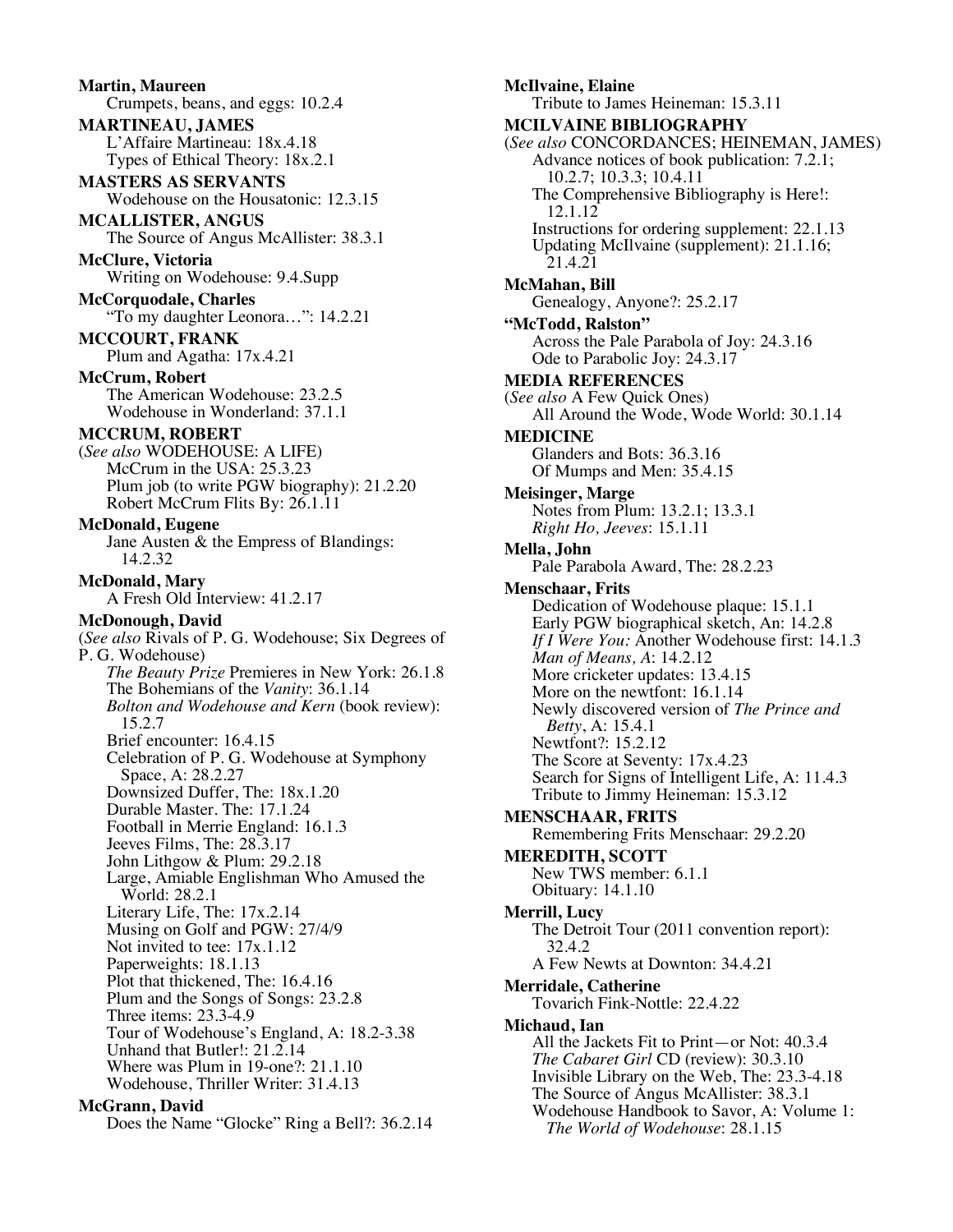**Martin, Maureen**
Crumpets, beans, and eggs: 10.2.4

**MARTINEAU, JAMES**
L'Affaire Martineau: 18x.4.18
Types of Ethical Theory: 18x.2.1

**MASTERS AS SERVANTS**
Wodehouse on the Housatonic: 12.3.15

**MCALLISTER, ANGUS**
The Source of Angus McAllister: 38.3.1

**McClure, Victoria**
Writing on Wodehouse: 9.4.Supp

**McCorquodale, Charles**
"To my daughter Leonora…": 14.2.21

**MCCOURT, FRANK**
Plum and Agatha: 17x.4.21

**McCrum, Robert**
The American Wodehouse: 23.2.5
Wodehouse in Wonderland: 37.1.1

**MCCRUM, ROBERT**
(*See also* WODEHOUSE: A LIFE)
McCrum in the USA: 25.3.23
Plum job (to write PGW biography): 21.2.20
Robert McCrum Flits By: 26.1.11

**McDonald, Eugene**
Jane Austen & the Empress of Blandings: 14.2.32

**McDonald, Mary**
A Fresh Old Interview: 41.2.17

**McDonough, David**
(*See also* Rivals of P. G. Wodehouse; Six Degrees of P. G. Wodehouse)
*The Beauty Prize* Premieres in New York: 26.1.8
The Bohemians of the *Vanity*: 36.1.14
*Bolton and Wodehouse and Kern* (book review): 15.2.7
Brief encounter: 16.4.15
Celebration of P. G. Wodehouse at Symphony Space, A: 28.2.27
Downsized Duffer, The: 18x.1.20
Durable Master. The: 17.1.24
Football in Merrie England: 16.1.3
Jeeves Films, The: 28.3.17
John Lithgow & Plum: 29.2.18
Large, Amiable Englishman Who Amused the World: 28.2.1
Literary Life, The: 17x.2.14
Musing on Golf and PGW: 27/4/9
Not invited to tee: 17x.1.12
Paperweights: 18.1.13
Plot that thickened, The: 16.4.16
Plum and the Songs of Songs: 23.2.8
Three items: 23.3-4.9
Tour of Wodehouse's England, A: 18.2-3.38
Unhand that Butler!: 21.2.14
Where was Plum in 19-one?: 21.1.10
Wodehouse, Thriller Writer: 31.4.13

**McGrann, David**
Does the Name "Glocke" Ring a Bell?: 36.2.14

**McIlvaine, Elaine**
Tribute to James Heineman: 15.3.11

**MCILVAINE BIBLIOGRAPHY**
(*See also* CONCORDANCES; HEINEMAN, JAMES)
Advance notices of book publication: 7.2.1; 10.2.7; 10.3.3; 10.4.11
The Comprehensive Bibliography is Here!: 12.1.12
Instructions for ordering supplement: 22.1.13
Updating McIlvaine (supplement): 21.1.16; 21.4.21

**McMahan, Bill**
Genealogy, Anyone?: 25.2.17

**"McTodd, Ralston"**
Across the Pale Parabola of Joy: 24.3.16
Ode to Parabolic Joy: 24.3.17

**MEDIA REFERENCES**
(*See also* A Few Quick Ones)
All Around the Wode, Wode World: 30.1.14

**MEDICINE**
Glanders and Bots: 36.3.16
Of Mumps and Men: 35.4.15

**Meisinger, Marge**
Notes from Plum: 13.2.1; 13.3.1
*Right Ho, Jeeves*: 15.1.11

**Mella, John**
Pale Parabola Award, The: 28.2.23

**Menschaar, Frits**
Dedication of Wodehouse plaque: 15.1.1
Early PGW biographical sketch, An: 14.2.8
*If I Were You:* Another Wodehouse first: 14.1.3
*Man of Means, A*: 14.2.12
More cricketer updates: 13.4.15
More on the newtfont: 16.1.14
Newly discovered version of *The Prince and Betty*, A: 15.4.1
Newtfont?: 15.2.12
The Score at Seventy: 17x.4.23
Search for Signs of Intelligent Life, A: 11.4.3
Tribute to Jimmy Heineman: 15.3.12

**MENSCHAAR, FRITS**
Remembering Frits Menschaar: 29.2.20

**MEREDITH, SCOTT**
New TWS member: 6.1.1
Obituary: 14.1.10

**Merrill, Lucy**
The Detroit Tour (2011 convention report): 32.4.2
A Few Newts at Downton: 34.4.21

**Merridale, Catherine**
Tovarich Fink-Nottle: 22.4.22

**Michaud, Ian**
All the Jackets Fit to Print—or Not: 40.3.4
*The Cabaret Girl* CD (review): 30.3.10
Invisible Library on the Web, The: 23.3-4.18
The Source of Angus McAllister: 38.3.1
Wodehouse Handbook to Savor, A: Volume 1: *The World of Wodehouse*: 28.1.15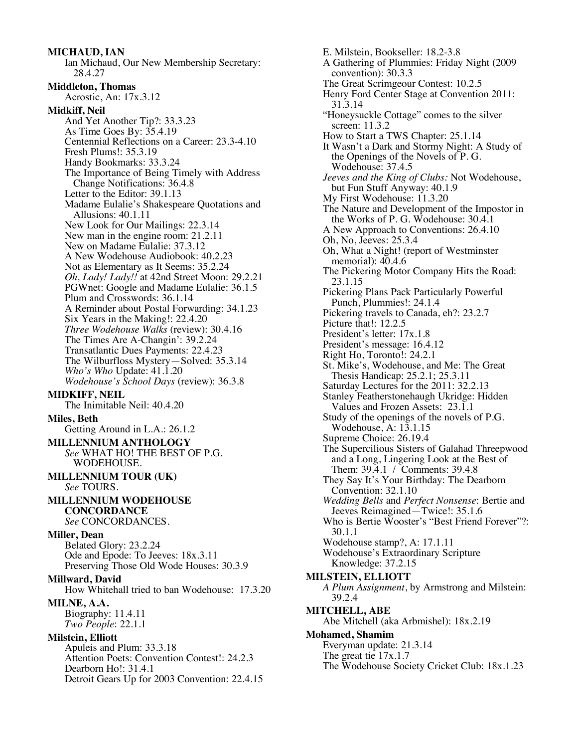**MICHAUD, IAN**
Ian Michaud, Our New Membership Secretary: 28.4.27

**Middleton, Thomas**
Acrostic, An: 17x.3.12

**Midkiff, Neil**
And Yet Another Tip?: 33.3.23
As Time Goes By: 35.4.19
Centennial Reflections on a Career: 23.3-4.10
Fresh Plums!: 35.3.19
Handy Bookmarks: 33.3.24
The Importance of Being Timely with Address Change Notifications: 36.4.8
Letter to the Editor: 39.1.13
Madame Eulalie's Shakespeare Quotations and Allusions: 40.1.11
New Look for Our Mailings: 22.3.14
New man in the engine room: 21.2.11
New on Madame Eulalie: 37.3.12
A New Wodehouse Audiobook: 40.2.23
Not as Elementary as It Seems: 35.2.24
*Oh, Lady! Lady!!* at 42nd Street Moon: 29.2.21
PGWnet: Google and Madame Eulalie: 36.1.5
Plum and Crosswords: 36.1.14
A Reminder about Postal Forwarding: 34.1.23
Six Years in the Making!: 22.4.20
*Three Wodehouse Walks* (review): 30.4.16
The Times Are A-Changin': 39.2.24
Transatlantic Dues Payments: 22.4.23
The Wilburfloss Mystery—Solved: 35.3.14
*Who's Who* Update: 41.1.20
*Wodehouse's School Days* (review): 36.3.8

**MIDKIFF, NEIL**
The Inimitable Neil: 40.4.20

**Miles, Beth**
Getting Around in L.A.: 26.1.2

**MILLENNIUM ANTHOLOGY**
*See* WHAT HO! THE BEST OF P.G. WODEHOUSE.

**MILLENNIUM TOUR (UK)**
*See* TOURS.

**MILLENNIUM WODEHOUSE CONCORDANCE**
*See* CONCORDANCES.

**Miller, Dean**
Belated Glory: 23.2.24
Ode and Epode: To Jeeves: 18x.3.11
Preserving Those Old Wode Houses: 30.3.9

**Millward, David**
How Whitehall tried to ban Wodehouse: 17.3.20

**MILNE, A.A.**
Biography: 11.4.11
*Two People*: 22.1.1

**Milstein, Elliott**
Apuleis and Plum: 33.3.18
Attention Poets: Convention Contest!: 24.2.3
Dearborn Ho!: 31.4.1
Detroit Gears Up for 2003 Convention: 22.4.15
E. Milstein, Bookseller: 18.2-3.8
A Gathering of Plummies: Friday Night (2009 convention): 30.3.3
The Great Scrimgeour Contest: 10.2.5
Henry Ford Center Stage at Convention 2011: 31.3.14
"Honeysuckle Cottage" comes to the silver screen: 11.3.2
How to Start a TWS Chapter: 25.1.14
It Wasn't a Dark and Stormy Night: A Study of the Openings of the Novels of P. G. Wodehouse: 37.4.5
*Jeeves and the King of Clubs:* Not Wodehouse, but Fun Stuff Anyway: 40.1.9
My First Wodehouse: 11.3.20
The Nature and Development of the Impostor in the Works of P. G. Wodehouse: 30.4.1
A New Approach to Conventions: 26.4.10
Oh, No, Jeeves: 25.3.4
Oh, What a Night! (report of Westminster memorial): 40.4.6
The Pickering Motor Company Hits the Road: 23.1.15
Pickering Plans Pack Particularly Powerful Punch, Plummies!: 24.1.4
Pickering travels to Canada, eh?: 23.2.7
Picture that!: 12.2.5
President's letter: 17x.1.8
President's message: 16.4.12
Right Ho, Toronto!: 24.2.1
St. Mike's, Wodehouse, and Me: The Great Thesis Handicap: 25.2.1; 25.3.11
Saturday Lectures for the 2011: 32.2.13
Stanley Featherstonehaugh Ukridge: Hidden Values and Frozen Assets: 23.1.1
Study of the openings of the novels of P.G. Wodehouse, A: 13.1.15
Supreme Choice: 26.19.4
The Supercilious Sisters of Galahad Threepwood and a Long, Lingering Look at the Best of Them: 39.4.1 / Comments: 39.4.8
They Say It's Your Birthday: The Dearborn Convention: 32.1.10
*Wedding Bells* and *Perfect Nonsense*: Bertie and Jeeves Reimagined—Twice!: 35.1.6
Who is Bertie Wooster's "Best Friend Forever"?: 30.1.1
Wodehouse stamp?, A: 17.1.11
Wodehouse's Extraordinary Scripture Knowledge: 37.2.15

**MILSTEIN, ELLIOTT**
*A Plum Assignment*, by Armstrong and Milstein: 39.2.4

**MITCHELL, ABE**
Abe Mitchell (aka Arbmishel): 18x.2.19

**Mohamed, Shamim**
Everyman update: 21.3.14
The great tie 17x.1.7
The Wodehouse Society Cricket Club: 18x.1.23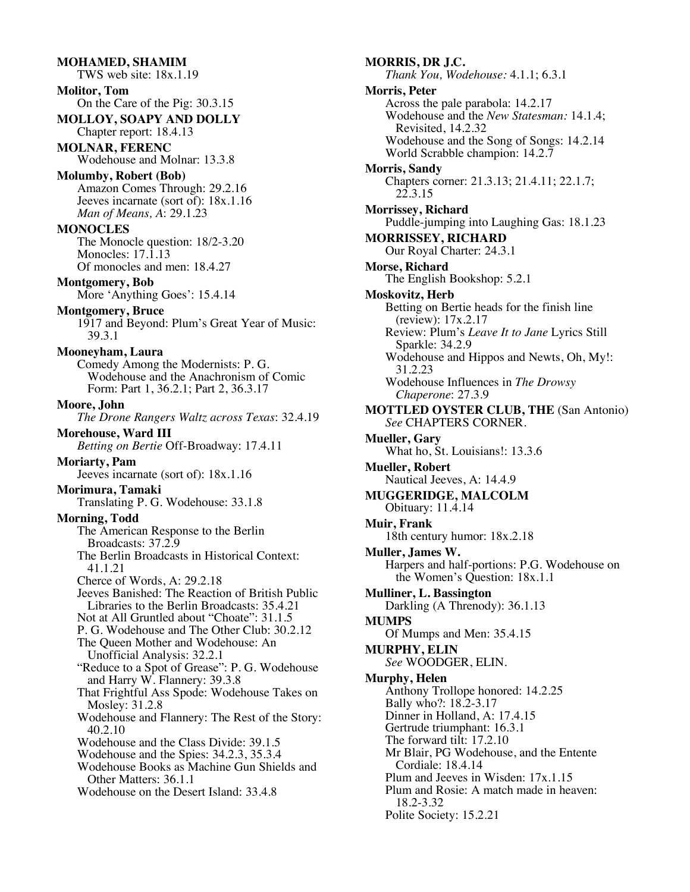**MOHAMED, SHAMIM**
TWS web site: 18x.1.19

**Molitor, Tom**
On the Care of the Pig: 30.3.15

**MOLLOY, SOAPY AND DOLLY**
Chapter report: 18.4.13

**MOLNAR, FERENC**
Wodehouse and Molnar: 13.3.8

**Molumby, Robert (Bob)**
Amazon Comes Through: 29.2.16
Jeeves incarnate (sort of): 18x.1.16
*Man of Means, A*: 29.1.23

**MONOCLES**
The Monocle question: 18/2-3.20
Monocles: 17.1.13
Of monocles and men: 18.4.27

**Montgomery, Bob**
More 'Anything Goes': 15.4.14

**Montgomery, Bruce**
1917 and Beyond: Plum's Great Year of Music: 39.3.1

**Mooneyham, Laura**
Comedy Among the Modernists: P. G. Wodehouse and the Anachronism of Comic Form: Part 1, 36.2.1; Part 2, 36.3.17

**Moore, John**
*The Drone Rangers Waltz across Texas*: 32.4.19

**Morehouse, Ward III**
*Betting on Bertie* Off-Broadway: 17.4.11

**Moriarty, Pam**
Jeeves incarnate (sort of): 18x.1.16

**Morimura, Tamaki**
Translating P. G. Wodehouse: 33.1.8

**Morning, Todd**
The American Response to the Berlin Broadcasts: 37.2.9
The Berlin Broadcasts in Historical Context: 41.1.21
Cherce of Words, A: 29.2.18
Jeeves Banished: The Reaction of British Public Libraries to the Berlin Broadcasts: 35.4.21
Not at All Gruntled about "Choate": 31.1.5
P. G. Wodehouse and The Other Club: 30.2.12
The Queen Mother and Wodehouse: An Unofficial Analysis: 32.2.1
"Reduce to a Spot of Grease": P. G. Wodehouse and Harry W. Flannery: 39.3.8
That Frightful Ass Spode: Wodehouse Takes on Mosley: 31.2.8
Wodehouse and Flannery: The Rest of the Story: 40.2.10
Wodehouse and the Class Divide: 39.1.5
Wodehouse and the Spies: 34.2.3, 35.3.4
Wodehouse Books as Machine Gun Shields and Other Matters: 36.1.1
Wodehouse on the Desert Island: 33.4.8

**MORRIS, DR J.C.**
*Thank You, Wodehouse:* 4.1.1; 6.3.1

**Morris, Peter**
Across the pale parabola: 14.2.17
Wodehouse and the *New Statesman:* 14.1.4; Revisited, 14.2.32
Wodehouse and the Song of Songs: 14.2.14
World Scrabble champion: 14.2.7

**Morris, Sandy**
Chapters corner: 21.3.13; 21.4.11; 22.1.7; 22.3.15

**Morrissey, Richard**
Puddle-jumping into Laughing Gas: 18.1.23

**MORRISSEY, RICHARD**
Our Royal Charter: 24.3.1

**Morse, Richard**
The English Bookshop: 5.2.1

**Moskovitz, Herb**
Betting on Bertie heads for the finish line (review): 17x.2.17
Review: Plum's *Leave It to Jane* Lyrics Still Sparkle: 34.2.9
Wodehouse and Hippos and Newts, Oh, My!: 31.2.23
Wodehouse Influences in *The Drowsy Chaperone*: 27.3.9

**MOTTLED OYSTER CLUB, THE** (San Antonio)
*See* CHAPTERS CORNER.

**Mueller, Gary**
What ho, St. Louisians!: 13.3.6

**Mueller, Robert**
Nautical Jeeves, A: 14.4.9

**MUGGERIDGE, MALCOLM**
Obituary: 11.4.14

**Muir, Frank**
18th century humor: 18x.2.18

**Muller, James W.**
Harpers and half-portions: P.G. Wodehouse on the Women's Question: 18x.1.1

**Mulliner, L. Bassington**
Darkling (A Threnody): 36.1.13

**MUMPS**
Of Mumps and Men: 35.4.15

**MURPHY, ELIN**
*See* WOODGER, ELIN.

**Murphy, Helen**
Anthony Trollope honored: 14.2.25
Bally who?: 18.2-3.17
Dinner in Holland, A: 17.4.15
Gertrude triumphant: 16.3.1
The forward tilt: 17.2.10
Mr Blair, PG Wodehouse, and the Entente Cordiale: 18.4.14
Plum and Jeeves in Wisden: 17x.1.15
Plum and Rosie: A match made in heaven: 18.2-3.32
Polite Society: 15.2.21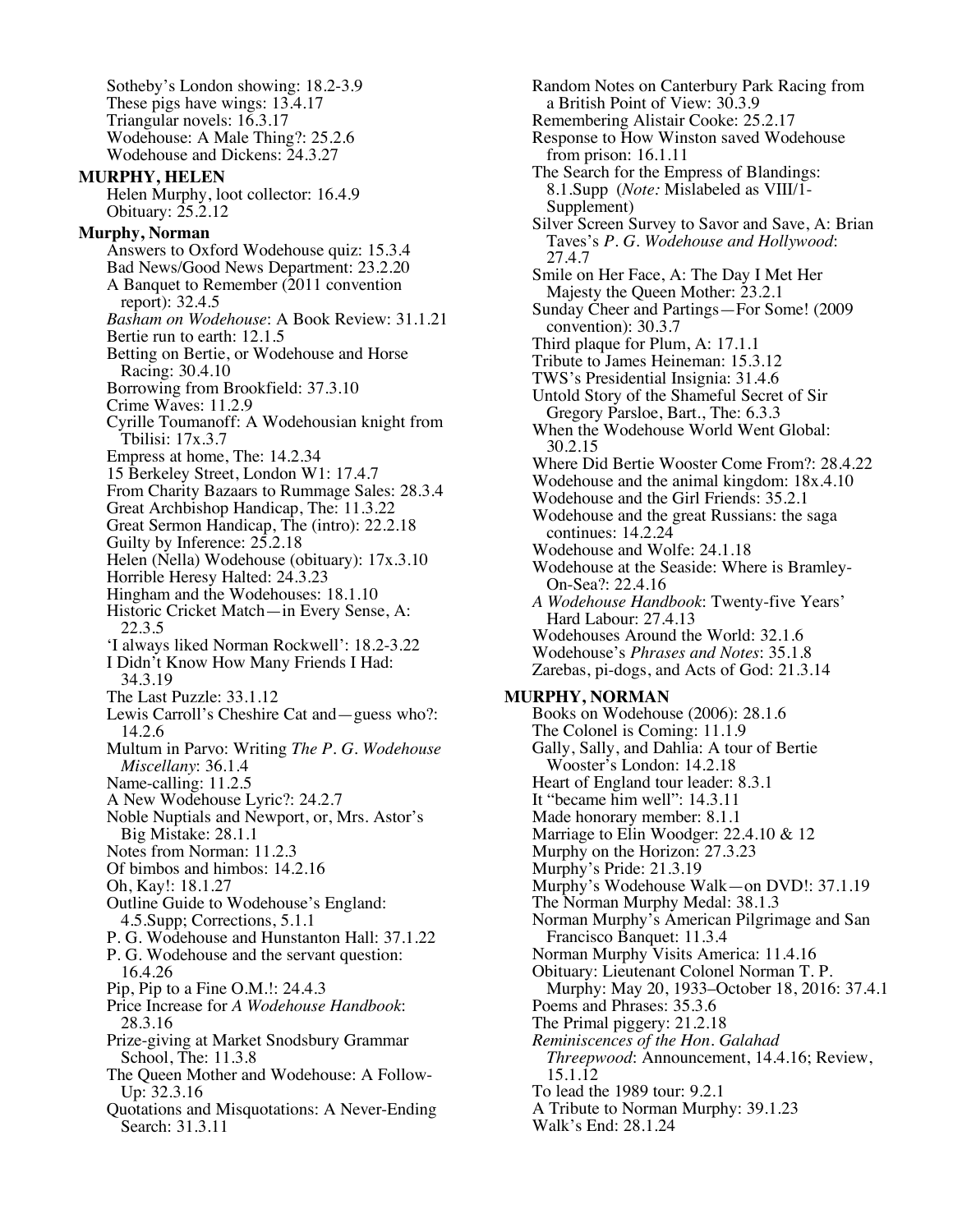Sotheby's London showing: 18.2-3.9
These pigs have wings: 13.4.17
Triangular novels: 16.3.17
Wodehouse: A Male Thing?: 25.2.6
Wodehouse and Dickens: 24.3.27

**MURPHY, HELEN**
Helen Murphy, loot collector: 16.4.9
Obituary: 25.2.12

**Murphy, Norman**
Answers to Oxford Wodehouse quiz: 15.3.4
Bad News/Good News Department: 23.2.20
A Banquet to Remember (2011 convention report): 32.4.5
*Basham on Wodehouse*: A Book Review: 31.1.21
Bertie run to earth: 12.1.5
Betting on Bertie, or Wodehouse and Horse Racing: 30.4.10
Borrowing from Brookfield: 37.3.10
Crime Waves: 11.2.9
Cyrille Toumanoff: A Wodehousian knight from Tbilisi: 17x.3.7
Empress at home, The: 14.2.34
15 Berkeley Street, London W1: 17.4.7
From Charity Bazaars to Rummage Sales: 28.3.4
Great Archbishop Handicap, The: 11.3.22
Great Sermon Handicap, The (intro): 22.2.18
Guilty by Inference: 25.2.18
Helen (Nella) Wodehouse (obituary): 17x.3.10
Horrible Heresy Halted: 24.3.23
Hingham and the Wodehouses: 18.1.10
Historic Cricket Match—in Every Sense, A: 22.3.5
'I always liked Norman Rockwell': 18.2-3.22
I Didn't Know How Many Friends I Had: 34.3.19
The Last Puzzle: 33.1.12
Lewis Carroll's Cheshire Cat and—guess who?: 14.2.6
Multum in Parvo: Writing *The P. G. Wodehouse Miscellany*: 36.1.4
Name-calling: 11.2.5
A New Wodehouse Lyric?: 24.2.7
Noble Nuptials and Newport, or, Mrs. Astor's Big Mistake: 28.1.1
Notes from Norman: 11.2.3
Of bimbos and himbos: 14.2.16
Oh, Kay!: 18.1.27
Outline Guide to Wodehouse's England: 4.5.Supp; Corrections, 5.1.1
P. G. Wodehouse and Hunstanton Hall: 37.1.22
P. G. Wodehouse and the servant question: 16.4.26
Pip, Pip to a Fine O.M.!: 24.4.3
Price Increase for *A Wodehouse Handbook*: 28.3.16
Prize-giving at Market Snodsbury Grammar School, The: 11.3.8
The Queen Mother and Wodehouse: A Follow-Up: 32.3.16
Quotations and Misquotations: A Never-Ending Search: 31.3.11
Random Notes on Canterbury Park Racing from a British Point of View: 30.3.9
Remembering Alistair Cooke: 25.2.17
Response to How Winston saved Wodehouse from prison: 16.1.11
The Search for the Empress of Blandings: 8.1.Supp (*Note:* Mislabeled as VIII/1-Supplement)
Silver Screen Survey to Savor and Save, A: Brian Taves's *P. G. Wodehouse and Hollywood*: 27.4.7
Smile on Her Face, A: The Day I Met Her Majesty the Queen Mother: 23.2.1
Sunday Cheer and Partings—For Some! (2009 convention): 30.3.7
Third plaque for Plum, A: 17.1.1
Tribute to James Heineman: 15.3.12
TWS's Presidential Insignia: 31.4.6
Untold Story of the Shameful Secret of Sir Gregory Parsloe, Bart., The: 6.3.3
When the Wodehouse World Went Global: 30.2.15
Where Did Bertie Wooster Come From?: 28.4.22
Wodehouse and the animal kingdom: 18x.4.10
Wodehouse and the Girl Friends: 35.2.1
Wodehouse and the great Russians: the saga continues: 14.2.24
Wodehouse and Wolfe: 24.1.18
Wodehouse at the Seaside: Where is Bramley-On-Sea?: 22.4.16
*A Wodehouse Handbook*: Twenty-five Years' Hard Labour: 27.4.13
Wodehouses Around the World: 32.1.6
Wodehouse's *Phrases and Notes*: 35.1.8
Zarebas, pi-dogs, and Acts of God: 21.3.14

**MURPHY, NORMAN**
Books on Wodehouse (2006): 28.1.6
The Colonel is Coming: 11.1.9
Gally, Sally, and Dahlia: A tour of Bertie Wooster's London: 14.2.18
Heart of England tour leader: 8.3.1
It "became him well": 14.3.11
Made honorary member: 8.1.1
Marriage to Elin Woodger: 22.4.10 & 12
Murphy on the Horizon: 27.3.23
Murphy's Pride: 21.3.19
Murphy's Wodehouse Walk—on DVD!: 37.1.19
The Norman Murphy Medal: 38.1.3
Norman Murphy's American Pilgrimage and San Francisco Banquet: 11.3.4
Norman Murphy Visits America: 11.4.16
Obituary: Lieutenant Colonel Norman T. P. Murphy: May 20, 1933–October 18, 2016: 37.4.1
Poems and Phrases: 35.3.6
The Primal piggery: 21.2.18
*Reminiscences of the Hon. Galahad Threepwood*: Announcement, 14.4.16; Review, 15.1.12
To lead the 1989 tour: 9.2.1
A Tribute to Norman Murphy: 39.1.23
Walk's End: 28.1.24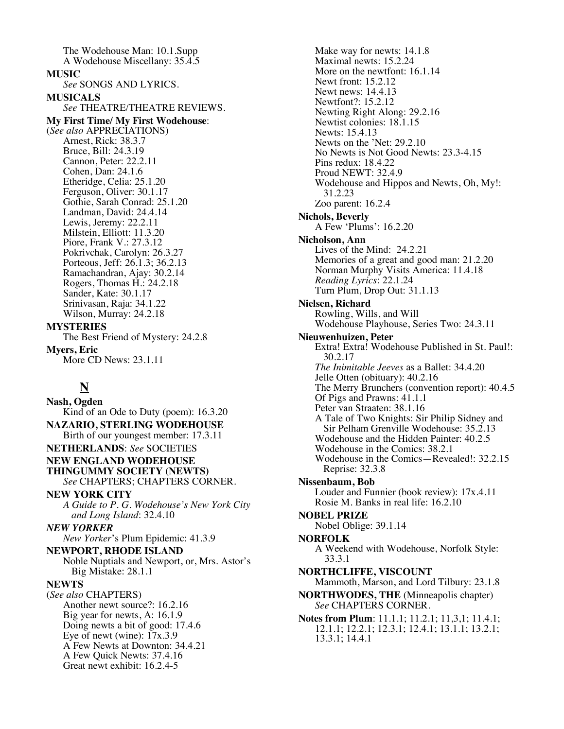The Wodehouse Man: 10.1.Supp
A Wodehouse Miscellany: 35.4.5

**MUSIC**
*See* SONGS AND LYRICS.

**MUSICALS**
*See* THEATRE/THEATRE REVIEWS.

**My First Time/ My First Wodehouse**:
(*See also* APPRECIATIONS)
Arnest, Rick: 38.3.7
Bruce, Bill: 24.3.19
Cannon, Peter: 22.2.11
Cohen, Dan: 24.1.6
Etheridge, Celia: 25.1.20
Ferguson, Oliver: 30.1.17
Gothie, Sarah Conrad: 25.1.20
Landman, David: 24.4.14
Lewis, Jeremy: 22.2.11
Milstein, Elliott: 11.3.20
Piore, Frank V.: 27.3.12
Pokrivchak, Carolyn: 26.3.27
Porteous, Jeff: 26.1.3; 36.2.13
Ramachandran, Ajay: 30.2.14
Rogers, Thomas H.: 24.2.18
Sander, Kate: 30.1.17
Srinivasan, Raja: 34.1.22
Wilson, Murray: 24.2.18

**MYSTERIES**
The Best Friend of Mystery: 24.2.8

**Myers, Eric**
More CD News: 23.1.11

## N

**Nash, Ogden**
Kind of an Ode to Duty (poem): 16.3.20

**NAZARIO, STERLING WODEHOUSE**
Birth of our youngest member: 17.3.11

**NETHERLANDS**: *See* SOCIETIES

**NEW ENGLAND WODEHOUSE THINGUMMY SOCIETY (NEWTS)**
*See* CHAPTERS; CHAPTERS CORNER.

**NEW YORK CITY**
*A Guide to P. G. Wodehouse's New York City and Long Island*: 32.4.10

***NEW YORKER***
*New Yorker*'s Plum Epidemic: 41.3.9

**NEWPORT, RHODE ISLAND**
Noble Nuptials and Newport, or, Mrs. Astor's Big Mistake: 28.1.1

**NEWTS**
(*See also* CHAPTERS)
Another newt source?: 16.2.16
Big year for newts, A: 16.1.9
Doing newts a bit of good: 17.4.6
Eye of newt (wine): 17x.3.9
A Few Newts at Downton: 34.4.21
A Few Quick Newts: 37.4.16
Great newt exhibit: 16.2.4-5
Make way for newts: 14.1.8
Maximal newts: 15.2.24
More on the newtfont: 16.1.14
Newt front: 15.2.12
Newt news: 14.4.13
Newtfont?: 15.2.12
Newting Right Along: 29.2.16
Newtist colonies: 18.1.15
Newts: 15.4.13
Newts on the 'Net: 29.2.10
No Newts is Not Good Newts: 23.3-4.15
Pins redux: 18.4.22
Proud NEWT: 32.4.9
Wodehouse and Hippos and Newts, Oh, My!: 31.2.23
Zoo parent: 16.2.4

**Nichols, Beverly**
A Few 'Plums': 16.2.20

**Nicholson, Ann**
Lives of the Mind: 24.2.21
Memories of a great and good man: 21.2.20
Norman Murphy Visits America: 11.4.18
*Reading Lyrics*: 22.1.24
Turn Plum, Drop Out: 31.1.13

**Nielsen, Richard**
Rowling, Wills, and Will
Wodehouse Playhouse, Series Two: 24.3.11

**Nieuwenhuizen, Peter**
Extra! Extra! Wodehouse Published in St. Paul!: 30.2.17
*The Inimitable Jeeves* as a Ballet: 34.4.20
Jelle Otten (obituary): 40.2.16
The Merry Brunchers (convention report): 40.4.5
Of Pigs and Prawns: 41.1.1
Peter van Straaten: 38.1.16
A Tale of Two Knights: Sir Philip Sidney and Sir Pelham Grenville Wodehouse: 35.2.13
Wodehouse and the Hidden Painter: 40.2.5
Wodehouse in the Comics: 38.2.1
Wodehouse in the Comics—Revealed!: 32.2.15
Reprise: 32.3.8

**Nissenbaum, Bob**
Louder and Funnier (book review): 17x.4.11
Rosie M. Banks in real life: 16.2.10

**NOBEL PRIZE**
Nobel Oblige: 39.1.14

**NORFOLK**
A Weekend with Wodehouse, Norfolk Style: 33.3.1

**NORTHCLIFFE, VISCOUNT**
Mammoth, Marson, and Lord Tilbury: 23.1.8

**NORTHWODES, THE** (Minneapolis chapter)
*See* CHAPTERS CORNER.

**Notes from Plum**: 11.1.1; 11.2.1; 11,3,1; 11.4.1; 12.1.1; 12.2.1; 12.3.1; 12.4.1; 13.1.1; 13.2.1; 13.3.1; 14.4.1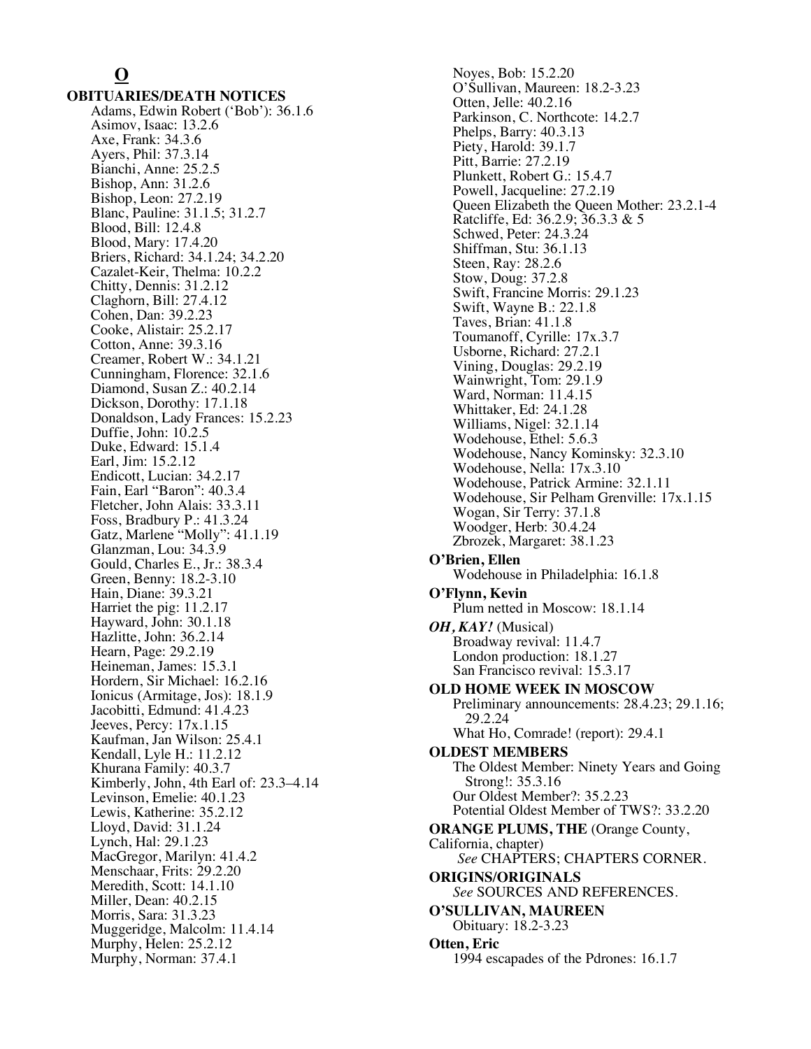# O

**OBITUARIES/DEATH NOTICES**

Adams, Edwin Robert ('Bob'): 36.1.6
Asimov, Isaac: 13.2.6
Axe, Frank: 34.3.6
Ayers, Phil: 37.3.14
Bianchi, Anne: 25.2.5
Bishop, Ann: 31.2.6
Bishop, Leon: 27.2.19
Blanc, Pauline: 31.1.5; 31.2.7
Blood, Bill: 12.4.8
Blood, Mary: 17.4.20
Briers, Richard: 34.1.24; 34.2.20
Cazalet-Keir, Thelma: 10.2.2
Chitty, Dennis: 31.2.12
Claghorn, Bill: 27.4.12
Cohen, Dan: 39.2.23
Cooke, Alistair: 25.2.17
Cotton, Anne: 39.3.16
Creamer, Robert W.: 34.1.21
Cunningham, Florence: 32.1.6
Diamond, Susan Z.: 40.2.14
Dickson, Dorothy: 17.1.18
Donaldson, Lady Frances: 15.2.23
Duffie, John: 10.2.5
Duke, Edward: 15.1.4
Earl, Jim: 15.2.12
Endicott, Lucian: 34.2.17
Fain, Earl "Baron": 40.3.4
Fletcher, John Alais: 33.3.11
Foss, Bradbury P.: 41.3.24
Gatz, Marlene "Molly": 41.1.19
Glanzman, Lou: 34.3.9
Gould, Charles E., Jr.: 38.3.4
Green, Benny: 18.2-3.10
Hain, Diane: 39.3.21
Harriet the pig: 11.2.17
Hayward, John: 30.1.18
Hazlitte, John: 36.2.14
Hearn, Page: 29.2.19
Heineman, James: 15.3.1
Hordern, Sir Michael: 16.2.16
Ionicus (Armitage, Jos): 18.1.9
Jacobitti, Edmund: 41.4.23
Jeeves, Percy: 17x.1.15
Kaufman, Jan Wilson: 25.4.1
Kendall, Lyle H.: 11.2.12
Khurana Family: 40.3.7
Kimberly, John, 4th Earl of: 23.3–4.14
Levinson, Emelie: 40.1.23
Lewis, Katherine: 35.2.12
Lloyd, David: 31.1.24
Lynch, Hal: 29.1.23
MacGregor, Marilyn: 41.4.2
Menschaar, Frits: 29.2.20
Meredith, Scott: 14.1.10
Miller, Dean: 40.2.15
Morris, Sara: 31.3.23
Muggeridge, Malcolm: 11.4.14
Murphy, Helen: 25.2.12
Murphy, Norman: 37.4.1
Noyes, Bob: 15.2.20
O'Sullivan, Maureen: 18.2-3.23
Otten, Jelle: 40.2.16
Parkinson, C. Northcote: 14.2.7
Phelps, Barry: 40.3.13
Piety, Harold: 39.1.7
Pitt, Barrie: 27.2.19
Plunkett, Robert G.: 15.4.7
Powell, Jacqueline: 27.2.19
Queen Elizabeth the Queen Mother: 23.2.1-4
Ratcliffe, Ed: 36.2.9; 36.3.3 & 5
Schwed, Peter: 24.3.24
Shiffman, Stu: 36.1.13
Steen, Ray: 28.2.6
Stow, Doug: 37.2.8
Swift, Francine Morris: 29.1.23
Swift, Wayne B.: 22.1.8
Taves, Brian: 41.1.8
Toumanoff, Cyrille: 17x.3.7
Usborne, Richard: 27.2.1
Vining, Douglas: 29.2.19
Wainwright, Tom: 29.1.9
Ward, Norman: 11.4.15
Whittaker, Ed: 24.1.28
Williams, Nigel: 32.1.14
Wodehouse, Ethel: 5.6.3
Wodehouse, Nancy Kominsky: 32.3.10
Wodehouse, Nella: 17x.3.10
Wodehouse, Patrick Armine: 32.1.11
Wodehouse, Sir Pelham Grenville: 17x.1.15
Wogan, Sir Terry: 37.1.8
Woodger, Herb: 30.4.24
Zbrozek, Margaret: 38.1.23

**O'Brien, Ellen**

Wodehouse in Philadelphia: 16.1.8

**O'Flynn, Kevin**

Plum netted in Moscow: 18.1.14

***OH, KAY!*** (Musical)

Broadway revival: 11.4.7
London production: 18.1.27
San Francisco revival: 15.3.17

**OLD HOME WEEK IN MOSCOW**

Preliminary announcements: 28.4.23; 29.1.16; 29.2.24
What Ho, Comrade! (report): 29.4.1

**OLDEST MEMBERS**

The Oldest Member: Ninety Years and Going Strong!: 35.3.16
Our Oldest Member?: 35.2.23
Potential Oldest Member of TWS?: 33.2.20

**ORANGE PLUMS, THE** (Orange County, California, chapter)

*See* CHAPTERS; CHAPTERS CORNER.

**ORIGINS/ORIGINALS**

*See* SOURCES AND REFERENCES.

**O'SULLIVAN, MAUREEN**

Obituary: 18.2-3.23

**Otten, Eric**

1994 escapades of the Pdrones: 16.1.7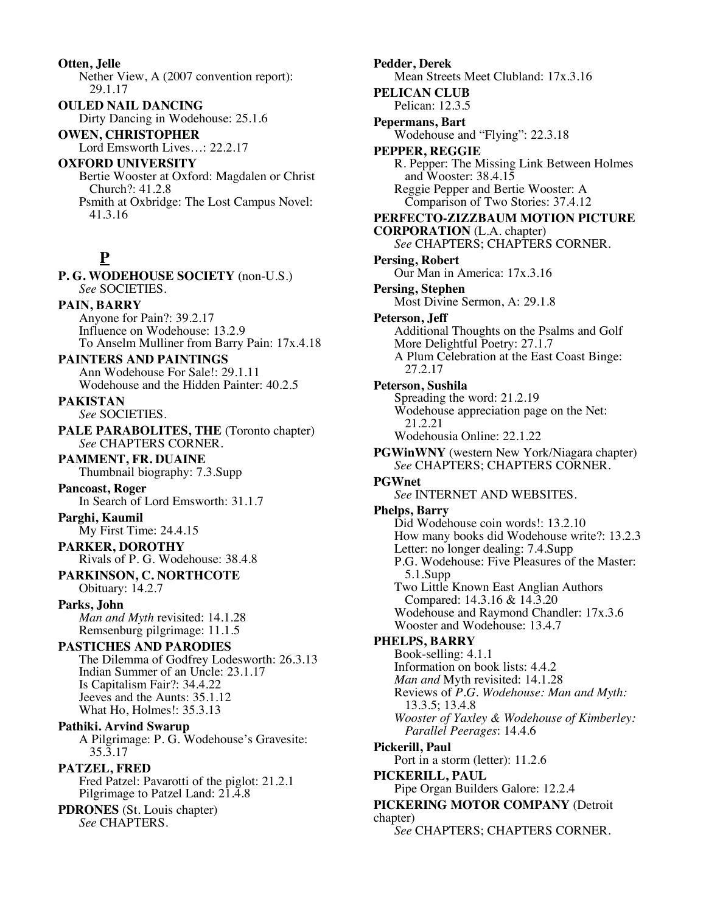**Otten, Jelle**
Nether View, A (2007 convention report): 29.1.17

**OULED NAIL DANCING**
Dirty Dancing in Wodehouse: 25.1.6

**OWEN, CHRISTOPHER**
Lord Emsworth Lives…: 22.2.17

**OXFORD UNIVERSITY**
Bertie Wooster at Oxford: Magdalen or Christ Church?: 41.2.8
Psmith at Oxbridge: The Lost Campus Novel: 41.3.16

## P

**P. G. WODEHOUSE SOCIETY** (non-U.S.)
*See* SOCIETIES.

**PAIN, BARRY**
Anyone for Pain?: 39.2.17
Influence on Wodehouse: 13.2.9
To Anselm Mulliner from Barry Pain: 17x.4.18

**PAINTERS AND PAINTINGS**
Ann Wodehouse For Sale!: 29.1.11
Wodehouse and the Hidden Painter: 40.2.5

**PAKISTAN**
*See* SOCIETIES.

**PALE PARABOLITES, THE** (Toronto chapter)
*See* CHAPTERS CORNER.

**PAMMENT, FR. DUAINE**
Thumbnail biography: 7.3.Supp

**Pancoast, Roger**
In Search of Lord Emsworth: 31.1.7

**Parghi, Kaumil**
My First Time: 24.4.15

**PARKER, DOROTHY**
Rivals of P. G. Wodehouse: 38.4.8

**PARKINSON, C. NORTHCOTE**
Obituary: 14.2.7

**Parks, John**
*Man and Myth* revisited: 14.1.28
Remsenburg pilgrimage: 11.1.5

**PASTICHES AND PARODIES**
The Dilemma of Godfrey Lodesworth: 26.3.13
Indian Summer of an Uncle: 23.1.17
Is Capitalism Fair?: 34.4.22
Jeeves and the Aunts: 35.1.12
What Ho, Holmes!: 35.3.13

**Pathiki. Arvind Swarup**
A Pilgrimage: P. G. Wodehouse's Gravesite: 35.3.17

**PATZEL, FRED**
Fred Patzel: Pavarotti of the piglot: 21.2.1
Pilgrimage to Patzel Land: 21.4.8

**PDRONES** (St. Louis chapter)
*See* CHAPTERS.

**Pedder, Derek**
Mean Streets Meet Clubland: 17x.3.16

**PELICAN CLUB**
Pelican: 12.3.5

**Pepermans, Bart**
Wodehouse and "Flying": 22.3.18

**PEPPER, REGGIE**
R. Pepper: The Missing Link Between Holmes and Wooster: 38.4.15
Reggie Pepper and Bertie Wooster: A Comparison of Two Stories: 37.4.12

**PERFECTO-ZIZZBAUM MOTION PICTURE CORPORATION** (L.A. chapter)
*See* CHAPTERS; CHAPTERS CORNER.

**Persing, Robert**
Our Man in America: 17x.3.16

**Persing, Stephen**
Most Divine Sermon, A: 29.1.8

**Peterson, Jeff**
Additional Thoughts on the Psalms and Golf
More Delightful Poetry: 27.1.7
A Plum Celebration at the East Coast Binge: 27.2.17

**Peterson, Sushila**
Spreading the word: 21.2.19
Wodehouse appreciation page on the Net: 21.2.21
Wodehousia Online: 22.1.22

**PGWinWNY** (western New York/Niagara chapter)
*See* CHAPTERS; CHAPTERS CORNER.

**PGWnet**
*See* INTERNET AND WEBSITES.

**Phelps, Barry**
Did Wodehouse coin words!: 13.2.10
How many books did Wodehouse write?: 13.2.3
Letter: no longer dealing: 7.4.Supp
P.G. Wodehouse: Five Pleasures of the Master: 5.1.Supp
Two Little Known East Anglian Authors Compared: 14.3.16 & 14.3.20
Wodehouse and Raymond Chandler: 17x.3.6
Wooster and Wodehouse: 13.4.7

**PHELPS, BARRY**
Book-selling: 4.1.1
Information on book lists: 4.4.2
*Man and* Myth revisited: 14.1.28
Reviews of *P.G. Wodehouse: Man and Myth:* 13.3.5; 13.4.8
*Wooster of Yaxley & Wodehouse of Kimberley: Parallel Peerages*: 14.4.6

**Pickerill, Paul**
Port in a storm (letter): 11.2.6

**PICKERILL, PAUL**
Pipe Organ Builders Galore: 12.2.4

**PICKERING MOTOR COMPANY** (Detroit chapter)
*See* CHAPTERS; CHAPTERS CORNER.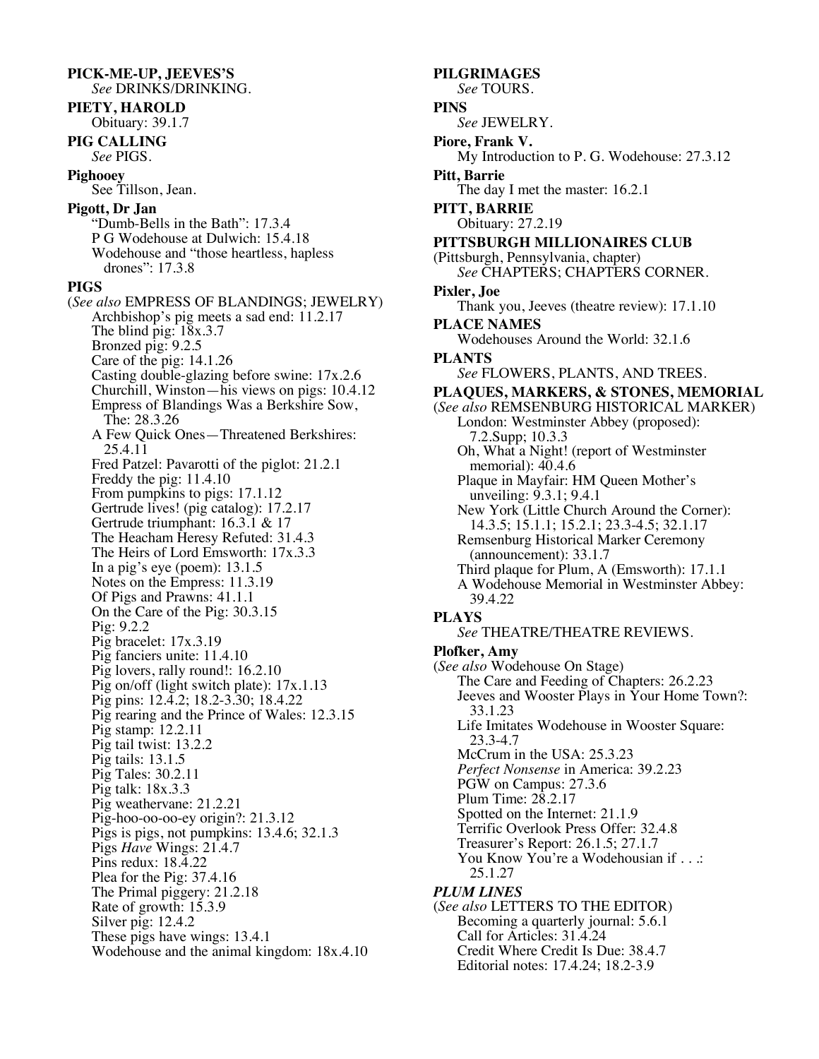**PICK-ME-UP, JEEVES'S**
*See* DRINKS/DRINKING.

**PIETY, HAROLD**
Obituary: 39.1.7

**PIG CALLING**
*See* PIGS.

**Pighooey**
See Tillson, Jean.

**Pigott, Dr Jan**
"Dumb-Bells in the Bath": 17.3.4
P G Wodehouse at Dulwich: 15.4.18
Wodehouse and "those heartless, hapless drones": 17.3.8

**PIGS**
(*See also* EMPRESS OF BLANDINGS; JEWELRY)
Archbishop's pig meets a sad end: 11.2.17
The blind pig: 18x.3.7
Bronzed pig: 9.2.5
Care of the pig: 14.1.26
Casting double-glazing before swine: 17x.2.6
Churchill, Winston—his views on pigs: 10.4.12
Empress of Blandings Was a Berkshire Sow, The: 28.3.26
A Few Quick Ones—Threatened Berkshires: 25.4.11
Fred Patzel: Pavarotti of the piglot: 21.2.1
Freddy the pig: 11.4.10
From pumpkins to pigs: 17.1.12
Gertrude lives! (pig catalog): 17.2.17
Gertrude triumphant: 16.3.1 & 17
The Heacham Heresy Refuted: 31.4.3
The Heirs of Lord Emsworth: 17x.3.3
In a pig's eye (poem): 13.1.5
Notes on the Empress: 11.3.19
Of Pigs and Prawns: 41.1.1
On the Care of the Pig: 30.3.15
Pig: 9.2.2
Pig bracelet: 17x.3.19
Pig fanciers unite: 11.4.10
Pig lovers, rally round!: 16.2.10
Pig on/off (light switch plate): 17x.1.13
Pig pins: 12.4.2; 18.2-3.30; 18.4.22
Pig rearing and the Prince of Wales: 12.3.15
Pig stamp: 12.2.11
Pig tail twist: 13.2.2
Pig tails: 13.1.5
Pig Tales: 30.2.11
Pig talk: 18x.3.3
Pig weathervane: 21.2.21
Pig-hoo-oo-oo-ey origin?: 21.3.12
Pigs is pigs, not pumpkins: 13.4.6; 32.1.3
Pigs *Have* Wings: 21.4.7
Pins redux: 18.4.22
Plea for the Pig: 37.4.16
The Primal piggery: 21.2.18
Rate of growth: 15.3.9
Silver pig: 12.4.2
These pigs have wings: 13.4.1
Wodehouse and the animal kingdom: 18x.4.10

**PILGRIMAGES**
*See* TOURS.

**PINS**
*See* JEWELRY.

**Piore, Frank V.**
My Introduction to P. G. Wodehouse: 27.3.12

**Pitt, Barrie**
The day I met the master: 16.2.1

**PITT, BARRIE**
Obituary: 27.2.19

**PITTSBURGH MILLIONAIRES CLUB**
(Pittsburgh, Pennsylvania, chapter)
*See* CHAPTERS; CHAPTERS CORNER.

**Pixler, Joe**
Thank you, Jeeves (theatre review): 17.1.10

**PLACE NAMES**
Wodehouses Around the World: 32.1.6

**PLANTS**
*See* FLOWERS, PLANTS, AND TREES.

**PLAQUES, MARKERS, & STONES, MEMORIAL**
(*See also* REMSENBURG HISTORICAL MARKER)
London: Westminster Abbey (proposed): 7.2.Supp; 10.3.3
Oh, What a Night! (report of Westminster memorial): 40.4.6
Plaque in Mayfair: HM Queen Mother's unveiling: 9.3.1; 9.4.1
New York (Little Church Around the Corner): 14.3.5; 15.1.1; 15.2.1; 23.3-4.5; 32.1.17
Remsenburg Historical Marker Ceremony (announcement): 33.1.7
Third plaque for Plum, A (Emsworth): 17.1.1
A Wodehouse Memorial in Westminster Abbey: 39.4.22

**PLAYS**
*See* THEATRE/THEATRE REVIEWS.

**Plofker, Amy**
(*See also* Wodehouse On Stage)
The Care and Feeding of Chapters: 26.2.23
Jeeves and Wooster Plays in Your Home Town?: 33.1.23
Life Imitates Wodehouse in Wooster Square: 23.3-4.7
McCrum in the USA: 25.3.23
*Perfect Nonsense* in America: 39.2.23
PGW on Campus: 27.3.6
Plum Time: 28.2.17
Spotted on the Internet: 21.1.9
Terrific Overlook Press Offer: 32.4.8
Treasurer's Report: 26.1.5; 27.1.7
You Know You're a Wodehousian if . . .: 25.1.27

***PLUM LINES***
(*See also* LETTERS TO THE EDITOR)
Becoming a quarterly journal: 5.6.1
Call for Articles: 31.4.24
Credit Where Credit Is Due: 38.4.7
Editorial notes: 17.4.24; 18.2-3.9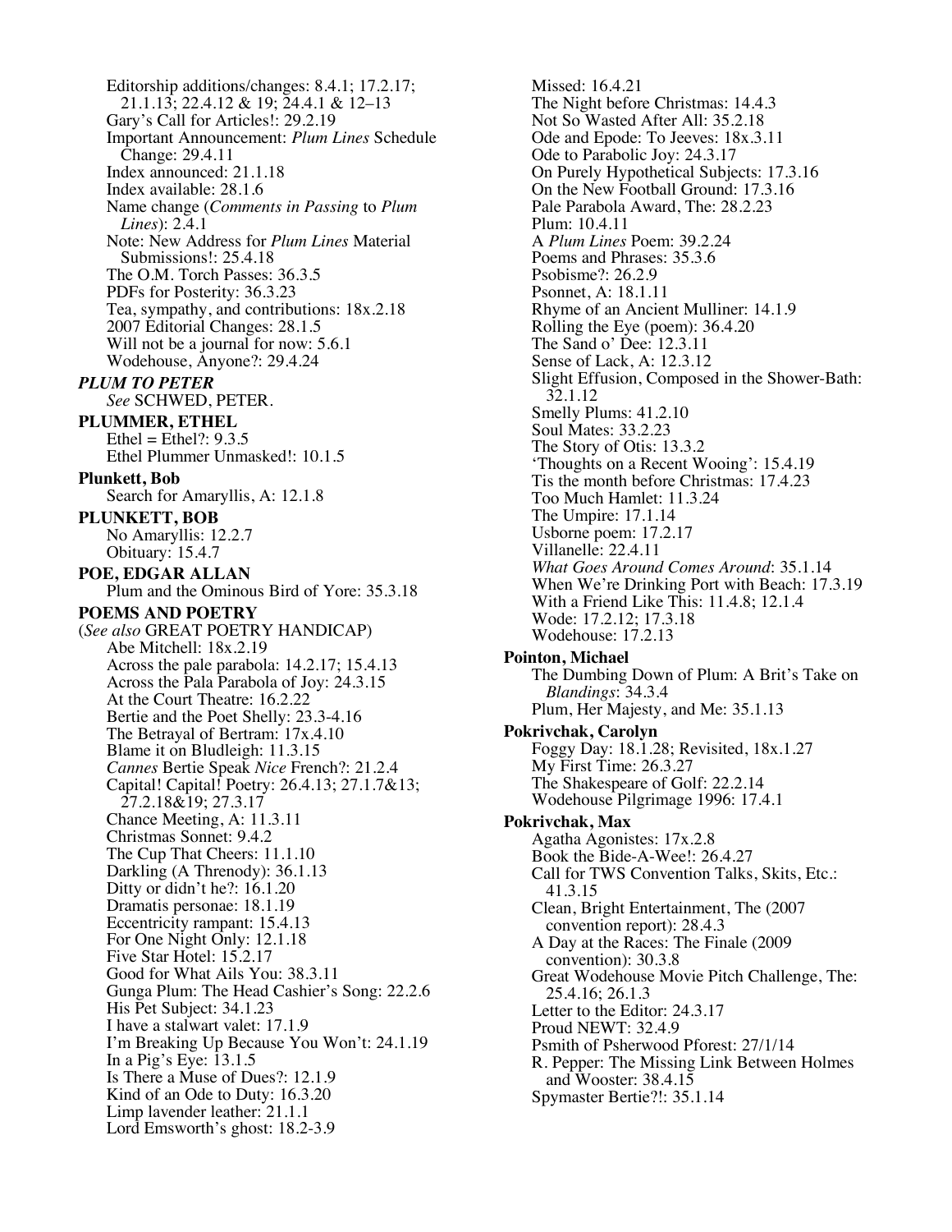Editorship additions/changes: 8.4.1; 17.2.17; 21.1.13; 22.4.12 & 19; 24.4.1 & 12–13
Gary's Call for Articles!: 29.2.19
Important Announcement: *Plum Lines* Schedule Change: 29.4.11
Index announced: 21.1.18
Index available: 28.1.6
Name change (*Comments in Passing* to *Plum Lines*): 2.4.1
Note: New Address for *Plum Lines* Material Submissions!: 25.4.18
The O.M. Torch Passes: 36.3.5
PDFs for Posterity: 36.3.23
Tea, sympathy, and contributions: 18x.2.18
2007 Editorial Changes: 28.1.5
Will not be a journal for now: 5.6.1
Wodehouse, Anyone?: 29.4.24

***PLUM TO PETER***
*See* SCHWED, PETER.

**PLUMMER, ETHEL**
Ethel = Ethel?: 9.3.5
Ethel Plummer Unmasked!: 10.1.5

**Plunkett, Bob**
Search for Amaryllis, A: 12.1.8

**PLUNKETT, BOB**
No Amaryllis: 12.2.7
Obituary: 15.4.7

**POE, EDGAR ALLAN**
Plum and the Ominous Bird of Yore: 35.3.18

**POEMS AND POETRY**
(*See also* GREAT POETRY HANDICAP)
Abe Mitchell: 18x.2.19
Across the pale parabola: 14.2.17; 15.4.13
Across the Pala Parabola of Joy: 24.3.15
At the Court Theatre: 16.2.22
Bertie and the Poet Shelly: 23.3-4.16
The Betrayal of Bertram: 17x.4.10
Blame it on Bludleigh: 11.3.15
*Cannes* Bertie Speak *Nice* French?: 21.2.4
Capital! Capital! Poetry: 26.4.13; 27.1.7&13; 27.2.18&19; 27.3.17
Chance Meeting, A: 11.3.11
Christmas Sonnet: 9.4.2
The Cup That Cheers: 11.1.10
Darkling (A Threnody): 36.1.13
Ditty or didn't he?: 16.1.20
Dramatis personae: 18.1.19
Eccentricity rampant: 15.4.13
For One Night Only: 12.1.18
Five Star Hotel: 15.2.17
Good for What Ails You: 38.3.11
Gunga Plum: The Head Cashier's Song: 22.2.6
His Pet Subject: 34.1.23
I have a stalwart valet: 17.1.9
I'm Breaking Up Because You Won't: 24.1.19
In a Pig's Eye: 13.1.5
Is There a Muse of Dues?: 12.1.9
Kind of an Ode to Duty: 16.3.20
Limp lavender leather: 21.1.1
Lord Emsworth's ghost: 18.2-3.9
Missed: 16.4.21
The Night before Christmas: 14.4.3
Not So Wasted After All: 35.2.18
Ode and Epode: To Jeeves: 18x.3.11
Ode to Parabolic Joy: 24.3.17
On Purely Hypothetical Subjects: 17.3.16
On the New Football Ground: 17.3.16
Pale Parabola Award, The: 28.2.23
Plum: 10.4.11
A *Plum Lines* Poem: 39.2.24
Poems and Phrases: 35.3.6
Psobisme?: 26.2.9
Psonnet, A: 18.1.11
Rhyme of an Ancient Mulliner: 14.1.9
Rolling the Eye (poem): 36.4.20
The Sand o' Dee: 12.3.11
Sense of Lack, A: 12.3.12
Slight Effusion, Composed in the Shower-Bath: 32.1.12
Smelly Plums: 41.2.10
Soul Mates: 33.2.23
The Story of Otis: 13.3.2
'Thoughts on a Recent Wooing': 15.4.19
Tis the month before Christmas: 17.4.23
Too Much Hamlet: 11.3.24
The Umpire: 17.1.14
Usborne poem: 17.2.17
Villanelle: 22.4.11
*What Goes Around Comes Around*: 35.1.14
When We're Drinking Port with Beach: 17.3.19
With a Friend Like This: 11.4.8; 12.1.4
Wode: 17.2.12; 17.3.18
Wodehouse: 17.2.13

**Pointon, Michael**
The Dumbing Down of Plum: A Brit's Take on *Blandings*: 34.3.4
Plum, Her Majesty, and Me: 35.1.13

**Pokrivchak, Carolyn**
Foggy Day: 18.1.28; Revisited, 18x.1.27
My First Time: 26.3.27
The Shakespeare of Golf: 22.2.14
Wodehouse Pilgrimage 1996: 17.4.1

**Pokrivchak, Max**
Agatha Agonistes: 17x.2.8
Book the Bide-A-Wee!: 26.4.27
Call for TWS Convention Talks, Skits, Etc.: 41.3.15
Clean, Bright Entertainment, The (2007 convention report): 28.4.3
A Day at the Races: The Finale (2009 convention): 30.3.8
Great Wodehouse Movie Pitch Challenge, The: 25.4.16; 26.1.3
Letter to the Editor: 24.3.17
Proud NEWT: 32.4.9
Psmith of Psherwood Pforest: 27/1/14
R. Pepper: The Missing Link Between Holmes and Wooster: 38.4.15
Spymaster Bertie?!: 35.1.14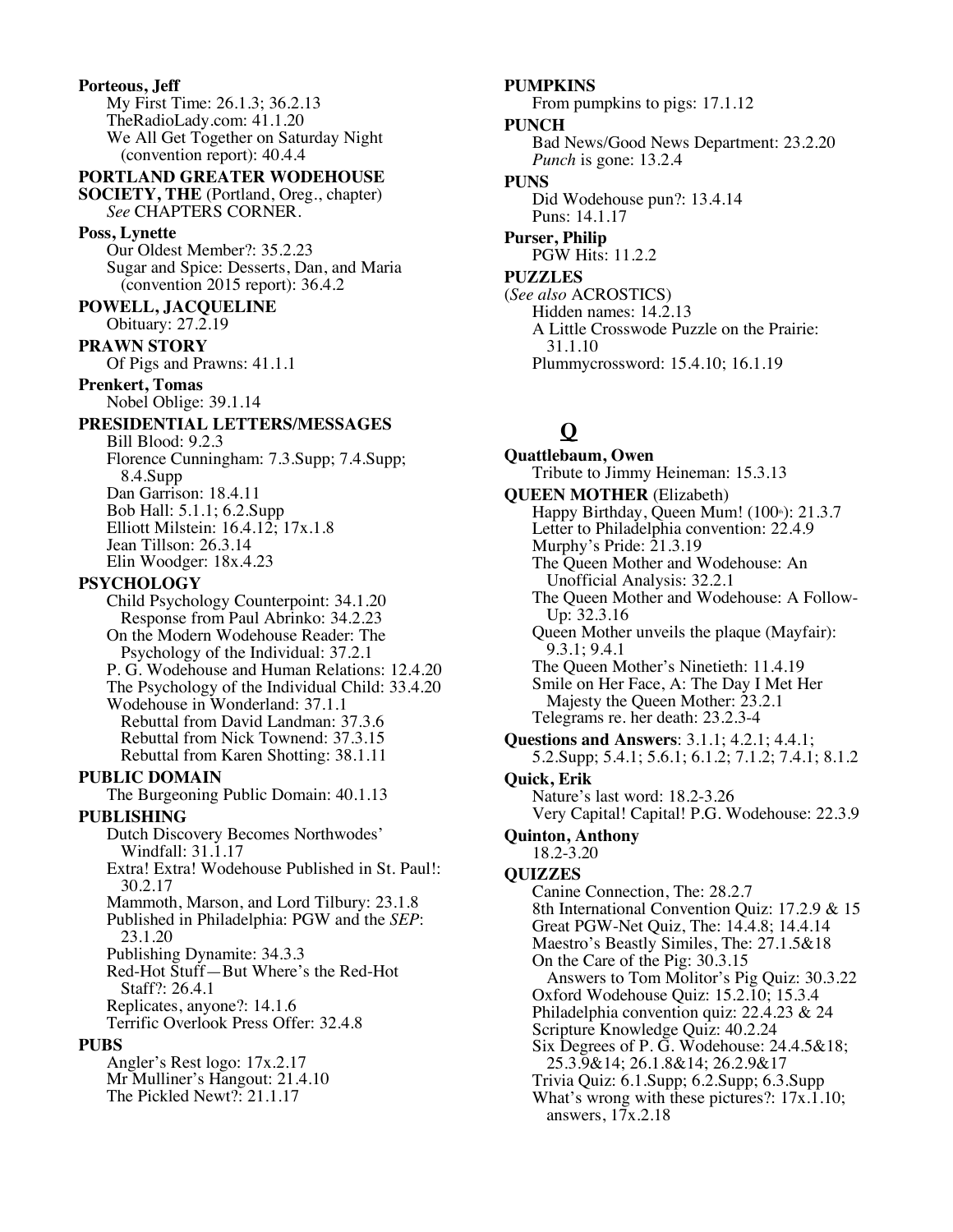**Porteous, Jeff**
My First Time: 26.1.3; 36.2.13
TheRadioLady.com: 41.1.20
We All Get Together on Saturday Night (convention report): 40.4.4

**PORTLAND GREATER WODEHOUSE SOCIETY, THE** (Portland, Oreg., chapter)
*See* CHAPTERS CORNER.

**Poss, Lynette**
Our Oldest Member?: 35.2.23
Sugar and Spice: Desserts, Dan, and Maria (convention 2015 report): 36.4.2

**POWELL, JACQUELINE**
Obituary: 27.2.19

**PRAWN STORY**
Of Pigs and Prawns: 41.1.1

**Prenkert, Tomas**
Nobel Oblige: 39.1.14

**PRESIDENTIAL LETTERS/MESSAGES**
Bill Blood: 9.2.3
Florence Cunningham: 7.3.Supp; 7.4.Supp; 8.4.Supp
Dan Garrison: 18.4.11
Bob Hall: 5.1.1; 6.2.Supp
Elliott Milstein: 16.4.12; 17x.1.8
Jean Tillson: 26.3.14
Elin Woodger: 18x.4.23

**PSYCHOLOGY**
Child Psychology Counterpoint: 34.1.20
Response from Paul Abrinko: 34.2.23
On the Modern Wodehouse Reader: The Psychology of the Individual: 37.2.1
P. G. Wodehouse and Human Relations: 12.4.20
The Psychology of the Individual Child: 33.4.20
Wodehouse in Wonderland: 37.1.1
Rebuttal from David Landman: 37.3.6
Rebuttal from Nick Townend: 37.3.15
Rebuttal from Karen Shotting: 38.1.11

**PUBLIC DOMAIN**
The Burgeoning Public Domain: 40.1.13

**PUBLISHING**
Dutch Discovery Becomes Northwodes' Windfall: 31.1.17
Extra! Extra! Wodehouse Published in St. Paul!: 30.2.17
Mammoth, Marson, and Lord Tilbury: 23.1.8
Published in Philadelphia: PGW and the *SEP*: 23.1.20
Publishing Dynamite: 34.3.3
Red-Hot Stuff—But Where's the Red-Hot Staff?: 26.4.1
Replicates, anyone?: 14.1.6
Terrific Overlook Press Offer: 32.4.8

**PUBS**
Angler's Rest logo: 17x.2.17
Mr Mulliner's Hangout: 21.4.10
The Pickled Newt?: 21.1.17

**PUMPKINS**
From pumpkins to pigs: 17.1.12

**PUNCH**
Bad News/Good News Department: 23.2.20
*Punch* is gone: 13.2.4

**PUNS**
Did Wodehouse pun?: 13.4.14
Puns: 14.1.17

**Purser, Philip**
PGW Hits: 11.2.2

**PUZZLES**
(*See also* ACROSTICS)
Hidden names: 14.2.13
A Little Crosswode Puzzle on the Prairie: 31.1.10
Plummycrossword: 15.4.10; 16.1.19

## Q

**Quattlebaum, Owen**
Tribute to Jimmy Heineman: 15.3.13

**QUEEN MOTHER** (Elizabeth)
Happy Birthday, Queen Mum! (100th): 21.3.7
Letter to Philadelphia convention: 22.4.9
Murphy's Pride: 21.3.19
The Queen Mother and Wodehouse: An Unofficial Analysis: 32.2.1
The Queen Mother and Wodehouse: A Follow-Up: 32.3.16
Queen Mother unveils the plaque (Mayfair): 9.3.1; 9.4.1
The Queen Mother's Ninetieth: 11.4.19
Smile on Her Face, A: The Day I Met Her Majesty the Queen Mother: 23.2.1
Telegrams re. her death: 23.2.3-4

**Questions and Answers**: 3.1.1; 4.2.1; 4.4.1; 5.2.Supp; 5.4.1; 5.6.1; 6.1.2; 7.1.2; 7.4.1; 8.1.2

**Quick, Erik**
Nature's last word: 18.2-3.26
Very Capital! Capital! P.G. Wodehouse: 22.3.9

**Quinton, Anthony**
18.2-3.20

**QUIZZES**
Canine Connection, The: 28.2.7
8th International Convention Quiz: 17.2.9 & 15
Great PGW-Net Quiz, The: 14.4.8; 14.4.14
Maestro's Beastly Similes, The: 27.1.5&18
On the Care of the Pig: 30.3.15
Answers to Tom Molitor's Pig Quiz: 30.3.22
Oxford Wodehouse Quiz: 15.2.10; 15.3.4
Philadelphia convention quiz: 22.4.23 & 24
Scripture Knowledge Quiz: 40.2.24
Six Degrees of P. G. Wodehouse: 24.4.5&18; 25.3.9&14; 26.1.8&14; 26.2.9&17
Trivia Quiz: 6.1.Supp; 6.2.Supp; 6.3.Supp
What's wrong with these pictures?: 17x.1.10; answers, 17x.2.18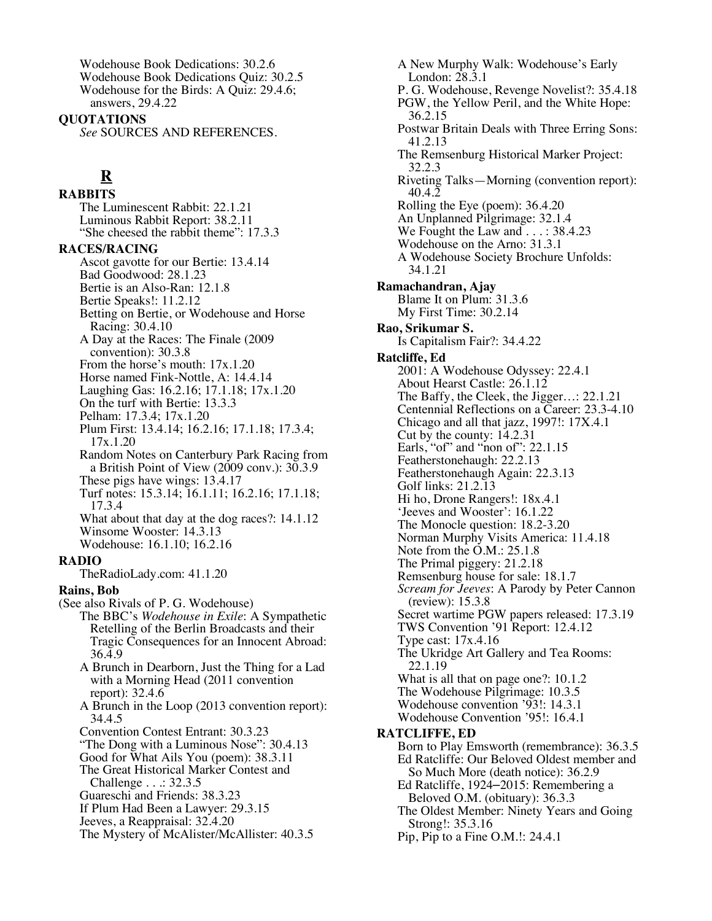Wodehouse Book Dedications: 30.2.6
Wodehouse Book Dedications Quiz: 30.2.5
Wodehouse for the Birds: A Quiz: 29.4.6; answers, 29.4.22

**QUOTATIONS**
*See* SOURCES AND REFERENCES.

## R

**RABBITS**
The Luminescent Rabbit: 22.1.21
Luminous Rabbit Report: 38.2.11
"She cheesed the rabbit theme": 17.3.3

**RACES/RACING**
Ascot gavotte for our Bertie: 13.4.14
Bad Goodwood: 28.1.23
Bertie is an Also-Ran: 12.1.8
Bertie Speaks!: 11.2.12
Betting on Bertie, or Wodehouse and Horse Racing: 30.4.10
A Day at the Races: The Finale (2009 convention): 30.3.8
From the horse's mouth: 17x.1.20
Horse named Fink-Nottle, A: 14.4.14
Laughing Gas: 16.2.16; 17.1.18; 17x.1.20
On the turf with Bertie: 13.3.3
Pelham: 17.3.4; 17x.1.20
Plum First: 13.4.14; 16.2.16; 17.1.18; 17.3.4; 17x.1.20
Random Notes on Canterbury Park Racing from a British Point of View (2009 conv.): 30.3.9
These pigs have wings: 13.4.17
Turf notes: 15.3.14; 16.1.11; 16.2.16; 17.1.18; 17.3.4
What about that day at the dog races?: 14.1.12
Winsome Wooster: 14.3.13
Wodehouse: 16.1.10; 16.2.16

**RADIO**
TheRadioLady.com: 41.1.20

**Rains, Bob**
(See also Rivals of P. G. Wodehouse)
The BBC's *Wodehouse in Exile*: A Sympathetic Retelling of the Berlin Broadcasts and their Tragic Consequences for an Innocent Abroad: 36.4.9
A Brunch in Dearborn, Just the Thing for a Lad with a Morning Head (2011 convention report): 32.4.6
A Brunch in the Loop (2013 convention report): 34.4.5
Convention Contest Entrant: 30.3.23
"The Dong with a Luminous Nose": 30.4.13
Good for What Ails You (poem): 38.3.11
The Great Historical Marker Contest and Challenge . . .: 32.3.5
Guareschi and Friends: 38.3.23
If Plum Had Been a Lawyer: 29.3.15
Jeeves, a Reappraisal: 32.4.20
The Mystery of McAlister/McAllister: 40.3.5
A New Murphy Walk: Wodehouse's Early London: 28.3.1
P. G. Wodehouse, Revenge Novelist?: 35.4.18
PGW, the Yellow Peril, and the White Hope: 36.2.15
Postwar Britain Deals with Three Erring Sons: 41.2.13
The Remsenburg Historical Marker Project: 32.2.3
Riveting Talks—Morning (convention report): 40.4.2
Rolling the Eye (poem): 36.4.20
An Unplanned Pilgrimage: 32.1.4
We Fought the Law and . . . : 38.4.23
Wodehouse on the Arno: 31.3.1
A Wodehouse Society Brochure Unfolds: 34.1.21

**Ramachandran, Ajay**
Blame It on Plum: 31.3.6
My First Time: 30.2.14

**Rao, Srikumar S.**
Is Capitalism Fair?: 34.4.22

**Ratcliffe, Ed**
2001: A Wodehouse Odyssey: 22.4.1
About Hearst Castle: 26.1.12
The Baffy, the Cleek, the Jigger…: 22.1.21
Centennial Reflections on a Career: 23.3-4.10
Chicago and all that jazz, 1997!: 17X.4.1
Cut by the county: 14.2.31
Earls, "of" and "non of": 22.1.15
Featherstonehaugh: 22.2.13
Featherstonehaugh Again: 22.3.13
Golf links: 21.2.13
Hi ho, Drone Rangers!: 18x.4.1
'Jeeves and Wooster': 16.1.22
The Monocle question: 18.2-3.20
Norman Murphy Visits America: 11.4.18
Note from the O.M.: 25.1.8
The Primal piggery: 21.2.18
Remsenburg house for sale: 18.1.7
*Scream for Jeeves*: A Parody by Peter Cannon (review): 15.3.8
Secret wartime PGW papers released: 17.3.19
TWS Convention '91 Report: 12.4.12
Type cast: 17x.4.16
The Ukridge Art Gallery and Tea Rooms: 22.1.19
What is all that on page one?: 10.1.2
The Wodehouse Pilgrimage: 10.3.5
Wodehouse convention '93!: 14.3.1
Wodehouse Convention '95!: 16.4.1

**RATCLIFFE, ED**
Born to Play Emsworth (remembrance): 36.3.5
Ed Ratcliffe: Our Beloved Oldest member and So Much More (death notice): 36.2.9
Ed Ratcliffe, 1924–2015: Remembering a Beloved O.M. (obituary): 36.3.3
The Oldest Member: Ninety Years and Going Strong!: 35.3.16
Pip, Pip to a Fine O.M.!: 24.4.1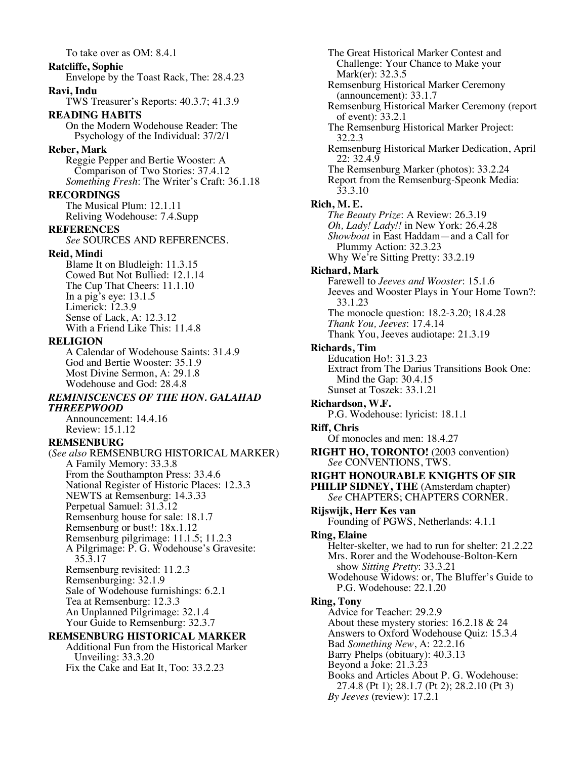To take over as OM: 8.4.1

**Ratcliffe, Sophie**
Envelope by the Toast Rack, The: 28.4.23

**Ravi, Indu**
TWS Treasurer's Reports: 40.3.7; 41.3.9

**READING HABITS**
On the Modern Wodehouse Reader: The Psychology of the Individual: 37/2/1

**Reber, Mark**
Reggie Pepper and Bertie Wooster: A Comparison of Two Stories: 37.4.12
*Something Fresh*: The Writer's Craft: 36.1.18

**RECORDINGS**
The Musical Plum: 12.1.11
Reliving Wodehouse: 7.4.Supp

**REFERENCES**
*See* SOURCES AND REFERENCES.

**Reid, Mindi**
Blame It on Bludleigh: 11.3.15
Cowed But Not Bullied: 12.1.14
The Cup That Cheers: 11.1.10
In a pig's eye: 13.1.5
Limerick: 12.3.9
Sense of Lack, A: 12.3.12
With a Friend Like This: 11.4.8

**RELIGION**
A Calendar of Wodehouse Saints: 31.4.9
God and Bertie Wooster: 35.1.9
Most Divine Sermon, A: 29.1.8
Wodehouse and God: 28.4.8

***REMINISCENCES OF THE HON. GALAHAD THREEPWOOD***
Announcement: 14.4.16
Review: 15.1.12

**REMSENBURG**
(*See also* REMSENBURG HISTORICAL MARKER)
A Family Memory: 33.3.8
From the Southampton Press: 33.4.6
National Register of Historic Places: 12.3.3
NEWTS at Remsenburg: 14.3.33
Perpetual Samuel: 31.3.12
Remsenburg house for sale: 18.1.7
Remsenburg or bust!: 18x.1.12
Remsenburg pilgrimage: 11.1.5; 11.2.3
A Pilgrimage: P. G. Wodehouse's Gravesite: 35.3.17
Remsenburg revisited: 11.2.3
Remsenburging: 32.1.9
Sale of Wodehouse furnishings: 6.2.1
Tea at Remsenburg: 12.3.3
An Unplanned Pilgrimage: 32.1.4
Your Guide to Remsenburg: 32.3.7

**REMSENBURG HISTORICAL MARKER**
Additional Fun from the Historical Marker Unveiling: 33.3.20
Fix the Cake and Eat It, Too: 33.2.23
The Great Historical Marker Contest and Challenge: Your Chance to Make your Mark(er): 32.3.5
Remsenburg Historical Marker Ceremony (announcement): 33.1.7
Remsenburg Historical Marker Ceremony (report of event): 33.2.1
The Remsenburg Historical Marker Project: 32.2.3
Remsenburg Historical Marker Dedication, April 22: 32.4.9
The Remsenburg Marker (photos): 33.2.24
Report from the Remsenburg-Speonk Media: 33.3.10

**Rich, M. E.**
*The Beauty Prize*: A Review: 26.3.19
*Oh, Lady! Lady!!* in New York: 26.4.28
*Showboat* in East Haddam—and a Call for Plummy Action: 32.3.23
Why We're Sitting Pretty: 33.2.19

**Richard, Mark**
Farewell to *Jeeves and Wooster*: 15.1.6
Jeeves and Wooster Plays in Your Home Town?: 33.1.23
The monocle question: 18.2-3.20; 18.4.28
*Thank You, Jeeves*: 17.4.14
Thank You, Jeeves audiotape: 21.3.19

**Richards, Tim**
Education Ho!: 31.3.23
Extract from The Darius Transitions Book One: Mind the Gap: 30.4.15
Sunset at Toszek: 33.1.21

**Richardson, W.F.**
P.G. Wodehouse: lyricist: 18.1.1

**Riff, Chris**
Of monocles and men: 18.4.27

**RIGHT HO, TORONTO!** (2003 convention)
*See* CONVENTIONS, TWS.

**RIGHT HONOURABLE KNIGHTS OF SIR PHILIP SIDNEY, THE** (Amsterdam chapter)
*See* CHAPTERS; CHAPTERS CORNER.

**Rijswijk, Herr Kes van**
Founding of PGWS, Netherlands: 4.1.1

**Ring, Elaine**
Helter-skelter, we had to run for shelter: 21.2.22
Mrs. Rorer and the Wodehouse-Bolton-Kern show *Sitting Pretty*: 33.3.21
Wodehouse Widows: or, The Bluffer's Guide to P.G. Wodehouse: 22.1.20

**Ring, Tony**
Advice for Teacher: 29.2.9
About these mystery stories: 16.2.18 & 24
Answers to Oxford Wodehouse Quiz: 15.3.4
Bad *Something New*, A: 22.2.16
Barry Phelps (obituary): 40.3.13
Beyond a Joke: 21.3.23
Books and Articles About P. G. Wodehouse: 27.4.8 (Pt 1); 28.1.7 (Pt 2); 28.2.10 (Pt 3)
*By Jeeves* (review): 17.2.1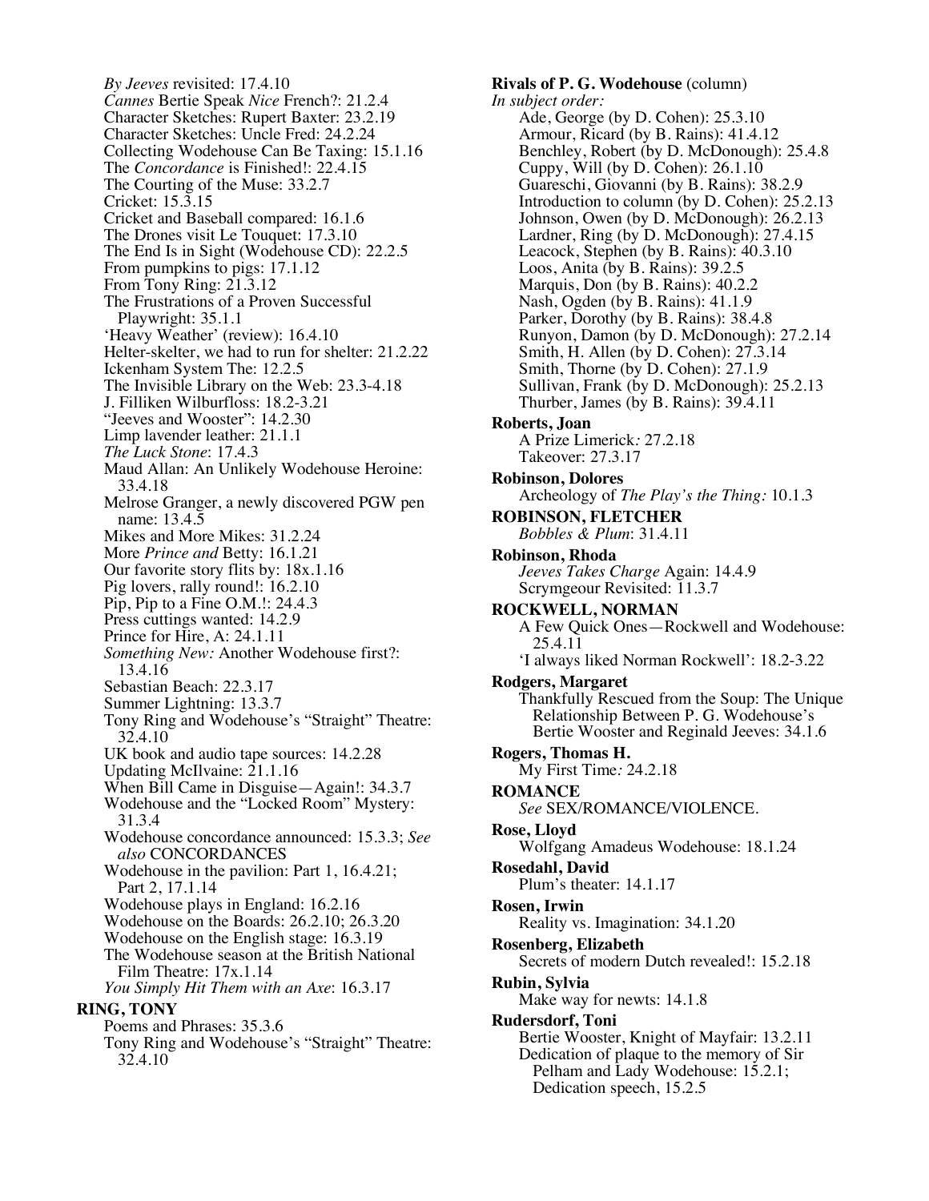*By Jeeves* revisited: 17.4.10
*Cannes* Bertie Speak *Nice* French?: 21.2.4
Character Sketches: Rupert Baxter: 23.2.19
Character Sketches: Uncle Fred: 24.2.24
Collecting Wodehouse Can Be Taxing: 15.1.16
The *Concordance* is Finished!: 22.4.15
The Courting of the Muse: 33.2.7
Cricket: 15.3.15
Cricket and Baseball compared: 16.1.6
The Drones visit Le Touquet: 17.3.10
The End Is in Sight (Wodehouse CD): 22.2.5
From pumpkins to pigs: 17.1.12
From Tony Ring: 21.3.12
The Frustrations of a Proven Successful Playwright: 35.1.1
'Heavy Weather' (review): 16.4.10
Helter-skelter, we had to run for shelter: 21.2.22
Ickenham System The: 12.2.5
The Invisible Library on the Web: 23.3-4.18
J. Filliken Wilburfloss: 18.2-3.21
"Jeeves and Wooster": 14.2.30
Limp lavender leather: 21.1.1
*The Luck Stone*: 17.4.3
Maud Allan: An Unlikely Wodehouse Heroine: 33.4.18
Melrose Granger, a newly discovered PGW pen name: 13.4.5
Mikes and More Mikes: 31.2.24
More *Prince and* Betty: 16.1.21
Our favorite story flits by: 18x.1.16
Pig lovers, rally round!: 16.2.10
Pip, Pip to a Fine O.M.!: 24.4.3
Press cuttings wanted: 14.2.9
Prince for Hire, A: 24.1.11
*Something New:* Another Wodehouse first?: 13.4.16
Sebastian Beach: 22.3.17
Summer Lightning: 13.3.7
Tony Ring and Wodehouse's "Straight" Theatre: 32.4.10
UK book and audio tape sources: 14.2.28
Updating McIlvaine: 21.1.16
When Bill Came in Disguise—Again!: 34.3.7
Wodehouse and the "Locked Room" Mystery: 31.3.4
Wodehouse concordance announced: 15.3.3; *See also* CONCORDANCES
Wodehouse in the pavilion: Part 1, 16.4.21; Part 2, 17.1.14
Wodehouse plays in England: 16.2.16
Wodehouse on the Boards: 26.2.10; 26.3.20
Wodehouse on the English stage: 16.3.19
The Wodehouse season at the British National Film Theatre: 17x.1.14
*You Simply Hit Them with an Axe*: 16.3.17

**RING, TONY**
Poems and Phrases: 35.3.6
Tony Ring and Wodehouse's "Straight" Theatre: 32.4.10

**Rivals of P. G. Wodehouse** (column)
*In subject order:*
Ade, George (by D. Cohen): 25.3.10
Armour, Ricard (by B. Rains): 41.4.12
Benchley, Robert (by D. McDonough): 25.4.8
Cuppy, Will (by D. Cohen): 26.1.10
Guareschi, Giovanni (by B. Rains): 38.2.9
Introduction to column (by D. Cohen): 25.2.13
Johnson, Owen (by D. McDonough): 26.2.13
Lardner, Ring (by D. McDonough): 27.4.15
Leacock, Stephen (by B. Rains): 40.3.10
Loos, Anita (by B. Rains): 39.2.5
Marquis, Don (by B. Rains): 40.2.2
Nash, Ogden (by B. Rains): 41.1.9
Parker, Dorothy (by B. Rains): 38.4.8
Runyon, Damon (by D. McDonough): 27.2.14
Smith, H. Allen (by D. Cohen): 27.3.14
Smith, Thorne (by D. Cohen): 27.1.9
Sullivan, Frank (by D. McDonough): 25.2.13
Thurber, James (by B. Rains): 39.4.11

**Roberts, Joan**
A Prize Limerick*:* 27.2.18
Takeover: 27.3.17

**Robinson, Dolores**
Archeology of *The Play's the Thing:* 10.1.3

**ROBINSON, FLETCHER**
*Bobbles & Plum*: 31.4.11

**Robinson, Rhoda**
*Jeeves Takes Charge* Again: 14.4.9
Scrymgeour Revisited: 11.3.7

**ROCKWELL, NORMAN**
A Few Quick Ones—Rockwell and Wodehouse: 25.4.11
'I always liked Norman Rockwell': 18.2-3.22

**Rodgers, Margaret**
Thankfully Rescued from the Soup: The Unique Relationship Between P. G. Wodehouse's Bertie Wooster and Reginald Jeeves: 34.1.6

**Rogers, Thomas H.**
My First Time*:* 24.2.18

**ROMANCE**
*See* SEX/ROMANCE/VIOLENCE.

**Rose, Lloyd**
Wolfgang Amadeus Wodehouse: 18.1.24

**Rosedahl, David**
Plum's theater: 14.1.17

**Rosen, Irwin**
Reality vs. Imagination: 34.1.20

**Rosenberg, Elizabeth**
Secrets of modern Dutch revealed!: 15.2.18

**Rubin, Sylvia**
Make way for newts: 14.1.8

**Rudersdorf, Toni**
Bertie Wooster, Knight of Mayfair: 13.2.11
Dedication of plaque to the memory of Sir Pelham and Lady Wodehouse: 15.2.1; Dedication speech, 15.2.5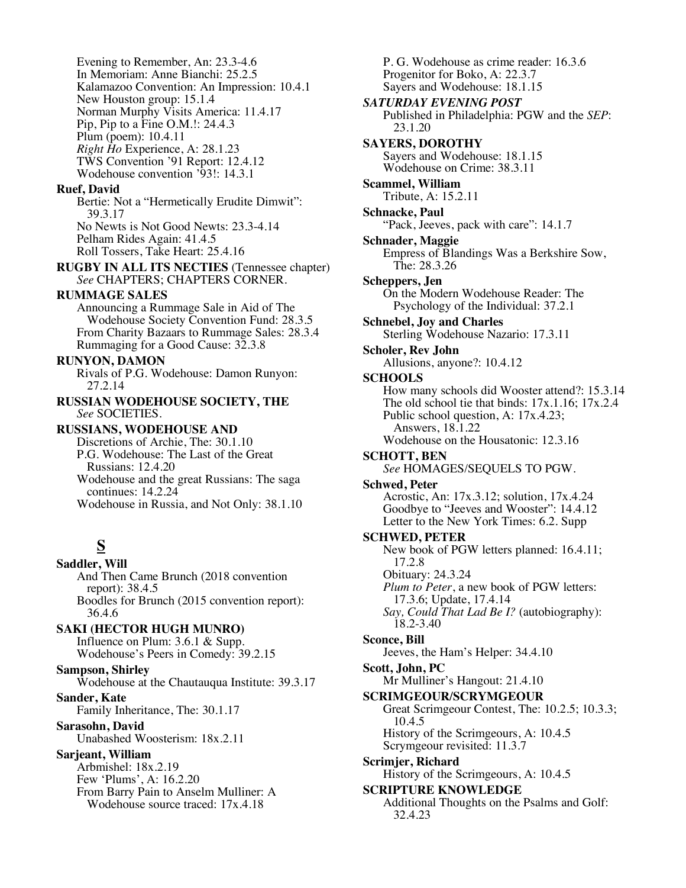Evening to Remember, An: 23.3-4.6
In Memoriam: Anne Bianchi: 25.2.5
Kalamazoo Convention: An Impression: 10.4.1
New Houston group: 15.1.4
Norman Murphy Visits America: 11.4.17
Pip, Pip to a Fine O.M.!: 24.4.3
Plum (poem): 10.4.11
*Right Ho* Experience, A: 28.1.23
TWS Convention '91 Report: 12.4.12
Wodehouse convention '93!: 14.3.1

**Ruef, David**
Bertie: Not a "Hermetically Erudite Dimwit": 39.3.17
No Newts is Not Good Newts: 23.3-4.14
Pelham Rides Again: 41.4.5
Roll Tossers, Take Heart: 25.4.16

**RUGBY IN ALL ITS NECTIES** (Tennessee chapter) *See* CHAPTERS; CHAPTERS CORNER.

**RUMMAGE SALES**
Announcing a Rummage Sale in Aid of The Wodehouse Society Convention Fund: 28.3.5
From Charity Bazaars to Rummage Sales: 28.3.4
Rummaging for a Good Cause: 32.3.8

**RUNYON, DAMON**
Rivals of P.G. Wodehouse: Damon Runyon: 27.2.14

**RUSSIAN WODEHOUSE SOCIETY, THE** *See* SOCIETIES.

**RUSSIANS, WODEHOUSE AND**
Discretions of Archie, The: 30.1.10
P.G. Wodehouse: The Last of the Great Russians: 12.4.20
Wodehouse and the great Russians: The saga continues: 14.2.24
Wodehouse in Russia, and Not Only: 38.1.10

## S

**Saddler, Will**
And Then Came Brunch (2018 convention report): 38.4.5
Boodles for Brunch (2015 convention report): 36.4.6

**SAKI (HECTOR HUGH MUNRO)**
Influence on Plum: 3.6.1 & Supp.
Wodehouse's Peers in Comedy: 39.2.15

**Sampson, Shirley**
Wodehouse at the Chautauqua Institute: 39.3.17

**Sander, Kate**
Family Inheritance, The: 30.1.17

**Sarasohn, David**
Unabashed Woosterism: 18x.2.11

**Sarjeant, William**
Arbmishel: 18x.2.19
Few 'Plums', A: 16.2.20
From Barry Pain to Anselm Mulliner: A Wodehouse source traced: 17x.4.18

P. G. Wodehouse as crime reader: 16.3.6
Progenitor for Boko, A: 22.3.7
Sayers and Wodehouse: 18.1.15

***SATURDAY EVENING POST***
Published in Philadelphia: PGW and the *SEP*: 23.1.20

**SAYERS, DOROTHY**
Sayers and Wodehouse: 18.1.15
Wodehouse on Crime: 38.3.11

**Scammel, William**
Tribute, A: 15.2.11

**Schnacke, Paul**
"Pack, Jeeves, pack with care": 14.1.7

**Schnader, Maggie**
Empress of Blandings Was a Berkshire Sow, The: 28.3.26

**Scheppers, Jen**
On the Modern Wodehouse Reader: The Psychology of the Individual: 37.2.1

**Schnebel, Joy and Charles**
Sterling Wodehouse Nazario: 17.3.11

**Scholer, Rev John**
Allusions, anyone?: 10.4.12

**SCHOOLS**
How many schools did Wooster attend?: 15.3.14
The old school tie that binds: 17x.1.16; 17x.2.4
Public school question, A: 17x.4.23; Answers, 18.1.22
Wodehouse on the Housatonic: 12.3.16

**SCHOTT, BEN**
*See* HOMAGES/SEQUELS TO PGW.

**Schwed, Peter**
Acrostic, An: 17x.3.12; solution, 17x.4.24
Goodbye to "Jeeves and Wooster": 14.4.12
Letter to the New York Times: 6.2. Supp

**SCHWED, PETER**
New book of PGW letters planned: 16.4.11; 17.2.8
Obituary: 24.3.24
*Plum to Peter*, a new book of PGW letters: 17.3.6; Update, 17.4.14
*Say, Could That Lad Be I?* (autobiography): 18.2-3.40

**Sconce, Bill**
Jeeves, the Ham's Helper: 34.4.10

**Scott, John, PC**
Mr Mulliner's Hangout: 21.4.10

**SCRIMGEOUR/SCRYMGEOUR**
Great Scrimgeour Contest, The: 10.2.5; 10.3.3; 10.4.5
History of the Scrimgeours, A: 10.4.5
Scrymgeour revisited: 11.3.7

**Scrimjer, Richard**
History of the Scrimgeours, A: 10.4.5

**SCRIPTURE KNOWLEDGE**
Additional Thoughts on the Psalms and Golf: 32.4.23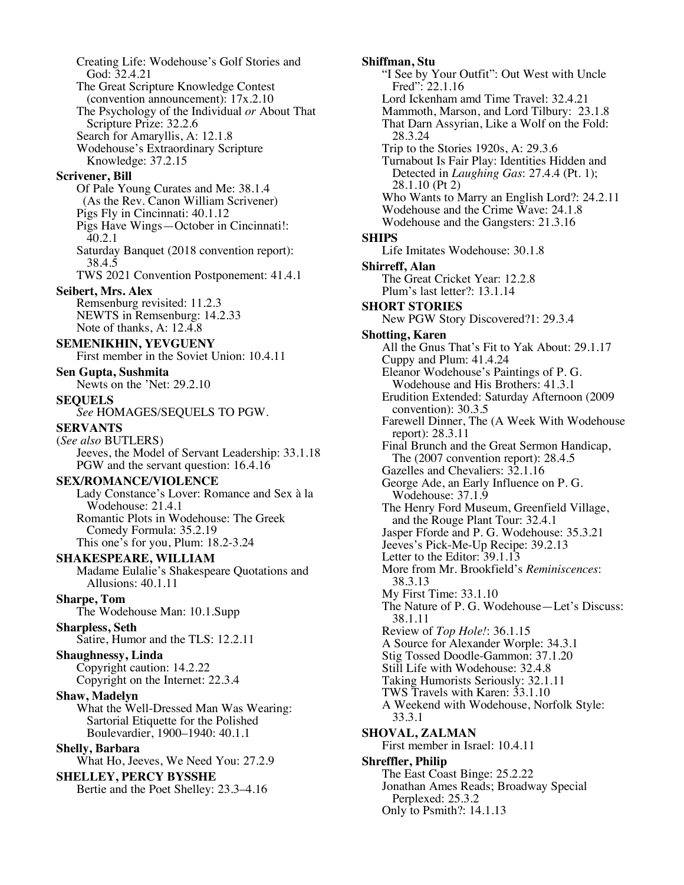Creating Life: Wodehouse's Golf Stories and God: 32.4.21
The Great Scripture Knowledge Contest (convention announcement): 17x.2.10
The Psychology of the Individual *or* About That Scripture Prize: 32.2.6
Search for Amaryllis, A: 12.1.8
Wodehouse's Extraordinary Scripture Knowledge: 37.2.15

**Scrivener, Bill**
Of Pale Young Curates and Me: 38.1.4 (As the Rev. Canon William Scrivener)
Pigs Fly in Cincinnati: 40.1.12
Pigs Have Wings—October in Cincinnati!: 40.2.1
Saturday Banquet (2018 convention report): 38.4.5
TWS 2021 Convention Postponement: 41.4.1

**Seibert, Mrs. Alex**
Remsenburg revisited: 11.2.3
NEWTS in Remsenburg: 14.2.33
Note of thanks, A: 12.4.8

**SEMENIKHIN, YEVGUENY**
First member in the Soviet Union: 10.4.11

**Sen Gupta, Sushmita**
Newts on the 'Net: 29.2.10

**SEQUELS**
*See* HOMAGES/SEQUELS TO PGW.

**SERVANTS**
(*See also* BUTLERS)
Jeeves, the Model of Servant Leadership: 33.1.18
PGW and the servant question: 16.4.16

**SEX/ROMANCE/VIOLENCE**
Lady Constance's Lover: Romance and Sex à la Wodehouse: 21.4.1
Romantic Plots in Wodehouse: The Greek Comedy Formula: 35.2.19
This one's for you, Plum: 18.2-3.24

**SHAKESPEARE, WILLIAM**
Madame Eulalie's Shakespeare Quotations and Allusions: 40.1.11

**Sharpe, Tom**
The Wodehouse Man: 10.1.Supp

**Sharpless, Seth**
Satire, Humor and the TLS: 12.2.11

**Shaughnessy, Linda**
Copyright caution: 14.2.22
Copyright on the Internet: 22.3.4

**Shaw, Madelyn**
What the Well-Dressed Man Was Wearing: Sartorial Etiquette for the Polished Boulevardier, 1900–1940: 40.1.1

**Shelly, Barbara**
What Ho, Jeeves, We Need You: 27.2.9

**SHELLEY, PERCY BYSSHE**
Bertie and the Poet Shelley: 23.3–4.16

**Shiffman, Stu**
"I See by Your Outfit": Out West with Uncle Fred": 22.1.16
Lord Ickenham amd Time Travel: 32.4.21
Mammoth, Marson, and Lord Tilbury: 23.1.8
That Darn Assyrian, Like a Wolf on the Fold: 28.3.24
Trip to the Stories 1920s, A: 29.3.6
Turnabout Is Fair Play: Identities Hidden and Detected in *Laughing Gas*: 27.4.4 (Pt. 1); 28.1.10 (Pt 2)
Who Wants to Marry an English Lord?: 24.2.11
Wodehouse and the Crime Wave: 24.1.8
Wodehouse and the Gangsters: 21.3.16

**SHIPS**
Life Imitates Wodehouse: 30.1.8

**Shirreff, Alan**
The Great Cricket Year: 12.2.8
Plum's last letter?: 13.1.14

**SHORT STORIES**
New PGW Story Discovered?1: 29.3.4

**Shotting, Karen**
All the Gnus That's Fit to Yak About: 29.1.17
Cuppy and Plum: 41.4.24
Eleanor Wodehouse's Paintings of P. G. Wodehouse and His Brothers: 41.3.1
Erudition Extended: Saturday Afternoon (2009 convention): 30.3.5
Farewell Dinner, The (A Week With Wodehouse report): 28.3.11
Final Brunch and the Great Sermon Handicap, The (2007 convention report): 28.4.5
Gazelles and Chevaliers: 32.1.16
George Ade, an Early Influence on P. G. Wodehouse: 37.1.9
The Henry Ford Museum, Greenfield Village, and the Rouge Plant Tour: 32.4.1
Jasper Fforde and P. G. Wodehouse: 35.3.21
Jeeves's Pick-Me-Up Recipe: 39.2.13
Letter to the Editor: 39.1.13
More from Mr. Brookfield's *Reminiscences*: 38.3.13
My First Time: 33.1.10
The Nature of P. G. Wodehouse—Let's Discuss: 38.1.11
Review of *Top Hole!*: 36.1.15
A Source for Alexander Worple: 34.3.1
Stig Tossed Doodle-Gammon: 37.1.20
Still Life with Wodehouse: 32.4.8
Taking Humorists Seriously: 32.1.11
TWS Travels with Karen: 33.1.10
A Weekend with Wodehouse, Norfolk Style: 33.3.1

**SHOVAL, ZALMAN**
First member in Israel: 10.4.11

**Shreffler, Philip**
The East Coast Binge: 25.2.22
Jonathan Ames Reads; Broadway Special Perplexed: 25.3.2
Only to Psmith?: 14.1.13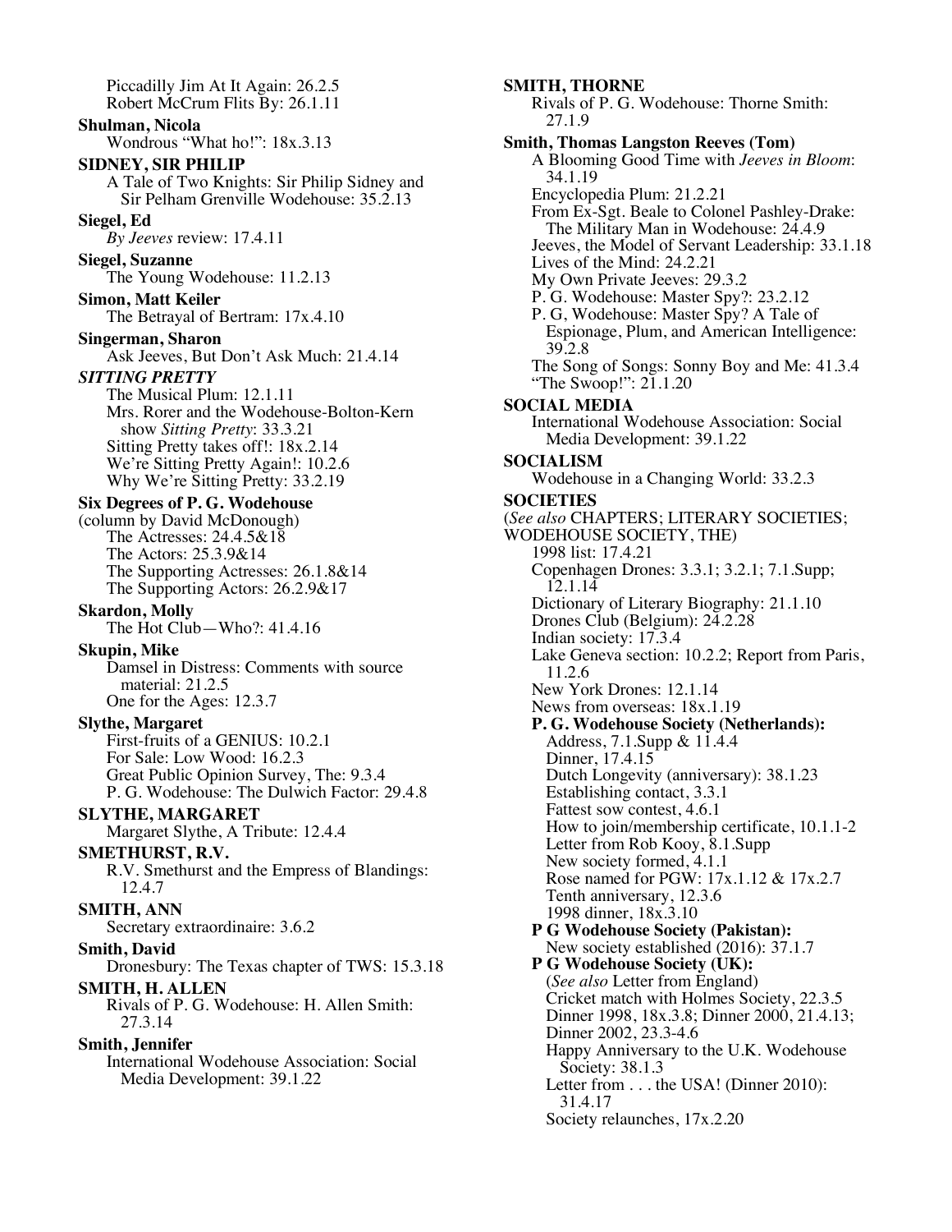Piccadilly Jim At It Again: 26.2.5
Robert McCrum Flits By: 26.1.11

**Shulman, Nicola**
Wondrous "What ho!": 18x.3.13

**SIDNEY, SIR PHILIP**
A Tale of Two Knights: Sir Philip Sidney and Sir Pelham Grenville Wodehouse: 35.2.13

**Siegel, Ed**
*By Jeeves* review: 17.4.11

**Siegel, Suzanne**
The Young Wodehouse: 11.2.13

**Simon, Matt Keiler**
The Betrayal of Bertram: 17x.4.10

**Singerman, Sharon**
Ask Jeeves, But Don't Ask Much: 21.4.14

***SITTING PRETTY***
The Musical Plum: 12.1.11
Mrs. Rorer and the Wodehouse-Bolton-Kern show *Sitting Pretty*: 33.3.21
Sitting Pretty takes off!: 18x.2.14
We're Sitting Pretty Again!: 10.2.6
Why We're Sitting Pretty: 33.2.19

**Six Degrees of P. G. Wodehouse**
(column by David McDonough)
The Actresses: 24.4.5&18
The Actors: 25.3.9&14
The Supporting Actresses: 26.1.8&14
The Supporting Actors: 26.2.9&17

**Skardon, Molly**
The Hot Club—Who?: 41.4.16

**Skupin, Mike**
Damsel in Distress: Comments with source material: 21.2.5
One for the Ages: 12.3.7

**Slythe, Margaret**
First-fruits of a GENIUS: 10.2.1
For Sale: Low Wood: 16.2.3
Great Public Opinion Survey, The: 9.3.4
P. G. Wodehouse: The Dulwich Factor: 29.4.8

**SLYTHE, MARGARET**
Margaret Slythe, A Tribute: 12.4.4

**SMETHURST, R.V.**
R.V. Smethurst and the Empress of Blandings: 12.4.7

**SMITH, ANN**
Secretary extraordinaire: 3.6.2

**Smith, David**
Dronesbury: The Texas chapter of TWS: 15.3.18

**SMITH, H. ALLEN**
Rivals of P. G. Wodehouse: H. Allen Smith: 27.3.14

**Smith, Jennifer**
International Wodehouse Association: Social Media Development: 39.1.22

**SMITH, THORNE**
Rivals of P. G. Wodehouse: Thorne Smith: 27.1.9

**Smith, Thomas Langston Reeves (Tom)**
A Blooming Good Time with *Jeeves in Bloom*: 34.1.19
Encyclopedia Plum: 21.2.21
From Ex-Sgt. Beale to Colonel Pashley-Drake: The Military Man in Wodehouse: 24.4.9
Jeeves, the Model of Servant Leadership: 33.1.18
Lives of the Mind: 24.2.21
My Own Private Jeeves: 29.3.2
P. G. Wodehouse: Master Spy?: 23.2.12
P. G, Wodehouse: Master Spy? A Tale of Espionage, Plum, and American Intelligence: 39.2.8
The Song of Songs: Sonny Boy and Me: 41.3.4
"The Swoop!": 21.1.20

**SOCIAL MEDIA**
International Wodehouse Association: Social Media Development: 39.1.22

**SOCIALISM**
Wodehouse in a Changing World: 33.2.3

**SOCIETIES**
(*See also* CHAPTERS; LITERARY SOCIETIES; WODEHOUSE SOCIETY, THE)
1998 list: 17.4.21
Copenhagen Drones: 3.3.1; 3.2.1; 7.1.Supp; 12.1.14
Dictionary of Literary Biography: 21.1.10
Drones Club (Belgium): 24.2.28
Indian society: 17.3.4
Lake Geneva section: 10.2.2; Report from Paris, 11.2.6
New York Drones: 12.1.14
News from overseas: 18x.1.19

**P. G. Wodehouse Society (Netherlands):**
Address, 7.1.Supp & 11.4.4
Dinner, 17.4.15
Dutch Longevity (anniversary): 38.1.23
Establishing contact, 3.3.1
Fattest sow contest, 4.6.1
How to join/membership certificate, 10.1.1-2
Letter from Rob Kooy, 8.1.Supp
New society formed, 4.1.1
Rose named for PGW: 17x.1.12 & 17x.2.7
Tenth anniversary, 12.3.6
1998 dinner, 18x.3.10

**P G Wodehouse Society (Pakistan):**
New society established (2016): 37.1.7

**P G Wodehouse Society (UK):**
(*See also* Letter from England)
Cricket match with Holmes Society, 22.3.5
Dinner 1998, 18x.3.8; Dinner 2000, 21.4.13;
Dinner 2002, 23.3-4.6
Happy Anniversary to the U.K. Wodehouse Society: 38.1.3
Letter from . . . the USA! (Dinner 2010): 31.4.17
Society relaunches, 17x.2.20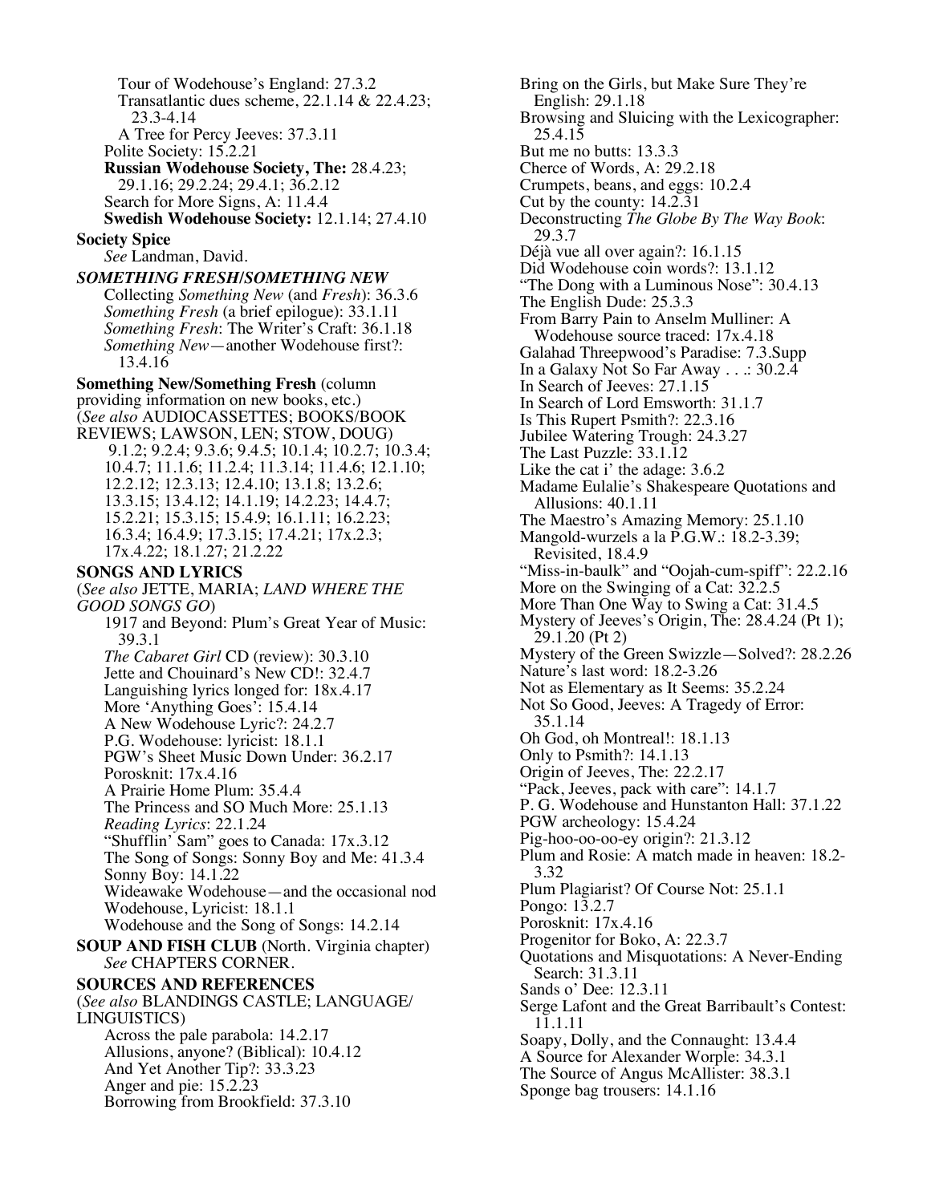Tour of Wodehouse's England: 27.3.2
Transatlantic dues scheme, 22.1.14 & 22.4.23; 23.3-4.14
A Tree for Percy Jeeves: 37.3.11
Polite Society: 15.2.21
**Russian Wodehouse Society, The:** 28.4.23; 29.1.16; 29.2.24; 29.4.1; 36.2.12
Search for More Signs, A: 11.4.4
**Swedish Wodehouse Society:** 12.1.14; 27.4.10

**Society Spice**
*See* Landman, David.

***SOMETHING FRESH/SOMETHING NEW***
Collecting *Something New* (and *Fresh*): 36.3.6
*Something Fresh* (a brief epilogue): 33.1.11
*Something Fresh*: The Writer's Craft: 36.1.18
*Something New*—another Wodehouse first?: 13.4.16

**Something New/Something Fresh** (column providing information on new books, etc.) (*See also* AUDIOCASSETTES; BOOKS/BOOK REVIEWS; LAWSON, LEN; STOW, DOUG)
9.1.2; 9.2.4; 9.3.6; 9.4.5; 10.1.4; 10.2.7; 10.3.4; 10.4.7; 11.1.6; 11.2.4; 11.3.14; 11.4.6; 12.1.10; 12.2.12; 12.3.13; 12.4.10; 13.1.8; 13.2.6; 13.3.15; 13.4.12; 14.1.19; 14.2.23; 14.4.7; 15.2.21; 15.3.15; 15.4.9; 16.1.11; 16.2.23; 16.3.4; 16.4.9; 17.3.15; 17.4.21; 17x.2.3; 17x.4.22; 18.1.27; 21.2.22

**SONGS AND LYRICS**
(*See also* JETTE, MARIA; *LAND WHERE THE GOOD SONGS GO*)
1917 and Beyond: Plum's Great Year of Music: 39.3.1
*The Cabaret Girl* CD (review): 30.3.10
Jette and Chouinard's New CD!: 32.4.7
Languishing lyrics longed for: 18x.4.17
More 'Anything Goes': 15.4.14
A New Wodehouse Lyric?: 24.2.7
P.G. Wodehouse: lyricist: 18.1.1
PGW's Sheet Music Down Under: 36.2.17
Porosknit: 17x.4.16
A Prairie Home Plum: 35.4.4
The Princess and SO Much More: 25.1.13
*Reading Lyrics*: 22.1.24
"Shufflin' Sam" goes to Canada: 17x.3.12
The Song of Songs: Sonny Boy and Me: 41.3.4
Sonny Boy: 14.1.22
Wideawake Wodehouse—and the occasional nod
Wodehouse, Lyricist: 18.1.1
Wodehouse and the Song of Songs: 14.2.14

**SOUP AND FISH CLUB** (North. Virginia chapter)
*See* CHAPTERS CORNER.

**SOURCES AND REFERENCES**
(*See also* BLANDINGS CASTLE; LANGUAGE/ LINGUISTICS)
Across the pale parabola: 14.2.17
Allusions, anyone? (Biblical): 10.4.12
And Yet Another Tip?: 33.3.23
Anger and pie: 15.2.23
Borrowing from Brookfield: 37.3.10
Bring on the Girls, but Make Sure They're English: 29.1.18
Browsing and Sluicing with the Lexicographer: 25.4.15
But me no butts: 13.3.3
Cherce of Words, A: 29.2.18
Crumpets, beans, and eggs: 10.2.4
Cut by the county: 14.2.31
Deconstructing *The Globe By The Way Book*: 29.3.7
Déjà vue all over again?: 16.1.15
Did Wodehouse coin words?: 13.1.12
"The Dong with a Luminous Nose": 30.4.13
The English Dude: 25.3.3
From Barry Pain to Anselm Mulliner: A Wodehouse source traced: 17x.4.18
Galahad Threepwood's Paradise: 7.3.Supp
In a Galaxy Not So Far Away . . .: 30.2.4
In Search of Jeeves: 27.1.15
In Search of Lord Emsworth: 31.1.7
Is This Rupert Psmith?: 22.3.16
Jubilee Watering Trough: 24.3.27
The Last Puzzle: 33.1.12
Like the cat i' the adage: 3.6.2
Madame Eulalie's Shakespeare Quotations and Allusions: 40.1.11
The Maestro's Amazing Memory: 25.1.10
Mangold-wurzels a la P.G.W.: 18.2-3.39; Revisited, 18.4.9
"Miss-in-baulk" and "Oojah-cum-spiff": 22.2.16
More on the Swinging of a Cat: 32.2.5
More Than One Way to Swing a Cat: 31.4.5
Mystery of Jeeves's Origin, The: 28.4.24 (Pt 1); 29.1.20 (Pt 2)
Mystery of the Green Swizzle—Solved?: 28.2.26
Nature's last word: 18.2-3.26
Not as Elementary as It Seems: 35.2.24
Not So Good, Jeeves: A Tragedy of Error: 35.1.14
Oh God, oh Montreal!: 18.1.13
Only to Psmith?: 14.1.13
Origin of Jeeves, The: 22.2.17
"Pack, Jeeves, pack with care": 14.1.7
P. G. Wodehouse and Hunstanton Hall: 37.1.22
PGW archeology: 15.4.24
Pig-hoo-oo-oo-ey origin?: 21.3.12
Plum and Rosie: A match made in heaven: 18.2-3.32
Plum Plagiarist? Of Course Not: 25.1.1
Pongo: 13.2.7
Porosknit: 17x.4.16
Progenitor for Boko, A: 22.3.7
Quotations and Misquotations: A Never-Ending Search: 31.3.11
Sands o' Dee: 12.3.11
Serge Lafont and the Great Barribault's Contest: 11.1.11
Soapy, Dolly, and the Connaught: 13.4.4
A Source for Alexander Worple: 34.3.1
The Source of Angus McAllister: 38.3.1
Sponge bag trousers: 14.1.16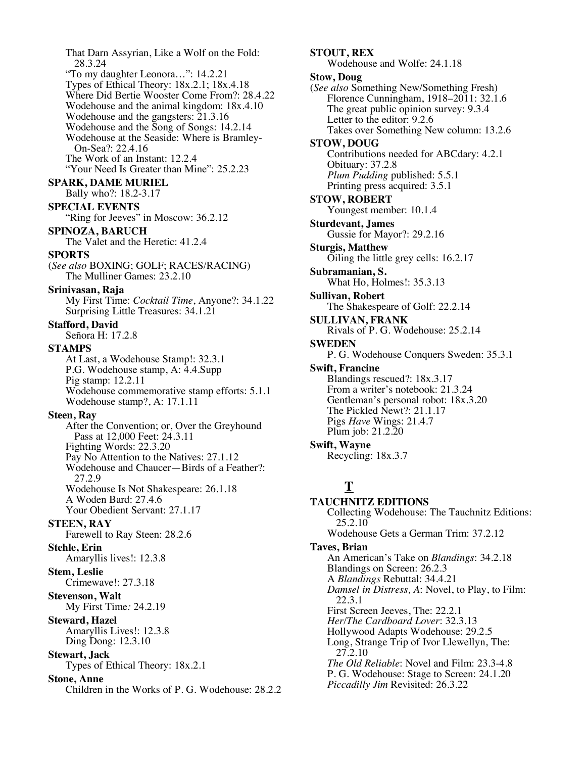That Darn Assyrian, Like a Wolf on the Fold: 28.3.24
"To my daughter Leonora…": 14.2.21
Types of Ethical Theory: 18x.2.1; 18x.4.18
Where Did Bertie Wooster Come From?: 28.4.22
Wodehouse and the animal kingdom: 18x.4.10
Wodehouse and the gangsters: 21.3.16
Wodehouse and the Song of Songs: 14.2.14
Wodehouse at the Seaside: Where is Bramley-On-Sea?: 22.4.16
The Work of an Instant: 12.2.4
"Your Need Is Greater than Mine": 25.2.23

**SPARK, DAME MURIEL**
Bally who?: 18.2-3.17

**SPECIAL EVENTS**
"Ring for Jeeves" in Moscow: 36.2.12

**SPINOZA, BARUCH**
The Valet and the Heretic: 41.2.4

**SPORTS**
(*See also* BOXING; GOLF; RACES/RACING)
The Mulliner Games: 23.2.10

**Srinivasan, Raja**
My First Time: *Cocktail Time*, Anyone?: 34.1.22
Surprising Little Treasures: 34.1.21

**Stafford, David**
Señora H: 17.2.8

**STAMPS**
At Last, a Wodehouse Stamp!: 32.3.1
P.G. Wodehouse stamp, A: 4.4.Supp
Pig stamp: 12.2.11
Wodehouse commemorative stamp efforts: 5.1.1
Wodehouse stamp?, A: 17.1.11

**Steen, Ray**
After the Convention; or, Over the Greyhound Pass at 12,000 Feet: 24.3.11
Fighting Words: 22.3.20
Pay No Attention to the Natives: 27.1.12
Wodehouse and Chaucer—Birds of a Feather?: 27.2.9
Wodehouse Is Not Shakespeare: 26.1.18
A Woden Bard: 27.4.6
Your Obedient Servant: 27.1.17

**STEEN, RAY**
Farewell to Ray Steen: 28.2.6

**Stehle, Erin**
Amaryllis lives!: 12.3.8

**Stem, Leslie**
Crimewave!: 27.3.18

**Stevenson, Walt**
My First Time*:* 24.2.19

**Steward, Hazel**
Amaryllis Lives!: 12.3.8
Ding Dong: 12.3.10

**Stewart, Jack**
Types of Ethical Theory: 18x.2.1

**Stone, Anne**
Children in the Works of P. G. Wodehouse: 28.2.2

**STOUT, REX**
Wodehouse and Wolfe: 24.1.18

**Stow, Doug**
(*See also* Something New/Something Fresh)
Florence Cunningham, 1918–2011: 32.1.6
The great public opinion survey: 9.3.4
Letter to the editor: 9.2.6
Takes over Something New column: 13.2.6

**STOW, DOUG**
Contributions needed for ABCdary: 4.2.1
Obituary: 37.2.8
*Plum Pudding* published: 5.5.1
Printing press acquired: 3.5.1

**STOW, ROBERT**
Youngest member: 10.1.4

**Sturdevant, James**
Gussie for Mayor?: 29.2.16

**Sturgis, Matthew**
Oiling the little grey cells: 16.2.17

**Subramanian, S.**
What Ho, Holmes!: 35.3.13

**Sullivan, Robert**
The Shakespeare of Golf: 22.2.14

**SULLIVAN, FRANK**
Rivals of P. G. Wodehouse: 25.2.14

**SWEDEN**
P. G. Wodehouse Conquers Sweden: 35.3.1

**Swift, Francine**
Blandings rescued?: 18x.3.17
From a writer's notebook: 21.3.24
Gentleman's personal robot: 18x.3.20
The Pickled Newt?: 21.1.17
Pigs *Have* Wings: 21.4.7
Plum job: 21.2.20

**Swift, Wayne**
Recycling: 18x.3.7

## T

**TAUCHNITZ EDITIONS**
Collecting Wodehouse: The Tauchnitz Editions: 25.2.10
Wodehouse Gets a German Trim: 37.2.12

**Taves, Brian**
An American's Take on *Blandings*: 34.2.18
Blandings on Screen: 26.2.3
A *Blandings* Rebuttal: 34.4.21
*Damsel in Distress, A*: Novel, to Play, to Film: 22.3.1
First Screen Jeeves, The: 22.2.1
*Her/The Cardboard Lover*: 32.3.13
Hollywood Adapts Wodehouse: 29.2.5
Long, Strange Trip of Ivor Llewellyn, The: 27.2.10
*The Old Reliable*: Novel and Film: 23.3-4.8
P. G. Wodehouse: Stage to Screen: 24.1.20
*Piccadilly Jim* Revisited: 26.3.22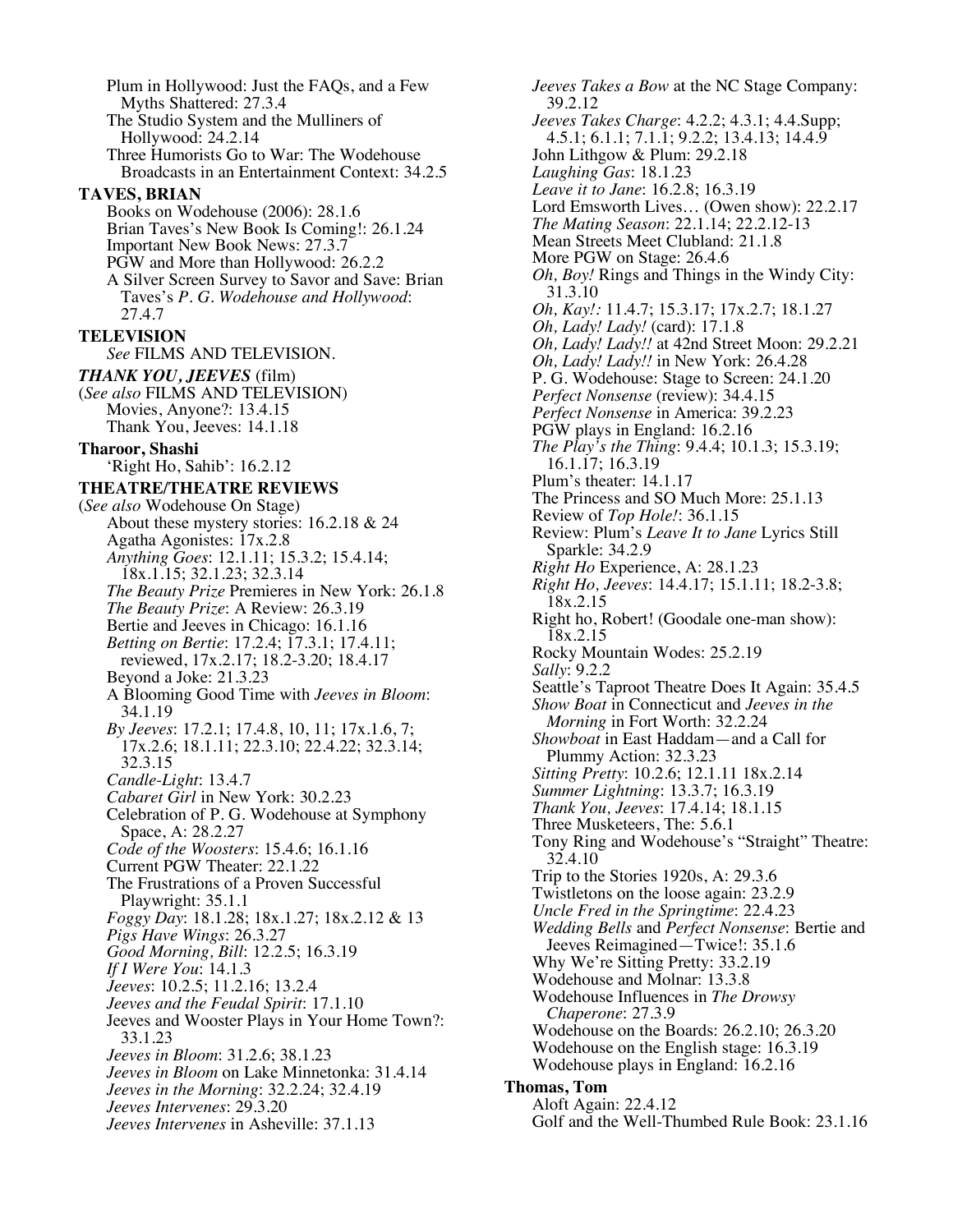Plum in Hollywood: Just the FAQs, and a Few Myths Shattered: 27.3.4
The Studio System and the Mulliners of Hollywood: 24.2.14
Three Humorists Go to War: The Wodehouse Broadcasts in an Entertainment Context: 34.2.5

**TAVES, BRIAN**

Books on Wodehouse (2006): 28.1.6
Brian Taves's New Book Is Coming!: 26.1.24
Important New Book News: 27.3.7
PGW and More than Hollywood: 26.2.2
A Silver Screen Survey to Savor and Save: Brian Taves's *P. G. Wodehouse and Hollywood*: 27.4.7

**TELEVISION**

*See* FILMS AND TELEVISION.

***THANK YOU, JEEVES*** (film)
(*See also* FILMS AND TELEVISION)
Movies, Anyone?: 13.4.15
Thank You, Jeeves: 14.1.18

**Tharoor, Shashi**

'Right Ho, Sahib': 16.2.12

**THEATRE/THEATRE REVIEWS**
(*See also* Wodehouse On Stage)
About these mystery stories: 16.2.18 & 24
Agatha Agonistes: 17x.2.8
*Anything Goes*: 12.1.11; 15.3.2; 15.4.14; 18x.1.15; 32.1.23; 32.3.14
*The Beauty Prize* Premieres in New York: 26.1.8
*The Beauty Prize*: A Review: 26.3.19
Bertie and Jeeves in Chicago: 16.1.16
*Betting on Bertie*: 17.2.4; 17.3.1; 17.4.11; reviewed, 17x.2.17; 18.2-3.20; 18.4.17
Beyond a Joke: 21.3.23
A Blooming Good Time with *Jeeves in Bloom*: 34.1.19
*By Jeeves*: 17.2.1; 17.4.8, 10, 11; 17x.1.6, 7; 17x.2.6; 18.1.11; 22.3.10; 22.4.22; 32.3.14; 32.3.15
*Candle-Light*: 13.4.7
*Cabaret Girl* in New York: 30.2.23
Celebration of P. G. Wodehouse at Symphony Space, A: 28.2.27
*Code of the Woosters*: 15.4.6; 16.1.16
Current PGW Theater: 22.1.22
The Frustrations of a Proven Successful Playwright: 35.1.1
*Foggy Day*: 18.1.28; 18x.1.27; 18x.2.12 & 13
*Pigs Have Wings*: 26.3.27
*Good Morning, Bill*: 12.2.5; 16.3.19
*If I Were You*: 14.1.3
*Jeeves*: 10.2.5; 11.2.16; 13.2.4
*Jeeves and the Feudal Spirit*: 17.1.10
Jeeves and Wooster Plays in Your Home Town?: 33.1.23
*Jeeves in Bloom*: 31.2.6; 38.1.23
*Jeeves in Bloom* on Lake Minnetonka: 31.4.14
*Jeeves in the Morning*: 32.2.24; 32.4.19
*Jeeves Intervenes*: 29.3.20
*Jeeves Intervenes* in Asheville: 37.1.13
*Jeeves Takes a Bow* at the NC Stage Company: 39.2.12
*Jeeves Takes Charge*: 4.2.2; 4.3.1; 4.4.Supp; 4.5.1; 6.1.1; 7.1.1; 9.2.2; 13.4.13; 14.4.9
John Lithgow & Plum: 29.2.18
*Laughing Gas*: 18.1.23
*Leave it to Jane*: 16.2.8; 16.3.19
Lord Emsworth Lives… (Owen show): 22.2.17
*The Mating Season*: 22.1.14; 22.2.12-13
Mean Streets Meet Clubland: 21.1.8
More PGW on Stage: 26.4.6
*Oh, Boy!* Rings and Things in the Windy City: 31.3.10
*Oh, Kay!:* 11.4.7; 15.3.17; 17x.2.7; 18.1.27
*Oh, Lady! Lady!* (card): 17.1.8
*Oh, Lady! Lady!!* at 42nd Street Moon: 29.2.21
*Oh, Lady! Lady!!* in New York: 26.4.28
P. G. Wodehouse: Stage to Screen: 24.1.20
*Perfect Nonsense* (review): 34.4.15
*Perfect Nonsense* in America: 39.2.23
PGW plays in England: 16.2.16
*The Play's the Thing*: 9.4.4; 10.1.3; 15.3.19; 16.1.17; 16.3.19
Plum's theater: 14.1.17
The Princess and SO Much More: 25.1.13
Review of *Top Hole!*: 36.1.15
Review: Plum's *Leave It to Jane* Lyrics Still Sparkle: 34.2.9
*Right Ho* Experience, A: 28.1.23
*Right Ho, Jeeves*: 14.4.17; 15.1.11; 18.2-3.8; 18x.2.15
Right ho, Robert! (Goodale one-man show): 18x.2.15
Rocky Mountain Wodes: 25.2.19
*Sally*: 9.2.2
Seattle's Taproot Theatre Does It Again: 35.4.5
*Show Boat* in Connecticut and *Jeeves in the Morning* in Fort Worth: 32.2.24
*Showboat* in East Haddam—and a Call for Plummy Action: 32.3.23
*Sitting Pretty*: 10.2.6; 12.1.11 18x.2.14
*Summer Lightning*: 13.3.7; 16.3.19
*Thank You, Jeeves*: 17.4.14; 18.1.15
Three Musketeers, The: 5.6.1
Tony Ring and Wodehouse's "Straight" Theatre: 32.4.10
Trip to the Stories 1920s, A: 29.3.6
Twistletons on the loose again: 23.2.9
*Uncle Fred in the Springtime*: 22.4.23
*Wedding Bells* and *Perfect Nonsense*: Bertie and Jeeves Reimagined—Twice!: 35.1.6
Why We're Sitting Pretty: 33.2.19
Wodehouse and Molnar: 13.3.8
Wodehouse Influences in *The Drowsy Chaperone*: 27.3.9
Wodehouse on the Boards: 26.2.10; 26.3.20
Wodehouse on the English stage: 16.3.19
Wodehouse plays in England: 16.2.16

**Thomas, Tom**

Aloft Again: 22.4.12
Golf and the Well-Thumbed Rule Book: 23.1.16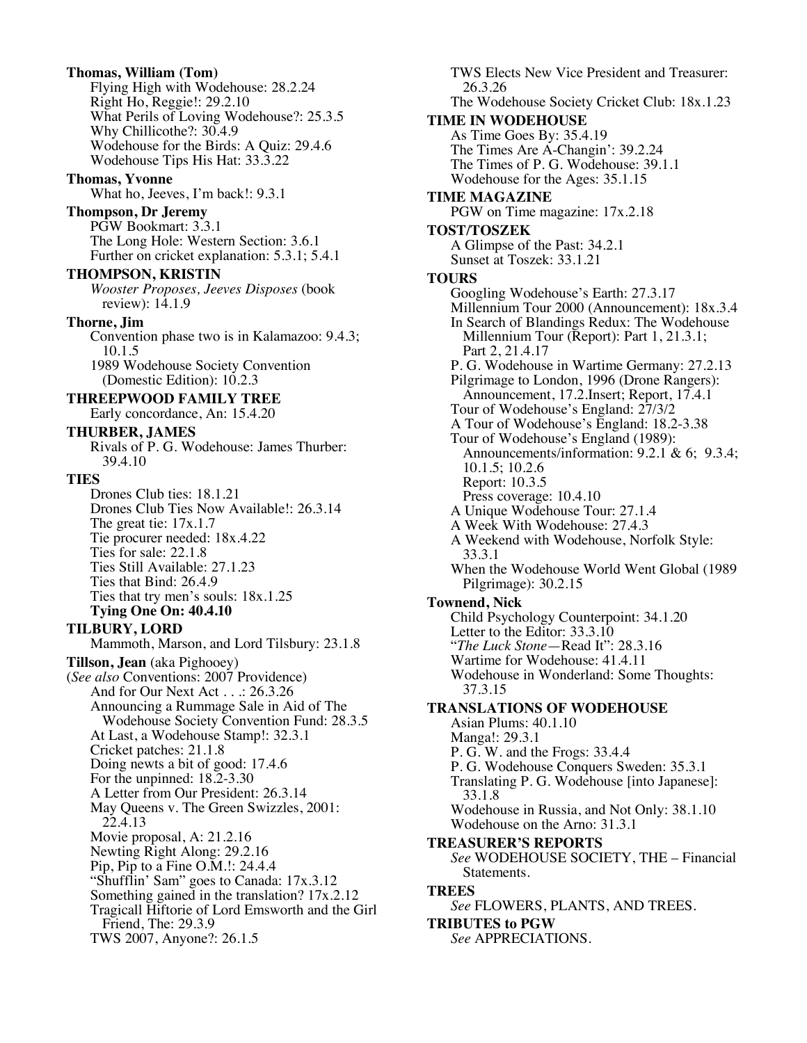**Thomas, William (Tom)**

Flying High with Wodehouse: 28.2.24
Right Ho, Reggie!: 29.2.10
What Perils of Loving Wodehouse?: 25.3.5
Why Chillicothe?: 30.4.9
Wodehouse for the Birds: A Quiz: 29.4.6
Wodehouse Tips His Hat: 33.3.22

**Thomas, Yvonne**

What ho, Jeeves, I'm back!: 9.3.1

**Thompson, Dr Jeremy**

PGW Bookmart: 3.3.1
The Long Hole: Western Section: 3.6.1
Further on cricket explanation: 5.3.1; 5.4.1

**THOMPSON, KRISTIN**

*Wooster Proposes, Jeeves Disposes* (book review): 14.1.9

**Thorne, Jim**

Convention phase two is in Kalamazoo: 9.4.3; 10.1.5
1989 Wodehouse Society Convention (Domestic Edition): 10.2.3

**THREEPWOOD FAMILY TREE**

Early concordance, An: 15.4.20

**THURBER, JAMES**

Rivals of P. G. Wodehouse: James Thurber: 39.4.10

**TIES**

Drones Club ties: 18.1.21
Drones Club Ties Now Available!: 26.3.14
The great tie: 17x.1.7
Tie procurer needed: 18x.4.22
Ties for sale: 22.1.8
Ties Still Available: 27.1.23
Ties that Bind: 26.4.9
Ties that try men's souls: 18x.1.25
**Tying One On: 40.4.10**

**TILBURY, LORD**

Mammoth, Marson, and Lord Tilsbury: 23.1.8

**Tillson, Jean** (aka Pighooey)
(*See also* Conventions: 2007 Providence)

And for Our Next Act . . .: 26.3.26
Announcing a Rummage Sale in Aid of The Wodehouse Society Convention Fund: 28.3.5
At Last, a Wodehouse Stamp!: 32.3.1
Cricket patches: 21.1.8
Doing newts a bit of good: 17.4.6
For the unpinned: 18.2-3.30
A Letter from Our President: 26.3.14
May Queens v. The Green Swizzles, 2001: 22.4.13
Movie proposal, A: 21.2.16
Newting Right Along: 29.2.16
Pip, Pip to a Fine O.M.!: 24.4.4
"Shufflin' Sam" goes to Canada: 17x.3.12
Something gained in the translation? 17x.2.12
Tragicall Hiftorie of Lord Emsworth and the Girl Friend, The: 29.3.9
TWS 2007, Anyone?: 26.1.5
TWS Elects New Vice President and Treasurer: 26.3.26
The Wodehouse Society Cricket Club: 18x.1.23

**TIME IN WODEHOUSE**

As Time Goes By: 35.4.19
The Times Are A-Changin': 39.2.24
The Times of P. G. Wodehouse: 39.1.1
Wodehouse for the Ages: 35.1.15

**TIME MAGAZINE**

PGW on Time magazine: 17x.2.18

**TOST/TOSZEK**

A Glimpse of the Past: 34.2.1
Sunset at Toszek: 33.1.21

**TOURS**

Googling Wodehouse's Earth: 27.3.17
Millennium Tour 2000 (Announcement): 18x.3.4
In Search of Blandings Redux: The Wodehouse Millennium Tour (Report): Part 1, 21.3.1; Part 2, 21.4.17
P. G. Wodehouse in Wartime Germany: 27.2.13
Pilgrimage to London, 1996 (Drone Rangers): Announcement, 17.2.Insert; Report, 17.4.1
Tour of Wodehouse's England: 27/3/2
A Tour of Wodehouse's England: 18.2-3.38
Tour of Wodehouse's England (1989): Announcements/information: 9.2.1 & 6; 9.3.4; 10.1.5; 10.2.6
Report: 10.3.5
Press coverage: 10.4.10
A Unique Wodehouse Tour: 27.1.4
A Week With Wodehouse: 27.4.3
A Weekend with Wodehouse, Norfolk Style: 33.3.1
When the Wodehouse World Went Global (1989 Pilgrimage): 30.2.15

**Townend, Nick**

Child Psychology Counterpoint: 34.1.20
Letter to the Editor: 33.3.10
"*The Luck Stone*—Read It": 28.3.16
Wartime for Wodehouse: 41.4.11
Wodehouse in Wonderland: Some Thoughts: 37.3.15

**TRANSLATIONS OF WODEHOUSE**

Asian Plums: 40.1.10
Manga!: 29.3.1
P. G. W. and the Frogs: 33.4.4
P. G. Wodehouse Conquers Sweden: 35.3.1
Translating P. G. Wodehouse [into Japanese]: 33.1.8
Wodehouse in Russia, and Not Only: 38.1.10
Wodehouse on the Arno: 31.3.1

**TREASURER'S REPORTS**

*See* WODEHOUSE SOCIETY, THE – Financial Statements.

**TREES**

*See* FLOWERS, PLANTS, AND TREES.

**TRIBUTES to PGW**

*See* APPRECIATIONS.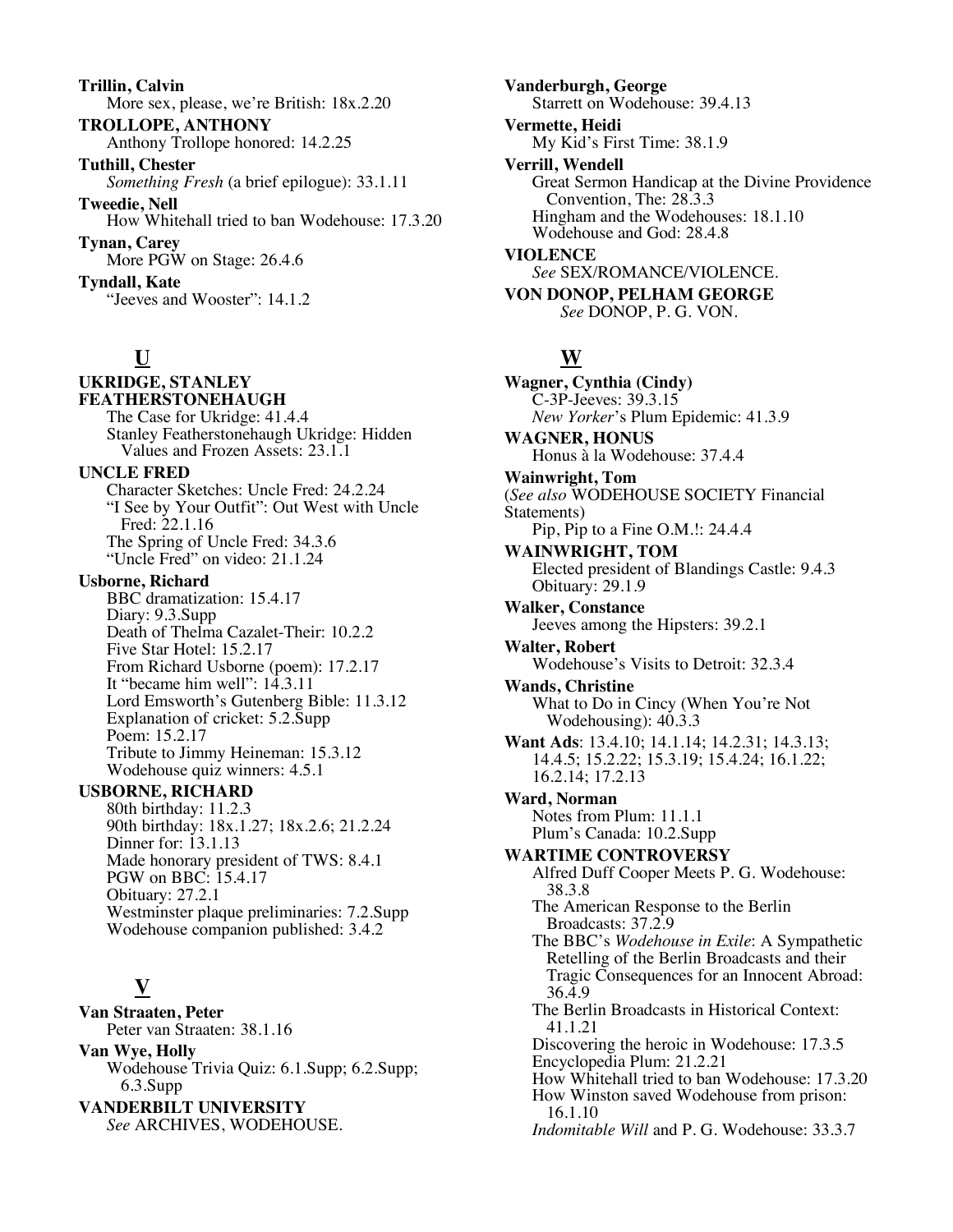**Trillin, Calvin**
More sex, please, we're British: 18x.2.20

**TROLLOPE, ANTHONY**
Anthony Trollope honored: 14.2.25

**Tuthill, Chester**
*Something Fresh* (a brief epilogue): 33.1.11

**Tweedie, Nell**
How Whitehall tried to ban Wodehouse: 17.3.20

**Tynan, Carey**
More PGW on Stage: 26.4.6

**Tyndall, Kate**
"Jeeves and Wooster": 14.1.2

## U

**UKRIDGE, STANLEY FEATHERSTONEHAUGH**
The Case for Ukridge: 41.4.4
Stanley Featherstonehaugh Ukridge: Hidden Values and Frozen Assets: 23.1.1

**UNCLE FRED**
Character Sketches: Uncle Fred: 24.2.24
"I See by Your Outfit": Out West with Uncle Fred: 22.1.16
The Spring of Uncle Fred: 34.3.6
"Uncle Fred" on video: 21.1.24

**Usborne, Richard**
BBC dramatization: 15.4.17
Diary: 9.3.Supp
Death of Thelma Cazalet-Their: 10.2.2
Five Star Hotel: 15.2.17
From Richard Usborne (poem): 17.2.17
It "became him well": 14.3.11
Lord Emsworth's Gutenberg Bible: 11.3.12
Explanation of cricket: 5.2.Supp
Poem: 15.2.17
Tribute to Jimmy Heineman: 15.3.12
Wodehouse quiz winners: 4.5.1

**USBORNE, RICHARD**
80th birthday: 11.2.3
90th birthday: 18x.1.27; 18x.2.6; 21.2.24
Dinner for: 13.1.13
Made honorary president of TWS: 8.4.1
PGW on BBC: 15.4.17
Obituary: 27.2.1
Westminster plaque preliminaries: 7.2.Supp
Wodehouse companion published: 3.4.2

## V

**Van Straaten, Peter**
Peter van Straaten: 38.1.16

**Van Wye, Holly**
Wodehouse Trivia Quiz: 6.1.Supp; 6.2.Supp; 6.3.Supp

**VANDERBILT UNIVERSITY**
*See* ARCHIVES, WODEHOUSE.

**Vanderburgh, George**
Starrett on Wodehouse: 39.4.13

**Vermette, Heidi**
My Kid's First Time: 38.1.9

**Verrill, Wendell**
Great Sermon Handicap at the Divine Providence Convention, The: 28.3.3
Hingham and the Wodehouses: 18.1.10
Wodehouse and God: 28.4.8

**VIOLENCE**
*See* SEX/ROMANCE/VIOLENCE.

**VON DONOP, PELHAM GEORGE**
*See* DONOP, P. G. VON.

## W

**Wagner, Cynthia (Cindy)**
C-3P-Jeeves: 39.3.15
*New Yorker*'s Plum Epidemic: 41.3.9

**WAGNER, HONUS**
Honus à la Wodehouse: 37.4.4

**Wainwright, Tom**
(*See also* WODEHOUSE SOCIETY Financial Statements)
Pip, Pip to a Fine O.M.!: 24.4.4

**WAINWRIGHT, TOM**
Elected president of Blandings Castle: 9.4.3
Obituary: 29.1.9

**Walker, Constance**
Jeeves among the Hipsters: 39.2.1

**Walter, Robert**
Wodehouse's Visits to Detroit: 32.3.4

**Wands, Christine**
What to Do in Cincy (When You're Not Wodehousing): 40.3.3

**Want Ads**: 13.4.10; 14.1.14; 14.2.31; 14.3.13; 14.4.5; 15.2.22; 15.3.19; 15.4.24; 16.1.22; 16.2.14; 17.2.13

**Ward, Norman**
Notes from Plum: 11.1.1
Plum's Canada: 10.2.Supp

**WARTIME CONTROVERSY**
Alfred Duff Cooper Meets P. G. Wodehouse: 38.3.8
The American Response to the Berlin Broadcasts: 37.2.9
The BBC's *Wodehouse in Exile*: A Sympathetic Retelling of the Berlin Broadcasts and their Tragic Consequences for an Innocent Abroad: 36.4.9
The Berlin Broadcasts in Historical Context: 41.1.21
Discovering the heroic in Wodehouse: 17.3.5
Encyclopedia Plum: 21.2.21
How Whitehall tried to ban Wodehouse: 17.3.20
How Winston saved Wodehouse from prison: 16.1.10
*Indomitable Will* and P. G. Wodehouse: 33.3.7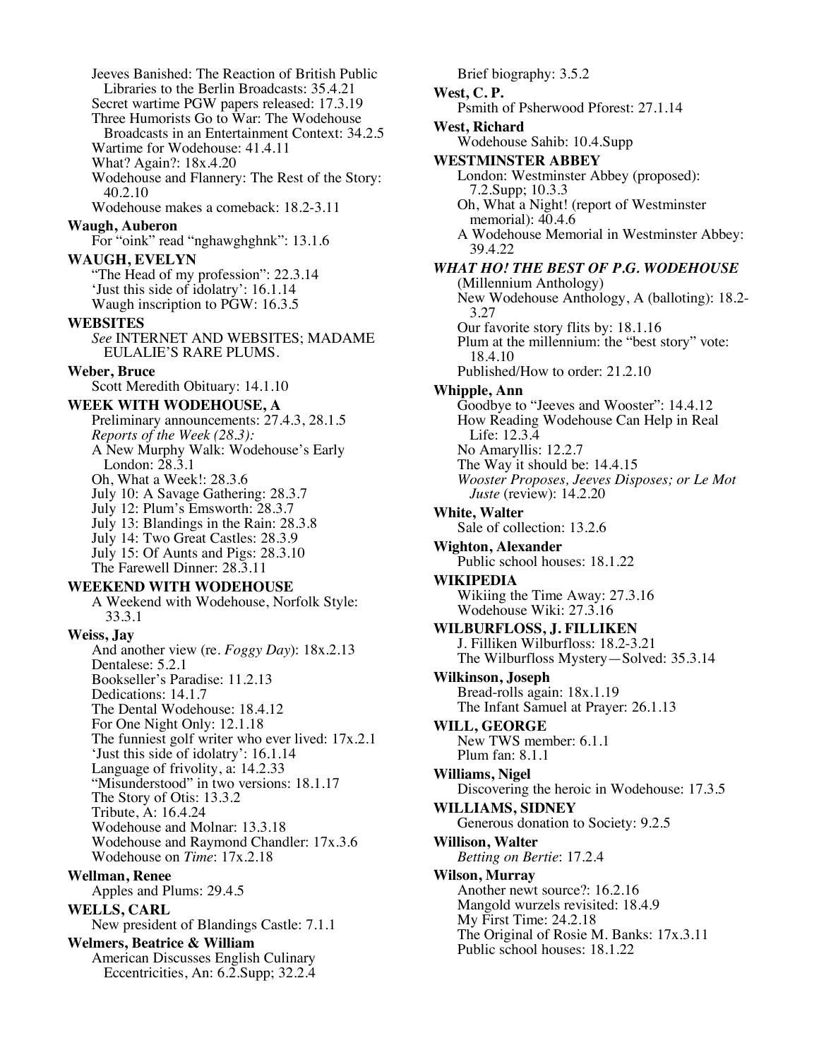Jeeves Banished: The Reaction of British Public Libraries to the Berlin Broadcasts: 35.4.21
Secret wartime PGW papers released: 17.3.19
Three Humorists Go to War: The Wodehouse Broadcasts in an Entertainment Context: 34.2.5
Wartime for Wodehouse: 41.4.11
What? Again?: 18x.4.20
Wodehouse and Flannery: The Rest of the Story: 40.2.10
Wodehouse makes a comeback: 18.2-3.11

**Waugh, Auberon**
For "oink" read "nghawghghnk": 13.1.6

**WAUGH, EVELYN**
"The Head of my profession": 22.3.14
'Just this side of idolatry': 16.1.14
Waugh inscription to PGW: 16.3.5

**WEBSITES**
*See* INTERNET AND WEBSITES; MADAME EULALIE'S RARE PLUMS.

**Weber, Bruce**
Scott Meredith Obituary: 14.1.10

**WEEK WITH WODEHOUSE, A**
Preliminary announcements: 27.4.3, 28.1.5
*Reports of the Week (28.3):*
A New Murphy Walk: Wodehouse's Early London: 28.3.1
Oh, What a Week!: 28.3.6
July 10: A Savage Gathering: 28.3.7
July 12: Plum's Emsworth: 28.3.7
July 13: Blandings in the Rain: 28.3.8
July 14: Two Great Castles: 28.3.9
July 15: Of Aunts and Pigs: 28.3.10
The Farewell Dinner: 28.3.11

**WEEKEND WITH WODEHOUSE**
A Weekend with Wodehouse, Norfolk Style: 33.3.1

**Weiss, Jay**
And another view (re. *Foggy Day*): 18x.2.13
Dentalese: 5.2.1
Bookseller's Paradise: 11.2.13
Dedications: 14.1.7
The Dental Wodehouse: 18.4.12
For One Night Only: 12.1.18
The funniest golf writer who ever lived: 17x.2.1
'Just this side of idolatry': 16.1.14
Language of frivolity, a: 14.2.33
"Misunderstood" in two versions: 18.1.17
The Story of Otis: 13.3.2
Tribute, A: 16.4.24
Wodehouse and Molnar: 13.3.18
Wodehouse and Raymond Chandler: 17x.3.6
Wodehouse on *Time*: 17x.2.18

**Wellman, Renee**
Apples and Plums: 29.4.5

**WELLS, CARL**
New president of Blandings Castle: 7.1.1

**Welmers, Beatrice & William**
American Discusses English Culinary Eccentricities, An: 6.2.Supp; 32.2.4
Brief biography: 3.5.2

**West, C. P.**
Psmith of Psherwood Pforest: 27.1.14

**West, Richard**
Wodehouse Sahib: 10.4.Supp

**WESTMINSTER ABBEY**
London: Westminster Abbey (proposed): 7.2.Supp; 10.3.3
Oh, What a Night! (report of Westminster memorial): 40.4.6
A Wodehouse Memorial in Westminster Abbey: 39.4.22

***WHAT HO! THE BEST OF P.G. WODEHOUSE***
(Millennium Anthology)
New Wodehouse Anthology, A (balloting): 18.2-3.27
Our favorite story flits by: 18.1.16
Plum at the millennium: the "best story" vote: 18.4.10
Published/How to order: 21.2.10

**Whipple, Ann**
Goodbye to "Jeeves and Wooster": 14.4.12
How Reading Wodehouse Can Help in Real Life: 12.3.4
No Amaryllis: 12.2.7
The Way it should be: 14.4.15
*Wooster Proposes, Jeeves Disposes; or Le Mot Juste* (review): 14.2.20

**White, Walter**
Sale of collection: 13.2.6

**Wighton, Alexander**
Public school houses: 18.1.22

**WIKIPEDIA**
Wikiing the Time Away: 27.3.16
Wodehouse Wiki: 27.3.16

**WILBURFLOSS, J. FILLIKEN**
J. Filliken Wilburfloss: 18.2-3.21
The Wilburfloss Mystery—Solved: 35.3.14

**Wilkinson, Joseph**
Bread-rolls again: 18x.1.19
The Infant Samuel at Prayer: 26.1.13

**WILL, GEORGE**
New TWS member: 6.1.1
Plum fan: 8.1.1

**Williams, Nigel**
Discovering the heroic in Wodehouse: 17.3.5

**WILLIAMS, SIDNEY**
Generous donation to Society: 9.2.5

**Willison, Walter**
*Betting on Bertie*: 17.2.4

**Wilson, Murray**
Another newt source?: 16.2.16
Mangold wurzels revisited: 18.4.9
My First Time: 24.2.18
The Original of Rosie M. Banks: 17x.3.11
Public school houses: 18.1.22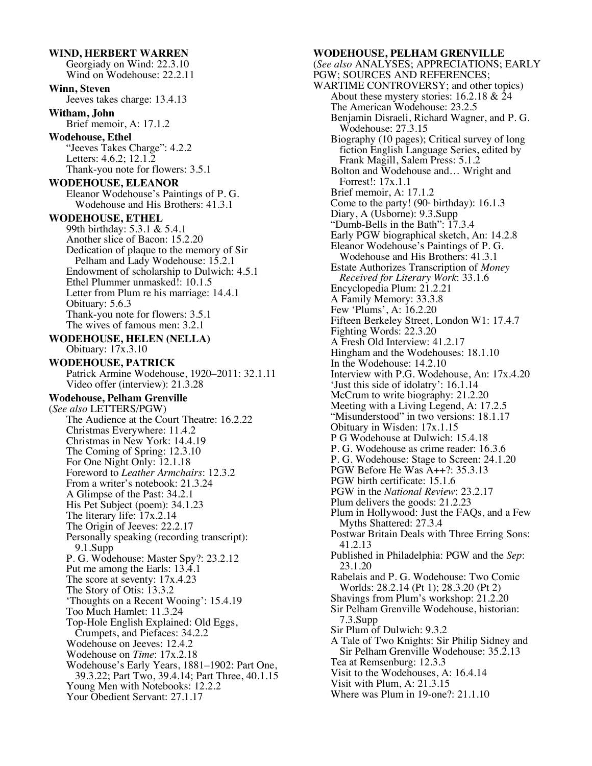**WIND, HERBERT WARREN**

Georgiady on Wind: 22.3.10
Wind on Wodehouse: 22.2.11

**Winn, Steven**

Jeeves takes charge: 13.4.13

**Witham, John**

Brief memoir, A: 17.1.2

**Wodehouse, Ethel**

"Jeeves Takes Charge": 4.2.2
Letters: 4.6.2; 12.1.2
Thank-you note for flowers: 3.5.1

**WODEHOUSE, ELEANOR**

Eleanor Wodehouse's Paintings of P. G. Wodehouse and His Brothers: 41.3.1

**WODEHOUSE, ETHEL**

99th birthday: 5.3.1 & 5.4.1
Another slice of Bacon: 15.2.20
Dedication of plaque to the memory of Sir Pelham and Lady Wodehouse: 15.2.1
Endowment of scholarship to Dulwich: 4.5.1
Ethel Plummer unmasked!: 10.1.5
Letter from Plum re his marriage: 14.4.1
Obituary: 5.6.3
Thank-you note for flowers: 3.5.1
The wives of famous men: 3.2.1

**WODEHOUSE, HELEN (NELLA)**

Obituary: 17x.3.10

**WODEHOUSE, PATRICK**

Patrick Armine Wodehouse, 1920–2011: 32.1.11
Video offer (interview): 21.3.28

**Wodehouse, Pelham Grenville**

(*See also* LETTERS/PGW)
The Audience at the Court Theatre: 16.2.22
Christmas Everywhere: 11.4.2
Christmas in New York: 14.4.19
The Coming of Spring: 12.3.10
For One Night Only: 12.1.18
Foreword to *Leather Armchairs*: 12.3.2
From a writer's notebook: 21.3.24
A Glimpse of the Past: 34.2.1
His Pet Subject (poem): 34.1.23
The literary life: 17x.2.14
The Origin of Jeeves: 22.2.17
Personally speaking (recording transcript): 9.1.Supp
P. G. Wodehouse: Master Spy?: 23.2.12
Put me among the Earls: 13.4.1
The score at seventy: 17x.4.23
The Story of Otis: 13.3.2
'Thoughts on a Recent Wooing': 15.4.19
Too Much Hamlet: 11.3.24
Top-Hole English Explained: Old Eggs, Crumpets, and Piefaces: 34.2.2
Wodehouse on Jeeves: 12.4.2
Wodehouse on *Time*: 17x.2.18
Wodehouse's Early Years, 1881–1902: Part One, 39.3.22; Part Two, 39.4.14; Part Three, 40.1.15
Young Men with Notebooks: 12.2.2
Your Obedient Servant: 27.1.17

**WODEHOUSE, PELHAM GRENVILLE**

(*See also* ANALYSES; APPRECIATIONS; EARLY PGW; SOURCES AND REFERENCES; WARTIME CONTROVERSY; and other topics)
About these mystery stories: 16.2.18 & 24
The American Wodehouse: 23.2.5
Benjamin Disraeli, Richard Wagner, and P. G. Wodehouse: 27.3.15
Biography (10 pages); Critical survey of long fiction English Language Series, edited by Frank Magill, Salem Press: 5.1.2
Bolton and Wodehouse and… Wright and Forrest!: 17x.1.1
Brief memoir, A: 17.1.2
Come to the party! (90th birthday): 16.1.3
Diary, A (Usborne): 9.3.Supp
"Dumb-Bells in the Bath": 17.3.4
Early PGW biographical sketch, An: 14.2.8
Eleanor Wodehouse's Paintings of P. G. Wodehouse and His Brothers: 41.3.1
Estate Authorizes Transcription of *Money Received for Literary Work*: 33.1.6
Encyclopedia Plum: 21.2.21
A Family Memory: 33.3.8
Few 'Plums', A: 16.2.20
Fifteen Berkeley Street, London W1: 17.4.7
Fighting Words: 22.3.20
A Fresh Old Interview: 41.2.17
Hingham and the Wodehouses: 18.1.10
In the Wodehouse: 14.2.10
Interview with P.G. Wodehouse, An: 17x.4.20
'Just this side of idolatry': 16.1.14
McCrum to write biography: 21.2.20
Meeting with a Living Legend, A: 17.2.5
"Misunderstood" in two versions: 18.1.17
Obituary in Wisden: 17x.1.15
P G Wodehouse at Dulwich: 15.4.18
P. G. Wodehouse as crime reader: 16.3.6
P. G. Wodehouse: Stage to Screen: 24.1.20
PGW Before He Was A++?: 35.3.13
PGW birth certificate: 15.1.6
PGW in the *National Review*: 23.2.17
Plum delivers the goods: 21.2.23
Plum in Hollywood: Just the FAQs, and a Few Myths Shattered: 27.3.4
Postwar Britain Deals with Three Erring Sons: 41.2.13
Published in Philadelphia: PGW and the *Sep*: 23.1.20
Rabelais and P. G. Wodehouse: Two Comic Worlds: 28.2.14 (Pt 1); 28.3.20 (Pt 2)
Shavings from Plum's workshop: 21.2.20
Sir Pelham Grenville Wodehouse, historian: 7.3.Supp
Sir Plum of Dulwich: 9.3.2
A Tale of Two Knights: Sir Philip Sidney and Sir Pelham Grenville Wodehouse: 35.2.13
Tea at Remsenburg: 12.3.3
Visit to the Wodehouses, A: 16.4.14
Visit with Plum, A: 21.3.15
Where was Plum in 19-one?: 21.1.10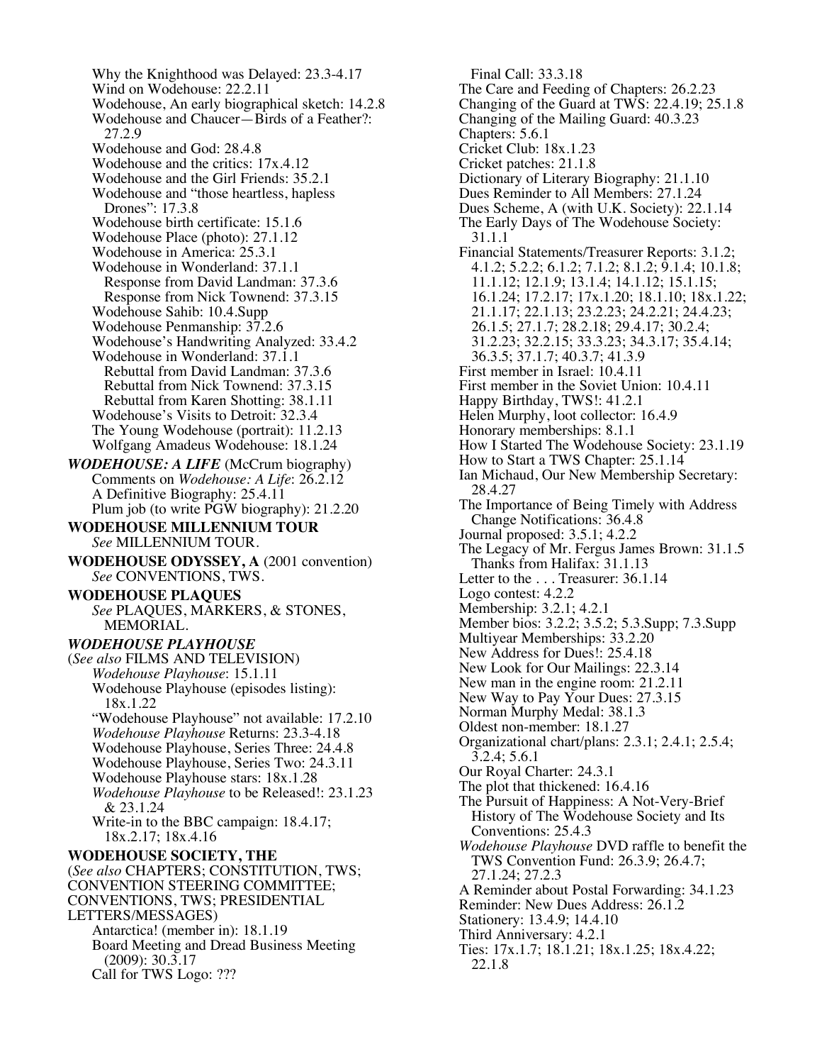Why the Knighthood was Delayed: 23.3-4.17
Wind on Wodehouse: 22.2.11
Wodehouse, An early biographical sketch: 14.2.8
Wodehouse and Chaucer—Birds of a Feather?: 27.2.9
Wodehouse and God: 28.4.8
Wodehouse and the critics: 17x.4.12
Wodehouse and the Girl Friends: 35.2.1
Wodehouse and "those heartless, hapless Drones": 17.3.8
Wodehouse birth certificate: 15.1.6
Wodehouse Place (photo): 27.1.12
Wodehouse in America: 25.3.1
Wodehouse in Wonderland: 37.1.1
  Response from David Landman: 37.3.6
  Response from Nick Townend: 37.3.15
Wodehouse Sahib: 10.4.Supp
Wodehouse Penmanship: 37.2.6
Wodehouse's Handwriting Analyzed: 33.4.2
Wodehouse in Wonderland: 37.1.1
  Rebuttal from David Landman: 37.3.6
  Rebuttal from Nick Townend: 37.3.15
  Rebuttal from Karen Shotting: 38.1.11
Wodehouse's Visits to Detroit: 32.3.4
The Young Wodehouse (portrait): 11.2.13
Wolfgang Amadeus Wodehouse: 18.1.24

***WODEHOUSE: A LIFE*** (McCrum biography)
Comments on *Wodehouse: A Life*: 26.2.12
A Definitive Biography: 25.4.11
Plum job (to write PGW biography): 21.2.20

**WODEHOUSE MILLENNIUM TOUR**
*See* MILLENNIUM TOUR.

**WODEHOUSE ODYSSEY, A** (2001 convention)
*See* CONVENTIONS, TWS.

**WODEHOUSE PLAQUES**
*See* PLAQUES, MARKERS, & STONES, MEMORIAL.

***WODEHOUSE PLAYHOUSE***
(*See also* FILMS AND TELEVISION)
*Wodehouse Playhouse*: 15.1.11
Wodehouse Playhouse (episodes listing): 18x.1.22
"Wodehouse Playhouse" not available: 17.2.10
*Wodehouse Playhouse* Returns: 23.3-4.18
Wodehouse Playhouse, Series Three: 24.4.8
Wodehouse Playhouse, Series Two: 24.3.11
Wodehouse Playhouse stars: 18x.1.28
*Wodehouse Playhouse* to be Released!: 23.1.23 & 23.1.24
Write-in to the BBC campaign: 18.4.17; 18x.2.17; 18x.4.16

**WODEHOUSE SOCIETY, THE**
(*See also* CHAPTERS; CONSTITUTION, TWS; CONVENTION STEERING COMMITTEE; CONVENTIONS, TWS; PRESIDENTIAL LETTERS/MESSAGES)
Antarctica! (member in): 18.1.19
Board Meeting and Dread Business Meeting (2009): 30.3.17
Call for TWS Logo: ???
Final Call: 33.3.18
The Care and Feeding of Chapters: 26.2.23
Changing of the Guard at TWS: 22.4.19; 25.1.8
Changing of the Mailing Guard: 40.3.23
Chapters: 5.6.1
Cricket Club: 18x.1.23
Cricket patches: 21.1.8
Dictionary of Literary Biography: 21.1.10
Dues Reminder to All Members: 27.1.24
Dues Scheme, A (with U.K. Society): 22.1.14
The Early Days of The Wodehouse Society: 31.1.1
Financial Statements/Treasurer Reports: 3.1.2; 4.1.2; 5.2.2; 6.1.2; 7.1.2; 8.1.2; 9.1.4; 10.1.8; 11.1.12; 12.1.9; 13.1.4; 14.1.12; 15.1.15; 16.1.24; 17.2.17; 17x.1.20; 18.1.10; 18x.1.22; 21.1.17; 22.1.13; 23.2.23; 24.2.21; 24.4.23; 26.1.5; 27.1.7; 28.2.18; 29.4.17; 30.2.4; 31.2.23; 32.2.15; 33.3.23; 34.3.17; 35.4.14; 36.3.5; 37.1.7; 40.3.7; 41.3.9
First member in Israel: 10.4.11
First member in the Soviet Union: 10.4.11
Happy Birthday, TWS!: 41.2.1
Helen Murphy, loot collector: 16.4.9
Honorary memberships: 8.1.1
How I Started The Wodehouse Society: 23.1.19
How to Start a TWS Chapter: 25.1.14
Ian Michaud, Our New Membership Secretary: 28.4.27
The Importance of Being Timely with Address Change Notifications: 36.4.8
Journal proposed: 3.5.1; 4.2.2
The Legacy of Mr. Fergus James Brown: 31.1.5
  Thanks from Halifax: 31.1.13
Letter to the . . . Treasurer: 36.1.14
Logo contest: 4.2.2
Membership: 3.2.1; 4.2.1
Member bios: 3.2.2; 3.5.2; 5.3.Supp; 7.3.Supp
Multiyear Memberships: 33.2.20
New Address for Dues!: 25.4.18
New Look for Our Mailings: 22.3.14
New man in the engine room: 21.2.11
New Way to Pay Your Dues: 27.3.15
Norman Murphy Medal: 38.1.3
Oldest non-member: 18.1.27
Organizational chart/plans: 2.3.1; 2.4.1; 2.5.4; 3.2.4; 5.6.1
Our Royal Charter: 24.3.1
The plot that thickened: 16.4.16
The Pursuit of Happiness: A Not-Very-Brief History of The Wodehouse Society and Its Conventions: 25.4.3
*Wodehouse Playhouse* DVD raffle to benefit the TWS Convention Fund: 26.3.9; 26.4.7; 27.1.24; 27.2.3
A Reminder about Postal Forwarding: 34.1.23
Reminder: New Dues Address: 26.1.2
Stationery: 13.4.9; 14.4.10
Third Anniversary: 4.2.1
Ties: 17x.1.7; 18.1.21; 18x.1.25; 18x.4.22; 22.1.8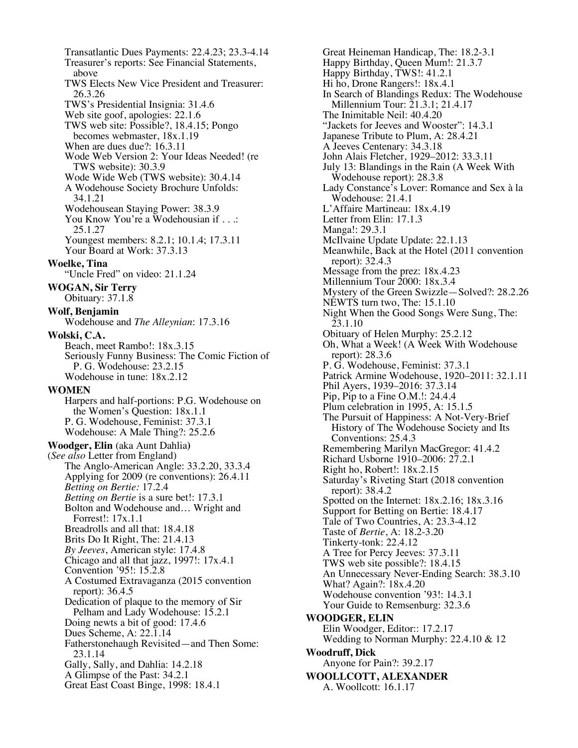Transatlantic Dues Payments: 22.4.23; 23.3-4.14
Treasurer's reports: See Financial Statements, above
TWS Elects New Vice President and Treasurer: 26.3.26
TWS's Presidential Insignia: 31.4.6
Web site goof, apologies: 22.1.6
TWS web site: Possible?, 18.4.15; Pongo becomes webmaster, 18x.1.19
When are dues due?: 16.3.11
Wode Web Version 2: Your Ideas Needed! (re TWS website): 30.3.9
Wode Wide Web (TWS website): 30.4.14
A Wodehouse Society Brochure Unfolds: 34.1.21
Wodehousean Staying Power: 38.3.9
You Know You're a Wodehousian if . . .: 25.1.27
Youngest members: 8.2.1; 10.1.4; 17.3.11
Your Board at Work: 37.3.13

**Woelke, Tina**
"Uncle Fred" on video: 21.1.24

**WOGAN, Sir Terry**
Obituary: 37.1.8

**Wolf, Benjamin**
Wodehouse and *The Alleynian*: 17.3.16

**Wolski, C.A.**
Beach, meet Rambo!: 18x.3.15
Seriously Funny Business: The Comic Fiction of P. G. Wodehouse: 23.2.15
Wodehouse in tune: 18x.2.12

**WOMEN**
Harpers and half-portions: P.G. Wodehouse on the Women's Question: 18x.1.1
P. G. Wodehouse, Feminist: 37.3.1
Wodehouse: A Male Thing?: 25.2.6

**Woodger, Elin** (aka Aunt Dahlia)
(*See also* Letter from England)
The Anglo-American Angle: 33.2.20, 33.3.4
Applying for 2009 (re conventions): 26.4.11
*Betting on Bertie:* 17.2.4
*Betting on Bertie* is a sure bet!: 17.3.1
Bolton and Wodehouse and… Wright and Forrest!: 17x.1.1
Breadrolls and all that: 18.4.18
Brits Do It Right, The: 21.4.13
*By Jeeves*, American style: 17.4.8
Chicago and all that jazz, 1997!: 17x.4.1
Convention '95!: 15.2.8
A Costumed Extravaganza (2015 convention report): 36.4.5
Dedication of plaque to the memory of Sir Pelham and Lady Wodehouse: 15.2.1
Doing newts a bit of good: 17.4.6
Dues Scheme, A: 22.1.14
Fatherstonehaugh Revisited—and Then Some: 23.1.14
Gally, Sally, and Dahlia: 14.2.18
A Glimpse of the Past: 34.2.1
Great East Coast Binge, 1998: 18.4.1
Great Heineman Handicap, The: 18.2-3.1
Happy Birthday, Queen Mum!: 21.3.7
Happy Birthday, TWS!: 41.2.1
Hi ho, Drone Rangers!: 18x.4.1
In Search of Blandings Redux: The Wodehouse Millennium Tour: 21.3.1; 21.4.17
The Inimitable Neil: 40.4.20
"Jackets for Jeeves and Wooster": 14.3.1
Japanese Tribute to Plum, A: 28.4.21
A Jeeves Centenary: 34.3.18
John Alais Fletcher, 1929–2012: 33.3.11
July 13: Blandings in the Rain (A Week With Wodehouse report): 28.3.8
Lady Constance's Lover: Romance and Sex à la Wodehouse: 21.4.1
L'Affaire Martineau: 18x.4.19
Letter from Elin: 17.1.3
Manga!: 29.3.1
McIlvaine Update Update: 22.1.13
Meanwhile, Back at the Hotel (2011 convention report): 32.4.3
Message from the prez: 18x.4.23
Millennium Tour 2000: 18x.3.4
Mystery of the Green Swizzle—Solved?: 28.2.26
NEWTS turn two, The: 15.1.10
Night When the Good Songs Were Sung, The: 23.1.10
Obituary of Helen Murphy: 25.2.12
Oh, What a Week! (A Week With Wodehouse report): 28.3.6
P. G. Wodehouse, Feminist: 37.3.1
Patrick Armine Wodehouse, 1920–2011: 32.1.11
Phil Ayers, 1939–2016: 37.3.14
Pip, Pip to a Fine O.M.!: 24.4.4
Plum celebration in 1995, A: 15.1.5
The Pursuit of Happiness: A Not-Very-Brief History of The Wodehouse Society and Its Conventions: 25.4.3
Remembering Marilyn MacGregor: 41.4.2
Richard Usborne 1910–2006: 27.2.1
Right ho, Robert!: 18x.2.15
Saturday's Riveting Start (2018 convention report): 38.4.2
Spotted on the Internet: 18x.2.16; 18x.3.16
Support for Betting on Bertie: 18.4.17
Tale of Two Countries, A: 23.3-4.12
Taste of *Bertie*, A: 18.2-3.20
Tinkerty-tonk: 22.4.12
A Tree for Percy Jeeves: 37.3.11
TWS web site possible?: 18.4.15
An Unnecessary Never-Ending Search: 38.3.10
What? Again?: 18x.4.20
Wodehouse convention '93!: 14.3.1
Your Guide to Remsenburg: 32.3.6

**WOODGER, ELIN**
Elin Woodger, Editor:: 17.2.17
Wedding to Norman Murphy: 22.4.10 & 12

**Woodruff, Dick**
Anyone for Pain?: 39.2.17

**WOOLLCOTT, ALEXANDER**
A. Woollcott: 16.1.17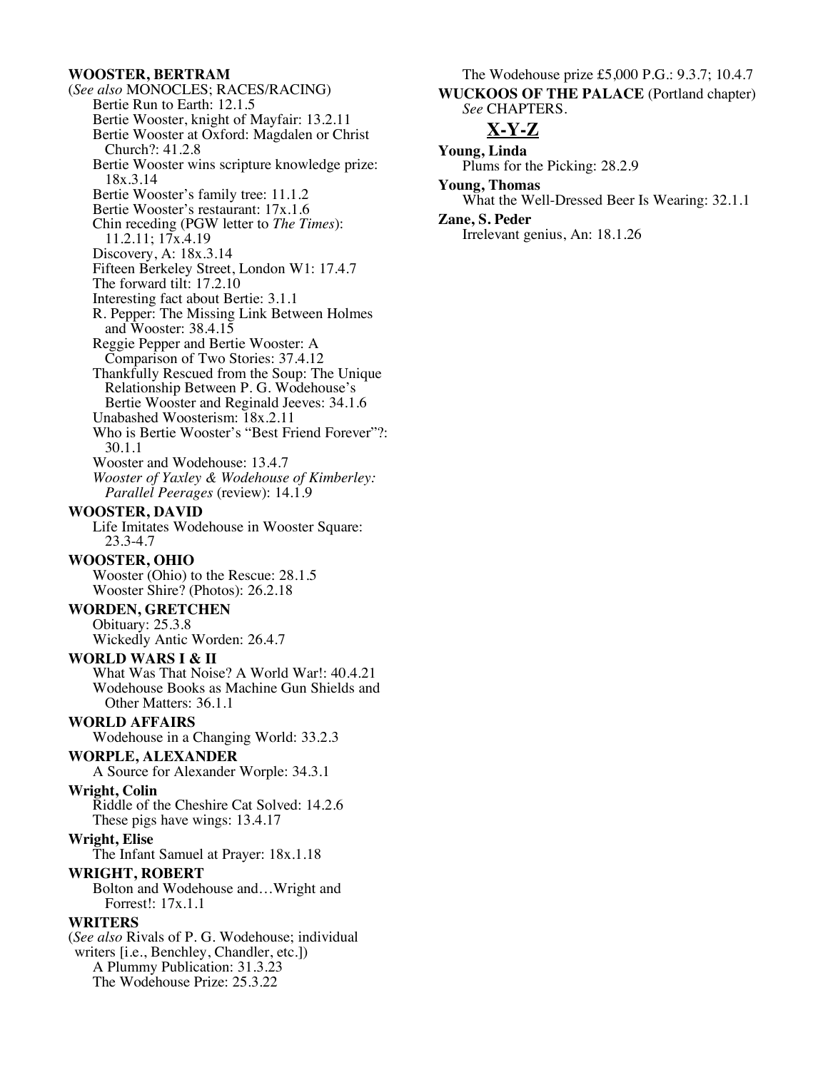**WOOSTER, BERTRAM**

(*See also* MONOCLES; RACES/RACING)

Bertie Run to Earth: 12.1.5
Bertie Wooster, knight of Mayfair: 13.2.11
Bertie Wooster at Oxford: Magdalen or Christ Church?: 41.2.8
Bertie Wooster wins scripture knowledge prize: 18x.3.14
Bertie Wooster's family tree: 11.1.2
Bertie Wooster's restaurant: 17x.1.6
Chin receding (PGW letter to *The Times*): 11.2.11; 17x.4.19
Discovery, A: 18x.3.14
Fifteen Berkeley Street, London W1: 17.4.7
The forward tilt: 17.2.10
Interesting fact about Bertie: 3.1.1
R. Pepper: The Missing Link Between Holmes and Wooster: 38.4.15
Reggie Pepper and Bertie Wooster: A Comparison of Two Stories: 37.4.12
Thankfully Rescued from the Soup: The Unique Relationship Between P. G. Wodehouse's Bertie Wooster and Reginald Jeeves: 34.1.6
Unabashed Woosterism: 18x.2.11
Who is Bertie Wooster's "Best Friend Forever"?: 30.1.1
Wooster and Wodehouse: 13.4.7
*Wooster of Yaxley & Wodehouse of Kimberley: Parallel Peerages* (review): 14.1.9

**WOOSTER, DAVID**

Life Imitates Wodehouse in Wooster Square: 23.3-4.7

**WOOSTER, OHIO**

Wooster (Ohio) to the Rescue: 28.1.5
Wooster Shire? (Photos): 26.2.18

**WORDEN, GRETCHEN**

Obituary: 25.3.8
Wickedly Antic Worden: 26.4.7

**WORLD WARS I & II**

What Was That Noise? A World War!: 40.4.21
Wodehouse Books as Machine Gun Shields and Other Matters: 36.1.1

**WORLD AFFAIRS**

Wodehouse in a Changing World: 33.2.3

**WORPLE, ALEXANDER**

A Source for Alexander Worple: 34.3.1

**Wright, Colin**

Riddle of the Cheshire Cat Solved: 14.2.6
These pigs have wings: 13.4.17

**Wright, Elise**

The Infant Samuel at Prayer: 18x.1.18

**WRIGHT, ROBERT**

Bolton and Wodehouse and…Wright and Forrest!: 17x.1.1

**WRITERS**

(*See also* Rivals of P. G. Wodehouse; individual writers [i.e., Benchley, Chandler, etc.])

A Plummy Publication: 31.3.23
The Wodehouse Prize: 25.3.22
The Wodehouse prize £5,000 P.G.: 9.3.7; 10.4.7

**WUCKOOS OF THE PALACE** (Portland chapter)

*See* CHAPTERS.

## X-Y-Z

**Young, Linda**

Plums for the Picking: 28.2.9

**Young, Thomas**

What the Well-Dressed Beer Is Wearing: 32.1.1

**Zane, S. Peder**

Irrelevant genius, An: 18.1.26